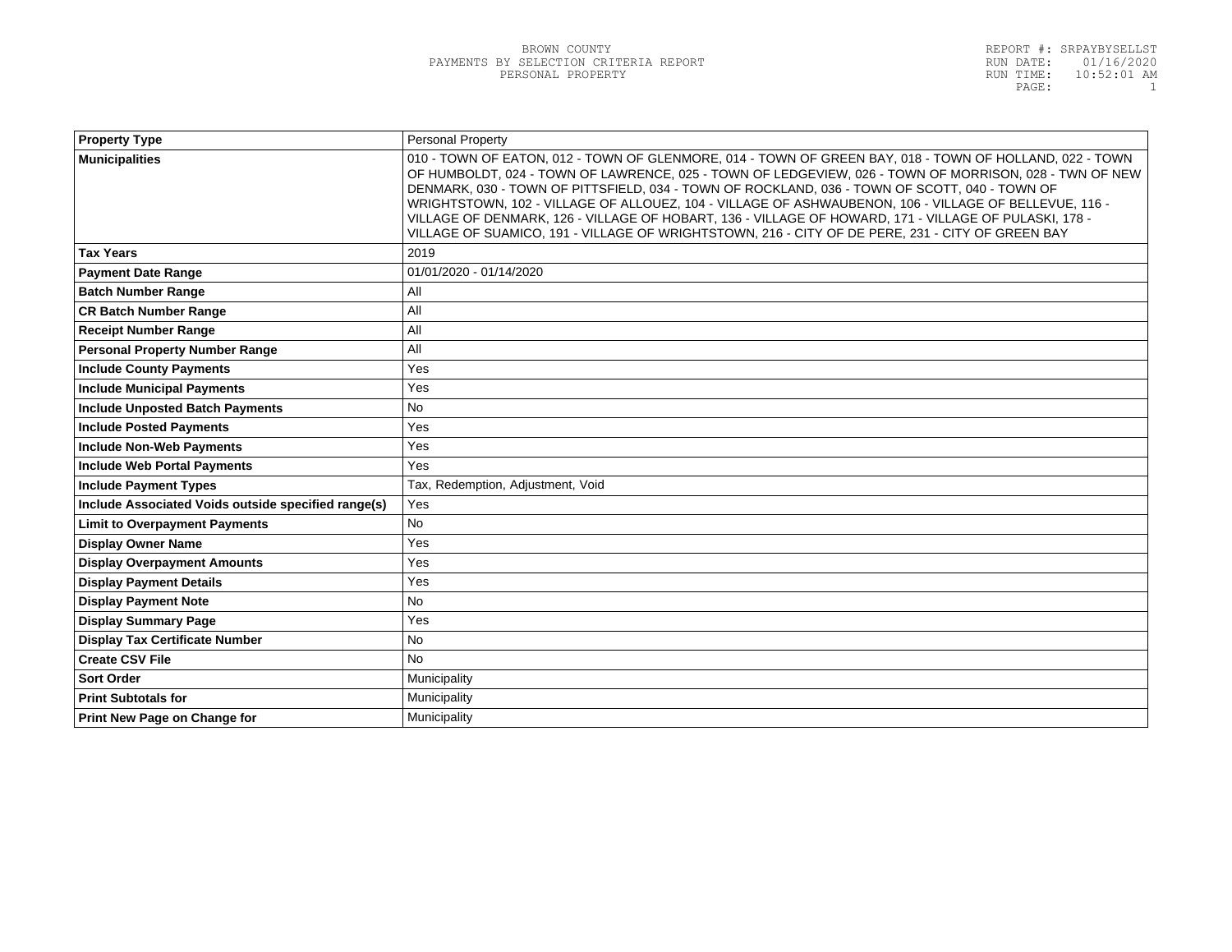BROWN COUNTY
PAYMENTS BY SELECTION CRITERIA REPORT
PERSONAL PROPERTY

REPORT #: SRPAYBYSELLST
RUN DATE: 01/16/2020
RUN TIME: 10:52:01 AM

| **Property Type** | Personal Property |
|---|---|
| **Municipalities** | 010 - TOWN OF EATON, 012 - TOWN OF GLENMORE, 014 - TOWN OF GREEN BAY, 018 - TOWN OF HOLLAND, 022 - TOWN OF HUMBOLDT, 024 - TOWN OF LAWRENCE, 025 - TOWN OF LEDGEVIEW, 026 - TOWN OF MORRISON, 028 - TWN OF NEW DENMARK, 030 - TOWN OF PITTSFIELD, 034 - TOWN OF ROCKLAND, 036 - TOWN OF SCOTT, 040 - TOWN OF WRIGHTSTOWN, 102 - VILLAGE OF ALLOUEZ, 104 - VILLAGE OF ASHWAUBENON, 106 - VILLAGE OF BELLEVUE, 116 - VILLAGE OF DENMARK, 126 - VILLAGE OF HOBART, 136 - VILLAGE OF HOWARD, 171 - VILLAGE OF PULASKI, 178 - VILLAGE OF SUAMICO, 191 - VILLAGE OF WRIGHTSTOWN, 216 - CITY OF DE PERE, 231 - CITY OF GREEN BAY |
| **Tax Years** | 2019 |
| **Payment Date Range** | 01/01/2020 - 01/14/2020 |
| **Batch Number Range** | All |
| **CR Batch Number Range** | All |
| **Receipt Number Range** | All |
| **Personal Property Number Range** | All |
| **Include County Payments** | Yes |
| **Include Municipal Payments** | Yes |
| **Include Unposted Batch Payments** | No |
| **Include Posted Payments** | Yes |
| **Include Non-Web Payments** | Yes |
| **Include Web Portal Payments** | Yes |
| **Include Payment Types** | Tax, Redemption, Adjustment, Void |
| **Include Associated Voids outside specified range(s)** | Yes |
| **Limit to Overpayment Payments** | No |
| **Display Owner Name** | Yes |
| **Display Overpayment Amounts** | Yes |
| **Display Payment Details** | Yes |
| **Display Payment Note** | No |
| **Display Summary Page** | Yes |
| **Display Tax Certificate Number** | No |
| **Create CSV File** | No |
| **Sort Order** | Municipality |
| **Print Subtotals for** | Municipality |
| **Print New Page on Change for** | Municipality |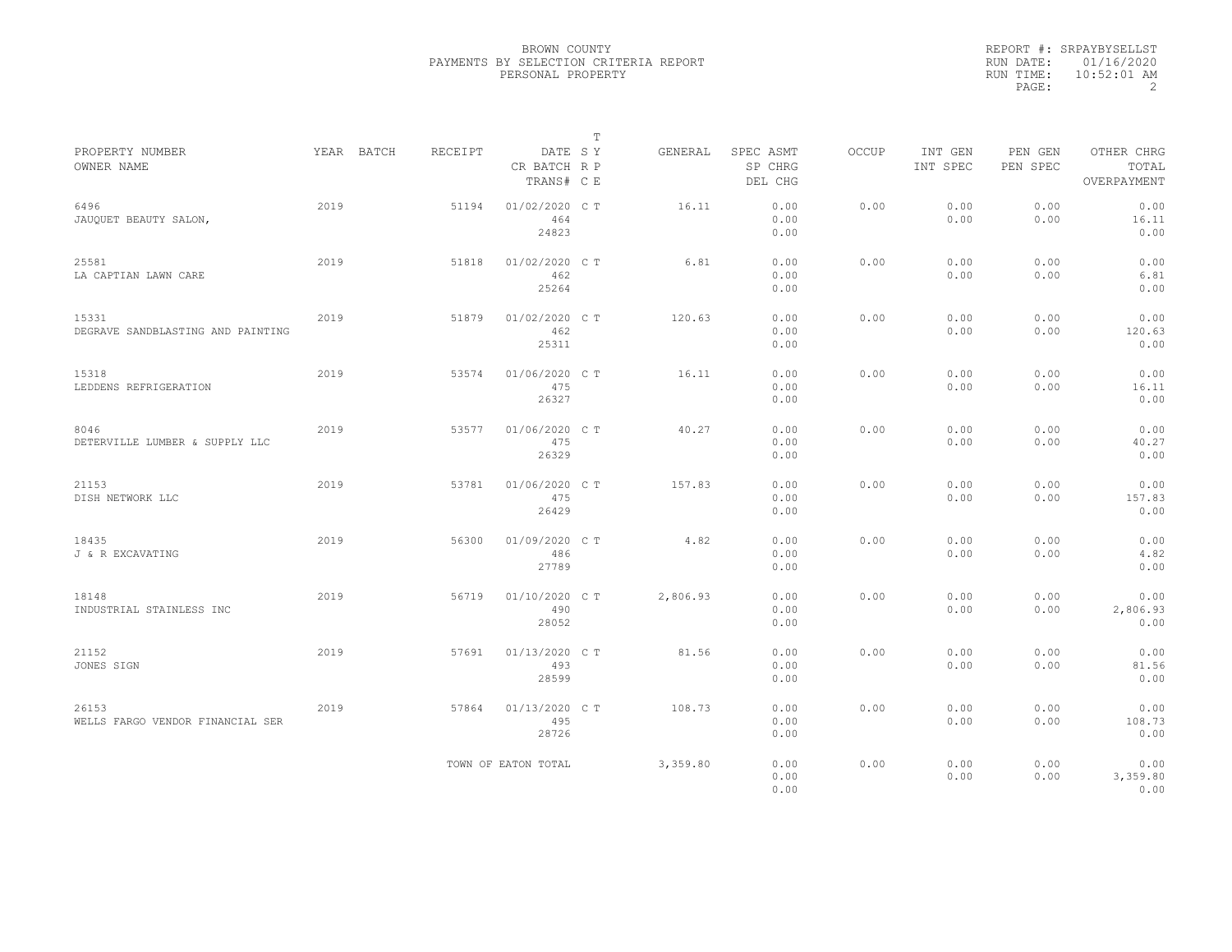BROWN COUNTY
PAYMENTS BY SELECTION CRITERIA REPORT
PERSONAL PROPERTY

REPORT #: SRPAYBYSELLST
RUN DATE: 01/16/2020
RUN TIME: 10:52:01 AM

| PROPERTY NUMBER / OWNER NAME | YEAR | BATCH | RECEIPT | DATE / CR BATCH / TRANS# | T SY RP CE | GENERAL | SPEC ASMT / SP CHRG / DEL CHG | OCCUP | INT GEN / INT SPEC | PEN GEN / PEN SPEC | OTHER CHRG / TOTAL / OVERPAYMENT |
|---|---|---|---|---|---|---|---|---|---|---|---|
| 6496 JAUQUET BEAUTY SALON, | 2019 | | 51194 | 01/02/2020 464 24823 | C T | 16.11 | 0.00 0.00 0.00 | 0.00 | 0.00 0.00 | 0.00 0.00 | 0.00 16.11 0.00 |
| 25581 LA CAPTIAN LAWN CARE | 2019 | | 51818 | 01/02/2020 462 25264 | C T | 6.81 | 0.00 0.00 0.00 | 0.00 | 0.00 0.00 | 0.00 0.00 | 0.00 6.81 0.00 |
| 15331 DEGRAVE SANDBLASTING AND PAINTING | 2019 | | 51879 | 01/02/2020 462 25311 | C T | 120.63 | 0.00 0.00 0.00 | 0.00 | 0.00 0.00 | 0.00 0.00 | 0.00 120.63 0.00 |
| 15318 LEDDENS REFRIGERATION | 2019 | | 53574 | 01/06/2020 475 26327 | C T | 16.11 | 0.00 0.00 0.00 | 0.00 | 0.00 0.00 | 0.00 0.00 | 0.00 16.11 0.00 |
| 8046 DETERVILLE LUMBER & SUPPLY LLC | 2019 | | 53577 | 01/06/2020 475 26329 | C T | 40.27 | 0.00 0.00 0.00 | 0.00 | 0.00 0.00 | 0.00 0.00 | 0.00 40.27 0.00 |
| 21153 DISH NETWORK LLC | 2019 | | 53781 | 01/06/2020 475 26429 | C T | 157.83 | 0.00 0.00 0.00 | 0.00 | 0.00 0.00 | 0.00 0.00 | 0.00 157.83 0.00 |
| 18435 J & R EXCAVATING | 2019 | | 56300 | 01/09/2020 486 27789 | C T | 4.82 | 0.00 0.00 0.00 | 0.00 | 0.00 0.00 | 0.00 0.00 | 0.00 4.82 0.00 |
| 18148 INDUSTRIAL STAINLESS INC | 2019 | | 56719 | 01/10/2020 490 28052 | C T | 2,806.93 | 0.00 0.00 0.00 | 0.00 | 0.00 0.00 | 0.00 0.00 | 0.00 2,806.93 0.00 |
| 21152 JONES SIGN | 2019 | | 57691 | 01/13/2020 493 28599 | C T | 81.56 | 0.00 0.00 0.00 | 0.00 | 0.00 0.00 | 0.00 0.00 | 0.00 81.56 0.00 |
| 26153 WELLS FARGO VENDOR FINANCIAL SER | 2019 | | 57864 | 01/13/2020 495 28726 | C T | 108.73 | 0.00 0.00 0.00 | 0.00 | 0.00 0.00 | 0.00 0.00 | 0.00 108.73 0.00 |
| | | | TOWN OF EATON TOTAL | | | 3,359.80 | 0.00 0.00 0.00 | 0.00 | 0.00 0.00 | 0.00 0.00 | 0.00 3,359.80 0.00 |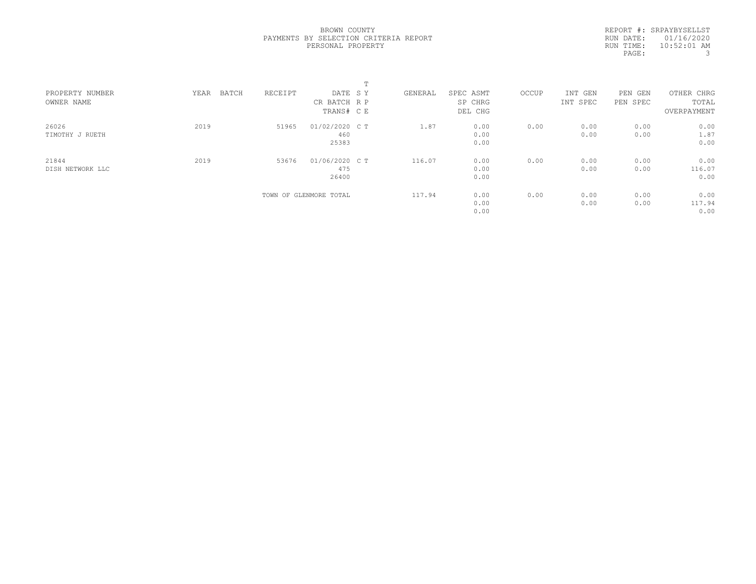BROWN COUNTY
PAYMENTS BY SELECTION CRITERIA REPORT
PERSONAL PROPERTY

REPORT #: SRPAYBYSELLST
RUN DATE: 01/16/2020
RUN TIME: 10:52:01 AM

| PROPERTY NUMBER<br>OWNER NAME | YEAR | BATCH | RECEIPT | DATE<br>CR BATCH<br>TRANS# | T<br>S Y<br>R P<br>C E | GENERAL | SPEC ASMT<br>SP CHRG<br>DEL CHG | OCCUP | INT GEN<br>INT SPEC | PEN GEN<br>PEN SPEC | OTHER CHRG<br>TOTAL<br>OVERPAYMENT |
|---|---|---|---|---|---|---|---|---|---|---|---|
| 26026<br>TIMOTHY J RUETH | 2019 | | 51965 | 01/02/2020<br>460<br>25383 | C T | 1.87 | 0.00<br>0.00<br>0.00 | 0.00 | 0.00<br>0.00 | 0.00<br>0.00 | 0.00<br>1.87<br>0.00 |
| 21844<br>DISH NETWORK LLC | 2019 | | 53676 | 01/06/2020<br>475<br>26400 | C T | 116.07 | 0.00<br>0.00<br>0.00 | 0.00 | 0.00<br>0.00 | 0.00<br>0.00 | 0.00<br>116.07<br>0.00 |
| | | | TOWN OF GLENMORE TOTAL | | | 117.94 | 0.00<br>0.00<br>0.00 | 0.00 | 0.00<br>0.00 | 0.00<br>0.00 | 0.00<br>117.94<br>0.00 |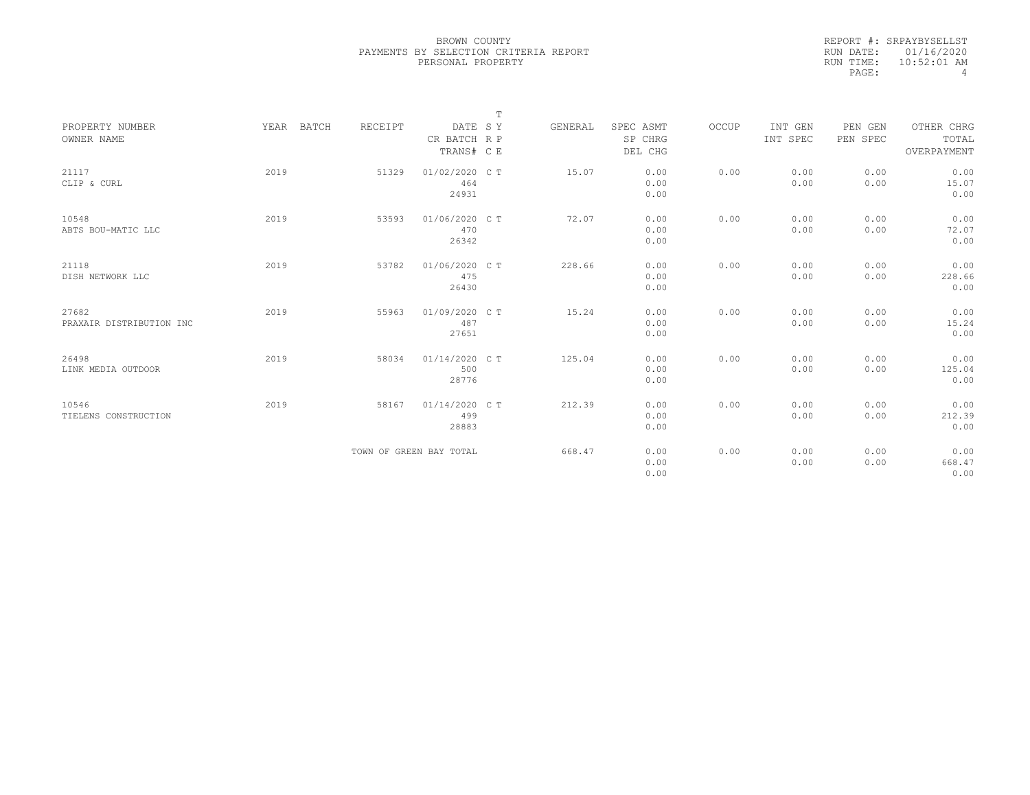BROWN COUNTY
PAYMENTS BY SELECTION CRITERIA REPORT
PERSONAL PROPERTY

REPORT #: SRPAYBYSELLST
RUN DATE: 01/16/2020
RUN TIME: 10:52:01 AM
PAGE: 4

| PROPERTY NUMBER<br>OWNER NAME | YEAR | BATCH | RECEIPT | DATE<br>CR BATCH<br>TRANS# | T<br>S Y<br>R P<br>C E | GENERAL | SPEC ASMT<br>SP CHRG<br>DEL CHG | OCCUP | INT GEN<br>INT SPEC | PEN GEN<br>PEN SPEC | OTHER CHRG<br>TOTAL<br>OVERPAYMENT |
|---|---|---|---|---|---|---|---|---|---|---|---|
| 21117<br>CLIP & CURL | 2019 | | 51329 | 01/02/2020<br>464<br>24931 | C T | 15.07 | 0.00<br>0.00<br>0.00 | 0.00 | 0.00<br>0.00 | 0.00<br>0.00 | 0.00<br>15.07<br>0.00 |
| 10548<br>ABTS BOU-MATIC LLC | 2019 | | 53593 | 01/06/2020<br>470<br>26342 | C T | 72.07 | 0.00<br>0.00<br>0.00 | 0.00 | 0.00<br>0.00 | 0.00<br>0.00 | 0.00<br>72.07<br>0.00 |
| 21118<br>DISH NETWORK LLC | 2019 | | 53782 | 01/06/2020<br>475<br>26430 | C T | 228.66 | 0.00<br>0.00<br>0.00 | 0.00 | 0.00<br>0.00 | 0.00<br>0.00 | 0.00<br>228.66<br>0.00 |
| 27682<br>PRAXAIR DISTRIBUTION INC | 2019 | | 55963 | 01/09/2020<br>487<br>27651 | C T | 15.24 | 0.00<br>0.00<br>0.00 | 0.00 | 0.00<br>0.00 | 0.00<br>0.00 | 0.00<br>15.24<br>0.00 |
| 26498<br>LINK MEDIA OUTDOOR | 2019 | | 58034 | 01/14/2020<br>500<br>28776 | C T | 125.04 | 0.00<br>0.00<br>0.00 | 0.00 | 0.00<br>0.00 | 0.00<br>0.00 | 0.00<br>125.04<br>0.00 |
| 10546<br>TIELENS CONSTRUCTION | 2019 | | 58167 | 01/14/2020<br>499<br>28883 | C T | 212.39 | 0.00<br>0.00<br>0.00 | 0.00 | 0.00<br>0.00 | 0.00<br>0.00 | 0.00<br>212.39<br>0.00 |
| | | | TOWN OF GREEN BAY TOTAL | | | 668.47 | 0.00<br>0.00<br>0.00 | 0.00 | 0.00<br>0.00 | 0.00<br>0.00 | 0.00<br>668.47<br>0.00 |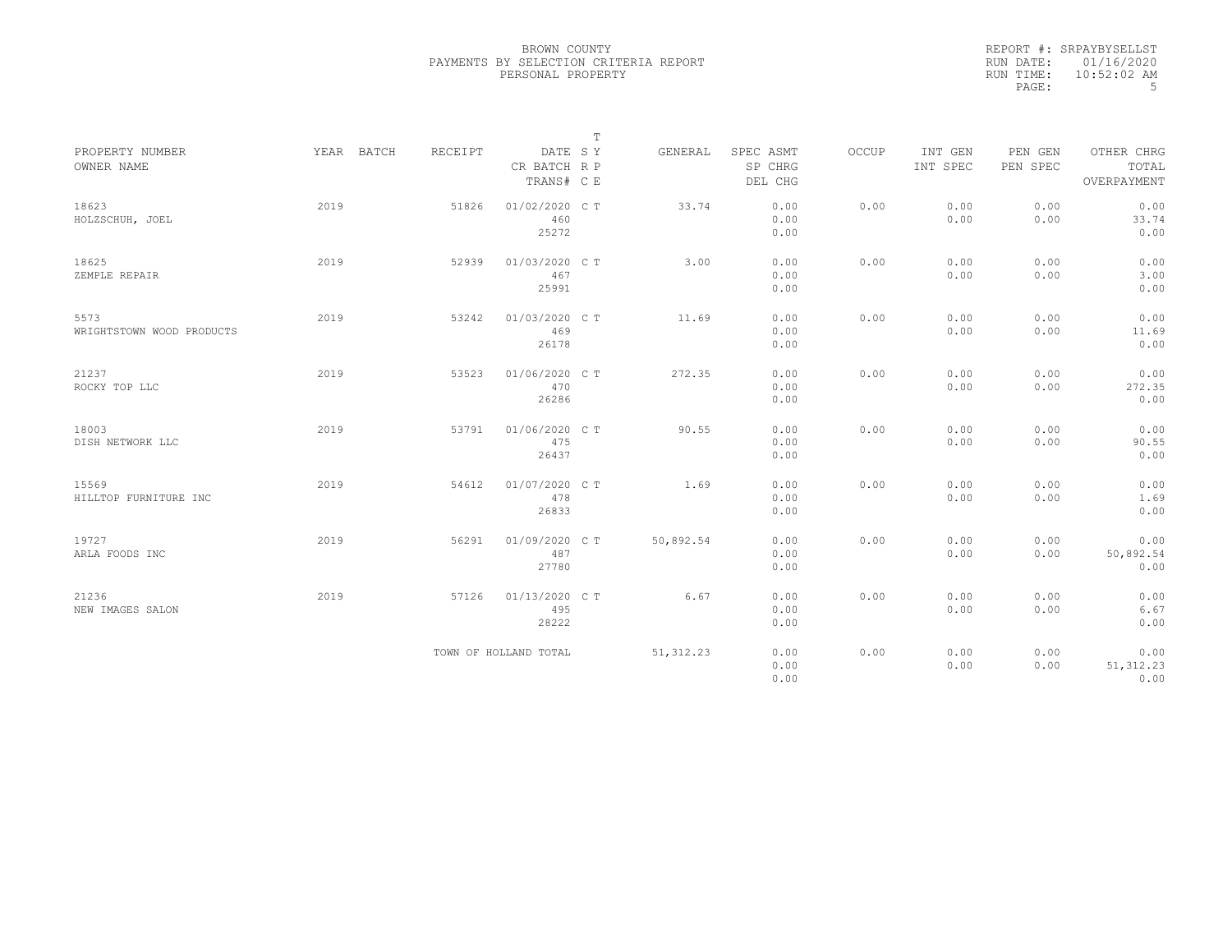BROWN COUNTY
PAYMENTS BY SELECTION CRITERIA REPORT
PERSONAL PROPERTY

REPORT #: SRPAYBYSELLST
RUN DATE: 01/16/2020
RUN TIME: 10:52:02 AM

| PROPERTY NUMBER / OWNER NAME | YEAR | BATCH | RECEIPT | DATE / CR BATCH / TRANS# | T S Y R P C E | GENERAL | SPEC ASMT / SP CHRG / DEL CHG | OCCUP | INT GEN / INT SPEC | PEN GEN / PEN SPEC | OTHER CHRG / TOTAL / OVERPAYMENT |
|---|---|---|---|---|---|---|---|---|---|---|---|
| 18623 HOLZSCHUH, JOEL | 2019 | | 51826 | 01/02/2020 460 25272 | C T | 33.74 | 0.00 0.00 0.00 | 0.00 | 0.00 0.00 | 0.00 0.00 | 0.00 33.74 0.00 |
| 18625 ZEMPLE REPAIR | 2019 | | 52939 | 01/03/2020 467 25991 | C T | 3.00 | 0.00 0.00 0.00 | 0.00 | 0.00 0.00 | 0.00 0.00 | 0.00 3.00 0.00 |
| 5573 WRIGHTSTOWN WOOD PRODUCTS | 2019 | | 53242 | 01/03/2020 469 26178 | C T | 11.69 | 0.00 0.00 0.00 | 0.00 | 0.00 0.00 | 0.00 0.00 | 0.00 11.69 0.00 |
| 21237 ROCKY TOP LLC | 2019 | | 53523 | 01/06/2020 470 26286 | C T | 272.35 | 0.00 0.00 0.00 | 0.00 | 0.00 0.00 | 0.00 0.00 | 0.00 272.35 0.00 |
| 18003 DISH NETWORK LLC | 2019 | | 53791 | 01/06/2020 475 26437 | C T | 90.55 | 0.00 0.00 0.00 | 0.00 | 0.00 0.00 | 0.00 0.00 | 0.00 90.55 0.00 |
| 15569 HILLTOP FURNITURE INC | 2019 | | 54612 | 01/07/2020 478 26833 | C T | 1.69 | 0.00 0.00 0.00 | 0.00 | 0.00 0.00 | 0.00 0.00 | 0.00 1.69 0.00 |
| 19727 ARLA FOODS INC | 2019 | | 56291 | 01/09/2020 487 27780 | C T | 50,892.54 | 0.00 0.00 0.00 | 0.00 | 0.00 0.00 | 0.00 0.00 | 0.00 50,892.54 0.00 |
| 21236 NEW IMAGES SALON | 2019 | | 57126 | 01/13/2020 495 28222 | C T | 6.67 | 0.00 0.00 0.00 | 0.00 | 0.00 0.00 | 0.00 0.00 | 0.00 6.67 0.00 |
| | | | TOWN OF HOLLAND TOTAL | | | 51,312.23 | 0.00 0.00 0.00 | 0.00 | 0.00 0.00 | 0.00 0.00 | 0.00 51,312.23 0.00 |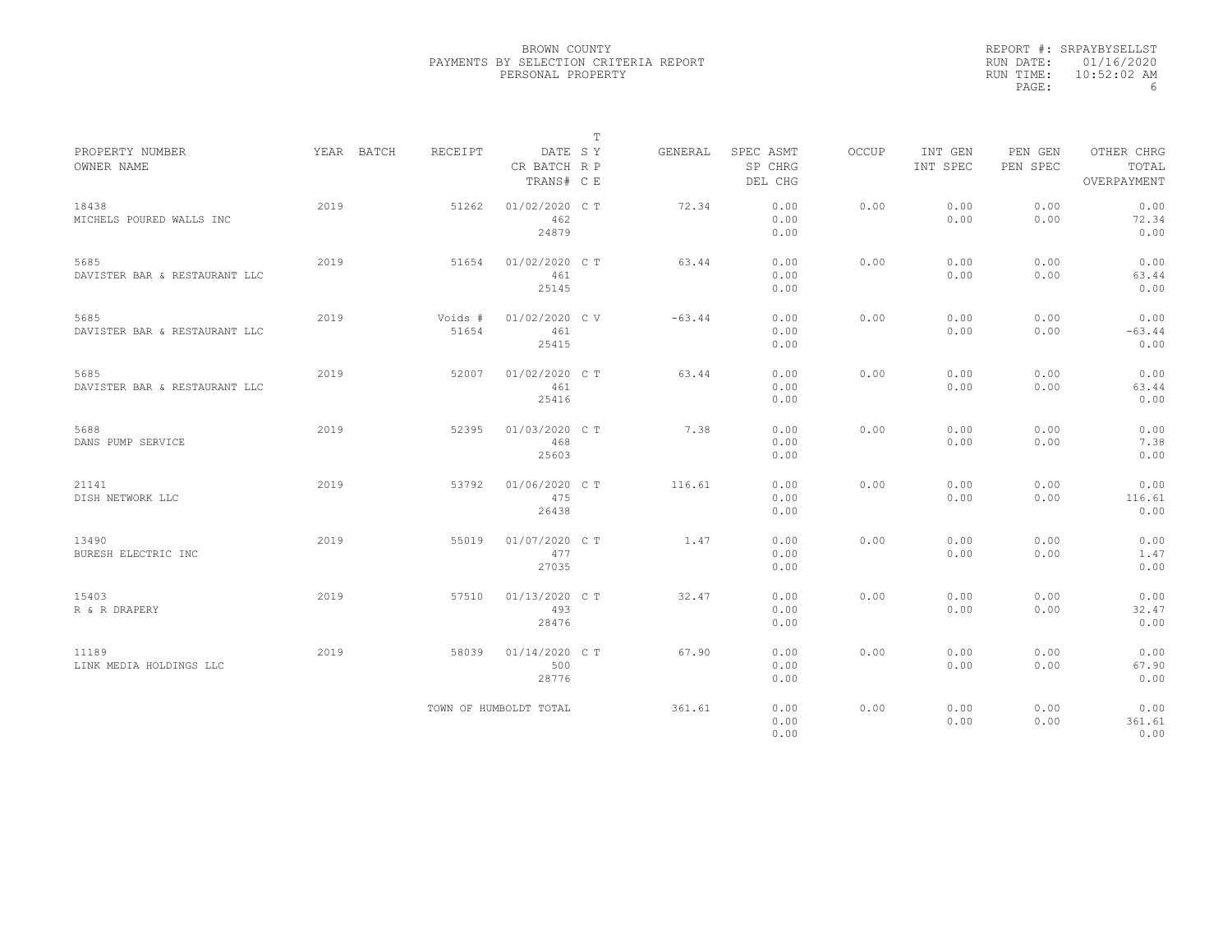BROWN COUNTY
PAYMENTS BY SELECTION CRITERIA REPORT
PERSONAL PROPERTY

REPORT #: SRPAYBYSELLST
RUN DATE: 01/16/2020
RUN TIME: 10:52:02 AM

| PROPERTY NUMBER OWNER NAME | YEAR | BATCH | RECEIPT | DATE CR BATCH TRANS# | T SY RP CE | GENERAL | SPEC ASMT SP CHRG DEL CHG | OCCUP | INT GEN INT SPEC | PEN GEN PEN SPEC | OTHER CHRG TOTAL OVERPAYMENT |
|---|---|---|---|---|---|---|---|---|---|---|---|
| 18438 MICHELS POURED WALLS INC | 2019 | | 51262 | 01/02/2020 462 24879 | C T | 72.34 | 0.00 0.00 0.00 | 0.00 | 0.00 0.00 | 0.00 0.00 | 0.00 72.34 0.00 |
| 5685 DAVISTER BAR & RESTAURANT LLC | 2019 | | 51654 | 01/02/2020 461 25145 | C T | 63.44 | 0.00 0.00 0.00 | 0.00 | 0.00 0.00 | 0.00 0.00 | 0.00 63.44 0.00 |
| 5685 DAVISTER BAR & RESTAURANT LLC | 2019 | | Voids # 51654 | 01/02/2020 461 25415 | C V | -63.44 | 0.00 0.00 0.00 | 0.00 | 0.00 0.00 | 0.00 0.00 | 0.00 -63.44 0.00 |
| 5685 DAVISTER BAR & RESTAURANT LLC | 2019 | | 52007 | 01/02/2020 461 25416 | C T | 63.44 | 0.00 0.00 0.00 | 0.00 | 0.00 0.00 | 0.00 0.00 | 0.00 63.44 0.00 |
| 5688 DANS PUMP SERVICE | 2019 | | 52395 | 01/03/2020 468 25603 | C T | 7.38 | 0.00 0.00 0.00 | 0.00 | 0.00 0.00 | 0.00 0.00 | 0.00 7.38 0.00 |
| 21141 DISH NETWORK LLC | 2019 | | 53792 | 01/06/2020 475 26438 | C T | 116.61 | 0.00 0.00 0.00 | 0.00 | 0.00 0.00 | 0.00 0.00 | 0.00 116.61 0.00 |
| 13490 BURESH ELECTRIC INC | 2019 | | 55019 | 01/07/2020 477 27035 | C T | 1.47 | 0.00 0.00 0.00 | 0.00 | 0.00 0.00 | 0.00 0.00 | 0.00 1.47 0.00 |
| 15403 R & R DRAPERY | 2019 | | 57510 | 01/13/2020 493 28476 | C T | 32.47 | 0.00 0.00 0.00 | 0.00 | 0.00 0.00 | 0.00 0.00 | 0.00 32.47 0.00 |
| 11189 LINK MEDIA HOLDINGS LLC | 2019 | | 58039 | 01/14/2020 500 28776 | C T | 67.90 | 0.00 0.00 0.00 | 0.00 | 0.00 0.00 | 0.00 0.00 | 0.00 67.90 0.00 |
| | | | TOWN OF HUMBOLDT TOTAL | | | 361.61 | 0.00 0.00 0.00 | 0.00 | 0.00 0.00 | 0.00 0.00 | 0.00 361.61 0.00 |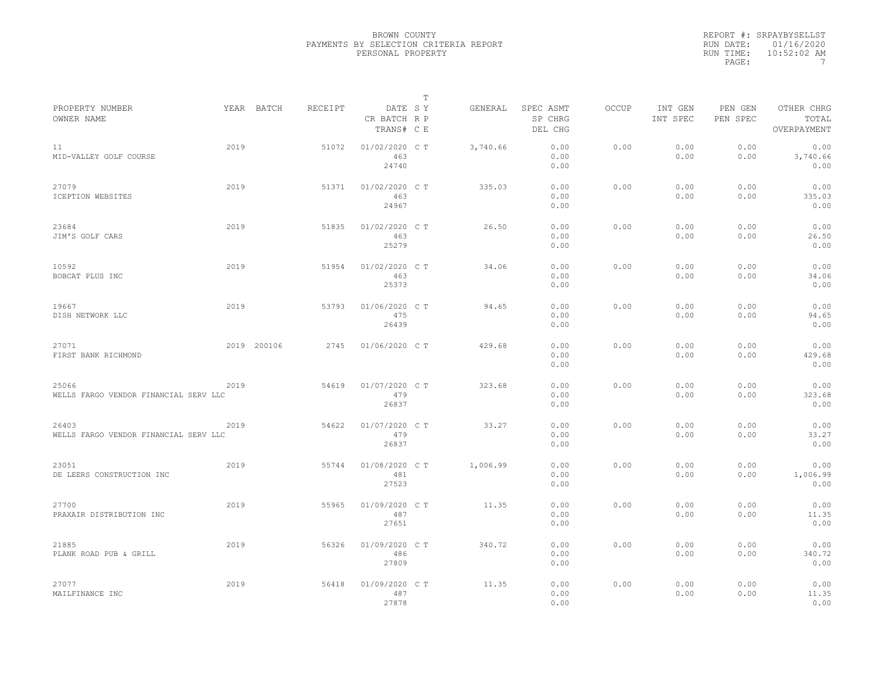BROWN COUNTY
PAYMENTS BY SELECTION CRITERIA REPORT
PERSONAL PROPERTY

REPORT #: SRPAYBYSELLST
RUN DATE: 01/16/2020
RUN TIME: 10:52:02 AM

| PROPERTY NUMBER<br>OWNER NAME | YEAR | BATCH | RECEIPT | DATE<br>CR BATCH<br>TRANS# | T SY RP CE | GENERAL | SPEC ASMT<br>SP CHRG<br>DEL CHG | OCCUP | INT GEN<br>INT SPEC | PEN GEN<br>PEN SPEC | OTHER CHRG<br>TOTAL<br>OVERPAYMENT |
|---|---|---|---|---|---|---|---|---|---|---|---|
| 11<br>MID-VALLEY GOLF COURSE | 2019 | | 51072 | 01/02/2020<br>463<br>24740 | C T | 3,740.66 | 0.00<br>0.00<br>0.00 | 0.00 | 0.00<br>0.00 | 0.00<br>0.00 | 0.00<br>3,740.66<br>0.00 |
| 27079<br>ICEPTION WEBSITES | 2019 | | 51371 | 01/02/2020<br>463<br>24967 | C T | 335.03 | 0.00<br>0.00<br>0.00 | 0.00 | 0.00<br>0.00 | 0.00<br>0.00 | 0.00<br>335.03<br>0.00 |
| 23684<br>JIM'S GOLF CARS | 2019 | | 51835 | 01/02/2020<br>463<br>25279 | C T | 26.50 | 0.00<br>0.00<br>0.00 | 0.00 | 0.00<br>0.00 | 0.00<br>0.00 | 0.00<br>26.50<br>0.00 |
| 10592<br>BOBCAT PLUS INC | 2019 | | 51954 | 01/02/2020<br>463<br>25373 | C T | 34.06 | 0.00<br>0.00<br>0.00 | 0.00 | 0.00<br>0.00 | 0.00<br>0.00 | 0.00<br>34.06<br>0.00 |
| 19667<br>DISH NETWORK LLC | 2019 | | 53793 | 01/06/2020<br>475<br>26439 | C T | 94.65 | 0.00<br>0.00<br>0.00 | 0.00 | 0.00<br>0.00 | 0.00<br>0.00 | 0.00<br>94.65<br>0.00 |
| 27071<br>FIRST BANK RICHMOND | 2019 | 200106 | 2745 | 01/06/2020 | C T | 429.68 | 0.00<br>0.00<br>0.00 | 0.00 | 0.00<br>0.00 | 0.00<br>0.00 | 0.00<br>429.68<br>0.00 |
| 25066<br>WELLS FARGO VENDOR FINANCIAL SERV LLC | 2019 | | 54619 | 01/07/2020<br>479<br>26837 | C T | 323.68 | 0.00<br>0.00<br>0.00 | 0.00 | 0.00<br>0.00 | 0.00<br>0.00 | 0.00<br>323.68<br>0.00 |
| 26403<br>WELLS FARGO VENDOR FINANCIAL SERV LLC | 2019 | | 54622 | 01/07/2020<br>479<br>26837 | C T | 33.27 | 0.00<br>0.00<br>0.00 | 0.00 | 0.00<br>0.00 | 0.00<br>0.00 | 0.00<br>33.27<br>0.00 |
| 23051<br>DE LEERS CONSTRUCTION INC | 2019 | | 55744 | 01/08/2020<br>481<br>27523 | C T | 1,006.99 | 0.00<br>0.00<br>0.00 | 0.00 | 0.00<br>0.00 | 0.00<br>0.00 | 0.00<br>1,006.99<br>0.00 |
| 27700<br>PRAXAIR DISTRIBUTION INC | 2019 | | 55965 | 01/09/2020<br>487<br>27651 | C T | 11.35 | 0.00<br>0.00<br>0.00 | 0.00 | 0.00<br>0.00 | 0.00<br>0.00 | 0.00<br>11.35<br>0.00 |
| 21885<br>PLANK ROAD PUB & GRILL | 2019 | | 56326 | 01/09/2020<br>486<br>27809 | C T | 340.72 | 0.00<br>0.00<br>0.00 | 0.00 | 0.00<br>0.00 | 0.00<br>0.00 | 0.00<br>340.72<br>0.00 |
| 27077<br>MAILFINANCE INC | 2019 | | 56418 | 01/09/2020<br>487<br>27878 | C T | 11.35 | 0.00<br>0.00<br>0.00 | 0.00 | 0.00<br>0.00 | 0.00<br>0.00 | 0.00<br>11.35<br>0.00 |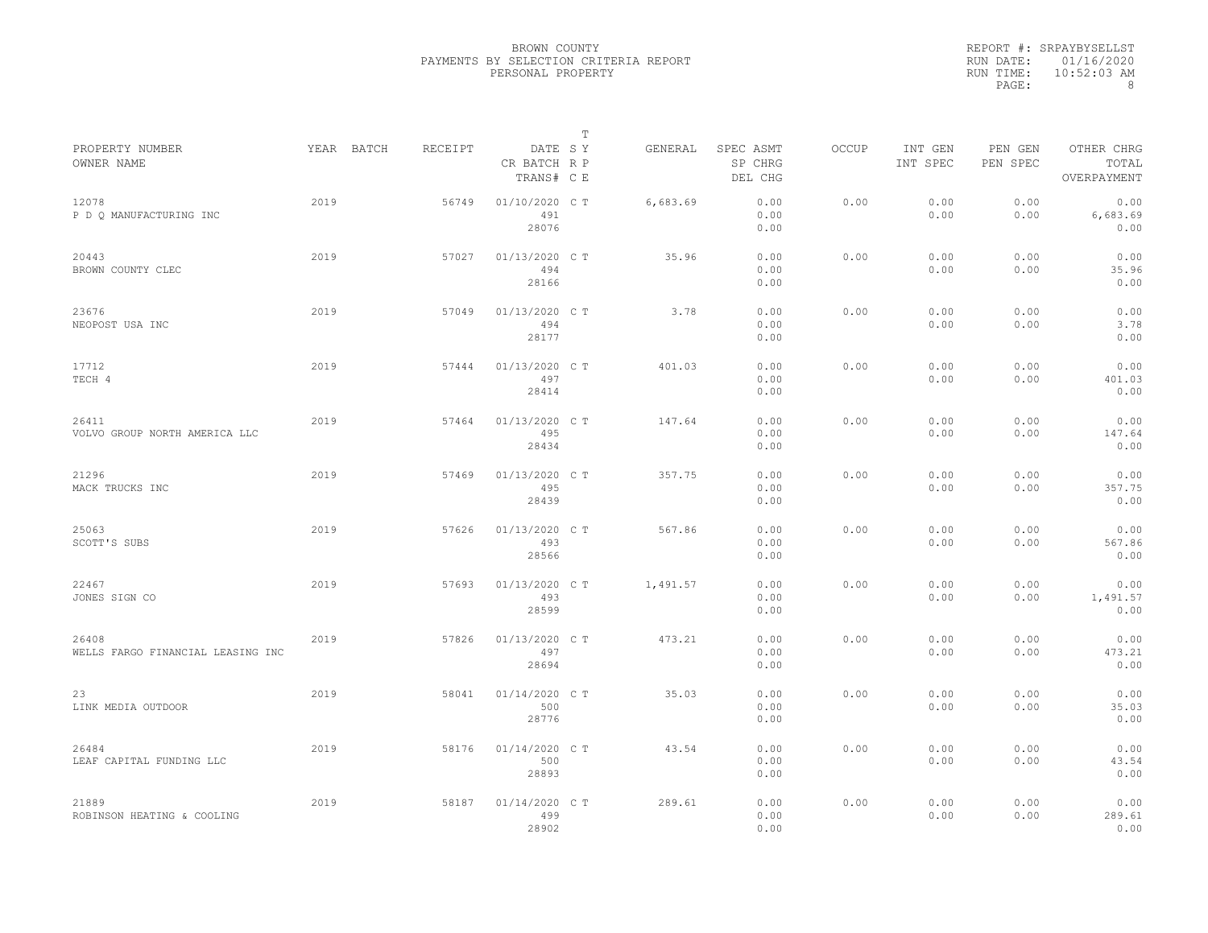BROWN COUNTY
PAYMENTS BY SELECTION CRITERIA REPORT
PERSONAL PROPERTY

REPORT #: SRPAYBYSELLST
RUN DATE: 01/16/2020
RUN TIME: 10:52:03 AM

| PROPERTY NUMBER / OWNER NAME | YEAR | BATCH | RECEIPT | DATE / CR BATCH / TRANS# | T S Y R P C E | GENERAL | SPEC ASMT / SP CHRG / DEL CHG | OCCUP | INT GEN / INT SPEC | PEN GEN / PEN SPEC | OTHER CHRG / TOTAL / OVERPAYMENT |
|---|---|---|---|---|---|---|---|---|---|---|---|
| 12078 / P D Q MANUFACTURING INC | 2019 | | 56749 | 01/10/2020 / 491 / 28076 | C T | 6,683.69 | 0.00 / 0.00 / 0.00 | 0.00 | 0.00 / 0.00 | 0.00 / 0.00 | 0.00 / 6,683.69 / 0.00 |
| 20443 / BROWN COUNTY CLEC | 2019 | | 57027 | 01/13/2020 / 494 / 28166 | C T | 35.96 | 0.00 / 0.00 / 0.00 | 0.00 | 0.00 / 0.00 | 0.00 / 0.00 | 0.00 / 35.96 / 0.00 |
| 23676 / NEOPOST USA INC | 2019 | | 57049 | 01/13/2020 / 494 / 28177 | C T | 3.78 | 0.00 / 0.00 / 0.00 | 0.00 | 0.00 / 0.00 | 0.00 / 0.00 | 0.00 / 3.78 / 0.00 |
| 17712 / TECH 4 | 2019 | | 57444 | 01/13/2020 / 497 / 28414 | C T | 401.03 | 0.00 / 0.00 / 0.00 | 0.00 | 0.00 / 0.00 | 0.00 / 0.00 | 0.00 / 401.03 / 0.00 |
| 26411 / VOLVO GROUP NORTH AMERICA LLC | 2019 | | 57464 | 01/13/2020 / 495 / 28434 | C T | 147.64 | 0.00 / 0.00 / 0.00 | 0.00 | 0.00 / 0.00 | 0.00 / 0.00 | 0.00 / 147.64 / 0.00 |
| 21296 / MACK TRUCKS INC | 2019 | | 57469 | 01/13/2020 / 495 / 28439 | C T | 357.75 | 0.00 / 0.00 / 0.00 | 0.00 | 0.00 / 0.00 | 0.00 / 0.00 | 0.00 / 357.75 / 0.00 |
| 25063 / SCOTT'S SUBS | 2019 | | 57626 | 01/13/2020 / 493 / 28566 | C T | 567.86 | 0.00 / 0.00 / 0.00 | 0.00 | 0.00 / 0.00 | 0.00 / 0.00 | 0.00 / 567.86 / 0.00 |
| 22467 / JONES SIGN CO | 2019 | | 57693 | 01/13/2020 / 493 / 28599 | C T | 1,491.57 | 0.00 / 0.00 / 0.00 | 0.00 | 0.00 / 0.00 | 0.00 / 0.00 | 0.00 / 1,491.57 / 0.00 |
| 26408 / WELLS FARGO FINANCIAL LEASING INC | 2019 | | 57826 | 01/13/2020 / 497 / 28694 | C T | 473.21 | 0.00 / 0.00 / 0.00 | 0.00 | 0.00 / 0.00 | 0.00 / 0.00 | 0.00 / 473.21 / 0.00 |
| 23 / LINK MEDIA OUTDOOR | 2019 | | 58041 | 01/14/2020 / 500 / 28776 | C T | 35.03 | 0.00 / 0.00 / 0.00 | 0.00 | 0.00 / 0.00 | 0.00 / 0.00 | 0.00 / 35.03 / 0.00 |
| 26484 / LEAF CAPITAL FUNDING LLC | 2019 | | 58176 | 01/14/2020 / 500 / 28893 | C T | 43.54 | 0.00 / 0.00 / 0.00 | 0.00 | 0.00 / 0.00 | 0.00 / 0.00 | 0.00 / 43.54 / 0.00 |
| 21889 / ROBINSON HEATING & COOLING | 2019 | | 58187 | 01/14/2020 / 499 / 28902 | C T | 289.61 | 0.00 / 0.00 / 0.00 | 0.00 | 0.00 / 0.00 | 0.00 / 0.00 | 0.00 / 289.61 / 0.00 |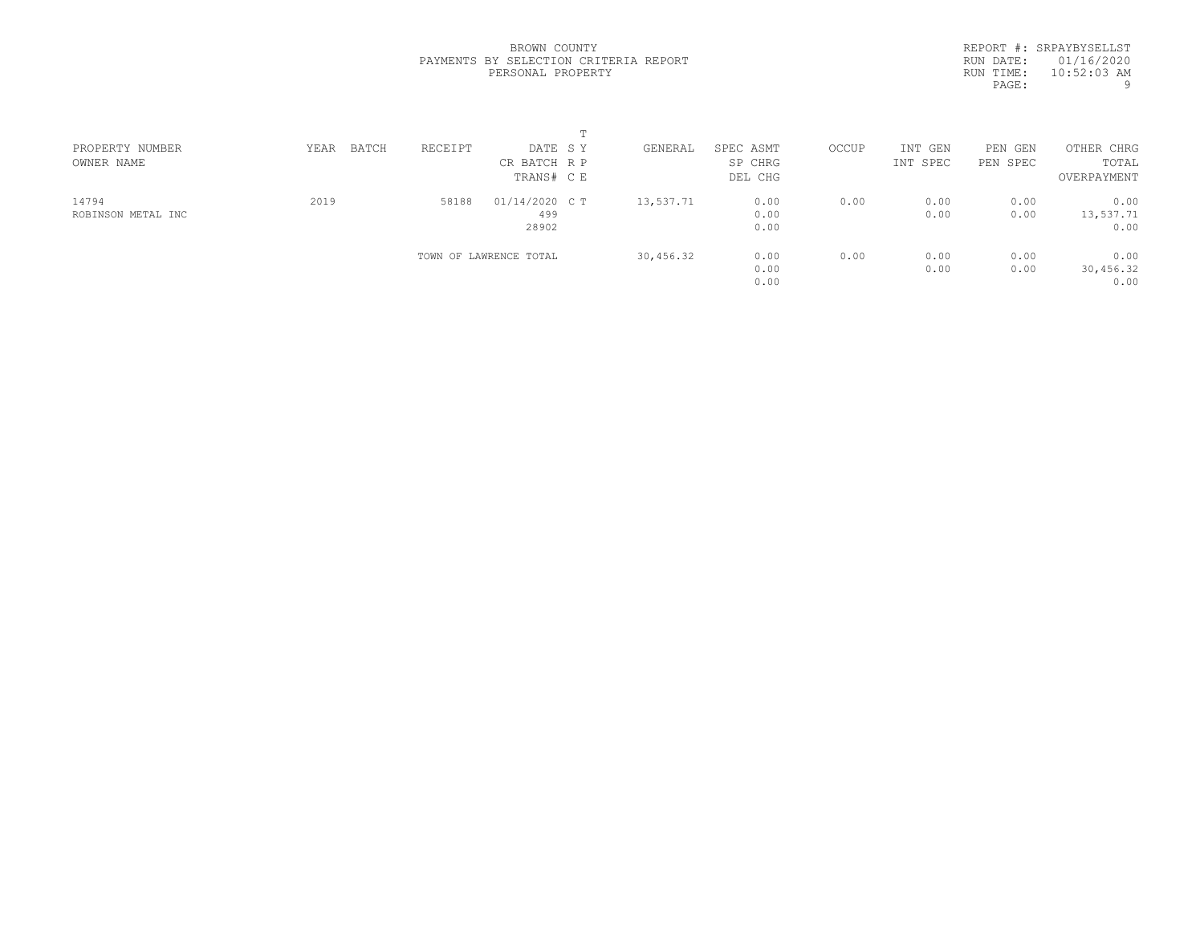BROWN COUNTY
PAYMENTS BY SELECTION CRITERIA REPORT
PERSONAL PROPERTY

REPORT #: SRPAYBYSELLST
RUN DATE: 01/16/2020
RUN TIME: 10:52:03 AM

| PROPERTY NUMBER / OWNER NAME | YEAR | BATCH | RECEIPT | DATE / CR BATCH / TRANS# | T SY / RP / CE | GENERAL | SPEC ASMT / SP CHRG / DEL CHG | OCCUP | INT GEN / INT SPEC | PEN GEN / PEN SPEC | OTHER CHRG / TOTAL / OVERPAYMENT |
|---|---|---|---|---|---|---|---|---|---|---|---|
| 14794 / ROBINSON METAL INC | 2019 | | 58188 | 01/14/2020 / 499 / 28902 | C T | 13,537.71 | 0.00 / 0.00 / 0.00 | 0.00 | 0.00 / 0.00 | 0.00 / 0.00 | 0.00 / 13,537.71 / 0.00 |
| | | | TOWN OF LAWRENCE TOTAL | | | 30,456.32 | 0.00 / 0.00 / 0.00 | 0.00 | 0.00 / 0.00 | 0.00 / 0.00 | 0.00 / 30,456.32 / 0.00 |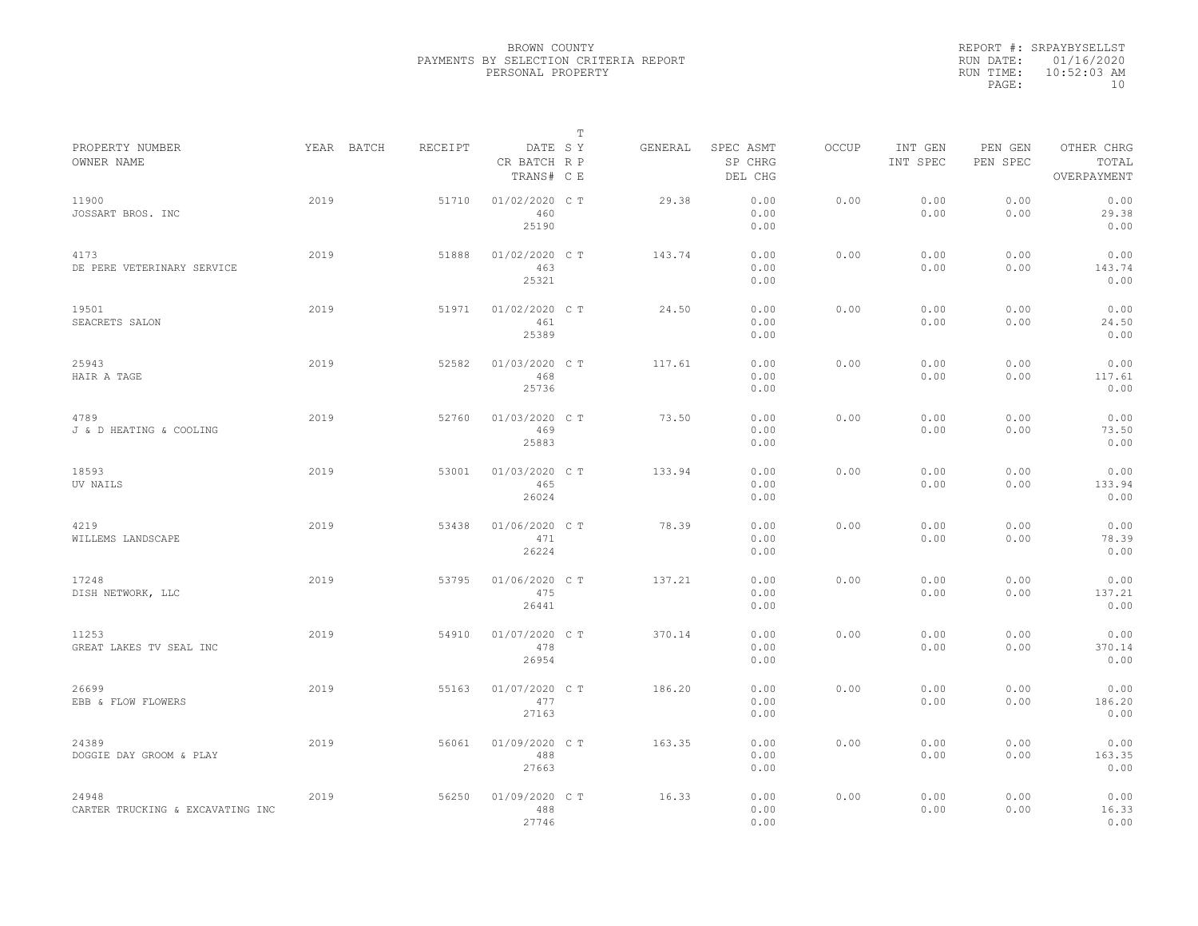BROWN COUNTY
PAYMENTS BY SELECTION CRITERIA REPORT
PERSONAL PROPERTY

REPORT #: SRPAYBYSELLST
RUN DATE: 01/16/2020
RUN TIME: 10:52:03 AM

| PROPERTY NUMBER / OWNER NAME | YEAR | BATCH | RECEIPT | DATE / CR BATCH / TRANS# | T S Y R P C E | GENERAL | SPEC ASMT / SP CHRG / DEL CHG | OCCUP | INT GEN / INT SPEC | PEN GEN / PEN SPEC | OTHER CHRG / TOTAL / OVERPAYMENT |
|---|---|---|---|---|---|---|---|---|---|---|---|
| 11900 / JOSSART BROS. INC | 2019 | | 51710 | 01/02/2020 / 460 / 25190 | C T | 29.38 | 0.00 / 0.00 / 0.00 | 0.00 | 0.00 / 0.00 | 0.00 / 0.00 | 0.00 / 29.38 / 0.00 |
| 4173 / DE PERE VETERINARY SERVICE | 2019 | | 51888 | 01/02/2020 / 463 / 25321 | C T | 143.74 | 0.00 / 0.00 / 0.00 | 0.00 | 0.00 / 0.00 | 0.00 / 0.00 | 0.00 / 143.74 / 0.00 |
| 19501 / SEACRETS SALON | 2019 | | 51971 | 01/02/2020 / 461 / 25389 | C T | 24.50 | 0.00 / 0.00 / 0.00 | 0.00 | 0.00 / 0.00 | 0.00 / 0.00 | 0.00 / 24.50 / 0.00 |
| 25943 / HAIR A TAGE | 2019 | | 52582 | 01/03/2020 / 468 / 25736 | C T | 117.61 | 0.00 / 0.00 / 0.00 | 0.00 | 0.00 / 0.00 | 0.00 / 0.00 | 0.00 / 117.61 / 0.00 |
| 4789 / J & D HEATING & COOLING | 2019 | | 52760 | 01/03/2020 / 469 / 25883 | C T | 73.50 | 0.00 / 0.00 / 0.00 | 0.00 | 0.00 / 0.00 | 0.00 / 0.00 | 0.00 / 73.50 / 0.00 |
| 18593 / UV NAILS | 2019 | | 53001 | 01/03/2020 / 465 / 26024 | C T | 133.94 | 0.00 / 0.00 / 0.00 | 0.00 | 0.00 / 0.00 | 0.00 / 0.00 | 0.00 / 133.94 / 0.00 |
| 4219 / WILLEMS LANDSCAPE | 2019 | | 53438 | 01/06/2020 / 471 / 26224 | C T | 78.39 | 0.00 / 0.00 / 0.00 | 0.00 | 0.00 / 0.00 | 0.00 / 0.00 | 0.00 / 78.39 / 0.00 |
| 17248 / DISH NETWORK, LLC | 2019 | | 53795 | 01/06/2020 / 475 / 26441 | C T | 137.21 | 0.00 / 0.00 / 0.00 | 0.00 | 0.00 / 0.00 | 0.00 / 0.00 | 0.00 / 137.21 / 0.00 |
| 11253 / GREAT LAKES TV SEAL INC | 2019 | | 54910 | 01/07/2020 / 478 / 26954 | C T | 370.14 | 0.00 / 0.00 / 0.00 | 0.00 | 0.00 / 0.00 | 0.00 / 0.00 | 0.00 / 370.14 / 0.00 |
| 26699 / EBB & FLOW FLOWERS | 2019 | | 55163 | 01/07/2020 / 477 / 27163 | C T | 186.20 | 0.00 / 0.00 / 0.00 | 0.00 | 0.00 / 0.00 | 0.00 / 0.00 | 0.00 / 186.20 / 0.00 |
| 24389 / DOGGIE DAY GROOM & PLAY | 2019 | | 56061 | 01/09/2020 / 488 / 27663 | C T | 163.35 | 0.00 / 0.00 / 0.00 | 0.00 | 0.00 / 0.00 | 0.00 / 0.00 | 0.00 / 163.35 / 0.00 |
| 24948 / CARTER TRUCKING & EXCAVATING INC | 2019 | | 56250 | 01/09/2020 / 488 / 27746 | C T | 16.33 | 0.00 / 0.00 / 0.00 | 0.00 | 0.00 / 0.00 | 0.00 / 0.00 | 0.00 / 16.33 / 0.00 |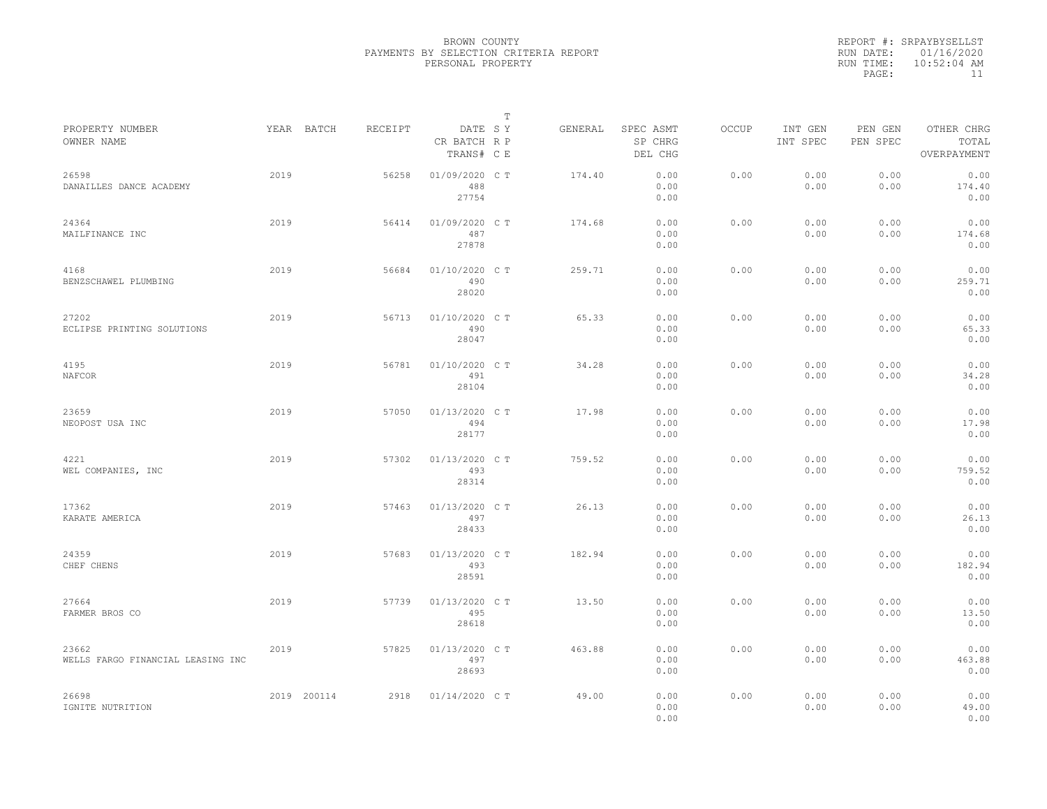BROWN COUNTY
PAYMENTS BY SELECTION CRITERIA REPORT
PERSONAL PROPERTY

REPORT #: SRPAYBYSELLST
RUN DATE: 01/16/2020
RUN TIME: 10:52:04 AM

| PROPERTY NUMBER / OWNER NAME | YEAR | BATCH | RECEIPT | DATE / CR BATCH / TRANS# | T SY RP CE | GENERAL | SPEC ASMT / SP CHRG / DEL CHG | OCCUP | INT GEN / INT SPEC | PEN GEN / PEN SPEC | OTHER CHRG / TOTAL / OVERPAYMENT |
|---|---|---|---|---|---|---|---|---|---|---|---|
| 26598 / DANAILLES DANCE ACADEMY | 2019 | | 56258 | 01/09/2020 / 488 / 27754 | C T | 174.40 | 0.00 / 0.00 / 0.00 | 0.00 | 0.00 / 0.00 | 0.00 / 0.00 | 0.00 / 174.40 / 0.00 |
| 24364 / MAILFINANCE INC | 2019 | | 56414 | 01/09/2020 / 487 / 27878 | C T | 174.68 | 0.00 / 0.00 / 0.00 | 0.00 | 0.00 / 0.00 | 0.00 / 0.00 | 0.00 / 174.68 / 0.00 |
| 4168 / BENZSCHAWEL PLUMBING | 2019 | | 56684 | 01/10/2020 / 490 / 28020 | C T | 259.71 | 0.00 / 0.00 / 0.00 | 0.00 | 0.00 / 0.00 | 0.00 / 0.00 | 0.00 / 259.71 / 0.00 |
| 27202 / ECLIPSE PRINTING SOLUTIONS | 2019 | | 56713 | 01/10/2020 / 490 / 28047 | C T | 65.33 | 0.00 / 0.00 / 0.00 | 0.00 | 0.00 / 0.00 | 0.00 / 0.00 | 0.00 / 65.33 / 0.00 |
| 4195 / NAFCOR | 2019 | | 56781 | 01/10/2020 / 491 / 28104 | C T | 34.28 | 0.00 / 0.00 / 0.00 | 0.00 | 0.00 / 0.00 | 0.00 / 0.00 | 0.00 / 34.28 / 0.00 |
| 23659 / NEOPOST USA INC | 2019 | | 57050 | 01/13/2020 / 494 / 28177 | C T | 17.98 | 0.00 / 0.00 / 0.00 | 0.00 | 0.00 / 0.00 | 0.00 / 0.00 | 0.00 / 17.98 / 0.00 |
| 4221 / WEL COMPANIES, INC | 2019 | | 57302 | 01/13/2020 / 493 / 28314 | C T | 759.52 | 0.00 / 0.00 / 0.00 | 0.00 | 0.00 / 0.00 | 0.00 / 0.00 | 0.00 / 759.52 / 0.00 |
| 17362 / KARATE AMERICA | 2019 | | 57463 | 01/13/2020 / 497 / 28433 | C T | 26.13 | 0.00 / 0.00 / 0.00 | 0.00 | 0.00 / 0.00 | 0.00 / 0.00 | 0.00 / 26.13 / 0.00 |
| 24359 / CHEF CHENS | 2019 | | 57683 | 01/13/2020 / 493 / 28591 | C T | 182.94 | 0.00 / 0.00 / 0.00 | 0.00 | 0.00 / 0.00 | 0.00 / 0.00 | 0.00 / 182.94 / 0.00 |
| 27664 / FARMER BROS CO | 2019 | | 57739 | 01/13/2020 / 495 / 28618 | C T | 13.50 | 0.00 / 0.00 / 0.00 | 0.00 | 0.00 / 0.00 | 0.00 / 0.00 | 0.00 / 13.50 / 0.00 |
| 23662 / WELLS FARGO FINANCIAL LEASING INC | 2019 | | 57825 | 01/13/2020 / 497 / 28693 | C T | 463.88 | 0.00 / 0.00 / 0.00 | 0.00 | 0.00 / 0.00 | 0.00 / 0.00 | 0.00 / 463.88 / 0.00 |
| 26698 / IGNITE NUTRITION | 2019 | 200114 | 2918 | 01/14/2020 | C T | 49.00 | 0.00 / 0.00 / 0.00 | 0.00 | 0.00 / 0.00 | 0.00 / 0.00 | 0.00 / 49.00 / 0.00 |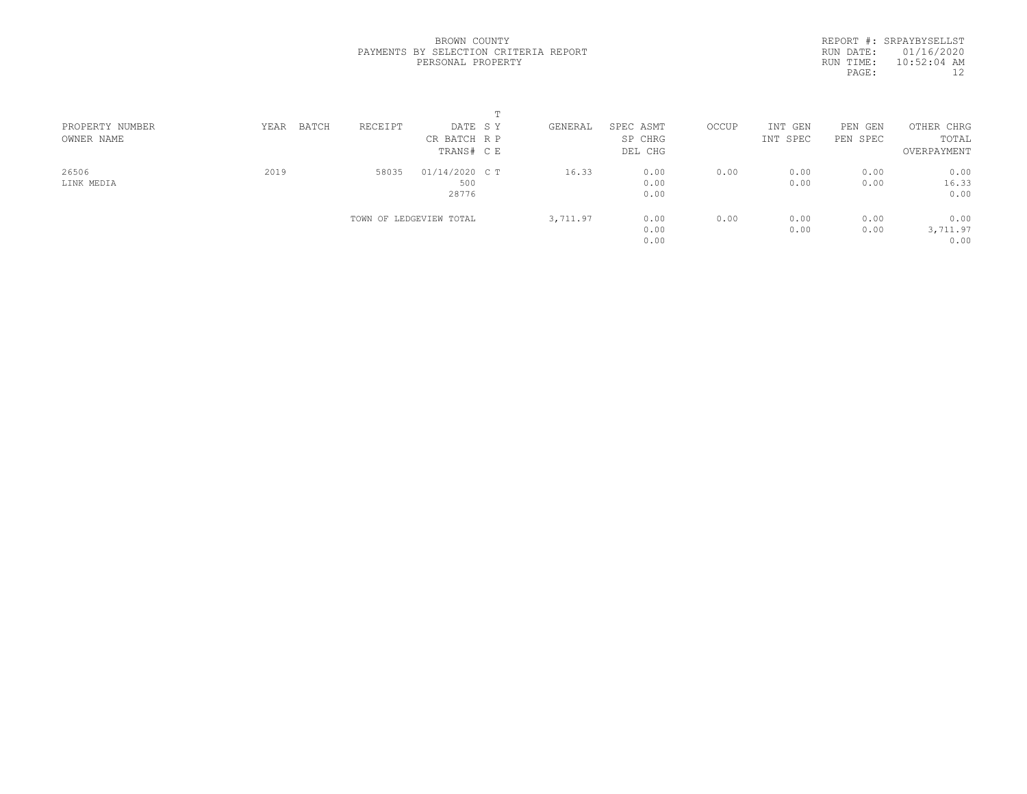BROWN COUNTY
PAYMENTS BY SELECTION CRITERIA REPORT
PERSONAL PROPERTY

REPORT #: SRPAYBYSELLST
RUN DATE: 01/16/2020
RUN TIME: 10:52:04 AM

| PROPERTY NUMBER / OWNER NAME | YEAR | BATCH | RECEIPT | DATE / CR BATCH / TRANS# | T SY / RP / CE | GENERAL | SPEC ASMT / SP CHRG / DEL CHG | OCCUP | INT GEN / INT SPEC | PEN GEN / PEN SPEC | OTHER CHRG / TOTAL / OVERPAYMENT |
|---|---|---|---|---|---|---|---|---|---|---|---|
| 26506 / LINK MEDIA | 2019 | | 58035 | 01/14/2020 / 500 / 28776 | C T | 16.33 | 0.00 / 0.00 / 0.00 | 0.00 | 0.00 / 0.00 | 0.00 / 0.00 | 0.00 / 16.33 / 0.00 |
| | | | TOWN OF LEDGEVIEW TOTAL | | | 3,711.97 | 0.00 / 0.00 / 0.00 | 0.00 | 0.00 / 0.00 | 0.00 / 0.00 | 0.00 / 3,711.97 / 0.00 |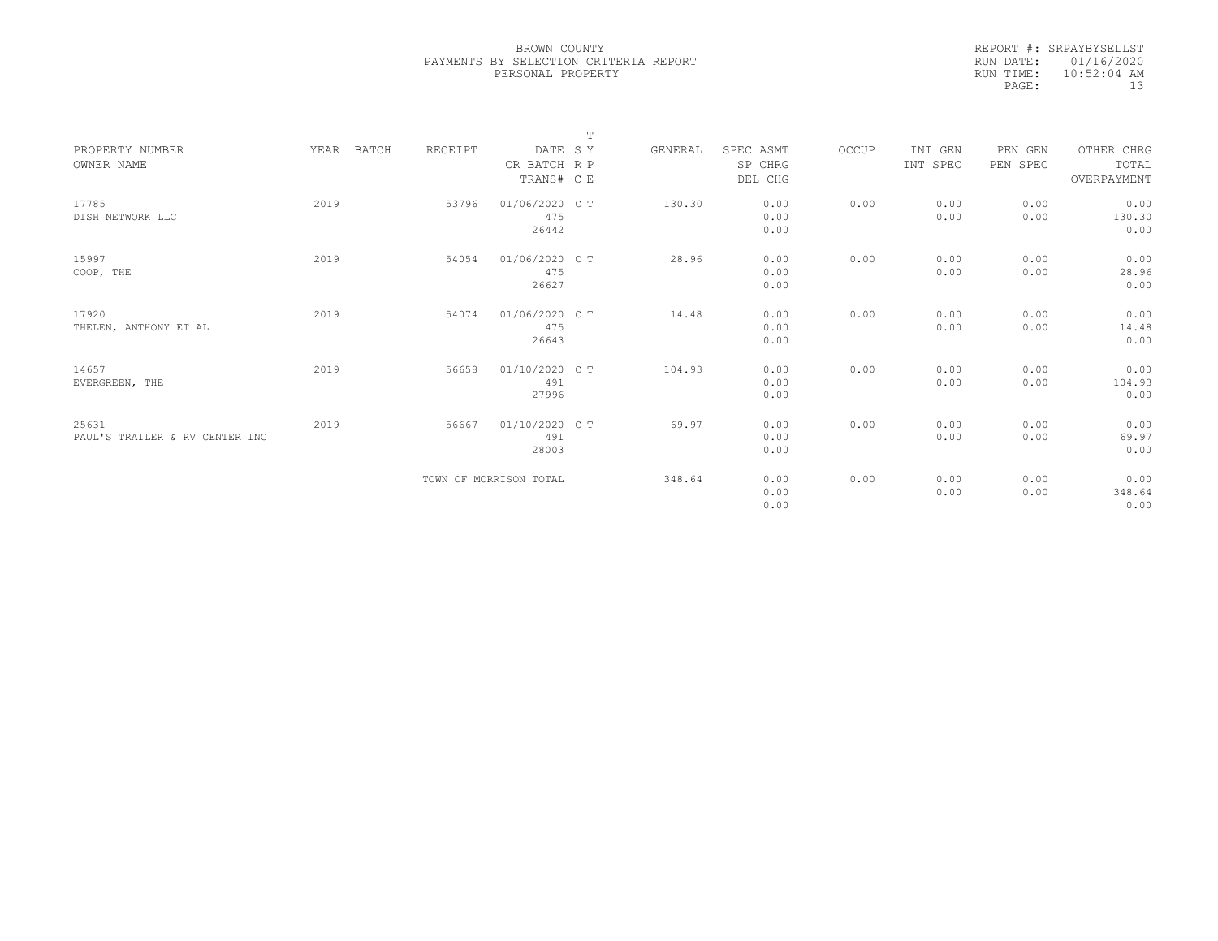BROWN COUNTY
PAYMENTS BY SELECTION CRITERIA REPORT
PERSONAL PROPERTY

REPORT #: SRPAYBYSELLST
RUN DATE: 01/16/2020
RUN TIME: 10:52:04 AM

| PROPERTY NUMBER / OWNER NAME | YEAR | BATCH | RECEIPT | DATE / CR BATCH / TRANS# | T SY / R P / C E | GENERAL | SPEC ASMT / SP CHRG / DEL CHG | OCCUP | INT GEN / INT SPEC | PEN GEN / PEN SPEC | OTHER CHRG / TOTAL / OVERPAYMENT |
|---|---|---|---|---|---|---|---|---|---|---|---|
| 17785 DISH NETWORK LLC | 2019 | | 53796 | 01/06/2020 475 26442 | C T | 130.30 | 0.00 0.00 0.00 | 0.00 | 0.00 0.00 | 0.00 0.00 | 0.00 130.30 0.00 |
| 15997 COOP, THE | 2019 | | 54054 | 01/06/2020 475 26627 | C T | 28.96 | 0.00 0.00 0.00 | 0.00 | 0.00 0.00 | 0.00 0.00 | 0.00 28.96 0.00 |
| 17920 THELEN, ANTHONY ET AL | 2019 | | 54074 | 01/06/2020 475 26643 | C T | 14.48 | 0.00 0.00 0.00 | 0.00 | 0.00 0.00 | 0.00 0.00 | 0.00 14.48 0.00 |
| 14657 EVERGREEN, THE | 2019 | | 56658 | 01/10/2020 491 27996 | C T | 104.93 | 0.00 0.00 0.00 | 0.00 | 0.00 0.00 | 0.00 0.00 | 0.00 104.93 0.00 |
| 25631 PAUL'S TRAILER & RV CENTER INC | 2019 | | 56667 | 01/10/2020 491 28003 | C T | 69.97 | 0.00 0.00 0.00 | 0.00 | 0.00 0.00 | 0.00 0.00 | 0.00 69.97 0.00 |
| | | | TOWN OF MORRISON TOTAL | | | 348.64 | 0.00 0.00 0.00 | 0.00 | 0.00 0.00 | 0.00 0.00 | 0.00 348.64 0.00 |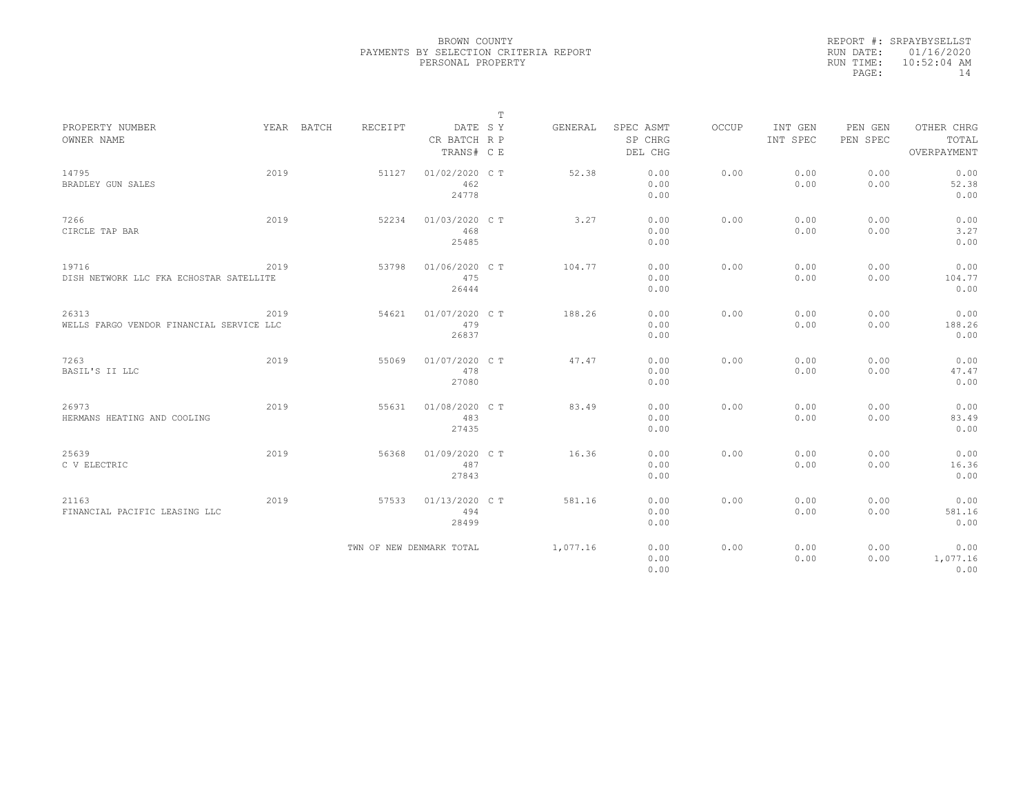BROWN COUNTY
PAYMENTS BY SELECTION CRITERIA REPORT
PERSONAL PROPERTY

REPORT #: SRPAYBYSELLST
RUN DATE: 01/16/2020
RUN TIME: 10:52:04 AM

| PROPERTY NUMBER / OWNER NAME | YEAR | BATCH | RECEIPT | DATE / CR BATCH / TRANS# | T SY RP CE | GENERAL | SPEC ASMT / SP CHRG / DEL CHG | OCCUP | INT GEN / INT SPEC | PEN GEN / PEN SPEC | OTHER CHRG / TOTAL / OVERPAYMENT |
|---|---|---|---|---|---|---|---|---|---|---|---|
| 14795 BRADLEY GUN SALES | 2019 | | 51127 | 01/02/2020 462 24778 | C T | 52.38 | 0.00 0.00 0.00 | 0.00 | 0.00 0.00 | 0.00 0.00 | 0.00 52.38 0.00 |
| 7266 CIRCLE TAP BAR | 2019 | | 52234 | 01/03/2020 468 25485 | C T | 3.27 | 0.00 0.00 0.00 | 0.00 | 0.00 0.00 | 0.00 0.00 | 0.00 3.27 0.00 |
| 19716 DISH NETWORK LLC FKA ECHOSTAR SATELLITE | 2019 | | 53798 | 01/06/2020 475 26444 | C T | 104.77 | 0.00 0.00 0.00 | 0.00 | 0.00 0.00 | 0.00 0.00 | 0.00 104.77 0.00 |
| 26313 WELLS FARGO VENDOR FINANCIAL SERVICE LLC | 2019 | | 54621 | 01/07/2020 479 26837 | C T | 188.26 | 0.00 0.00 0.00 | 0.00 | 0.00 0.00 | 0.00 0.00 | 0.00 188.26 0.00 |
| 7263 BASIL'S II LLC | 2019 | | 55069 | 01/07/2020 478 27080 | C T | 47.47 | 0.00 0.00 0.00 | 0.00 | 0.00 0.00 | 0.00 0.00 | 0.00 47.47 0.00 |
| 26973 HERMANS HEATING AND COOLING | 2019 | | 55631 | 01/08/2020 483 27435 | C T | 83.49 | 0.00 0.00 0.00 | 0.00 | 0.00 0.00 | 0.00 0.00 | 0.00 83.49 0.00 |
| 25639 C V ELECTRIC | 2019 | | 56368 | 01/09/2020 487 27843 | C T | 16.36 | 0.00 0.00 0.00 | 0.00 | 0.00 0.00 | 0.00 0.00 | 0.00 16.36 0.00 |
| 21163 FINANCIAL PACIFIC LEASING LLC | 2019 | | 57533 | 01/13/2020 494 28499 | C T | 581.16 | 0.00 0.00 0.00 | 0.00 | 0.00 0.00 | 0.00 0.00 | 0.00 581.16 0.00 |
| | | | TWN OF NEW DENMARK TOTAL | | | 1,077.16 | 0.00 0.00 0.00 | 0.00 | 0.00 0.00 | 0.00 0.00 | 0.00 1,077.16 0.00 |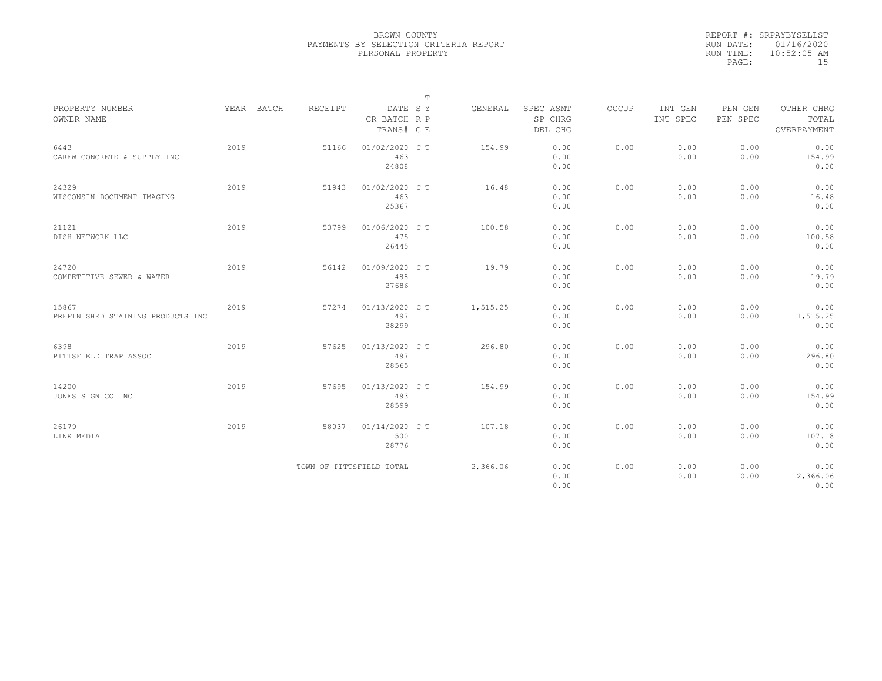BROWN COUNTY
PAYMENTS BY SELECTION CRITERIA REPORT
PERSONAL PROPERTY

REPORT #: SRPAYBYSELLST
RUN DATE: 01/16/2020
RUN TIME: 10:52:05 AM

| PROPERTY NUMBER<br>OWNER NAME | YEAR | BATCH | RECEIPT | DATE<br>CR BATCH<br>TRANS# | T S Y<br>R P<br>C E | GENERAL | SPEC ASMT<br>SP CHRG<br>DEL CHG | OCCUP | INT GEN<br>INT SPEC | PEN GEN<br>PEN SPEC | OTHER CHRG<br>TOTAL<br>OVERPAYMENT |
|---|---|---|---|---|---|---|---|---|---|---|---|
| 6443<br>CAREW CONCRETE & SUPPLY INC | 2019 | | 51166 | 01/02/2020<br>463<br>24808 | C T | 154.99 | 0.00<br>0.00<br>0.00 | 0.00 | 0.00<br>0.00 | 0.00<br>0.00 | 0.00<br>154.99<br>0.00 |
| 24329<br>WISCONSIN DOCUMENT IMAGING | 2019 | | 51943 | 01/02/2020<br>463<br>25367 | C T | 16.48 | 0.00<br>0.00<br>0.00 | 0.00 | 0.00<br>0.00 | 0.00<br>0.00 | 0.00<br>16.48<br>0.00 |
| 21121<br>DISH NETWORK LLC | 2019 | | 53799 | 01/06/2020<br>475<br>26445 | C T | 100.58 | 0.00<br>0.00<br>0.00 | 0.00 | 0.00<br>0.00 | 0.00<br>0.00 | 0.00<br>100.58<br>0.00 |
| 24720<br>COMPETITIVE SEWER & WATER | 2019 | | 56142 | 01/09/2020<br>488<br>27686 | C T | 19.79 | 0.00<br>0.00<br>0.00 | 0.00 | 0.00<br>0.00 | 0.00<br>0.00 | 0.00<br>19.79<br>0.00 |
| 15867<br>PREFINISHED STAINING PRODUCTS INC | 2019 | | 57274 | 01/13/2020<br>497<br>28299 | C T | 1,515.25 | 0.00<br>0.00<br>0.00 | 0.00 | 0.00<br>0.00 | 0.00<br>0.00 | 0.00<br>1,515.25<br>0.00 |
| 6398<br>PITTSFIELD TRAP ASSOC | 2019 | | 57625 | 01/13/2020<br>497<br>28565 | C T | 296.80 | 0.00<br>0.00<br>0.00 | 0.00 | 0.00<br>0.00 | 0.00<br>0.00 | 0.00<br>296.80<br>0.00 |
| 14200<br>JONES SIGN CO INC | 2019 | | 57695 | 01/13/2020<br>493<br>28599 | C T | 154.99 | 0.00<br>0.00<br>0.00 | 0.00 | 0.00<br>0.00 | 0.00<br>0.00 | 0.00<br>154.99<br>0.00 |
| 26179<br>LINK MEDIA | 2019 | | 58037 | 01/14/2020<br>500<br>28776 | C T | 107.18 | 0.00<br>0.00<br>0.00 | 0.00 | 0.00<br>0.00 | 0.00<br>0.00 | 0.00<br>107.18<br>0.00 |
| | | | TOWN OF PITTSFIELD TOTAL | | | 2,366.06 | 0.00<br>0.00<br>0.00 | 0.00 | 0.00<br>0.00 | 0.00<br>0.00 | 0.00<br>2,366.06<br>0.00 |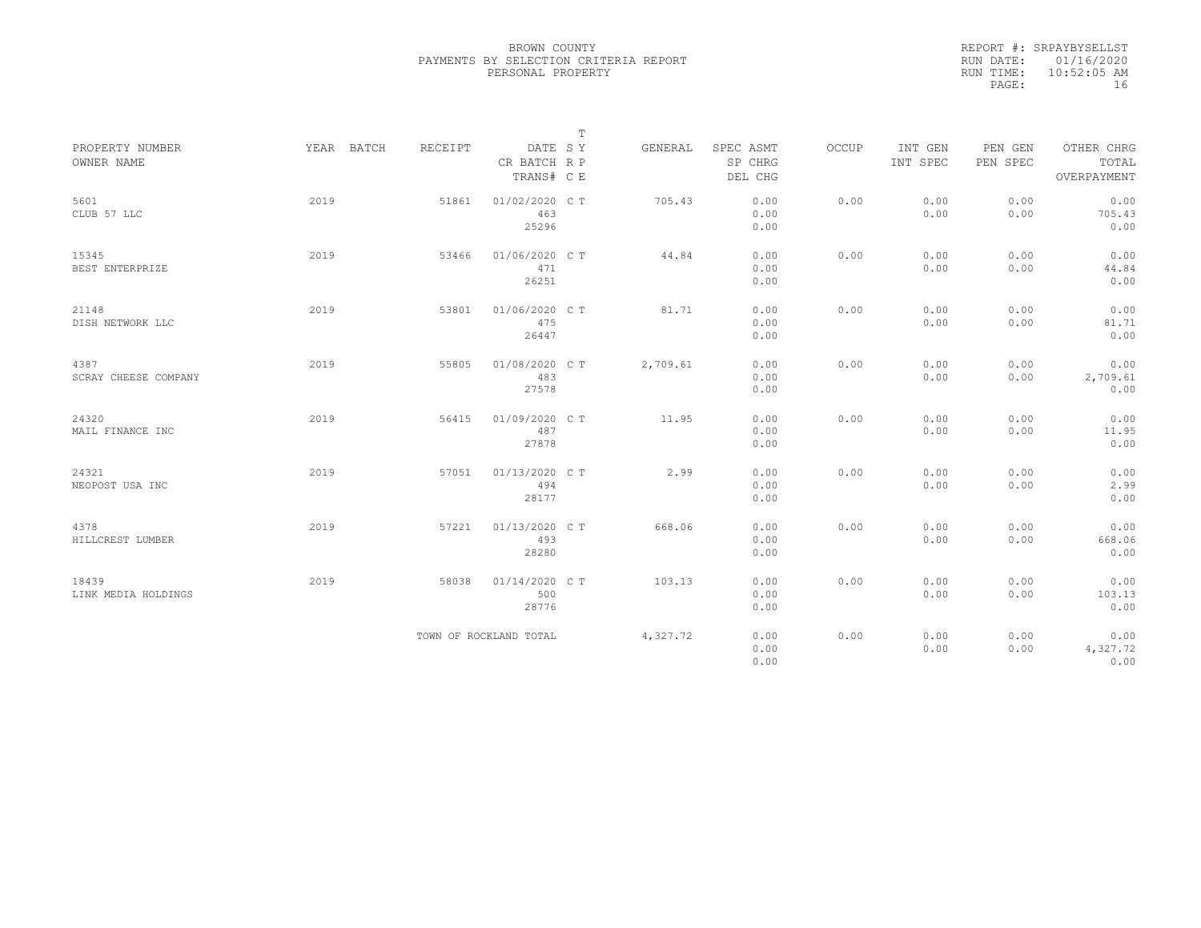BROWN COUNTY
PAYMENTS BY SELECTION CRITERIA REPORT
PERSONAL PROPERTY

REPORT #: SRPAYBYSELLST
RUN DATE: 01/16/2020
RUN TIME: 10:52:05 AM
PAGE: 16

| PROPERTY NUMBER<br>OWNER NAME | YEAR | BATCH | RECEIPT | DATE<br>CR BATCH<br>TRANS# | T<br>S Y<br>R P<br>C E | GENERAL | SPEC ASMT<br>SP CHRG<br>DEL CHG | OCCUP | INT GEN<br>INT SPEC | PEN GEN<br>PEN SPEC | OTHER CHRG<br>TOTAL<br>OVERPAYMENT |
|---|---|---|---|---|---|---|---|---|---|---|---|
| 5601<br>CLUB 57 LLC | 2019 | | 51861 | 01/02/2020<br>463<br>25296 | C T | 705.43 | 0.00<br>0.00<br>0.00 | 0.00 | 0.00<br>0.00 | 0.00<br>0.00 | 0.00<br>705.43<br>0.00 |
| 15345<br>BEST ENTERPRIZE | 2019 | | 53466 | 01/06/2020<br>471<br>26251 | C T | 44.84 | 0.00<br>0.00<br>0.00 | 0.00 | 0.00<br>0.00 | 0.00<br>0.00 | 0.00<br>44.84<br>0.00 |
| 21148<br>DISH NETWORK LLC | 2019 | | 53801 | 01/06/2020<br>475<br>26447 | C T | 81.71 | 0.00<br>0.00<br>0.00 | 0.00 | 0.00<br>0.00 | 0.00<br>0.00 | 0.00<br>81.71<br>0.00 |
| 4387<br>SCRAY CHEESE COMPANY | 2019 | | 55805 | 01/08/2020<br>483<br>27578 | C T | 2,709.61 | 0.00<br>0.00<br>0.00 | 0.00 | 0.00<br>0.00 | 0.00<br>0.00 | 0.00<br>2,709.61<br>0.00 |
| 24320<br>MAIL FINANCE INC | 2019 | | 56415 | 01/09/2020<br>487<br>27878 | C T | 11.95 | 0.00<br>0.00<br>0.00 | 0.00 | 0.00<br>0.00 | 0.00<br>0.00 | 0.00<br>11.95<br>0.00 |
| 24321<br>NEOPOST USA INC | 2019 | | 57051 | 01/13/2020<br>494<br>28177 | C T | 2.99 | 0.00<br>0.00<br>0.00 | 0.00 | 0.00<br>0.00 | 0.00<br>0.00 | 0.00<br>2.99<br>0.00 |
| 4378<br>HILLCREST LUMBER | 2019 | | 57221 | 01/13/2020<br>493<br>28280 | C T | 668.06 | 0.00<br>0.00<br>0.00 | 0.00 | 0.00<br>0.00 | 0.00<br>0.00 | 0.00<br>668.06<br>0.00 |
| 18439<br>LINK MEDIA HOLDINGS | 2019 | | 58038 | 01/14/2020<br>500<br>28776 | C T | 103.13 | 0.00<br>0.00<br>0.00 | 0.00 | 0.00<br>0.00 | 0.00<br>0.00 | 0.00<br>103.13<br>0.00 |
| | | | TOWN OF ROCKLAND TOTAL | | | 4,327.72 | 0.00<br>0.00<br>0.00 | 0.00 | 0.00<br>0.00 | 0.00<br>0.00 | 0.00<br>4,327.72<br>0.00 |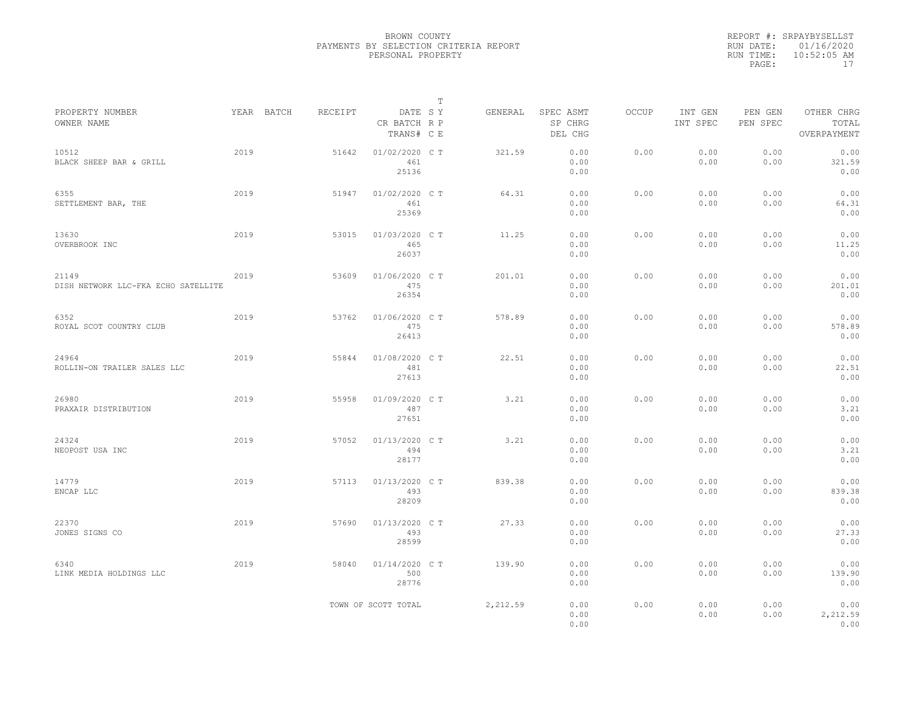BROWN COUNTY
PAYMENTS BY SELECTION CRITERIA REPORT
PERSONAL PROPERTY

REPORT #: SRPAYBYSELLST
RUN DATE: 01/16/2020
RUN TIME: 10:52:05 AM
PAGE: 17

| PROPERTY NUMBER<br>OWNER NAME | YEAR | BATCH | RECEIPT | DATE<br>CR BATCH<br>TRANS# | T<br>S Y<br>R P<br>C E | GENERAL | SPEC ASMT<br>SP CHRG<br>DEL CHG | OCCUP | INT GEN<br>INT SPEC | PEN GEN<br>PEN SPEC | OTHER CHRG<br>TOTAL<br>OVERPAYMENT |
|---|---|---|---|---|---|---|---|---|---|---|---|
| 10512<br>BLACK SHEEP BAR & GRILL | 2019 | | 51642 | 01/02/2020<br>461<br>25136 | C T | 321.59 | 0.00<br>0.00<br>0.00 | 0.00 | 0.00<br>0.00 | 0.00<br>0.00 | 0.00<br>321.59<br>0.00 |
| 6355<br>SETTLEMENT BAR, THE | 2019 | | 51947 | 01/02/2020<br>461<br>25369 | C T | 64.31 | 0.00<br>0.00<br>0.00 | 0.00 | 0.00<br>0.00 | 0.00<br>0.00 | 0.00<br>64.31<br>0.00 |
| 13630<br>OVERBROOK INC | 2019 | | 53015 | 01/03/2020<br>465<br>26037 | C T | 11.25 | 0.00<br>0.00<br>0.00 | 0.00 | 0.00<br>0.00 | 0.00<br>0.00 | 0.00<br>11.25<br>0.00 |
| 21149<br>DISH NETWORK LLC-FKA ECHO SATELLITE | 2019 | | 53609 | 01/06/2020<br>475<br>26354 | C T | 201.01 | 0.00<br>0.00<br>0.00 | 0.00 | 0.00<br>0.00 | 0.00<br>0.00 | 0.00<br>201.01<br>0.00 |
| 6352<br>ROYAL SCOT COUNTRY CLUB | 2019 | | 53762 | 01/06/2020<br>475<br>26413 | C T | 578.89 | 0.00<br>0.00<br>0.00 | 0.00 | 0.00<br>0.00 | 0.00<br>0.00 | 0.00<br>578.89<br>0.00 |
| 24964<br>ROLLIN-ON TRAILER SALES LLC | 2019 | | 55844 | 01/08/2020<br>481<br>27613 | C T | 22.51 | 0.00<br>0.00<br>0.00 | 0.00 | 0.00<br>0.00 | 0.00<br>0.00 | 0.00<br>22.51<br>0.00 |
| 26980<br>PRAXAIR DISTRIBUTION | 2019 | | 55958 | 01/09/2020<br>487<br>27651 | C T | 3.21 | 0.00<br>0.00<br>0.00 | 0.00 | 0.00<br>0.00 | 0.00<br>0.00 | 0.00<br>3.21<br>0.00 |
| 24324<br>NEOPOST USA INC | 2019 | | 57052 | 01/13/2020<br>494<br>28177 | C T | 3.21 | 0.00<br>0.00<br>0.00 | 0.00 | 0.00<br>0.00 | 0.00<br>0.00 | 0.00<br>3.21<br>0.00 |
| 14779<br>ENCAP LLC | 2019 | | 57113 | 01/13/2020<br>493<br>28209 | C T | 839.38 | 0.00<br>0.00<br>0.00 | 0.00 | 0.00<br>0.00 | 0.00<br>0.00 | 0.00<br>839.38<br>0.00 |
| 22370<br>JONES SIGNS CO | 2019 | | 57690 | 01/13/2020<br>493<br>28599 | C T | 27.33 | 0.00<br>0.00<br>0.00 | 0.00 | 0.00<br>0.00 | 0.00<br>0.00 | 0.00<br>27.33<br>0.00 |
| 6340<br>LINK MEDIA HOLDINGS LLC | 2019 | | 58040 | 01/14/2020<br>500<br>28776 | C T | 139.90 | 0.00<br>0.00<br>0.00 | 0.00 | 0.00<br>0.00 | 0.00<br>0.00 | 0.00<br>139.90<br>0.00 |
| | | | TOWN OF SCOTT TOTAL | | | 2,212.59 | 0.00<br>0.00<br>0.00 | 0.00 | 0.00<br>0.00 | 0.00<br>0.00 | 0.00<br>2,212.59<br>0.00 |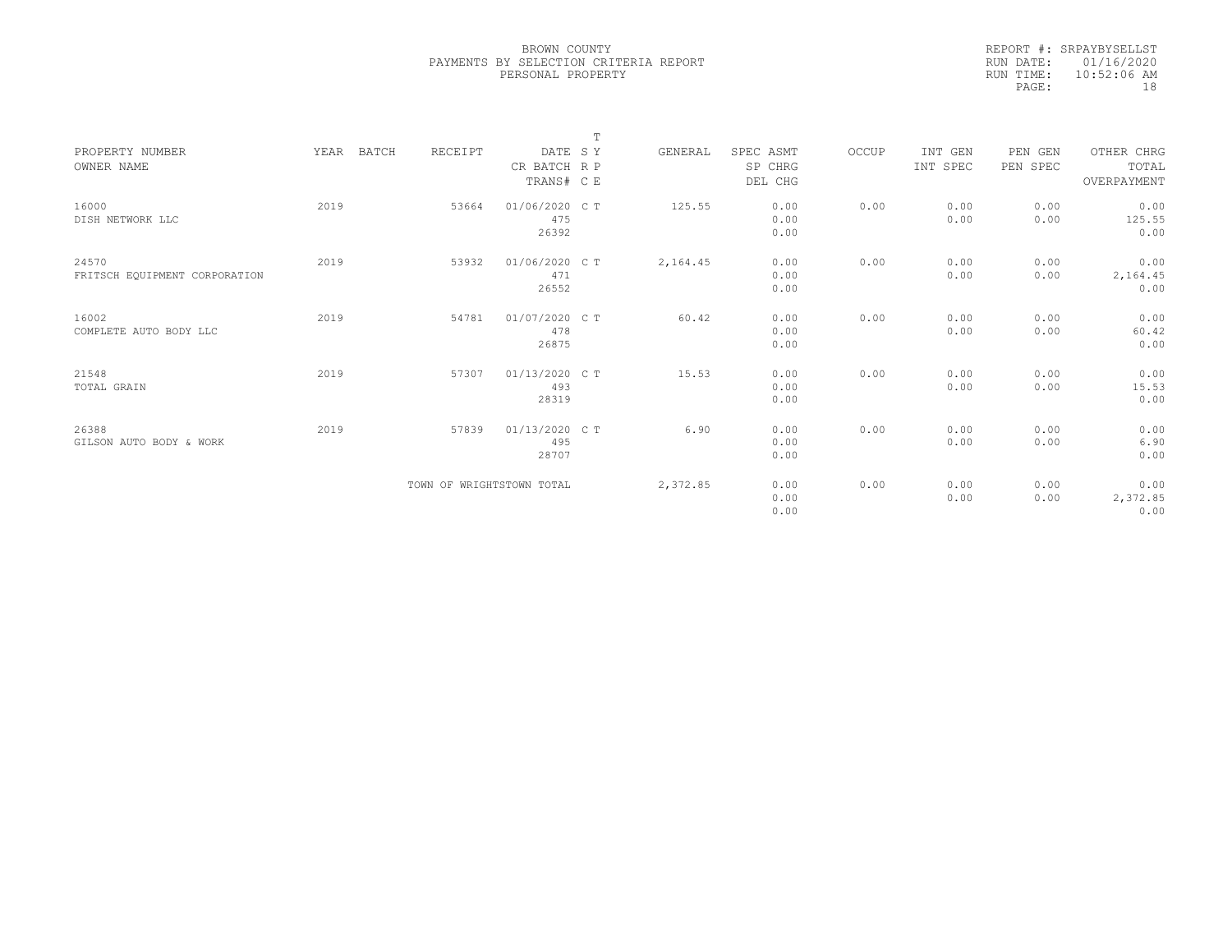BROWN COUNTY
PAYMENTS BY SELECTION CRITERIA REPORT
PERSONAL PROPERTY

REPORT #: SRPAYBYSELLST
RUN DATE: 01/16/2020
RUN TIME: 10:52:06 AM

| PROPERTY NUMBER<br>OWNER NAME | YEAR | BATCH | RECEIPT | DATE<br>CR BATCH<br>TRANS# | T<br>S Y<br>R P<br>C E | GENERAL | SPEC ASMT<br>SP CHRG<br>DEL CHG | OCCUP | INT GEN<br>INT SPEC | PEN GEN<br>PEN SPEC | OTHER CHRG<br>TOTAL<br>OVERPAYMENT |
|---|---|---|---|---|---|---|---|---|---|---|---|
| 16000<br>DISH NETWORK LLC | 2019 | | 53664 | 01/06/2020<br>475<br>26392 | C T | 125.55 | 0.00<br>0.00<br>0.00 | 0.00 | 0.00<br>0.00 | 0.00<br>0.00 | 0.00<br>125.55<br>0.00 |
| 24570<br>FRITSCH EQUIPMENT CORPORATION | 2019 | | 53932 | 01/06/2020<br>471<br>26552 | C T | 2,164.45 | 0.00<br>0.00<br>0.00 | 0.00 | 0.00<br>0.00 | 0.00<br>0.00 | 0.00<br>2,164.45<br>0.00 |
| 16002<br>COMPLETE AUTO BODY LLC | 2019 | | 54781 | 01/07/2020<br>478<br>26875 | C T | 60.42 | 0.00<br>0.00<br>0.00 | 0.00 | 0.00<br>0.00 | 0.00<br>0.00 | 0.00<br>60.42<br>0.00 |
| 21548<br>TOTAL GRAIN | 2019 | | 57307 | 01/13/2020<br>493<br>28319 | C T | 15.53 | 0.00<br>0.00<br>0.00 | 0.00 | 0.00<br>0.00 | 0.00<br>0.00 | 0.00<br>15.53<br>0.00 |
| 26388<br>GILSON AUTO BODY & WORK | 2019 | | 57839 | 01/13/2020<br>495<br>28707 | C T | 6.90 | 0.00<br>0.00<br>0.00 | 0.00 | 0.00<br>0.00 | 0.00<br>0.00 | 0.00<br>6.90<br>0.00 |
| | | | TOWN OF WRIGHTSTOWN TOTAL | | | 2,372.85 | 0.00<br>0.00<br>0.00 | 0.00 | 0.00<br>0.00 | 0.00<br>0.00 | 0.00<br>2,372.85<br>0.00 |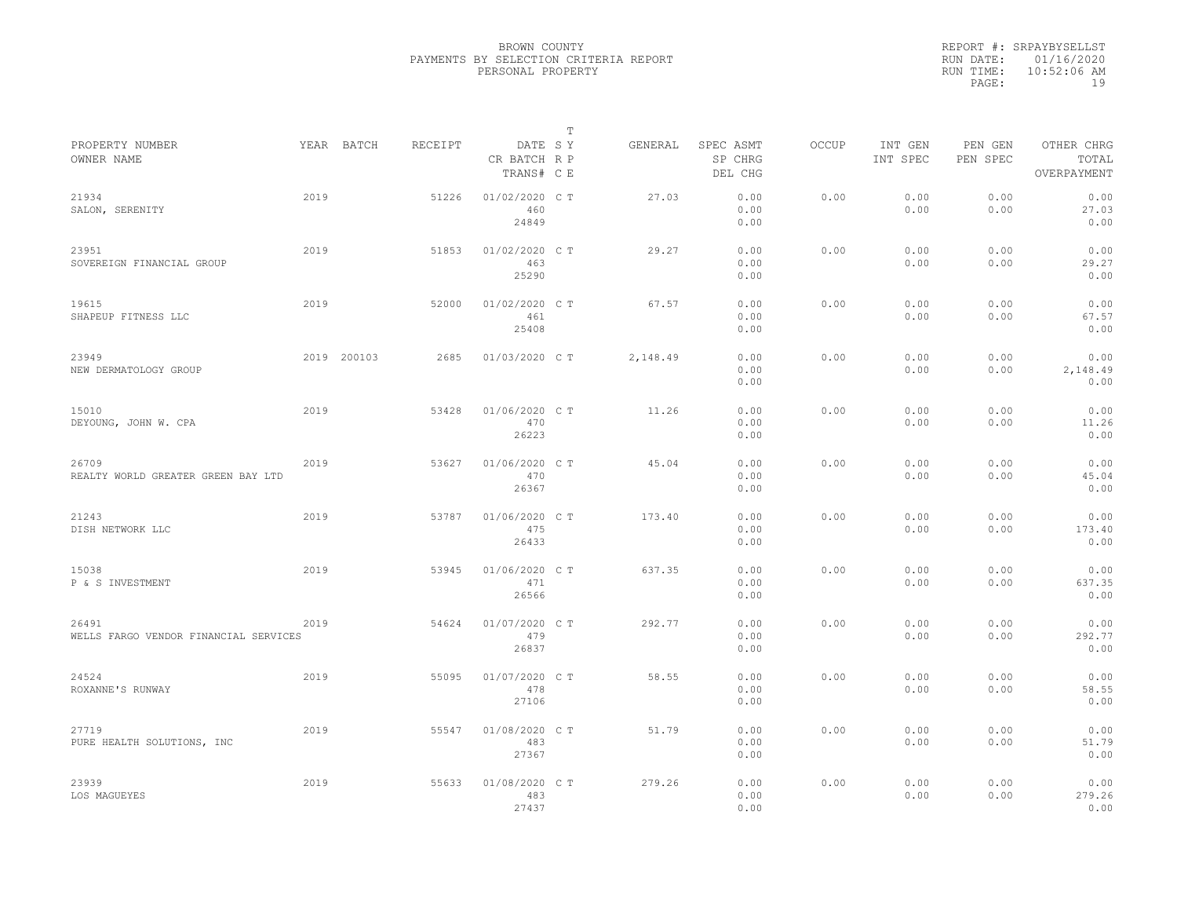BROWN COUNTY
PAYMENTS BY SELECTION CRITERIA REPORT
PERSONAL PROPERTY

REPORT #: SRPAYBYSELLST
RUN DATE: 01/16/2020
RUN TIME: 10:52:06 AM

| PROPERTY NUMBER / OWNER NAME | YEAR | BATCH | RECEIPT | DATE / CR BATCH / TRANS# | T S Y R P C E | GENERAL | SPEC ASMT / SP CHRG / DEL CHG | OCCUP | INT GEN / INT SPEC | PEN GEN / PEN SPEC | OTHER CHRG / TOTAL / OVERPAYMENT |
|---|---|---|---|---|---|---|---|---|---|---|---|
| 21934 / SALON, SERENITY | 2019 | | 51226 | 01/02/2020 / 460 / 24849 | C T | 27.03 | 0.00 / 0.00 / 0.00 | 0.00 | 0.00 / 0.00 | 0.00 / 0.00 | 0.00 / 27.03 / 0.00 |
| 23951 / SOVEREIGN FINANCIAL GROUP | 2019 | | 51853 | 01/02/2020 / 463 / 25290 | C T | 29.27 | 0.00 / 0.00 / 0.00 | 0.00 | 0.00 / 0.00 | 0.00 / 0.00 | 0.00 / 29.27 / 0.00 |
| 19615 / SHAPEUP FITNESS LLC | 2019 | | 52000 | 01/02/2020 / 461 / 25408 | C T | 67.57 | 0.00 / 0.00 / 0.00 | 0.00 | 0.00 / 0.00 | 0.00 / 0.00 | 0.00 / 67.57 / 0.00 |
| 23949 / NEW DERMATOLOGY GROUP | 2019 | 200103 | 2685 | 01/03/2020 | C T | 2,148.49 | 0.00 / 0.00 / 0.00 | 0.00 | 0.00 / 0.00 | 0.00 / 0.00 | 0.00 / 2,148.49 / 0.00 |
| 15010 / DEYOUNG, JOHN W. CPA | 2019 | | 53428 | 01/06/2020 / 470 / 26223 | C T | 11.26 | 0.00 / 0.00 / 0.00 | 0.00 | 0.00 / 0.00 | 0.00 / 0.00 | 0.00 / 11.26 / 0.00 |
| 26709 / REALTY WORLD GREATER GREEN BAY LTD | 2019 | | 53627 | 01/06/2020 / 470 / 26367 | C T | 45.04 | 0.00 / 0.00 / 0.00 | 0.00 | 0.00 / 0.00 | 0.00 / 0.00 | 0.00 / 45.04 / 0.00 |
| 21243 / DISH NETWORK LLC | 2019 | | 53787 | 01/06/2020 / 475 / 26433 | C T | 173.40 | 0.00 / 0.00 / 0.00 | 0.00 | 0.00 / 0.00 | 0.00 / 0.00 | 0.00 / 173.40 / 0.00 |
| 15038 / P & S INVESTMENT | 2019 | | 53945 | 01/06/2020 / 471 / 26566 | C T | 637.35 | 0.00 / 0.00 / 0.00 | 0.00 | 0.00 / 0.00 | 0.00 / 0.00 | 0.00 / 637.35 / 0.00 |
| 26491 / WELLS FARGO VENDOR FINANCIAL SERVICES | 2019 | | 54624 | 01/07/2020 / 479 / 26837 | C T | 292.77 | 0.00 / 0.00 / 0.00 | 0.00 | 0.00 / 0.00 | 0.00 / 0.00 | 0.00 / 292.77 / 0.00 |
| 24524 / ROXANNE'S RUNWAY | 2019 | | 55095 | 01/07/2020 / 478 / 27106 | C T | 58.55 | 0.00 / 0.00 / 0.00 | 0.00 | 0.00 / 0.00 | 0.00 / 0.00 | 0.00 / 58.55 / 0.00 |
| 27719 / PURE HEALTH SOLUTIONS, INC | 2019 | | 55547 | 01/08/2020 / 483 / 27367 | C T | 51.79 | 0.00 / 0.00 / 0.00 | 0.00 | 0.00 / 0.00 | 0.00 / 0.00 | 0.00 / 51.79 / 0.00 |
| 23939 / LOS MAGUEYES | 2019 | | 55633 | 01/08/2020 / 483 / 27437 | C T | 279.26 | 0.00 / 0.00 / 0.00 | 0.00 | 0.00 / 0.00 | 0.00 / 0.00 | 0.00 / 279.26 / 0.00 |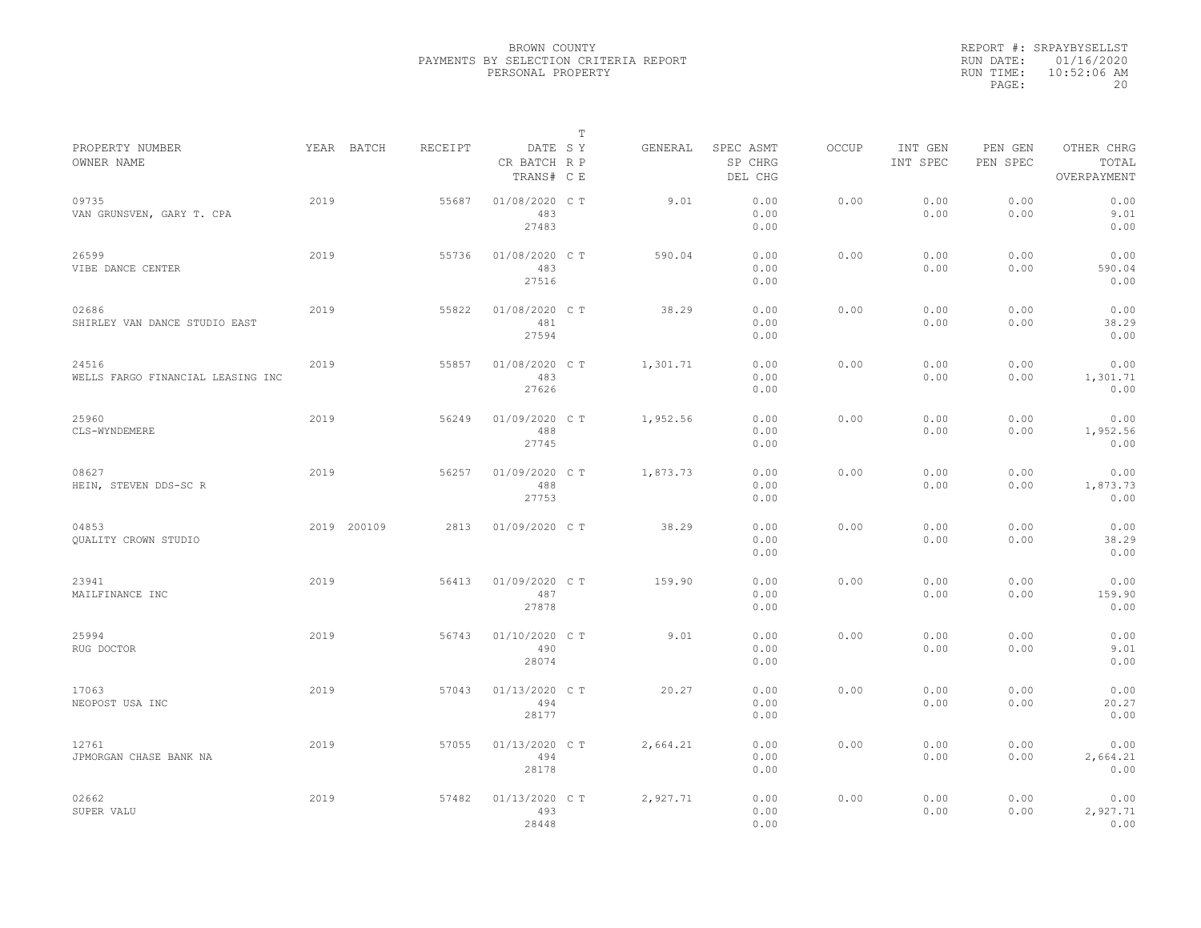BROWN COUNTY
PAYMENTS BY SELECTION CRITERIA REPORT
PERSONAL PROPERTY

REPORT #: SRPAYBYSELLST
RUN DATE: 01/16/2020
RUN TIME: 10:52:06 AM

| PROPERTY NUMBER<br>OWNER NAME | YEAR | BATCH | RECEIPT | DATE<br>CR BATCH<br>TRANS# | T S Y R P C E | GENERAL | SPEC ASMT<br>SP CHRG<br>DEL CHG | OCCUP | INT GEN<br>INT SPEC | PEN GEN<br>PEN SPEC | OTHER CHRG<br>TOTAL<br>OVERPAYMENT |
|---|---|---|---|---|---|---|---|---|---|---|---|
| 09735<br>VAN GRUNSVEN, GARY T. CPA | 2019 | | 55687 | 01/08/2020<br>483<br>27483 | C T | 9.01 | 0.00<br>0.00<br>0.00 | 0.00 | 0.00<br>0.00 | 0.00<br>0.00 | 0.00<br>9.01<br>0.00 |
| 26599<br>VIBE DANCE CENTER | 2019 | | 55736 | 01/08/2020<br>483<br>27516 | C T | 590.04 | 0.00<br>0.00<br>0.00 | 0.00 | 0.00<br>0.00 | 0.00<br>0.00 | 0.00<br>590.04<br>0.00 |
| 02686<br>SHIRLEY VAN DANCE STUDIO EAST | 2019 | | 55822 | 01/08/2020<br>481<br>27594 | C T | 38.29 | 0.00<br>0.00<br>0.00 | 0.00 | 0.00<br>0.00 | 0.00<br>0.00 | 0.00<br>38.29<br>0.00 |
| 24516<br>WELLS FARGO FINANCIAL LEASING INC | 2019 | | 55857 | 01/08/2020<br>483<br>27626 | C T | 1,301.71 | 0.00<br>0.00<br>0.00 | 0.00 | 0.00<br>0.00 | 0.00<br>0.00 | 0.00<br>1,301.71<br>0.00 |
| 25960<br>CLS-WYNDEMERE | 2019 | | 56249 | 01/09/2020<br>488<br>27745 | C T | 1,952.56 | 0.00<br>0.00<br>0.00 | 0.00 | 0.00<br>0.00 | 0.00<br>0.00 | 0.00<br>1,952.56<br>0.00 |
| 08627<br>HEIN, STEVEN DDS-SC R | 2019 | | 56257 | 01/09/2020<br>488<br>27753 | C T | 1,873.73 | 0.00<br>0.00<br>0.00 | 0.00 | 0.00<br>0.00 | 0.00<br>0.00 | 0.00<br>1,873.73<br>0.00 |
| 04853<br>QUALITY CROWN STUDIO | 2019 | 200109 | 2813 | 01/09/2020 | C T | 38.29 | 0.00<br>0.00<br>0.00 | 0.00 | 0.00<br>0.00 | 0.00<br>0.00 | 0.00<br>38.29<br>0.00 |
| 23941<br>MAILFINANCE INC | 2019 | | 56413 | 01/09/2020<br>487<br>27878 | C T | 159.90 | 0.00<br>0.00<br>0.00 | 0.00 | 0.00<br>0.00 | 0.00<br>0.00 | 0.00<br>159.90<br>0.00 |
| 25994<br>RUG DOCTOR | 2019 | | 56743 | 01/10/2020<br>490<br>28074 | C T | 9.01 | 0.00<br>0.00<br>0.00 | 0.00 | 0.00<br>0.00 | 0.00<br>0.00 | 0.00<br>9.01<br>0.00 |
| 17063<br>NEOPOST USA INC | 2019 | | 57043 | 01/13/2020<br>494<br>28177 | C T | 20.27 | 0.00<br>0.00<br>0.00 | 0.00 | 0.00<br>0.00 | 0.00<br>0.00 | 0.00<br>20.27<br>0.00 |
| 12761<br>JPMORGAN CHASE BANK NA | 2019 | | 57055 | 01/13/2020<br>494<br>28178 | C T | 2,664.21 | 0.00<br>0.00<br>0.00 | 0.00 | 0.00<br>0.00 | 0.00<br>0.00 | 0.00<br>2,664.21<br>0.00 |
| 02662<br>SUPER VALU | 2019 | | 57482 | 01/13/2020<br>493<br>28448 | C T | 2,927.71 | 0.00<br>0.00<br>0.00 | 0.00 | 0.00<br>0.00 | 0.00<br>0.00 | 0.00<br>2,927.71<br>0.00 |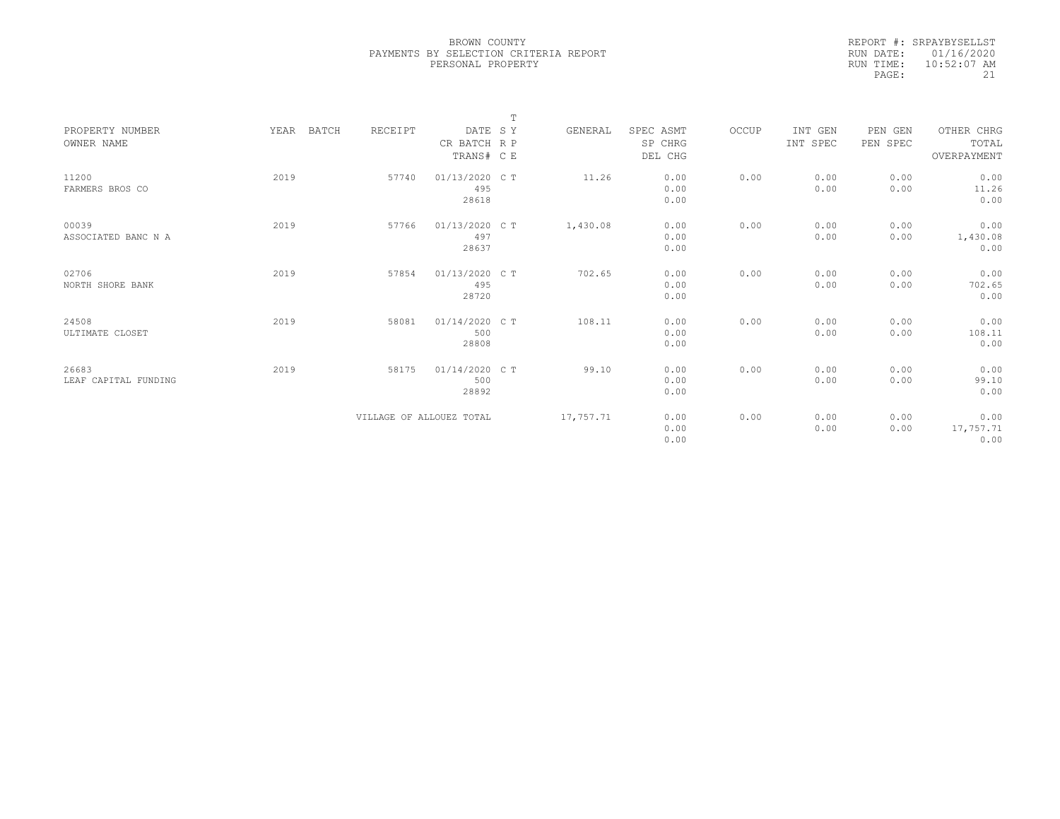BROWN COUNTY
PAYMENTS BY SELECTION CRITERIA REPORT
PERSONAL PROPERTY

REPORT #: SRPAYBYSELLST
RUN DATE: 01/16/2020
RUN TIME: 10:52:07 AM

| PROPERTY NUMBER<br>OWNER NAME | YEAR | BATCH | RECEIPT | DATE<br>CR BATCH<br>TRANS# | T S Y R P C E | GENERAL | SPEC ASMT<br>SP CHRG<br>DEL CHG | OCCUP | INT GEN<br>INT SPEC | PEN GEN<br>PEN SPEC | OTHER CHRG<br>TOTAL<br>OVERPAYMENT |
|---|---|---|---|---|---|---|---|---|---|---|---|
| 11200<br>FARMERS BROS CO | 2019 | | 57740 | 01/13/2020<br>495<br>28618 | C T | 11.26 | 0.00<br>0.00<br>0.00 | 0.00 | 0.00<br>0.00 | 0.00<br>0.00 | 0.00<br>11.26<br>0.00 |
| 00039<br>ASSOCIATED BANC N A | 2019 | | 57766 | 01/13/2020<br>497<br>28637 | C T | 1,430.08 | 0.00<br>0.00<br>0.00 | 0.00 | 0.00<br>0.00 | 0.00<br>0.00 | 0.00<br>1,430.08<br>0.00 |
| 02706<br>NORTH SHORE BANK | 2019 | | 57854 | 01/13/2020<br>495<br>28720 | C T | 702.65 | 0.00<br>0.00<br>0.00 | 0.00 | 0.00<br>0.00 | 0.00<br>0.00 | 0.00<br>702.65<br>0.00 |
| 24508<br>ULTIMATE CLOSET | 2019 | | 58081 | 01/14/2020<br>500<br>28808 | C T | 108.11 | 0.00<br>0.00<br>0.00 | 0.00 | 0.00<br>0.00 | 0.00<br>0.00 | 0.00<br>108.11<br>0.00 |
| 26683<br>LEAF CAPITAL FUNDING | 2019 | | 58175 | 01/14/2020<br>500<br>28892 | C T | 99.10 | 0.00<br>0.00<br>0.00 | 0.00 | 0.00<br>0.00 | 0.00<br>0.00 | 0.00<br>99.10<br>0.00 |
| | | | VILLAGE OF ALLOUEZ TOTAL | | | 17,757.71 | 0.00<br>0.00<br>0.00 | 0.00 | 0.00<br>0.00 | 0.00<br>0.00 | 0.00<br>17,757.71<br>0.00 |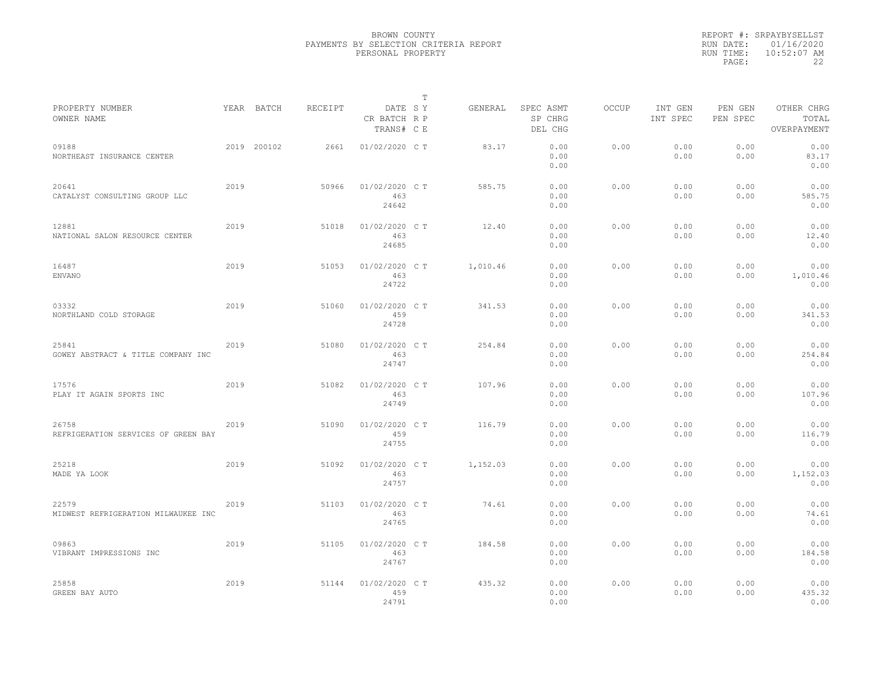BROWN COUNTY
PAYMENTS BY SELECTION CRITERIA REPORT
PERSONAL PROPERTY

REPORT #: SRPAYBYSELLST
RUN DATE: 01/16/2020
RUN TIME: 10:52:07 AM

| PROPERTY NUMBER<br>OWNER NAME | YEAR | BATCH | RECEIPT | DATE<br>CR BATCH<br>TRANS# | T S Y R P C E | GENERAL | SPEC ASMT<br>SP CHRG<br>DEL CHG | OCCUP | INT GEN<br>INT SPEC | PEN GEN<br>PEN SPEC | OTHER CHRG<br>TOTAL<br>OVERPAYMENT |
|---|---|---|---|---|---|---|---|---|---|---|---|
| 09188<br>NORTHEAST INSURANCE CENTER | 2019 | 200102 | 2661 | 01/02/2020 | C T | 83.17 | 0.00<br>0.00<br>0.00 | 0.00 | 0.00<br>0.00 | 0.00<br>0.00 | 0.00<br>83.17<br>0.00 |
| 20641<br>CATALYST CONSULTING GROUP LLC | 2019 | | 50966 | 01/02/2020<br>463<br>24642 | C T | 585.75 | 0.00<br>0.00<br>0.00 | 0.00 | 0.00<br>0.00 | 0.00<br>0.00 | 0.00<br>585.75<br>0.00 |
| 12881<br>NATIONAL SALON RESOURCE CENTER | 2019 | | 51018 | 01/02/2020<br>463<br>24685 | C T | 12.40 | 0.00<br>0.00<br>0.00 | 0.00 | 0.00<br>0.00 | 0.00<br>0.00 | 0.00<br>12.40<br>0.00 |
| 16487<br>ENVANO | 2019 | | 51053 | 01/02/2020<br>463<br>24722 | C T | 1,010.46 | 0.00<br>0.00<br>0.00 | 0.00 | 0.00<br>0.00 | 0.00<br>0.00 | 0.00<br>1,010.46<br>0.00 |
| 03332<br>NORTHLAND COLD STORAGE | 2019 | | 51060 | 01/02/2020<br>459<br>24728 | C T | 341.53 | 0.00<br>0.00<br>0.00 | 0.00 | 0.00<br>0.00 | 0.00<br>0.00 | 0.00<br>341.53<br>0.00 |
| 25841<br>GOWEY ABSTRACT & TITLE COMPANY INC | 2019 | | 51080 | 01/02/2020<br>463<br>24747 | C T | 254.84 | 0.00<br>0.00<br>0.00 | 0.00 | 0.00<br>0.00 | 0.00<br>0.00 | 0.00<br>254.84<br>0.00 |
| 17576<br>PLAY IT AGAIN SPORTS INC | 2019 | | 51082 | 01/02/2020<br>463<br>24749 | C T | 107.96 | 0.00<br>0.00<br>0.00 | 0.00 | 0.00<br>0.00 | 0.00<br>0.00 | 0.00<br>107.96<br>0.00 |
| 26758<br>REFRIGERATION SERVICES OF GREEN BAY | 2019 | | 51090 | 01/02/2020<br>459<br>24755 | C T | 116.79 | 0.00<br>0.00<br>0.00 | 0.00 | 0.00<br>0.00 | 0.00<br>0.00 | 0.00<br>116.79<br>0.00 |
| 25218<br>MADE YA LOOK | 2019 | | 51092 | 01/02/2020<br>463<br>24757 | C T | 1,152.03 | 0.00<br>0.00<br>0.00 | 0.00 | 0.00<br>0.00 | 0.00<br>0.00 | 0.00<br>1,152.03<br>0.00 |
| 22579<br>MIDWEST REFRIGERATION MILWAUKEE INC | 2019 | | 51103 | 01/02/2020<br>463<br>24765 | C T | 74.61 | 0.00<br>0.00<br>0.00 | 0.00 | 0.00<br>0.00 | 0.00<br>0.00 | 0.00<br>74.61<br>0.00 |
| 09863<br>VIBRANT IMPRESSIONS INC | 2019 | | 51105 | 01/02/2020<br>463<br>24767 | C T | 184.58 | 0.00<br>0.00<br>0.00 | 0.00 | 0.00<br>0.00 | 0.00<br>0.00 | 0.00<br>184.58<br>0.00 |
| 25858<br>GREEN BAY AUTO | 2019 | | 51144 | 01/02/2020<br>459<br>24791 | C T | 435.32 | 0.00<br>0.00<br>0.00 | 0.00 | 0.00<br>0.00 | 0.00<br>0.00 | 0.00<br>435.32<br>0.00 |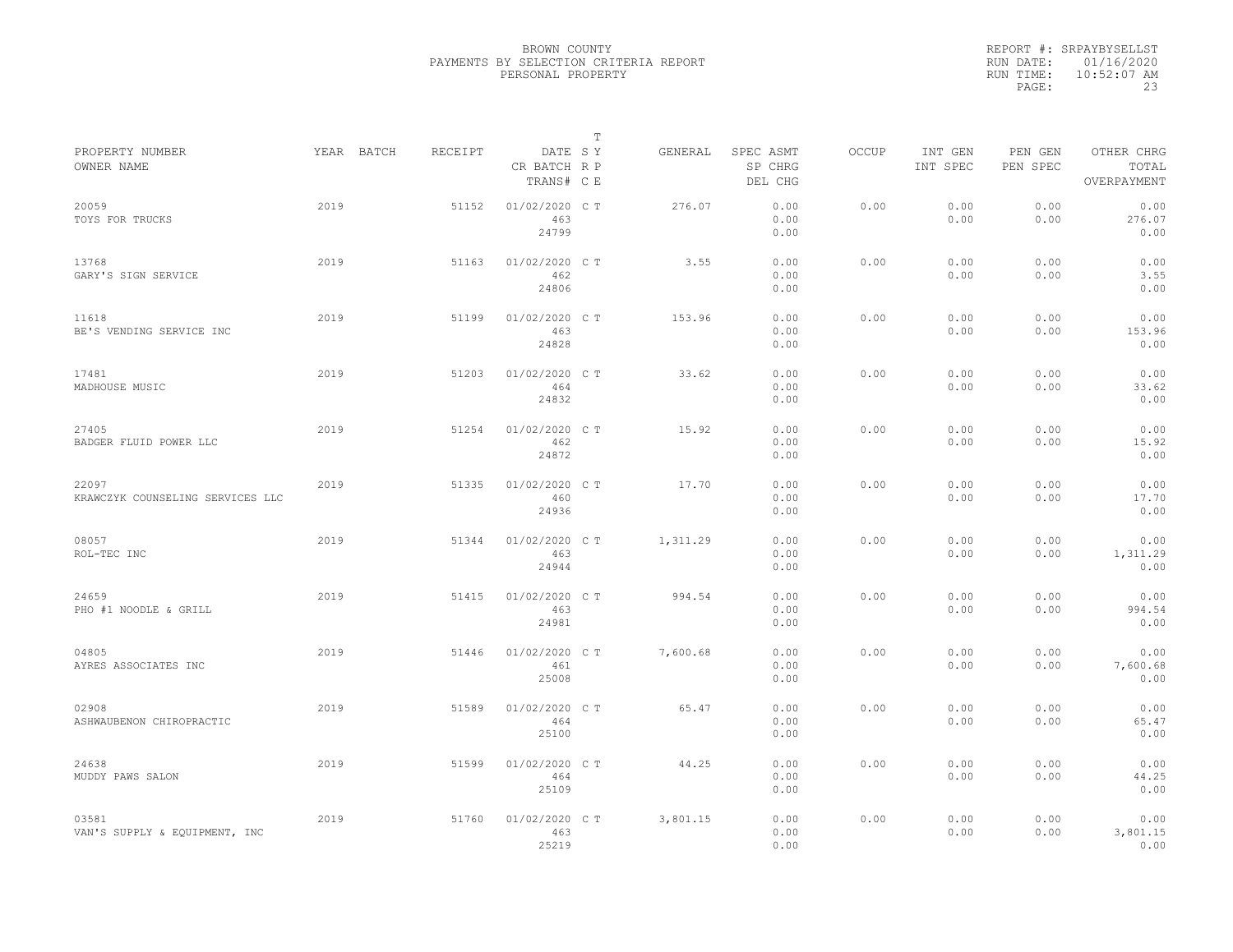BROWN COUNTY
PAYMENTS BY SELECTION CRITERIA REPORT
PERSONAL PROPERTY

REPORT #: SRPAYBYSELLST
RUN DATE: 01/16/2020
RUN TIME: 10:52:07 AM
PAGE: 23

| PROPERTY NUMBER<br>OWNER NAME | YEAR | BATCH | RECEIPT | DATE<br>CR BATCH<br>TRANS# | T<br>S Y<br>R P<br>C E | GENERAL | SPEC ASMT<br>SP CHRG<br>DEL CHG | OCCUP | INT GEN<br>INT SPEC | PEN GEN<br>PEN SPEC | OTHER CHRG<br>TOTAL<br>OVERPAYMENT |
|---|---|---|---|---|---|---|---|---|---|---|---|
| 20059<br>TOYS FOR TRUCKS | 2019 | | 51152 | 01/02/2020<br>463<br>24799 | C T | 276.07 | 0.00<br>0.00<br>0.00 | 0.00 | 0.00<br>0.00 | 0.00<br>0.00 | 0.00<br>276.07<br>0.00 |
| 13768<br>GARY'S SIGN SERVICE | 2019 | | 51163 | 01/02/2020<br>462<br>24806 | C T | 3.55 | 0.00<br>0.00<br>0.00 | 0.00 | 0.00<br>0.00 | 0.00<br>0.00 | 0.00<br>3.55<br>0.00 |
| 11618<br>BE'S VENDING SERVICE INC | 2019 | | 51199 | 01/02/2020<br>463<br>24828 | C T | 153.96 | 0.00<br>0.00<br>0.00 | 0.00 | 0.00<br>0.00 | 0.00<br>0.00 | 0.00<br>153.96<br>0.00 |
| 17481<br>MADHOUSE MUSIC | 2019 | | 51203 | 01/02/2020<br>464<br>24832 | C T | 33.62 | 0.00<br>0.00<br>0.00 | 0.00 | 0.00<br>0.00 | 0.00<br>0.00 | 0.00<br>33.62<br>0.00 |
| 27405<br>BADGER FLUID POWER LLC | 2019 | | 51254 | 01/02/2020<br>462<br>24872 | C T | 15.92 | 0.00<br>0.00<br>0.00 | 0.00 | 0.00<br>0.00 | 0.00<br>0.00 | 0.00<br>15.92<br>0.00 |
| 22097<br>KRAWCZYK COUNSELING SERVICES LLC | 2019 | | 51335 | 01/02/2020<br>460<br>24936 | C T | 17.70 | 0.00<br>0.00<br>0.00 | 0.00 | 0.00<br>0.00 | 0.00<br>0.00 | 0.00<br>17.70<br>0.00 |
| 08057<br>ROL-TEC INC | 2019 | | 51344 | 01/02/2020<br>463<br>24944 | C T | 1,311.29 | 0.00<br>0.00<br>0.00 | 0.00 | 0.00<br>0.00 | 0.00<br>0.00 | 0.00<br>1,311.29<br>0.00 |
| 24659<br>PHO #1 NOODLE & GRILL | 2019 | | 51415 | 01/02/2020<br>463<br>24981 | C T | 994.54 | 0.00<br>0.00<br>0.00 | 0.00 | 0.00<br>0.00 | 0.00<br>0.00 | 0.00<br>994.54<br>0.00 |
| 04805<br>AYRES ASSOCIATES INC | 2019 | | 51446 | 01/02/2020<br>461<br>25008 | C T | 7,600.68 | 0.00<br>0.00<br>0.00 | 0.00 | 0.00<br>0.00 | 0.00<br>0.00 | 0.00<br>7,600.68<br>0.00 |
| 02908<br>ASHWAUBENON CHIROPRACTIC | 2019 | | 51589 | 01/02/2020<br>464<br>25100 | C T | 65.47 | 0.00<br>0.00<br>0.00 | 0.00 | 0.00<br>0.00 | 0.00<br>0.00 | 0.00<br>65.47<br>0.00 |
| 24638<br>MUDDY PAWS SALON | 2019 | | 51599 | 01/02/2020<br>464<br>25109 | C T | 44.25 | 0.00<br>0.00<br>0.00 | 0.00 | 0.00<br>0.00 | 0.00<br>0.00 | 0.00<br>44.25<br>0.00 |
| 03581<br>VAN'S SUPPLY & EQUIPMENT, INC | 2019 | | 51760 | 01/02/2020<br>463<br>25219 | C T | 3,801.15 | 0.00<br>0.00<br>0.00 | 0.00 | 0.00<br>0.00 | 0.00<br>0.00 | 0.00<br>3,801.15<br>0.00 |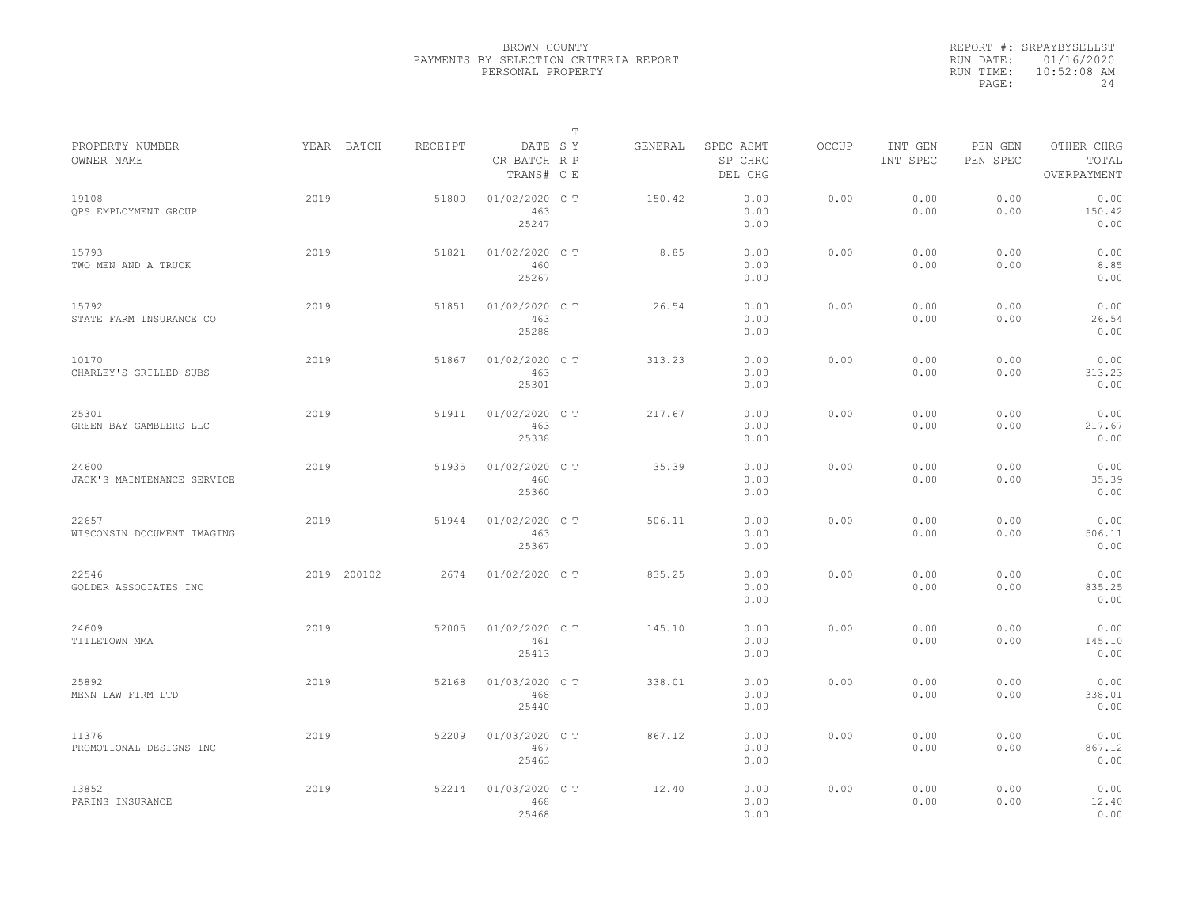BROWN COUNTY
PAYMENTS BY SELECTION CRITERIA REPORT
PERSONAL PROPERTY

REPORT #: SRPAYBYSELLST
RUN DATE: 01/16/2020
RUN TIME: 10:52:08 AM

| PROPERTY NUMBER / OWNER NAME | YEAR | BATCH | RECEIPT | DATE / CR BATCH / TRANS# | T S Y / R P / C E | GENERAL | SPEC ASMT / SP CHRG / DEL CHG | OCCUP | INT GEN / INT SPEC | PEN GEN / PEN SPEC | OTHER CHRG / TOTAL / OVERPAYMENT |
|---|---|---|---|---|---|---|---|---|---|---|---|
| 19108 QPS EMPLOYMENT GROUP | 2019 | | 51800 | 01/02/2020 463 25247 | C T | 150.42 | 0.00 0.00 0.00 | 0.00 | 0.00 0.00 | 0.00 0.00 | 0.00 150.42 0.00 |
| 15793 TWO MEN AND A TRUCK | 2019 | | 51821 | 01/02/2020 460 25267 | C T | 8.85 | 0.00 0.00 0.00 | 0.00 | 0.00 0.00 | 0.00 0.00 | 0.00 8.85 0.00 |
| 15792 STATE FARM INSURANCE CO | 2019 | | 51851 | 01/02/2020 463 25288 | C T | 26.54 | 0.00 0.00 0.00 | 0.00 | 0.00 0.00 | 0.00 0.00 | 0.00 26.54 0.00 |
| 10170 CHARLEY'S GRILLED SUBS | 2019 | | 51867 | 01/02/2020 463 25301 | C T | 313.23 | 0.00 0.00 0.00 | 0.00 | 0.00 0.00 | 0.00 0.00 | 0.00 313.23 0.00 |
| 25301 GREEN BAY GAMBLERS LLC | 2019 | | 51911 | 01/02/2020 463 25338 | C T | 217.67 | 0.00 0.00 0.00 | 0.00 | 0.00 0.00 | 0.00 0.00 | 0.00 217.67 0.00 |
| 24600 JACK'S MAINTENANCE SERVICE | 2019 | | 51935 | 01/02/2020 460 25360 | C T | 35.39 | 0.00 0.00 0.00 | 0.00 | 0.00 0.00 | 0.00 0.00 | 0.00 35.39 0.00 |
| 22657 WISCONSIN DOCUMENT IMAGING | 2019 | | 51944 | 01/02/2020 463 25367 | C T | 506.11 | 0.00 0.00 0.00 | 0.00 | 0.00 0.00 | 0.00 0.00 | 0.00 506.11 0.00 |
| 22546 GOLDER ASSOCIATES INC | 2019 | 200102 | 2674 | 01/02/2020 | C T | 835.25 | 0.00 0.00 0.00 | 0.00 | 0.00 0.00 | 0.00 0.00 | 0.00 835.25 0.00 |
| 24609 TITLETOWN MMA | 2019 | | 52005 | 01/02/2020 461 25413 | C T | 145.10 | 0.00 0.00 0.00 | 0.00 | 0.00 0.00 | 0.00 0.00 | 0.00 145.10 0.00 |
| 25892 MENN LAW FIRM LTD | 2019 | | 52168 | 01/03/2020 468 25440 | C T | 338.01 | 0.00 0.00 0.00 | 0.00 | 0.00 0.00 | 0.00 0.00 | 0.00 338.01 0.00 |
| 11376 PROMOTIONAL DESIGNS INC | 2019 | | 52209 | 01/03/2020 467 25463 | C T | 867.12 | 0.00 0.00 0.00 | 0.00 | 0.00 0.00 | 0.00 0.00 | 0.00 867.12 0.00 |
| 13852 PARINS INSURANCE | 2019 | | 52214 | 01/03/2020 468 25468 | C T | 12.40 | 0.00 0.00 0.00 | 0.00 | 0.00 0.00 | 0.00 0.00 | 0.00 12.40 0.00 |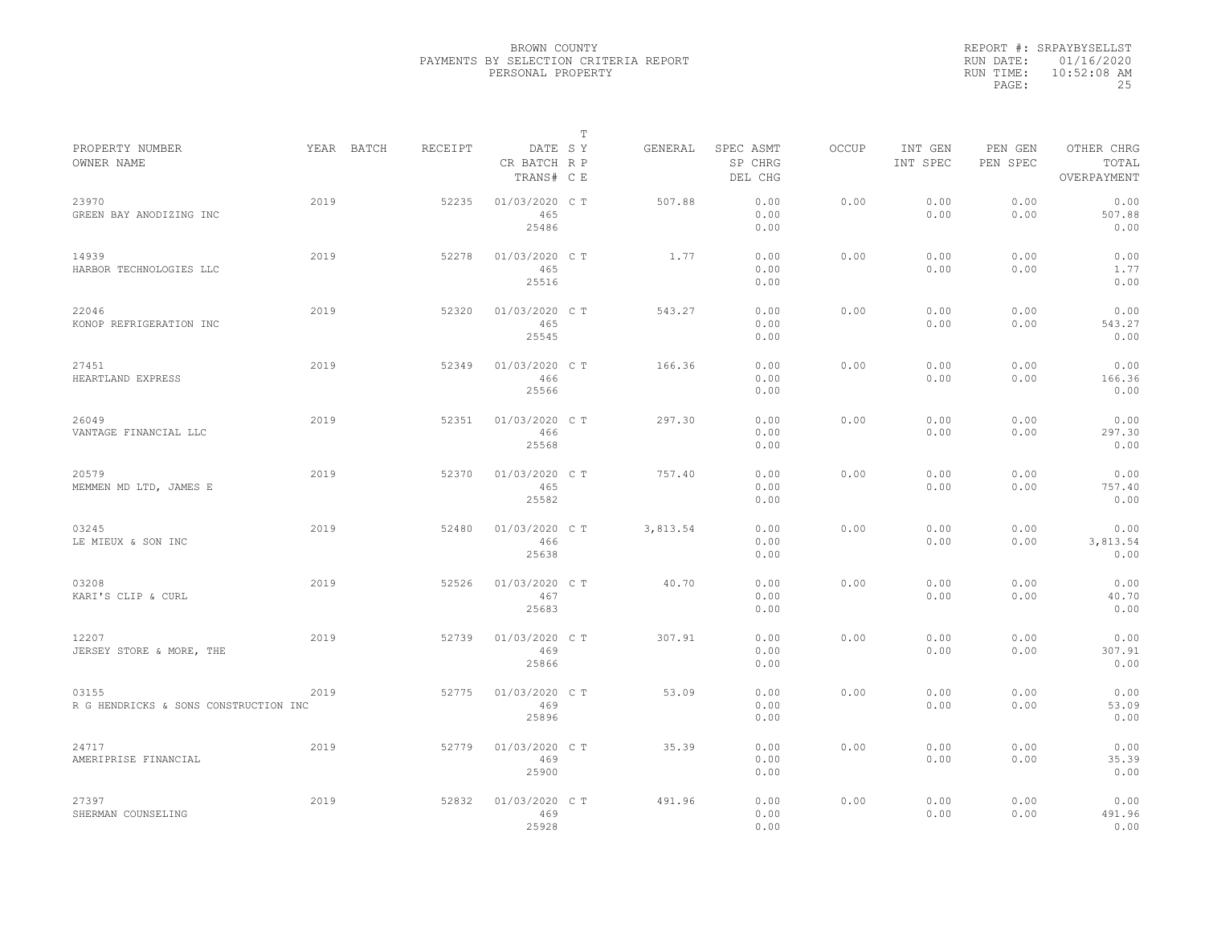BROWN COUNTY
PAYMENTS BY SELECTION CRITERIA REPORT
PERSONAL PROPERTY

REPORT #: SRPAYBYSELLST
RUN DATE: 01/16/2020
RUN TIME: 10:52:08 AM
PAGE: 25

| PROPERTY NUMBER<br>OWNER NAME | YEAR | BATCH | RECEIPT | DATE<br>CR BATCH<br>TRANS# | T SY RP CE | GENERAL | SPEC ASMT<br>SP CHRG<br>DEL CHG | OCCUP | INT GEN<br>INT SPEC | PEN GEN<br>PEN SPEC | OTHER CHRG<br>TOTAL<br>OVERPAYMENT |
|---|---|---|---|---|---|---|---|---|---|---|---|
| 23970<br>GREEN BAY ANODIZING INC | 2019 | | 52235 | 01/03/2020<br>465<br>25486 | C T | 507.88 | 0.00<br>0.00<br>0.00 | 0.00 | 0.00<br>0.00 | 0.00<br>0.00 | 0.00<br>507.88<br>0.00 |
| 14939<br>HARBOR TECHNOLOGIES LLC | 2019 | | 52278 | 01/03/2020<br>465<br>25516 | C T | 1.77 | 0.00<br>0.00<br>0.00 | 0.00 | 0.00<br>0.00 | 0.00<br>0.00 | 0.00<br>1.77<br>0.00 |
| 22046<br>KONOP REFRIGERATION INC | 2019 | | 52320 | 01/03/2020<br>465<br>25545 | C T | 543.27 | 0.00<br>0.00<br>0.00 | 0.00 | 0.00<br>0.00 | 0.00<br>0.00 | 0.00<br>543.27<br>0.00 |
| 27451<br>HEARTLAND EXPRESS | 2019 | | 52349 | 01/03/2020<br>466<br>25566 | C T | 166.36 | 0.00<br>0.00<br>0.00 | 0.00 | 0.00<br>0.00 | 0.00<br>0.00 | 0.00<br>166.36<br>0.00 |
| 26049<br>VANTAGE FINANCIAL LLC | 2019 | | 52351 | 01/03/2020<br>466<br>25568 | C T | 297.30 | 0.00<br>0.00<br>0.00 | 0.00 | 0.00<br>0.00 | 0.00<br>0.00 | 0.00<br>297.30<br>0.00 |
| 20579<br>MEMMEN MD LTD, JAMES E | 2019 | | 52370 | 01/03/2020<br>465<br>25582 | C T | 757.40 | 0.00<br>0.00<br>0.00 | 0.00 | 0.00<br>0.00 | 0.00<br>0.00 | 0.00<br>757.40<br>0.00 |
| 03245<br>LE MIEUX & SON INC | 2019 | | 52480 | 01/03/2020<br>466<br>25638 | C T | 3,813.54 | 0.00<br>0.00<br>0.00 | 0.00 | 0.00<br>0.00 | 0.00<br>0.00 | 0.00<br>3,813.54<br>0.00 |
| 03208<br>KARI'S CLIP & CURL | 2019 | | 52526 | 01/03/2020<br>467<br>25683 | C T | 40.70 | 0.00<br>0.00<br>0.00 | 0.00 | 0.00<br>0.00 | 0.00<br>0.00 | 0.00<br>40.70<br>0.00 |
| 12207<br>JERSEY STORE & MORE, THE | 2019 | | 52739 | 01/03/2020<br>469<br>25866 | C T | 307.91 | 0.00<br>0.00<br>0.00 | 0.00 | 0.00<br>0.00 | 0.00<br>0.00 | 0.00<br>307.91<br>0.00 |
| 03155<br>R G HENDRICKS & SONS CONSTRUCTION INC | 2019 | | 52775 | 01/03/2020<br>469<br>25896 | C T | 53.09 | 0.00<br>0.00<br>0.00 | 0.00 | 0.00<br>0.00 | 0.00<br>0.00 | 0.00<br>53.09<br>0.00 |
| 24717<br>AMERIPRISE FINANCIAL | 2019 | | 52779 | 01/03/2020<br>469<br>25900 | C T | 35.39 | 0.00<br>0.00<br>0.00 | 0.00 | 0.00<br>0.00 | 0.00<br>0.00 | 0.00<br>35.39<br>0.00 |
| 27397<br>SHERMAN COUNSELING | 2019 | | 52832 | 01/03/2020<br>469<br>25928 | C T | 491.96 | 0.00<br>0.00<br>0.00 | 0.00 | 0.00<br>0.00 | 0.00<br>0.00 | 0.00<br>491.96<br>0.00 |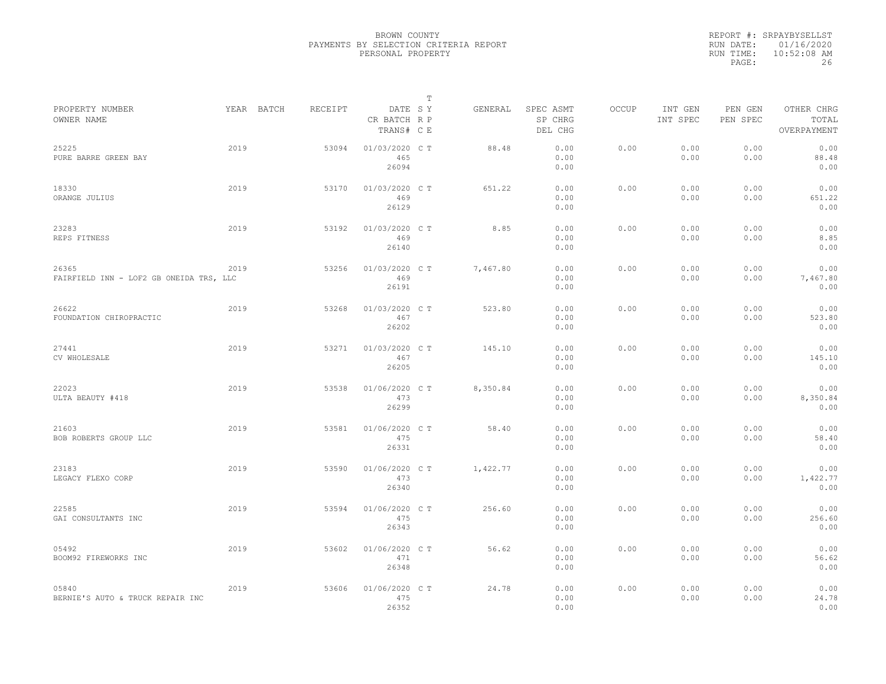BROWN COUNTY
PAYMENTS BY SELECTION CRITERIA REPORT
PERSONAL PROPERTY

REPORT #: SRPAYBYSELLST
RUN DATE: 01/16/2020
RUN TIME: 10:52:08 AM

| PROPERTY NUMBER<br>OWNER NAME | YEAR | BATCH | RECEIPT | DATE<br>CR BATCH<br>TRANS# | T<br>S Y<br>R P<br>C E | GENERAL | SPEC ASMT<br>SP CHRG<br>DEL CHG | OCCUP | INT GEN<br>INT SPEC | PEN GEN<br>PEN SPEC | OTHER CHRG<br>TOTAL<br>OVERPAYMENT |
|---|---|---|---|---|---|---|---|---|---|---|---|
| 25225<br>PURE BARRE GREEN BAY | 2019 | | 53094 | 01/03/2020<br>465<br>26094 | C T | 88.48 | 0.00<br>0.00<br>0.00 | 0.00 | 0.00<br>0.00 | 0.00<br>0.00 | 0.00<br>88.48<br>0.00 |
| 18330<br>ORANGE JULIUS | 2019 | | 53170 | 01/03/2020<br>469<br>26129 | C T | 651.22 | 0.00<br>0.00<br>0.00 | 0.00 | 0.00<br>0.00 | 0.00<br>0.00 | 0.00<br>651.22<br>0.00 |
| 23283<br>REPS FITNESS | 2019 | | 53192 | 01/03/2020<br>469<br>26140 | C T | 8.85 | 0.00<br>0.00<br>0.00 | 0.00 | 0.00<br>0.00 | 0.00<br>0.00 | 0.00<br>8.85<br>0.00 |
| 26365<br>FAIRFIELD INN - LOF2 GB ONEIDA TRS, LLC | 2019 | | 53256 | 01/03/2020<br>469<br>26191 | C T | 7,467.80 | 0.00<br>0.00<br>0.00 | 0.00 | 0.00<br>0.00 | 0.00<br>0.00 | 0.00<br>7,467.80<br>0.00 |
| 26622<br>FOUNDATION CHIROPRACTIC | 2019 | | 53268 | 01/03/2020<br>467<br>26202 | C T | 523.80 | 0.00<br>0.00<br>0.00 | 0.00 | 0.00<br>0.00 | 0.00<br>0.00 | 0.00<br>523.80<br>0.00 |
| 27441<br>CV WHOLESALE | 2019 | | 53271 | 01/03/2020<br>467<br>26205 | C T | 145.10 | 0.00<br>0.00<br>0.00 | 0.00 | 0.00<br>0.00 | 0.00<br>0.00 | 0.00<br>145.10<br>0.00 |
| 22023<br>ULTA BEAUTY #418 | 2019 | | 53538 | 01/06/2020<br>473<br>26299 | C T | 8,350.84 | 0.00<br>0.00<br>0.00 | 0.00 | 0.00<br>0.00 | 0.00<br>0.00 | 0.00<br>8,350.84<br>0.00 |
| 21603<br>BOB ROBERTS GROUP LLC | 2019 | | 53581 | 01/06/2020<br>475<br>26331 | C T | 58.40 | 0.00<br>0.00<br>0.00 | 0.00 | 0.00<br>0.00 | 0.00<br>0.00 | 0.00<br>58.40<br>0.00 |
| 23183<br>LEGACY FLEXO CORP | 2019 | | 53590 | 01/06/2020<br>473<br>26340 | C T | 1,422.77 | 0.00<br>0.00<br>0.00 | 0.00 | 0.00<br>0.00 | 0.00<br>0.00 | 0.00<br>1,422.77<br>0.00 |
| 22585<br>GAI CONSULTANTS INC | 2019 | | 53594 | 01/06/2020<br>475<br>26343 | C T | 256.60 | 0.00<br>0.00<br>0.00 | 0.00 | 0.00<br>0.00 | 0.00<br>0.00 | 0.00<br>256.60<br>0.00 |
| 05492<br>BOOM92 FIREWORKS INC | 2019 | | 53602 | 01/06/2020<br>471<br>26348 | C T | 56.62 | 0.00<br>0.00<br>0.00 | 0.00 | 0.00<br>0.00 | 0.00<br>0.00 | 0.00<br>56.62<br>0.00 |
| 05840<br>BERNIE'S AUTO & TRUCK REPAIR INC | 2019 | | 53606 | 01/06/2020<br>475<br>26352 | C T | 24.78 | 0.00<br>0.00<br>0.00 | 0.00 | 0.00<br>0.00 | 0.00<br>0.00 | 0.00<br>24.78<br>0.00 |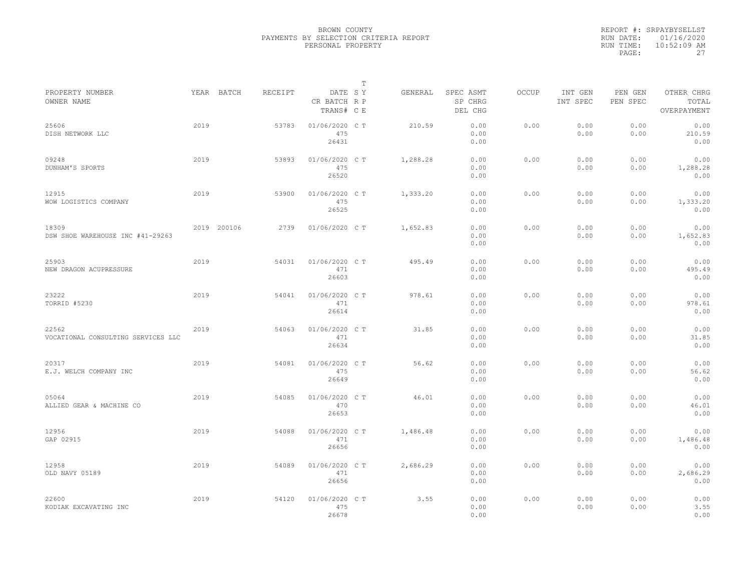BROWN COUNTY
PAYMENTS BY SELECTION CRITERIA REPORT
PERSONAL PROPERTY

REPORT #: SRPAYBYSELLST
RUN DATE: 01/16/2020
RUN TIME: 10:52:09 AM

| PROPERTY NUMBER<br>OWNER NAME | YEAR | BATCH | RECEIPT | DATE<br>CR BATCH<br>TRANS# | T<br>S Y<br>R P<br>C E | GENERAL | SPEC ASMT<br>SP CHRG<br>DEL CHG | OCCUP | INT GEN<br>INT SPEC | PEN GEN<br>PEN SPEC | OTHER CHRG<br>TOTAL<br>OVERPAYMENT |
|---|---|---|---|---|---|---|---|---|---|---|---|
| 25606<br>DISH NETWORK LLC | 2019 | | 53783 | 01/06/2020<br>475<br>26431 | C T | 210.59 | 0.00<br>0.00<br>0.00 | 0.00 | 0.00<br>0.00 | 0.00<br>0.00 | 0.00<br>210.59<br>0.00 |
| 09248<br>DUNHAM'S SPORTS | 2019 | | 53893 | 01/06/2020<br>475<br>26520 | C T | 1,288.28 | 0.00<br>0.00<br>0.00 | 0.00 | 0.00<br>0.00 | 0.00<br>0.00 | 0.00<br>1,288.28<br>0.00 |
| 12915<br>WOW LOGISTICS COMPANY | 2019 | | 53900 | 01/06/2020<br>475<br>26525 | C T | 1,333.20 | 0.00<br>0.00<br>0.00 | 0.00 | 0.00<br>0.00 | 0.00<br>0.00 | 0.00<br>1,333.20<br>0.00 |
| 18309<br>DSW SHOE WAREHOUSE INC #41-29263 | 2019 | 200106 | 2739 | 01/06/2020 | C T | 1,652.83 | 0.00<br>0.00<br>0.00 | 0.00 | 0.00<br>0.00 | 0.00<br>0.00 | 0.00<br>1,652.83<br>0.00 |
| 25903<br>NEW DRAGON ACUPRESSURE | 2019 | | 54031 | 01/06/2020<br>471<br>26603 | C T | 495.49 | 0.00<br>0.00<br>0.00 | 0.00 | 0.00<br>0.00 | 0.00<br>0.00 | 0.00<br>495.49<br>0.00 |
| 23222<br>TORRID #5230 | 2019 | | 54041 | 01/06/2020<br>471<br>26614 | C T | 978.61 | 0.00<br>0.00<br>0.00 | 0.00 | 0.00<br>0.00 | 0.00<br>0.00 | 0.00<br>978.61<br>0.00 |
| 22562<br>VOCATIONAL CONSULTING SERVICES LLC | 2019 | | 54063 | 01/06/2020<br>471<br>26634 | C T | 31.85 | 0.00<br>0.00<br>0.00 | 0.00 | 0.00<br>0.00 | 0.00<br>0.00 | 0.00<br>31.85<br>0.00 |
| 20317<br>E.J. WELCH COMPANY INC | 2019 | | 54081 | 01/06/2020<br>475<br>26649 | C T | 56.62 | 0.00<br>0.00<br>0.00 | 0.00 | 0.00<br>0.00 | 0.00<br>0.00 | 0.00<br>56.62<br>0.00 |
| 05064<br>ALLIED GEAR & MACHINE CO | 2019 | | 54085 | 01/06/2020<br>470<br>26653 | C T | 46.01 | 0.00<br>0.00<br>0.00 | 0.00 | 0.00<br>0.00 | 0.00<br>0.00 | 0.00<br>46.01<br>0.00 |
| 12956<br>GAP 02915 | 2019 | | 54088 | 01/06/2020<br>471<br>26656 | C T | 1,486.48 | 0.00<br>0.00<br>0.00 | 0.00 | 0.00<br>0.00 | 0.00<br>0.00 | 0.00<br>1,486.48<br>0.00 |
| 12958<br>OLD NAVY 05189 | 2019 | | 54089 | 01/06/2020<br>471<br>26656 | C T | 2,686.29 | 0.00<br>0.00<br>0.00 | 0.00 | 0.00<br>0.00 | 0.00<br>0.00 | 0.00<br>2,686.29<br>0.00 |
| 22600<br>KODIAK EXCAVATING INC | 2019 | | 54120 | 01/06/2020<br>475<br>26678 | C T | 3.55 | 0.00<br>0.00<br>0.00 | 0.00 | 0.00<br>0.00 | 0.00<br>0.00 | 0.00<br>3.55<br>0.00 |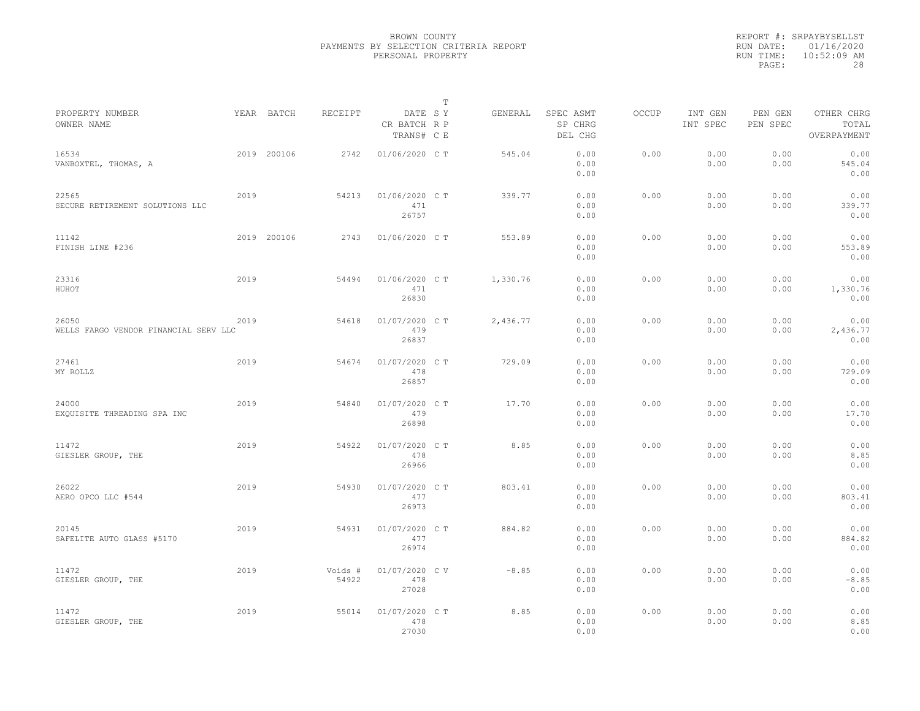BROWN COUNTY
PAYMENTS BY SELECTION CRITERIA REPORT
PERSONAL PROPERTY

REPORT #: SRPAYBYSELLST
RUN DATE: 01/16/2020
RUN TIME: 10:52:09 AM

| PROPERTY NUMBER / OWNER NAME | YEAR | BATCH | RECEIPT | DATE / CR BATCH / TRANS# | T S Y / R P / C E | GENERAL | SPEC ASMT / SP CHRG / DEL CHG | OCCUP | INT GEN / INT SPEC | PEN GEN / PEN SPEC | OTHER CHRG / TOTAL / OVERPAYMENT |
|---|---|---|---|---|---|---|---|---|---|---|---|
| 16534 / VANBOXTEL, THOMAS, A | 2019 | 200106 | 2742 | 01/06/2020 | C T | 545.04 | 0.00 / 0.00 / 0.00 | 0.00 | 0.00 / 0.00 | 0.00 / 0.00 | 0.00 / 545.04 / 0.00 |
| 22565 / SECURE RETIREMENT SOLUTIONS LLC | 2019 | | 54213 | 01/06/2020 / 471 / 26757 | C T | 339.77 | 0.00 / 0.00 / 0.00 | 0.00 | 0.00 / 0.00 | 0.00 / 0.00 | 0.00 / 339.77 / 0.00 |
| 11142 / FINISH LINE #236 | 2019 | 200106 | 2743 | 01/06/2020 | C T | 553.89 | 0.00 / 0.00 / 0.00 | 0.00 | 0.00 / 0.00 | 0.00 / 0.00 | 0.00 / 553.89 / 0.00 |
| 23316 / HUHOT | 2019 | | 54494 | 01/06/2020 / 471 / 26830 | C T | 1,330.76 | 0.00 / 0.00 / 0.00 | 0.00 | 0.00 / 0.00 | 0.00 / 0.00 | 0.00 / 1,330.76 / 0.00 |
| 26050 / WELLS FARGO VENDOR FINANCIAL SERV LLC | 2019 | | 54618 | 01/07/2020 / 479 / 26837 | C T | 2,436.77 | 0.00 / 0.00 / 0.00 | 0.00 | 0.00 / 0.00 | 0.00 / 0.00 | 0.00 / 2,436.77 / 0.00 |
| 27461 / MY ROLLZ | 2019 | | 54674 | 01/07/2020 / 478 / 26857 | C T | 729.09 | 0.00 / 0.00 / 0.00 | 0.00 | 0.00 / 0.00 | 0.00 / 0.00 | 0.00 / 729.09 / 0.00 |
| 24000 / EXQUISITE THREADING SPA INC | 2019 | | 54840 | 01/07/2020 / 479 / 26898 | C T | 17.70 | 0.00 / 0.00 / 0.00 | 0.00 | 0.00 / 0.00 | 0.00 / 0.00 | 0.00 / 17.70 / 0.00 |
| 11472 / GIESLER GROUP, THE | 2019 | | 54922 | 01/07/2020 / 478 / 26966 | C T | 8.85 | 0.00 / 0.00 / 0.00 | 0.00 | 0.00 / 0.00 | 0.00 / 0.00 | 0.00 / 8.85 / 0.00 |
| 26022 / AERO OPCO LLC #544 | 2019 | | 54930 | 01/07/2020 / 477 / 26973 | C T | 803.41 | 0.00 / 0.00 / 0.00 | 0.00 | 0.00 / 0.00 | 0.00 / 0.00 | 0.00 / 803.41 / 0.00 |
| 20145 / SAFELITE AUTO GLASS #5170 | 2019 | | 54931 | 01/07/2020 / 477 / 26974 | C T | 884.82 | 0.00 / 0.00 / 0.00 | 0.00 | 0.00 / 0.00 | 0.00 / 0.00 | 0.00 / 884.82 / 0.00 |
| 11472 / GIESLER GROUP, THE | 2019 | | Voids # 54922 | 01/07/2020 / 478 / 27028 | C V | -8.85 | 0.00 / 0.00 / 0.00 | 0.00 | 0.00 / 0.00 | 0.00 / 0.00 | 0.00 / -8.85 / 0.00 |
| 11472 / GIESLER GROUP, THE | 2019 | | 55014 | 01/07/2020 / 478 / 27030 | C T | 8.85 | 0.00 / 0.00 / 0.00 | 0.00 | 0.00 / 0.00 | 0.00 / 0.00 | 0.00 / 8.85 / 0.00 |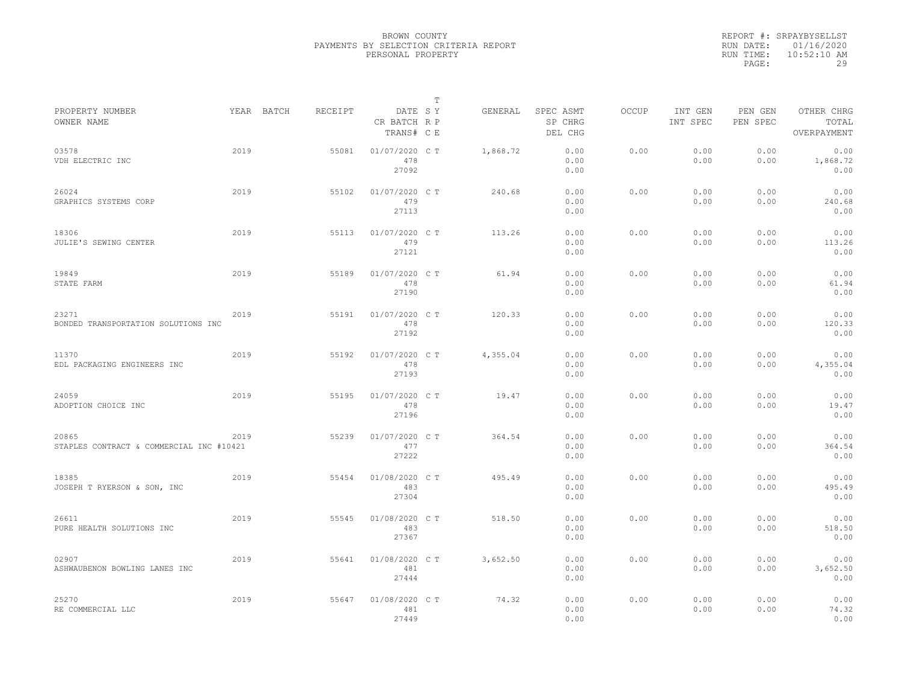BROWN COUNTY
PAYMENTS BY SELECTION CRITERIA REPORT
PERSONAL PROPERTY

REPORT #: SRPAYBYSELLST
RUN DATE: 01/16/2020
RUN TIME: 10:52:10 AM

| PROPERTY NUMBER / OWNER NAME | YEAR | BATCH | RECEIPT | DATE / CR BATCH / TRANS# | T S Y R P C E | GENERAL | SPEC ASMT / SP CHRG / DEL CHG | OCCUP | INT GEN / INT SPEC | PEN GEN / PEN SPEC | OTHER CHRG / TOTAL / OVERPAYMENT |
|---|---|---|---|---|---|---|---|---|---|---|---|
| 03578 VDH ELECTRIC INC | 2019 | | 55081 | 01/07/2020 478 27092 | C T | 1,868.72 | 0.00 0.00 0.00 | 0.00 | 0.00 0.00 | 0.00 0.00 | 0.00 1,868.72 0.00 |
| 26024 GRAPHICS SYSTEMS CORP | 2019 | | 55102 | 01/07/2020 479 27113 | C T | 240.68 | 0.00 0.00 0.00 | 0.00 | 0.00 0.00 | 0.00 0.00 | 0.00 240.68 0.00 |
| 18306 JULIE'S SEWING CENTER | 2019 | | 55113 | 01/07/2020 479 27121 | C T | 113.26 | 0.00 0.00 0.00 | 0.00 | 0.00 0.00 | 0.00 0.00 | 0.00 113.26 0.00 |
| 19849 STATE FARM | 2019 | | 55189 | 01/07/2020 478 27190 | C T | 61.94 | 0.00 0.00 0.00 | 0.00 | 0.00 0.00 | 0.00 0.00 | 0.00 61.94 0.00 |
| 23271 BONDED TRANSPORTATION SOLUTIONS INC | 2019 | | 55191 | 01/07/2020 478 27192 | C T | 120.33 | 0.00 0.00 0.00 | 0.00 | 0.00 0.00 | 0.00 0.00 | 0.00 120.33 0.00 |
| 11370 EDL PACKAGING ENGINEERS INC | 2019 | | 55192 | 01/07/2020 478 27193 | C T | 4,355.04 | 0.00 0.00 0.00 | 0.00 | 0.00 0.00 | 0.00 0.00 | 0.00 4,355.04 0.00 |
| 24059 ADOPTION CHOICE INC | 2019 | | 55195 | 01/07/2020 478 27196 | C T | 19.47 | 0.00 0.00 0.00 | 0.00 | 0.00 0.00 | 0.00 0.00 | 0.00 19.47 0.00 |
| 20865 STAPLES CONTRACT & COMMERCIAL INC #10421 | 2019 | | 55239 | 01/07/2020 477 27222 | C T | 364.54 | 0.00 0.00 0.00 | 0.00 | 0.00 0.00 | 0.00 0.00 | 0.00 364.54 0.00 |
| 18385 JOSEPH T RYERSON & SON, INC | 2019 | | 55454 | 01/08/2020 483 27304 | C T | 495.49 | 0.00 0.00 0.00 | 0.00 | 0.00 0.00 | 0.00 0.00 | 0.00 495.49 0.00 |
| 26611 PURE HEALTH SOLUTIONS INC | 2019 | | 55545 | 01/08/2020 483 27367 | C T | 518.50 | 0.00 0.00 0.00 | 0.00 | 0.00 0.00 | 0.00 0.00 | 0.00 518.50 0.00 |
| 02907 ASHWAUBENON BOWLING LANES INC | 2019 | | 55641 | 01/08/2020 481 27444 | C T | 3,652.50 | 0.00 0.00 0.00 | 0.00 | 0.00 0.00 | 0.00 0.00 | 0.00 3,652.50 0.00 |
| 25270 RE COMMERCIAL LLC | 2019 | | 55647 | 01/08/2020 481 27449 | C T | 74.32 | 0.00 0.00 0.00 | 0.00 | 0.00 0.00 | 0.00 0.00 | 0.00 74.32 0.00 |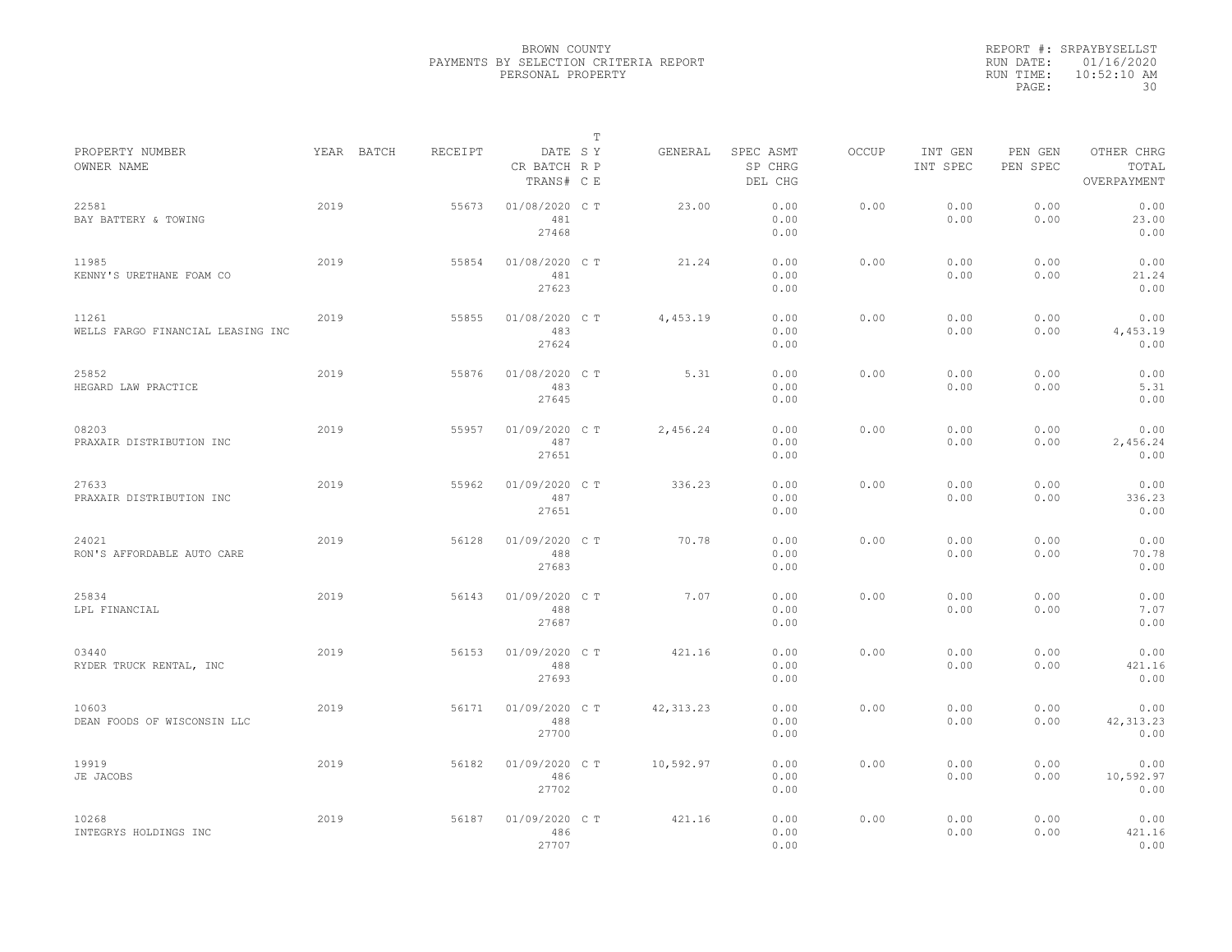BROWN COUNTY
PAYMENTS BY SELECTION CRITERIA REPORT
PERSONAL PROPERTY

REPORT #: SRPAYBYSELLST
RUN DATE: 01/16/2020
RUN TIME: 10:52:10 AM

| PROPERTY NUMBER / OWNER NAME | YEAR | BATCH | RECEIPT | DATE / CR BATCH / TRANS# | T SY RP CE | GENERAL | SPEC ASMT / SP CHRG / DEL CHG | OCCUP | INT GEN / INT SPEC | PEN GEN / PEN SPEC | OTHER CHRG / TOTAL / OVERPAYMENT |
|---|---|---|---|---|---|---|---|---|---|---|---|
| 22581 BAY BATTERY & TOWING | 2019 | | 55673 | 01/08/2020 481 27468 | C T | 23.00 | 0.00 0.00 0.00 | 0.00 | 0.00 0.00 | 0.00 0.00 | 0.00 23.00 0.00 |
| 11985 KENNY'S URETHANE FOAM CO | 2019 | | 55854 | 01/08/2020 481 27623 | C T | 21.24 | 0.00 0.00 0.00 | 0.00 | 0.00 0.00 | 0.00 0.00 | 0.00 21.24 0.00 |
| 11261 WELLS FARGO FINANCIAL LEASING INC | 2019 | | 55855 | 01/08/2020 483 27624 | C T | 4,453.19 | 0.00 0.00 0.00 | 0.00 | 0.00 0.00 | 0.00 0.00 | 0.00 4,453.19 0.00 |
| 25852 HEGARD LAW PRACTICE | 2019 | | 55876 | 01/08/2020 483 27645 | C T | 5.31 | 0.00 0.00 0.00 | 0.00 | 0.00 0.00 | 0.00 0.00 | 0.00 5.31 0.00 |
| 08203 PRAXAIR DISTRIBUTION INC | 2019 | | 55957 | 01/09/2020 487 27651 | C T | 2,456.24 | 0.00 0.00 0.00 | 0.00 | 0.00 0.00 | 0.00 0.00 | 0.00 2,456.24 0.00 |
| 27633 PRAXAIR DISTRIBUTION INC | 2019 | | 55962 | 01/09/2020 487 27651 | C T | 336.23 | 0.00 0.00 0.00 | 0.00 | 0.00 0.00 | 0.00 0.00 | 0.00 336.23 0.00 |
| 24021 RON'S AFFORDABLE AUTO CARE | 2019 | | 56128 | 01/09/2020 488 27683 | C T | 70.78 | 0.00 0.00 0.00 | 0.00 | 0.00 0.00 | 0.00 0.00 | 0.00 70.78 0.00 |
| 25834 LPL FINANCIAL | 2019 | | 56143 | 01/09/2020 488 27687 | C T | 7.07 | 0.00 0.00 0.00 | 0.00 | 0.00 0.00 | 0.00 0.00 | 0.00 7.07 0.00 |
| 03440 RYDER TRUCK RENTAL, INC | 2019 | | 56153 | 01/09/2020 488 27693 | C T | 421.16 | 0.00 0.00 0.00 | 0.00 | 0.00 0.00 | 0.00 0.00 | 0.00 421.16 0.00 |
| 10603 DEAN FOODS OF WISCONSIN LLC | 2019 | | 56171 | 01/09/2020 488 27700 | C T | 42,313.23 | 0.00 0.00 0.00 | 0.00 | 0.00 0.00 | 0.00 0.00 | 0.00 42,313.23 0.00 |
| 19919 JE JACOBS | 2019 | | 56182 | 01/09/2020 486 27702 | C T | 10,592.97 | 0.00 0.00 0.00 | 0.00 | 0.00 0.00 | 0.00 0.00 | 0.00 10,592.97 0.00 |
| 10268 INTEGRYS HOLDINGS INC | 2019 | | 56187 | 01/09/2020 486 27707 | C T | 421.16 | 0.00 0.00 0.00 | 0.00 | 0.00 0.00 | 0.00 0.00 | 0.00 421.16 0.00 |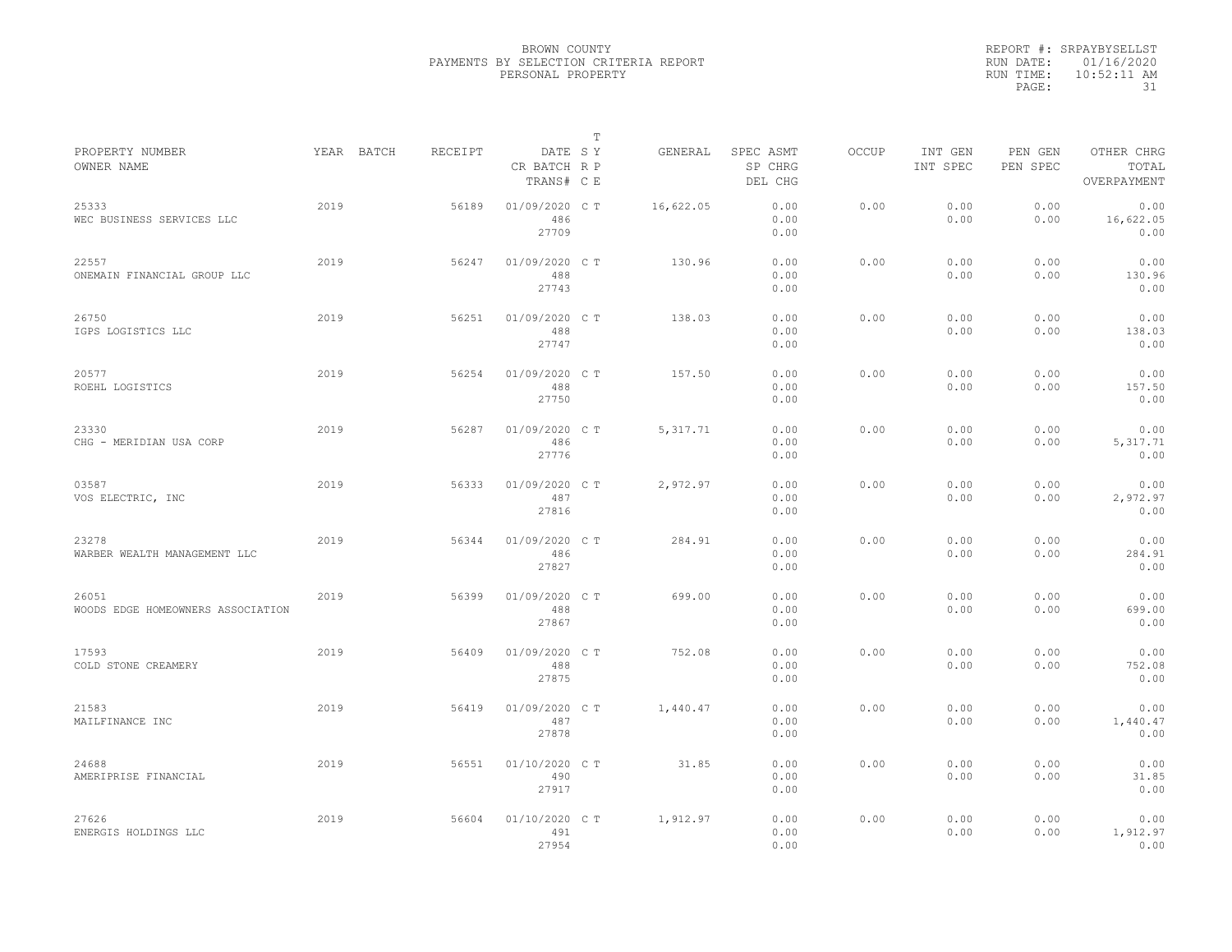BROWN COUNTY
PAYMENTS BY SELECTION CRITERIA REPORT
PERSONAL PROPERTY

REPORT #: SRPAYBYSELLST
RUN DATE: 01/16/2020
RUN TIME: 10:52:11 AM

| PROPERTY NUMBER<br>OWNER NAME | YEAR | BATCH | RECEIPT | DATE<br>CR BATCH<br>TRANS# | T SY RP CE | GENERAL | SPEC ASMT<br>SP CHRG<br>DEL CHG | OCCUP | INT GEN<br>INT SPEC | PEN GEN<br>PEN SPEC | OTHER CHRG<br>TOTAL<br>OVERPAYMENT |
|---|---|---|---|---|---|---|---|---|---|---|---|
| 25333<br>WEC BUSINESS SERVICES LLC | 2019 | | 56189 | 01/09/2020<br>486<br>27709 | C T | 16,622.05 | 0.00<br>0.00<br>0.00 | 0.00 | 0.00<br>0.00 | 0.00<br>0.00 | 0.00<br>16,622.05<br>0.00 |
| 22557<br>ONEMAIN FINANCIAL GROUP LLC | 2019 | | 56247 | 01/09/2020<br>488<br>27743 | C T | 130.96 | 0.00<br>0.00<br>0.00 | 0.00 | 0.00<br>0.00 | 0.00<br>0.00 | 0.00<br>130.96<br>0.00 |
| 26750<br>IGPS LOGISTICS LLC | 2019 | | 56251 | 01/09/2020<br>488<br>27747 | C T | 138.03 | 0.00<br>0.00<br>0.00 | 0.00 | 0.00<br>0.00 | 0.00<br>0.00 | 0.00<br>138.03<br>0.00 |
| 20577<br>ROEHL LOGISTICS | 2019 | | 56254 | 01/09/2020<br>488<br>27750 | C T | 157.50 | 0.00<br>0.00<br>0.00 | 0.00 | 0.00<br>0.00 | 0.00<br>0.00 | 0.00<br>157.50<br>0.00 |
| 23330<br>CHG - MERIDIAN USA CORP | 2019 | | 56287 | 01/09/2020<br>486<br>27776 | C T | 5,317.71 | 0.00<br>0.00<br>0.00 | 0.00 | 0.00<br>0.00 | 0.00<br>0.00 | 0.00<br>5,317.71<br>0.00 |
| 03587<br>VOS ELECTRIC, INC | 2019 | | 56333 | 01/09/2020<br>487<br>27816 | C T | 2,972.97 | 0.00<br>0.00<br>0.00 | 0.00 | 0.00<br>0.00 | 0.00<br>0.00 | 0.00<br>2,972.97<br>0.00 |
| 23278<br>WARBER WEALTH MANAGEMENT LLC | 2019 | | 56344 | 01/09/2020<br>486<br>27827 | C T | 284.91 | 0.00<br>0.00<br>0.00 | 0.00 | 0.00<br>0.00 | 0.00<br>0.00 | 0.00<br>284.91<br>0.00 |
| 26051<br>WOODS EDGE HOMEOWNERS ASSOCIATION | 2019 | | 56399 | 01/09/2020<br>488<br>27867 | C T | 699.00 | 0.00<br>0.00<br>0.00 | 0.00 | 0.00<br>0.00 | 0.00<br>0.00 | 0.00<br>699.00<br>0.00 |
| 17593<br>COLD STONE CREAMERY | 2019 | | 56409 | 01/09/2020<br>488<br>27875 | C T | 752.08 | 0.00<br>0.00<br>0.00 | 0.00 | 0.00<br>0.00 | 0.00<br>0.00 | 0.00<br>752.08<br>0.00 |
| 21583<br>MAILFINANCE INC | 2019 | | 56419 | 01/09/2020<br>487<br>27878 | C T | 1,440.47 | 0.00<br>0.00<br>0.00 | 0.00 | 0.00<br>0.00 | 0.00<br>0.00 | 0.00<br>1,440.47<br>0.00 |
| 24688<br>AMERIPRISE FINANCIAL | 2019 | | 56551 | 01/10/2020<br>490<br>27917 | C T | 31.85 | 0.00<br>0.00<br>0.00 | 0.00 | 0.00<br>0.00 | 0.00<br>0.00 | 0.00<br>31.85<br>0.00 |
| 27626<br>ENERGIS HOLDINGS LLC | 2019 | | 56604 | 01/10/2020<br>491<br>27954 | C T | 1,912.97 | 0.00<br>0.00<br>0.00 | 0.00 | 0.00<br>0.00 | 0.00<br>0.00 | 0.00<br>1,912.97<br>0.00 |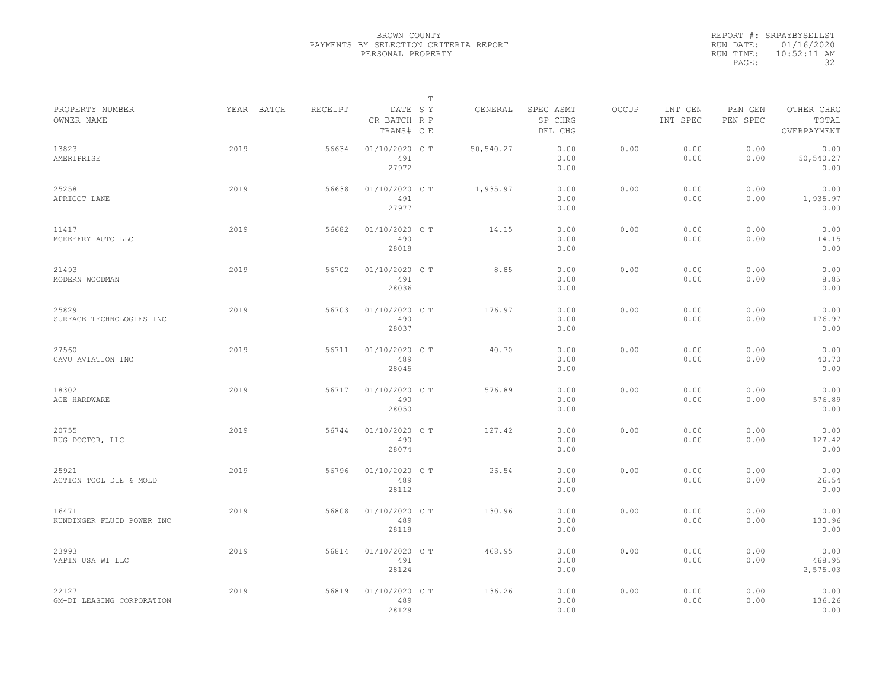BROWN COUNTY
PAYMENTS BY SELECTION CRITERIA REPORT
PERSONAL PROPERTY

REPORT #: SRPAYBYSELLST
RUN DATE: 01/16/2020
RUN TIME: 10:52:11 AM

| PROPERTY NUMBER OWNER NAME | YEAR | BATCH | RECEIPT | DATE CR BATCH TRANS# | T SY RP CE | GENERAL | SPEC ASMT SP CHRG DEL CHG | OCCUP | INT GEN INT SPEC | PEN GEN PEN SPEC | OTHER CHRG TOTAL OVERPAYMENT |
|---|---|---|---|---|---|---|---|---|---|---|---|
| 13823 AMERIPRISE | 2019 | | 56634 | 01/10/2020 491 27972 | C T | 50,540.27 | 0.00 0.00 0.00 | 0.00 | 0.00 0.00 | 0.00 0.00 | 0.00 50,540.27 0.00 |
| 25258 APRICOT LANE | 2019 | | 56638 | 01/10/2020 491 27977 | C T | 1,935.97 | 0.00 0.00 0.00 | 0.00 | 0.00 0.00 | 0.00 0.00 | 0.00 1,935.97 0.00 |
| 11417 MCKEEFRY AUTO LLC | 2019 | | 56682 | 01/10/2020 490 28018 | C T | 14.15 | 0.00 0.00 0.00 | 0.00 | 0.00 0.00 | 0.00 0.00 | 0.00 14.15 0.00 |
| 21493 MODERN WOODMAN | 2019 | | 56702 | 01/10/2020 491 28036 | C T | 8.85 | 0.00 0.00 0.00 | 0.00 | 0.00 0.00 | 0.00 0.00 | 0.00 8.85 0.00 |
| 25829 SURFACE TECHNOLOGIES INC | 2019 | | 56703 | 01/10/2020 490 28037 | C T | 176.97 | 0.00 0.00 0.00 | 0.00 | 0.00 0.00 | 0.00 0.00 | 0.00 176.97 0.00 |
| 27560 CAVU AVIATION INC | 2019 | | 56711 | 01/10/2020 489 28045 | C T | 40.70 | 0.00 0.00 0.00 | 0.00 | 0.00 0.00 | 0.00 0.00 | 0.00 40.70 0.00 |
| 18302 ACE HARDWARE | 2019 | | 56717 | 01/10/2020 490 28050 | C T | 576.89 | 0.00 0.00 0.00 | 0.00 | 0.00 0.00 | 0.00 0.00 | 0.00 576.89 0.00 |
| 20755 RUG DOCTOR, LLC | 2019 | | 56744 | 01/10/2020 490 28074 | C T | 127.42 | 0.00 0.00 0.00 | 0.00 | 0.00 0.00 | 0.00 0.00 | 0.00 127.42 0.00 |
| 25921 ACTION TOOL DIE & MOLD | 2019 | | 56796 | 01/10/2020 489 28112 | C T | 26.54 | 0.00 0.00 0.00 | 0.00 | 0.00 0.00 | 0.00 0.00 | 0.00 26.54 0.00 |
| 16471 KUNDINGER FLUID POWER INC | 2019 | | 56808 | 01/10/2020 489 28118 | C T | 130.96 | 0.00 0.00 0.00 | 0.00 | 0.00 0.00 | 0.00 0.00 | 0.00 130.96 0.00 |
| 23993 VAPIN USA WI LLC | 2019 | | 56814 | 01/10/2020 491 28124 | C T | 468.95 | 0.00 0.00 0.00 | 0.00 | 0.00 0.00 | 0.00 0.00 | 0.00 468.95 2,575.03 |
| 22127 GM-DI LEASING CORPORATION | 2019 | | 56819 | 01/10/2020 489 28129 | C T | 136.26 | 0.00 0.00 0.00 | 0.00 | 0.00 0.00 | 0.00 0.00 | 0.00 136.26 0.00 |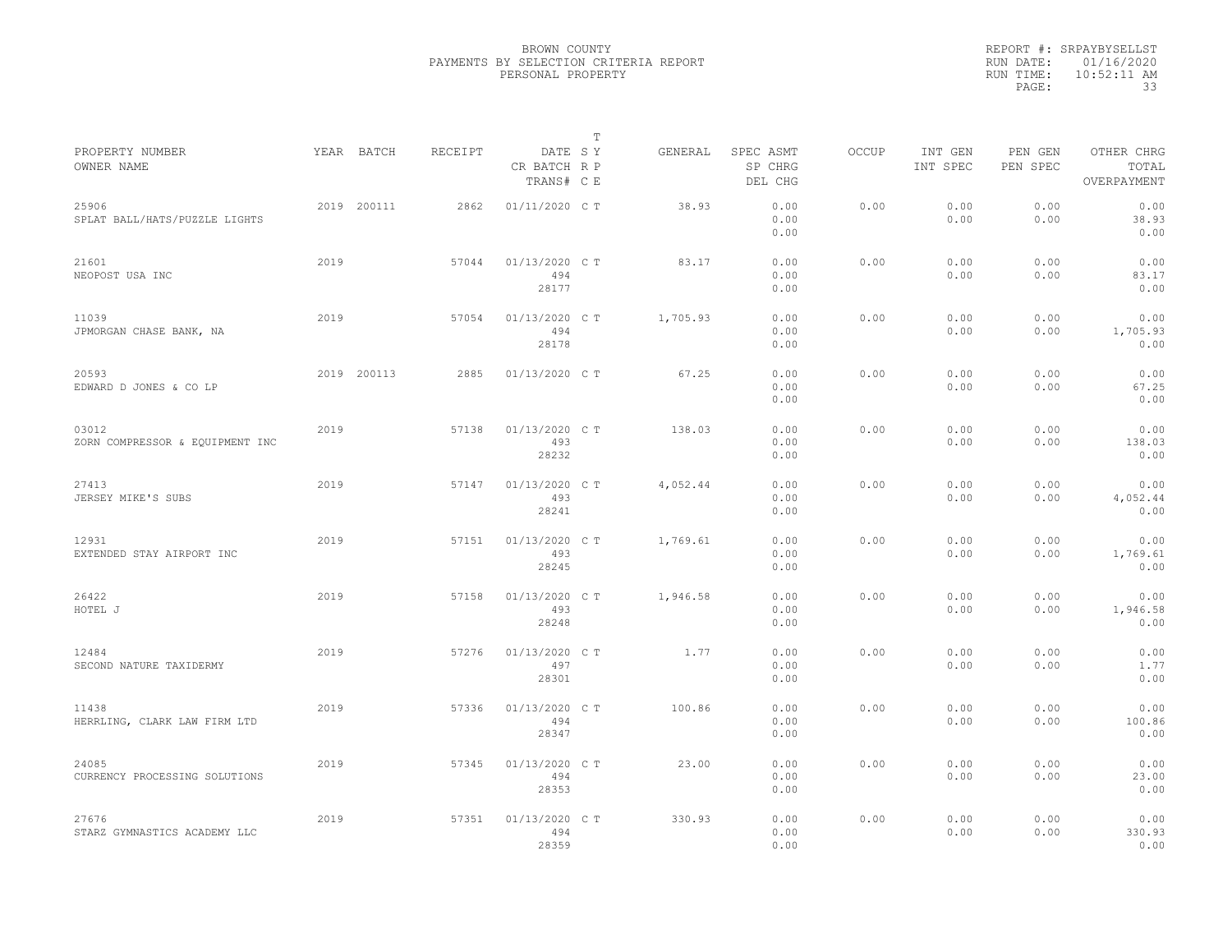BROWN COUNTY
PAYMENTS BY SELECTION CRITERIA REPORT
PERSONAL PROPERTY

REPORT #: SRPAYBYSELLST
RUN DATE: 01/16/2020
RUN TIME: 10:52:11 AM

| PROPERTY NUMBER<br>OWNER NAME | YEAR | BATCH | RECEIPT | DATE<br>CR BATCH<br>TRANS# | T S Y<br>R P<br>C E | GENERAL | SPEC ASMT<br>SP CHRG<br>DEL CHG | OCCUP | INT GEN<br>INT SPEC | PEN GEN<br>PEN SPEC | OTHER CHRG<br>TOTAL<br>OVERPAYMENT |
|---|---|---|---|---|---|---|---|---|---|---|---|
| 25906<br>SPLAT BALL/HATS/PUZZLE LIGHTS | 2019 | 200111 | 2862 | 01/11/2020 | C T | 38.93 | 0.00<br>0.00<br>0.00 | 0.00 | 0.00<br>0.00 | 0.00<br>0.00 | 0.00<br>38.93<br>0.00 |
| 21601<br>NEOPOST USA INC | 2019 | | 57044 | 01/13/2020<br>494<br>28177 | C T | 83.17 | 0.00<br>0.00<br>0.00 | 0.00 | 0.00<br>0.00 | 0.00<br>0.00 | 0.00<br>83.17<br>0.00 |
| 11039<br>JPMORGAN CHASE BANK, NA | 2019 | | 57054 | 01/13/2020<br>494<br>28178 | C T | 1,705.93 | 0.00<br>0.00<br>0.00 | 0.00 | 0.00<br>0.00 | 0.00<br>0.00 | 0.00<br>1,705.93<br>0.00 |
| 20593<br>EDWARD D JONES & CO LP | 2019 | 200113 | 2885 | 01/13/2020 | C T | 67.25 | 0.00<br>0.00<br>0.00 | 0.00 | 0.00<br>0.00 | 0.00<br>0.00 | 0.00<br>67.25<br>0.00 |
| 03012<br>ZORN COMPRESSOR & EQUIPMENT INC | 2019 | | 57138 | 01/13/2020<br>493<br>28232 | C T | 138.03 | 0.00<br>0.00<br>0.00 | 0.00 | 0.00<br>0.00 | 0.00<br>0.00 | 0.00<br>138.03<br>0.00 |
| 27413<br>JERSEY MIKE'S SUBS | 2019 | | 57147 | 01/13/2020<br>493<br>28241 | C T | 4,052.44 | 0.00<br>0.00<br>0.00 | 0.00 | 0.00<br>0.00 | 0.00<br>0.00 | 0.00<br>4,052.44<br>0.00 |
| 12931<br>EXTENDED STAY AIRPORT INC | 2019 | | 57151 | 01/13/2020<br>493<br>28245 | C T | 1,769.61 | 0.00<br>0.00<br>0.00 | 0.00 | 0.00<br>0.00 | 0.00<br>0.00 | 0.00<br>1,769.61<br>0.00 |
| 26422<br>HOTEL J | 2019 | | 57158 | 01/13/2020<br>493<br>28248 | C T | 1,946.58 | 0.00<br>0.00<br>0.00 | 0.00 | 0.00<br>0.00 | 0.00<br>0.00 | 0.00<br>1,946.58<br>0.00 |
| 12484<br>SECOND NATURE TAXIDERMY | 2019 | | 57276 | 01/13/2020<br>497<br>28301 | C T | 1.77 | 0.00<br>0.00<br>0.00 | 0.00 | 0.00<br>0.00 | 0.00<br>0.00 | 0.00<br>1.77<br>0.00 |
| 11438<br>HERRLING, CLARK LAW FIRM LTD | 2019 | | 57336 | 01/13/2020<br>494<br>28347 | C T | 100.86 | 0.00<br>0.00<br>0.00 | 0.00 | 0.00<br>0.00 | 0.00<br>0.00 | 0.00<br>100.86<br>0.00 |
| 24085<br>CURRENCY PROCESSING SOLUTIONS | 2019 | | 57345 | 01/13/2020<br>494<br>28353 | C T | 23.00 | 0.00<br>0.00<br>0.00 | 0.00 | 0.00<br>0.00 | 0.00<br>0.00 | 0.00<br>23.00<br>0.00 |
| 27676<br>STARZ GYMNASTICS ACADEMY LLC | 2019 | | 57351 | 01/13/2020<br>494<br>28359 | C T | 330.93 | 0.00<br>0.00<br>0.00 | 0.00 | 0.00<br>0.00 | 0.00<br>0.00 | 0.00<br>330.93<br>0.00 |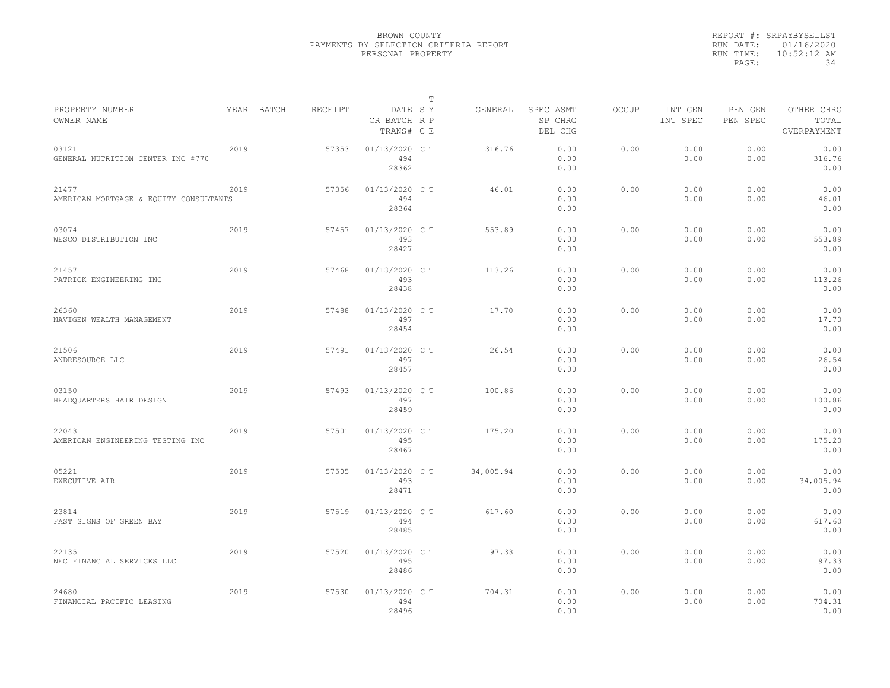BROWN COUNTY
PAYMENTS BY SELECTION CRITERIA REPORT
PERSONAL PROPERTY

REPORT #: SRPAYBYSELLST
RUN DATE: 01/16/2020
RUN TIME: 10:52:12 AM

| PROPERTY NUMBER<br>OWNER NAME | YEAR | BATCH | RECEIPT | DATE<br>CR BATCH<br>TRANS# | T<br>S Y<br>R P<br>C E | GENERAL | SPEC ASMT<br>SP CHRG<br>DEL CHG | OCCUP | INT GEN<br>INT SPEC | PEN GEN<br>PEN SPEC | OTHER CHRG<br>TOTAL<br>OVERPAYMENT |
|---|---|---|---|---|---|---|---|---|---|---|---|
| 03121<br>GENERAL NUTRITION CENTER INC #770 | 2019 | | 57353 | 01/13/2020<br>494<br>28362 | C T | 316.76 | 0.00<br>0.00<br>0.00 | 0.00 | 0.00<br>0.00 | 0.00<br>0.00 | 0.00<br>316.76<br>0.00 |
| 21477<br>AMERICAN MORTGAGE & EQUITY CONSULTANTS | 2019 | | 57356 | 01/13/2020<br>494<br>28364 | C T | 46.01 | 0.00<br>0.00<br>0.00 | 0.00 | 0.00<br>0.00 | 0.00<br>0.00 | 0.00<br>46.01<br>0.00 |
| 03074<br>WESCO DISTRIBUTION INC | 2019 | | 57457 | 01/13/2020<br>493<br>28427 | C T | 553.89 | 0.00<br>0.00<br>0.00 | 0.00 | 0.00<br>0.00 | 0.00<br>0.00 | 0.00<br>553.89<br>0.00 |
| 21457<br>PATRICK ENGINEERING INC | 2019 | | 57468 | 01/13/2020<br>493<br>28438 | C T | 113.26 | 0.00<br>0.00<br>0.00 | 0.00 | 0.00<br>0.00 | 0.00<br>0.00 | 0.00<br>113.26<br>0.00 |
| 26360<br>NAVIGEN WEALTH MANAGEMENT | 2019 | | 57488 | 01/13/2020<br>497<br>28454 | C T | 17.70 | 0.00<br>0.00<br>0.00 | 0.00 | 0.00<br>0.00 | 0.00<br>0.00 | 0.00<br>17.70<br>0.00 |
| 21506<br>ANDRESOURCE LLC | 2019 | | 57491 | 01/13/2020<br>497<br>28457 | C T | 26.54 | 0.00<br>0.00<br>0.00 | 0.00 | 0.00<br>0.00 | 0.00<br>0.00 | 0.00<br>26.54<br>0.00 |
| 03150<br>HEADQUARTERS HAIR DESIGN | 2019 | | 57493 | 01/13/2020<br>497<br>28459 | C T | 100.86 | 0.00<br>0.00<br>0.00 | 0.00 | 0.00<br>0.00 | 0.00<br>0.00 | 0.00<br>100.86<br>0.00 |
| 22043<br>AMERICAN ENGINEERING TESTING INC | 2019 | | 57501 | 01/13/2020<br>495<br>28467 | C T | 175.20 | 0.00<br>0.00<br>0.00 | 0.00 | 0.00<br>0.00 | 0.00<br>0.00 | 0.00<br>175.20<br>0.00 |
| 05221<br>EXECUTIVE AIR | 2019 | | 57505 | 01/13/2020<br>493<br>28471 | C T | 34,005.94 | 0.00<br>0.00<br>0.00 | 0.00 | 0.00<br>0.00 | 0.00<br>0.00 | 0.00<br>34,005.94<br>0.00 |
| 23814<br>FAST SIGNS OF GREEN BAY | 2019 | | 57519 | 01/13/2020<br>494<br>28485 | C T | 617.60 | 0.00<br>0.00<br>0.00 | 0.00 | 0.00<br>0.00 | 0.00<br>0.00 | 0.00<br>617.60<br>0.00 |
| 22135<br>NEC FINANCIAL SERVICES LLC | 2019 | | 57520 | 01/13/2020<br>495<br>28486 | C T | 97.33 | 0.00<br>0.00<br>0.00 | 0.00 | 0.00<br>0.00 | 0.00<br>0.00 | 0.00<br>97.33<br>0.00 |
| 24680<br>FINANCIAL PACIFIC LEASING | 2019 | | 57530 | 01/13/2020<br>494<br>28496 | C T | 704.31 | 0.00<br>0.00<br>0.00 | 0.00 | 0.00<br>0.00 | 0.00<br>0.00 | 0.00<br>704.31<br>0.00 |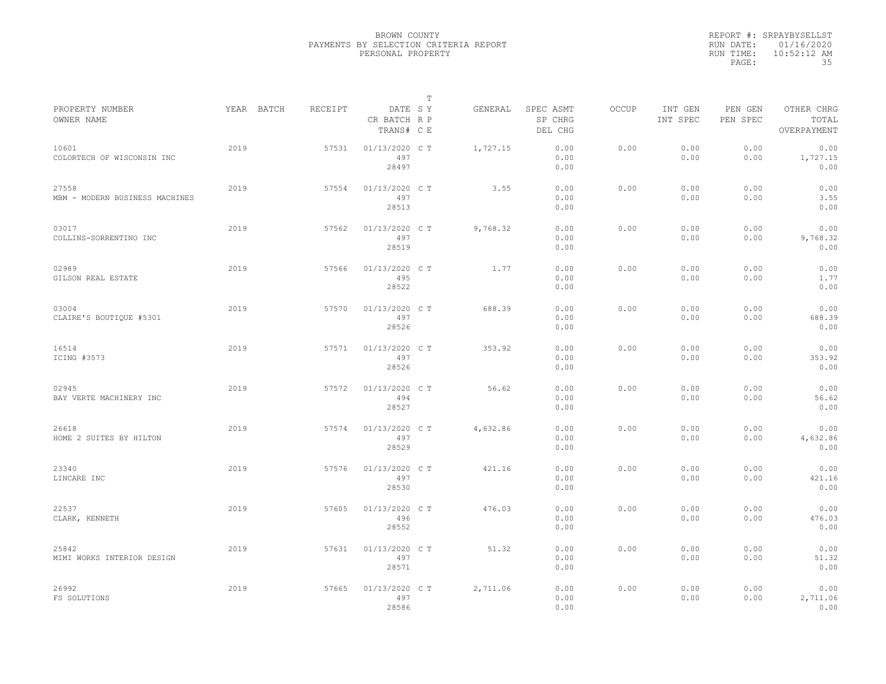BROWN COUNTY
PAYMENTS BY SELECTION CRITERIA REPORT
PERSONAL PROPERTY

REPORT #: SRPAYBYSELLST
RUN DATE: 01/16/2020
RUN TIME: 10:52:12 AM

| PROPERTY NUMBER<br>OWNER NAME | YEAR | BATCH | RECEIPT | DATE<br>CR BATCH<br>TRANS# | T<br>S Y<br>R P<br>C E | GENERAL | SPEC ASMT<br>SP CHRG<br>DEL CHG | OCCUP | INT GEN<br>INT SPEC | PEN GEN<br>PEN SPEC | OTHER CHRG<br>TOTAL<br>OVERPAYMENT |
|---|---|---|---|---|---|---|---|---|---|---|---|
| 10601<br>COLORTECH OF WISCONSIN INC | 2019 | | 57531 | 01/13/2020<br>497<br>28497 | C T | 1,727.15 | 0.00<br>0.00<br>0.00 | 0.00 | 0.00<br>0.00 | 0.00<br>0.00 | 0.00<br>1,727.15<br>0.00 |
| 27558<br>MBM - MODERN BUSINESS MACHINES | 2019 | | 57554 | 01/13/2020<br>497<br>28513 | C T | 3.55 | 0.00<br>0.00<br>0.00 | 0.00 | 0.00<br>0.00 | 0.00<br>0.00 | 0.00<br>3.55<br>0.00 |
| 03017<br>COLLINS-SORRENTINO INC | 2019 | | 57562 | 01/13/2020<br>497<br>28519 | C T | 9,768.32 | 0.00<br>0.00<br>0.00 | 0.00 | 0.00<br>0.00 | 0.00<br>0.00 | 0.00<br>9,768.32<br>0.00 |
| 02989<br>GILSON REAL ESTATE | 2019 | | 57566 | 01/13/2020<br>495<br>28522 | C T | 1.77 | 0.00<br>0.00<br>0.00 | 0.00 | 0.00<br>0.00 | 0.00<br>0.00 | 0.00<br>1.77<br>0.00 |
| 03004<br>CLAIRE'S BOUTIQUE #5301 | 2019 | | 57570 | 01/13/2020<br>497<br>28526 | C T | 688.39 | 0.00<br>0.00<br>0.00 | 0.00 | 0.00<br>0.00 | 0.00<br>0.00 | 0.00<br>688.39<br>0.00 |
| 16514<br>ICING #3573 | 2019 | | 57571 | 01/13/2020<br>497<br>28526 | C T | 353.92 | 0.00<br>0.00<br>0.00 | 0.00 | 0.00<br>0.00 | 0.00<br>0.00 | 0.00<br>353.92<br>0.00 |
| 02945<br>BAY VERTE MACHINERY INC | 2019 | | 57572 | 01/13/2020<br>494<br>28527 | C T | 56.62 | 0.00<br>0.00<br>0.00 | 0.00 | 0.00<br>0.00 | 0.00<br>0.00 | 0.00<br>56.62<br>0.00 |
| 26618<br>HOME 2 SUITES BY HILTON | 2019 | | 57574 | 01/13/2020<br>497<br>28529 | C T | 4,632.86 | 0.00<br>0.00<br>0.00 | 0.00 | 0.00<br>0.00 | 0.00<br>0.00 | 0.00<br>4,632.86<br>0.00 |
| 23340<br>LINCARE INC | 2019 | | 57576 | 01/13/2020<br>497<br>28530 | C T | 421.16 | 0.00<br>0.00<br>0.00 | 0.00 | 0.00<br>0.00 | 0.00<br>0.00 | 0.00<br>421.16<br>0.00 |
| 22537<br>CLARK, KENNETH | 2019 | | 57605 | 01/13/2020<br>496<br>28552 | C T | 476.03 | 0.00<br>0.00<br>0.00 | 0.00 | 0.00<br>0.00 | 0.00<br>0.00 | 0.00<br>476.03<br>0.00 |
| 25842<br>MIMI WORKS INTERIOR DESIGN | 2019 | | 57631 | 01/13/2020<br>497<br>28571 | C T | 51.32 | 0.00<br>0.00<br>0.00 | 0.00 | 0.00<br>0.00 | 0.00<br>0.00 | 0.00<br>51.32<br>0.00 |
| 26992<br>FS SOLUTIONS | 2019 | | 57665 | 01/13/2020<br>497<br>28586 | C T | 2,711.06 | 0.00<br>0.00<br>0.00 | 0.00 | 0.00<br>0.00 | 0.00<br>0.00 | 0.00<br>2,711.06<br>0.00 |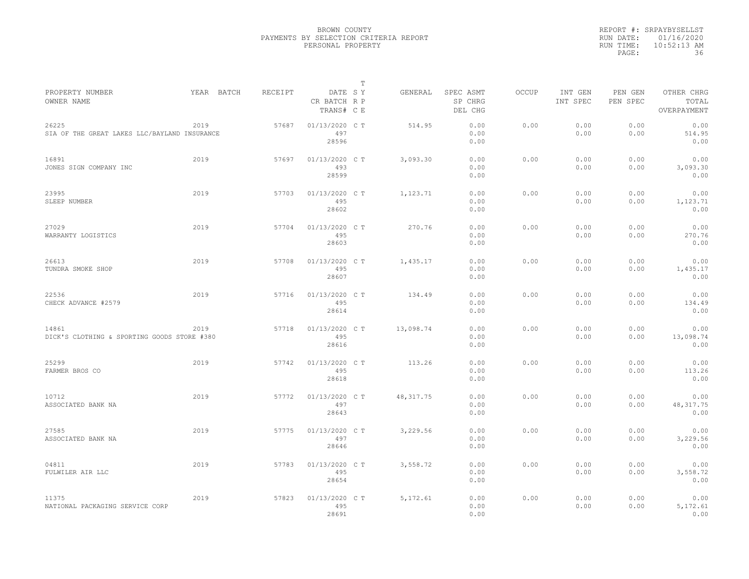BROWN COUNTY
PAYMENTS BY SELECTION CRITERIA REPORT
PERSONAL PROPERTY

REPORT #: SRPAYBYSELLST
RUN DATE: 01/16/2020
RUN TIME: 10:52:13 AM

| PROPERTY NUMBER<br>OWNER NAME | YEAR | BATCH | RECEIPT | DATE<br>CR BATCH<br>TRANS# | T S Y<br>R P<br>C E | GENERAL | SPEC ASMT<br>SP CHRG<br>DEL CHG | OCCUP | INT GEN<br>INT SPEC | PEN GEN<br>PEN SPEC | OTHER CHRG<br>TOTAL<br>OVERPAYMENT |
|---|---|---|---|---|---|---|---|---|---|---|---|
| 26225<br>SIA OF THE GREAT LAKES LLC/BAYLAND INSURANCE | 2019 | | 57687 | 01/13/2020<br>497<br>28596 | C T | 514.95 | 0.00<br>0.00<br>0.00 | 0.00 | 0.00<br>0.00 | 0.00<br>0.00 | 0.00<br>514.95<br>0.00 |
| 16891<br>JONES SIGN COMPANY INC | 2019 | | 57697 | 01/13/2020<br>493<br>28599 | C T | 3,093.30 | 0.00<br>0.00<br>0.00 | 0.00 | 0.00<br>0.00 | 0.00<br>0.00 | 0.00<br>3,093.30<br>0.00 |
| 23995<br>SLEEP NUMBER | 2019 | | 57703 | 01/13/2020<br>495<br>28602 | C T | 1,123.71 | 0.00<br>0.00<br>0.00 | 0.00 | 0.00<br>0.00 | 0.00<br>0.00 | 0.00<br>1,123.71<br>0.00 |
| 27029<br>WARRANTY LOGISTICS | 2019 | | 57704 | 01/13/2020<br>495<br>28603 | C T | 270.76 | 0.00<br>0.00<br>0.00 | 0.00 | 0.00<br>0.00 | 0.00<br>0.00 | 0.00<br>270.76<br>0.00 |
| 26613<br>TUNDRA SMOKE SHOP | 2019 | | 57708 | 01/13/2020<br>495<br>28607 | C T | 1,435.17 | 0.00<br>0.00<br>0.00 | 0.00 | 0.00<br>0.00 | 0.00<br>0.00 | 0.00<br>1,435.17<br>0.00 |
| 22536<br>CHECK ADVANCE #2579 | 2019 | | 57716 | 01/13/2020<br>495<br>28614 | C T | 134.49 | 0.00<br>0.00<br>0.00 | 0.00 | 0.00<br>0.00 | 0.00<br>0.00 | 0.00<br>134.49<br>0.00 |
| 14861<br>DICK'S CLOTHING & SPORTING GOODS STORE #380 | 2019 | | 57718 | 01/13/2020<br>495<br>28616 | C T | 13,098.74 | 0.00<br>0.00<br>0.00 | 0.00 | 0.00<br>0.00 | 0.00<br>0.00 | 0.00<br>13,098.74<br>0.00 |
| 25299<br>FARMER BROS CO | 2019 | | 57742 | 01/13/2020<br>495<br>28618 | C T | 113.26 | 0.00<br>0.00<br>0.00 | 0.00 | 0.00<br>0.00 | 0.00<br>0.00 | 0.00<br>113.26<br>0.00 |
| 10712<br>ASSOCIATED BANK NA | 2019 | | 57772 | 01/13/2020<br>497<br>28643 | C T | 48,317.75 | 0.00<br>0.00<br>0.00 | 0.00 | 0.00<br>0.00 | 0.00<br>0.00 | 0.00<br>48,317.75<br>0.00 |
| 27585<br>ASSOCIATED BANK NA | 2019 | | 57775 | 01/13/2020<br>497<br>28646 | C T | 3,229.56 | 0.00<br>0.00<br>0.00 | 0.00 | 0.00<br>0.00 | 0.00<br>0.00 | 0.00<br>3,229.56<br>0.00 |
| 04811<br>FULWILER AIR LLC | 2019 | | 57783 | 01/13/2020<br>495<br>28654 | C T | 3,558.72 | 0.00<br>0.00<br>0.00 | 0.00 | 0.00<br>0.00 | 0.00<br>0.00 | 0.00<br>3,558.72<br>0.00 |
| 11375<br>NATIONAL PACKAGING SERVICE CORP | 2019 | | 57823 | 01/13/2020<br>495<br>28691 | C T | 5,172.61 | 0.00<br>0.00<br>0.00 | 0.00 | 0.00<br>0.00 | 0.00<br>0.00 | 0.00<br>5,172.61<br>0.00 |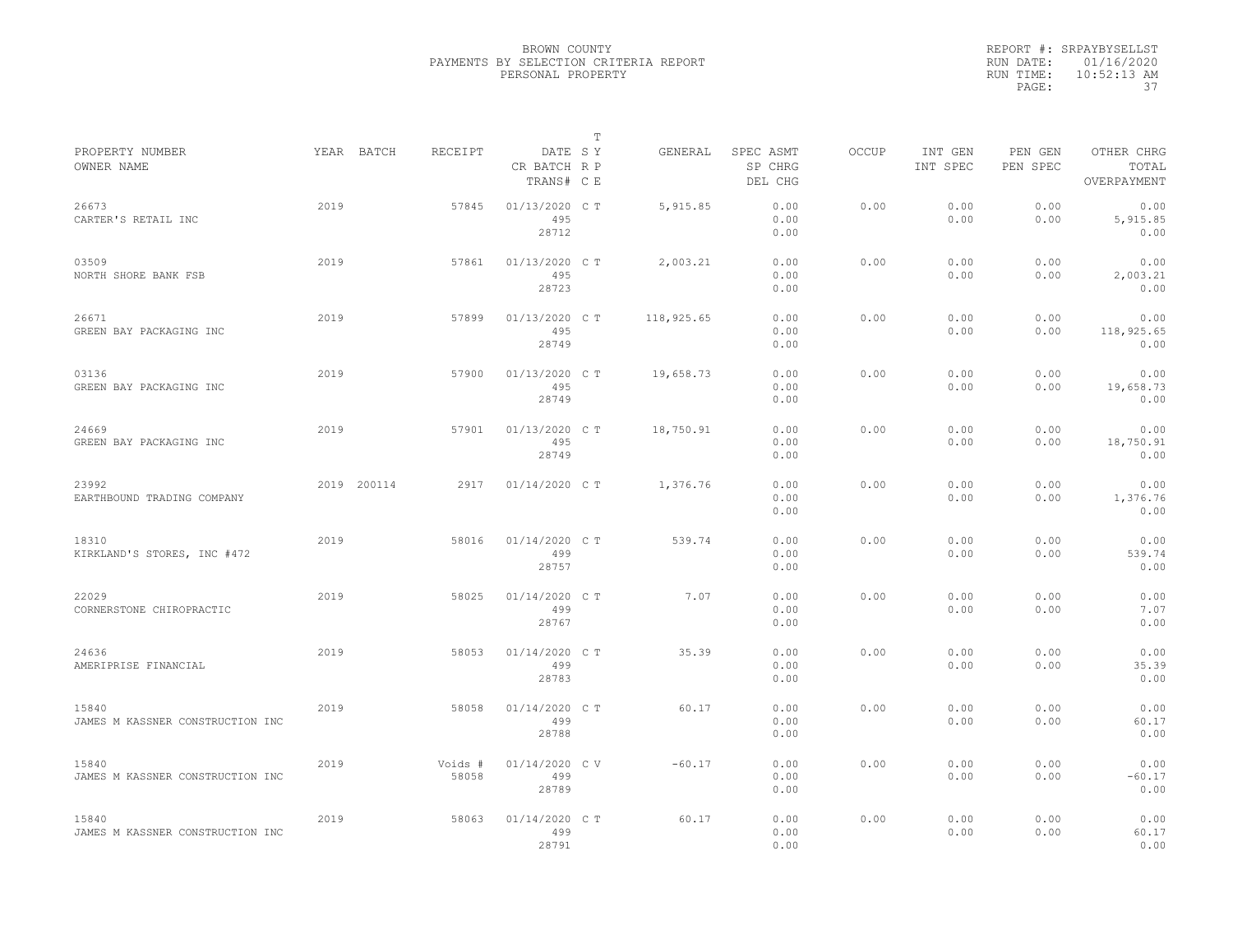BROWN COUNTY
PAYMENTS BY SELECTION CRITERIA REPORT
PERSONAL PROPERTY

REPORT #: SRPAYBYSELLST
RUN DATE: 01/16/2020
RUN TIME: 10:52:13 AM

| PROPERTY NUMBER / OWNER NAME | YEAR | BATCH | RECEIPT | DATE / CR BATCH / TRANS# | T SY RP CE | GENERAL | SPEC ASMT / SP CHRG / DEL CHG | OCCUP | INT GEN / INT SPEC | PEN GEN / PEN SPEC | OTHER CHRG / TOTAL / OVERPAYMENT |
|---|---|---|---|---|---|---|---|---|---|---|---|
| 26673 CARTER'S RETAIL INC | 2019 | | 57845 | 01/13/2020 495 28712 | C T | 5,915.85 | 0.00 0.00 0.00 | 0.00 | 0.00 0.00 | 0.00 0.00 | 0.00 5,915.85 0.00 |
| 03509 NORTH SHORE BANK FSB | 2019 | | 57861 | 01/13/2020 495 28723 | C T | 2,003.21 | 0.00 0.00 0.00 | 0.00 | 0.00 0.00 | 0.00 0.00 | 0.00 2,003.21 0.00 |
| 26671 GREEN BAY PACKAGING INC | 2019 | | 57899 | 01/13/2020 495 28749 | C T | 118,925.65 | 0.00 0.00 0.00 | 0.00 | 0.00 0.00 | 0.00 0.00 | 0.00 118,925.65 0.00 |
| 03136 GREEN BAY PACKAGING INC | 2019 | | 57900 | 01/13/2020 495 28749 | C T | 19,658.73 | 0.00 0.00 0.00 | 0.00 | 0.00 0.00 | 0.00 0.00 | 0.00 19,658.73 0.00 |
| 24669 GREEN BAY PACKAGING INC | 2019 | | 57901 | 01/13/2020 495 28749 | C T | 18,750.91 | 0.00 0.00 0.00 | 0.00 | 0.00 0.00 | 0.00 0.00 | 0.00 18,750.91 0.00 |
| 23992 EARTHBOUND TRADING COMPANY | 2019 | 200114 | 2917 | 01/14/2020 | C T | 1,376.76 | 0.00 0.00 0.00 | 0.00 | 0.00 0.00 | 0.00 0.00 | 0.00 1,376.76 0.00 |
| 18310 KIRKLAND'S STORES, INC #472 | 2019 | | 58016 | 01/14/2020 499 28757 | C T | 539.74 | 0.00 0.00 0.00 | 0.00 | 0.00 0.00 | 0.00 0.00 | 0.00 539.74 0.00 |
| 22029 CORNERSTONE CHIROPRACTIC | 2019 | | 58025 | 01/14/2020 499 28767 | C T | 7.07 | 0.00 0.00 0.00 | 0.00 | 0.00 0.00 | 0.00 0.00 | 0.00 7.07 0.00 |
| 24636 AMERIPRISE FINANCIAL | 2019 | | 58053 | 01/14/2020 499 28783 | C T | 35.39 | 0.00 0.00 0.00 | 0.00 | 0.00 0.00 | 0.00 0.00 | 0.00 35.39 0.00 |
| 15840 JAMES M KASSNER CONSTRUCTION INC | 2019 | | 58058 | 01/14/2020 499 28788 | C T | 60.17 | 0.00 0.00 0.00 | 0.00 | 0.00 0.00 | 0.00 0.00 | 0.00 60.17 0.00 |
| 15840 JAMES M KASSNER CONSTRUCTION INC | 2019 | | Voids # 58058 | 01/14/2020 499 28789 | C V | -60.17 | 0.00 0.00 0.00 | 0.00 | 0.00 0.00 | 0.00 0.00 | 0.00 -60.17 0.00 |
| 15840 JAMES M KASSNER CONSTRUCTION INC | 2019 | | 58063 | 01/14/2020 499 28791 | C T | 60.17 | 0.00 0.00 0.00 | 0.00 | 0.00 0.00 | 0.00 0.00 | 0.00 60.17 0.00 |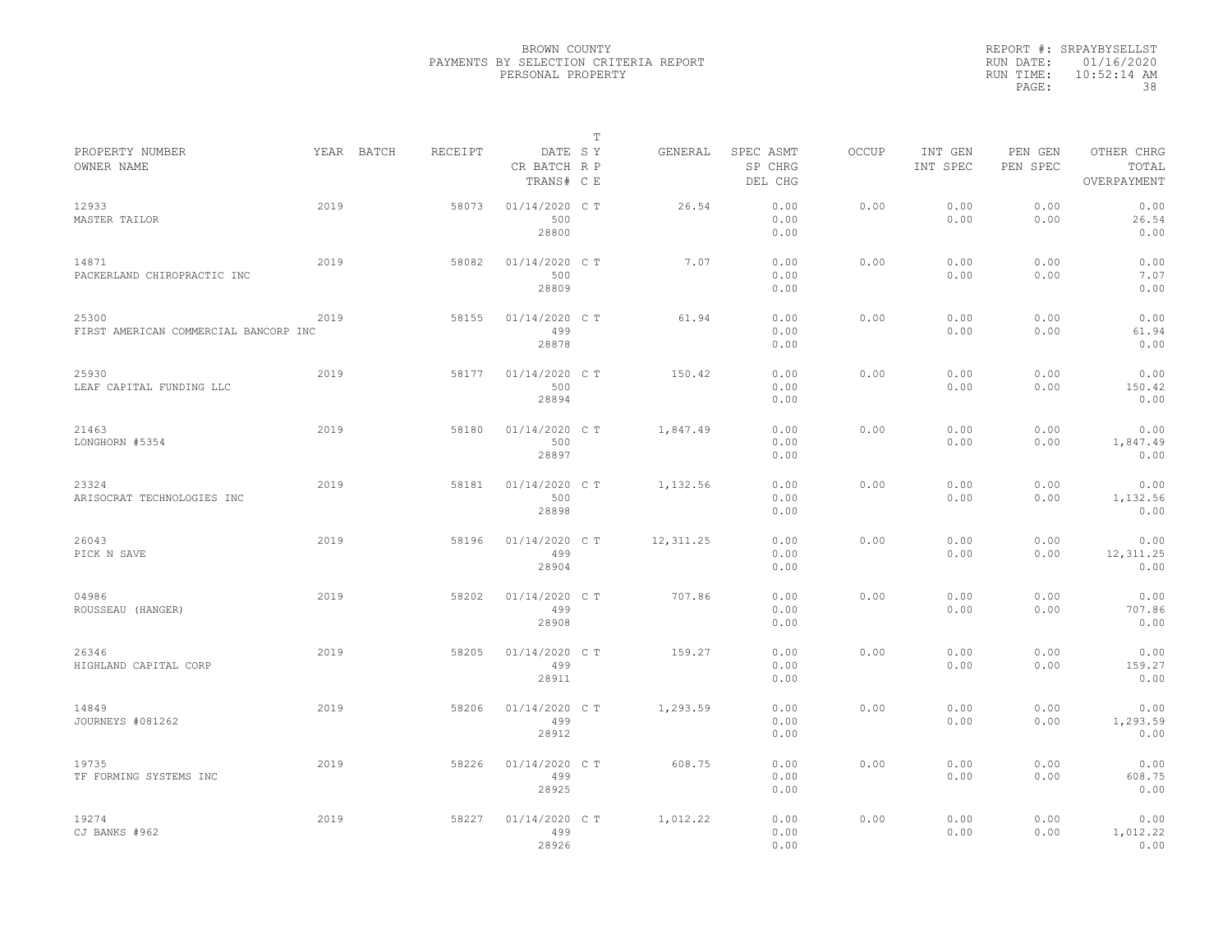BROWN COUNTY
PAYMENTS BY SELECTION CRITERIA REPORT
PERSONAL PROPERTY

REPORT #: SRPAYBYSELLST
RUN DATE: 01/16/2020
RUN TIME: 10:52:14 AM

| PROPERTY NUMBER<br>OWNER NAME | YEAR | BATCH | RECEIPT | DATE<br>CR BATCH<br>TRANS# | T<br>S Y<br>R P<br>C E | GENERAL | SPEC ASMT<br>SP CHRG<br>DEL CHG | OCCUP | INT GEN<br>INT SPEC | PEN GEN<br>PEN SPEC | OTHER CHRG<br>TOTAL<br>OVERPAYMENT |
|---|---|---|---|---|---|---|---|---|---|---|---|
| 12933<br>MASTER TAILOR | 2019 | | 58073 | 01/14/2020<br>500<br>28800 | C T | 26.54 | 0.00<br>0.00<br>0.00 | 0.00 | 0.00<br>0.00 | 0.00<br>0.00 | 0.00<br>26.54<br>0.00 |
| 14871<br>PACKERLAND CHIROPRACTIC INC | 2019 | | 58082 | 01/14/2020<br>500<br>28809 | C T | 7.07 | 0.00<br>0.00<br>0.00 | 0.00 | 0.00<br>0.00 | 0.00<br>0.00 | 0.00<br>7.07<br>0.00 |
| 25300<br>FIRST AMERICAN COMMERCIAL BANCORP INC | 2019 | | 58155 | 01/14/2020<br>499<br>28878 | C T | 61.94 | 0.00<br>0.00<br>0.00 | 0.00 | 0.00<br>0.00 | 0.00<br>0.00 | 0.00<br>61.94<br>0.00 |
| 25930<br>LEAF CAPITAL FUNDING LLC | 2019 | | 58177 | 01/14/2020<br>500<br>28894 | C T | 150.42 | 0.00<br>0.00<br>0.00 | 0.00 | 0.00<br>0.00 | 0.00<br>0.00 | 0.00<br>150.42<br>0.00 |
| 21463<br>LONGHORN #5354 | 2019 | | 58180 | 01/14/2020<br>500<br>28897 | C T | 1,847.49 | 0.00<br>0.00<br>0.00 | 0.00 | 0.00<br>0.00 | 0.00<br>0.00 | 0.00<br>1,847.49<br>0.00 |
| 23324<br>ARISOCRAT TECHNOLOGIES INC | 2019 | | 58181 | 01/14/2020<br>500<br>28898 | C T | 1,132.56 | 0.00<br>0.00<br>0.00 | 0.00 | 0.00<br>0.00 | 0.00<br>0.00 | 0.00<br>1,132.56<br>0.00 |
| 26043<br>PICK N SAVE | 2019 | | 58196 | 01/14/2020<br>499<br>28904 | C T | 12,311.25 | 0.00<br>0.00<br>0.00 | 0.00 | 0.00<br>0.00 | 0.00<br>0.00 | 0.00<br>12,311.25<br>0.00 |
| 04986<br>ROUSSEAU (HANGER) | 2019 | | 58202 | 01/14/2020<br>499<br>28908 | C T | 707.86 | 0.00<br>0.00<br>0.00 | 0.00 | 0.00<br>0.00 | 0.00<br>0.00 | 0.00<br>707.86<br>0.00 |
| 26346<br>HIGHLAND CAPITAL CORP | 2019 | | 58205 | 01/14/2020<br>499<br>28911 | C T | 159.27 | 0.00<br>0.00<br>0.00 | 0.00 | 0.00<br>0.00 | 0.00<br>0.00 | 0.00<br>159.27<br>0.00 |
| 14849<br>JOURNEYS #081262 | 2019 | | 58206 | 01/14/2020<br>499<br>28912 | C T | 1,293.59 | 0.00<br>0.00<br>0.00 | 0.00 | 0.00<br>0.00 | 0.00<br>0.00 | 0.00<br>1,293.59<br>0.00 |
| 19735<br>TF FORMING SYSTEMS INC | 2019 | | 58226 | 01/14/2020<br>499<br>28925 | C T | 608.75 | 0.00<br>0.00<br>0.00 | 0.00 | 0.00<br>0.00 | 0.00<br>0.00 | 0.00<br>608.75<br>0.00 |
| 19274<br>CJ BANKS #962 | 2019 | | 58227 | 01/14/2020<br>499<br>28926 | C T | 1,012.22 | 0.00<br>0.00<br>0.00 | 0.00 | 0.00<br>0.00 | 0.00<br>0.00 | 0.00<br>1,012.22<br>0.00 |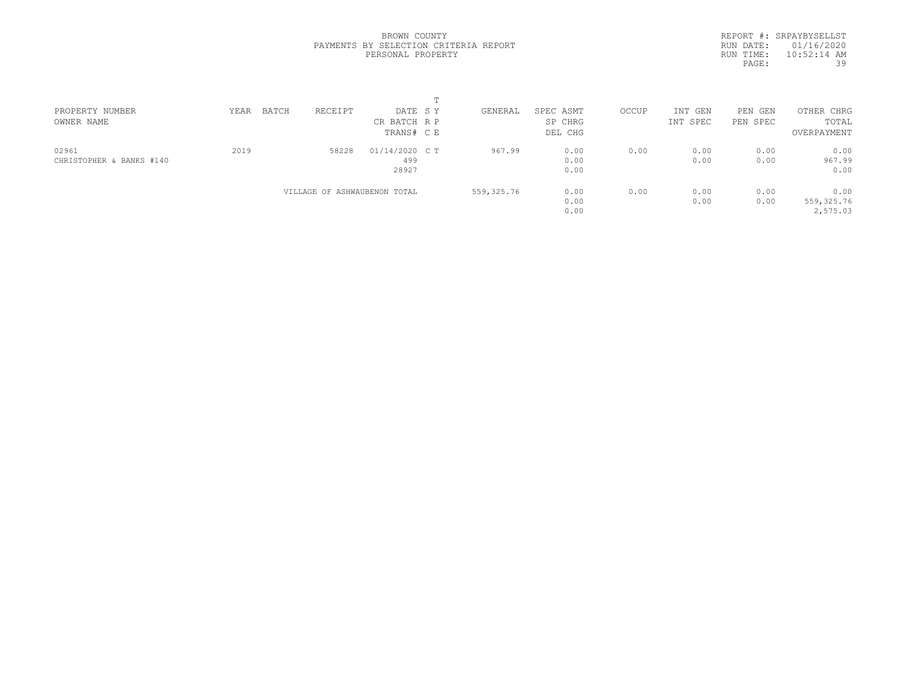BROWN COUNTY
PAYMENTS BY SELECTION CRITERIA REPORT
PERSONAL PROPERTY

REPORT #: SRPAYBYSELLST
RUN DATE: 01/16/2020
RUN TIME: 10:52:14 AM

| PROPERTY NUMBER<br>OWNER NAME | YEAR | BATCH | RECEIPT | DATE<br>CR BATCH<br>TRANS# | T<br>SY<br>RP<br>CE | GENERAL | SPEC ASMT<br>SP CHRG<br>DEL CHG | OCCUP | INT GEN<br>INT SPEC | PEN GEN<br>PEN SPEC | OTHER CHRG<br>TOTAL<br>OVERPAYMENT |
|---|---|---|---|---|---|---|---|---|---|---|---|
| 02961<br>CHRISTOPHER & BANKS #140 | 2019 | | 58228 | 01/14/2020<br>499<br>28927 | C T | 967.99 | 0.00<br>0.00<br>0.00 | 0.00 | 0.00<br>0.00 | 0.00<br>0.00 | 0.00<br>967.99<br>0.00 |
| | | | VILLAGE OF ASHWAUBENON TOTAL | | | 559,325.76 | 0.00<br>0.00<br>0.00 | 0.00 | 0.00<br>0.00 | 0.00<br>0.00 | 0.00<br>559,325.76<br>2,575.03 |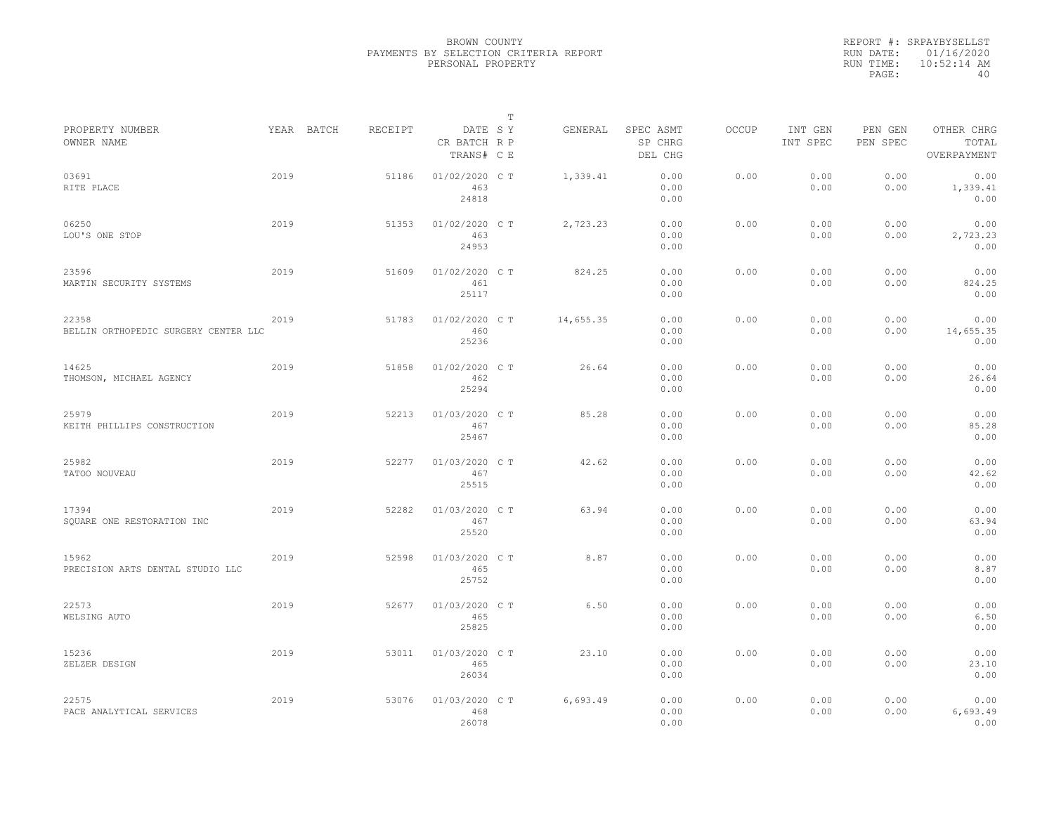BROWN COUNTY
PAYMENTS BY SELECTION CRITERIA REPORT
PERSONAL PROPERTY

REPORT #: SRPAYBYSELLST
RUN DATE: 01/16/2020
RUN TIME: 10:52:14 AM

| PROPERTY NUMBER / OWNER NAME | YEAR | BATCH | RECEIPT | DATE / CR BATCH / TRANS# | T SY RP CE | GENERAL | SPEC ASMT / SP CHRG / DEL CHG | OCCUP | INT GEN / INT SPEC | PEN GEN / PEN SPEC | OTHER CHRG / TOTAL / OVERPAYMENT |
|---|---|---|---|---|---|---|---|---|---|---|---|
| 03691 RITE PLACE | 2019 | | 51186 | 01/02/2020 463 24818 | C T | 1,339.41 | 0.00 0.00 0.00 | 0.00 | 0.00 0.00 | 0.00 0.00 | 0.00 1,339.41 0.00 |
| 06250 LOU'S ONE STOP | 2019 | | 51353 | 01/02/2020 463 24953 | C T | 2,723.23 | 0.00 0.00 0.00 | 0.00 | 0.00 0.00 | 0.00 0.00 | 0.00 2,723.23 0.00 |
| 23596 MARTIN SECURITY SYSTEMS | 2019 | | 51609 | 01/02/2020 461 25117 | C T | 824.25 | 0.00 0.00 0.00 | 0.00 | 0.00 0.00 | 0.00 0.00 | 0.00 824.25 0.00 |
| 22358 BELLIN ORTHOPEDIC SURGERY CENTER LLC | 2019 | | 51783 | 01/02/2020 460 25236 | C T | 14,655.35 | 0.00 0.00 0.00 | 0.00 | 0.00 0.00 | 0.00 0.00 | 0.00 14,655.35 0.00 |
| 14625 THOMSON, MICHAEL AGENCY | 2019 | | 51858 | 01/02/2020 462 25294 | C T | 26.64 | 0.00 0.00 0.00 | 0.00 | 0.00 0.00 | 0.00 0.00 | 0.00 26.64 0.00 |
| 25979 KEITH PHILLIPS CONSTRUCTION | 2019 | | 52213 | 01/03/2020 467 25467 | C T | 85.28 | 0.00 0.00 0.00 | 0.00 | 0.00 0.00 | 0.00 0.00 | 0.00 85.28 0.00 |
| 25982 TATOO NOUVEAU | 2019 | | 52277 | 01/03/2020 467 25515 | C T | 42.62 | 0.00 0.00 0.00 | 0.00 | 0.00 0.00 | 0.00 0.00 | 0.00 42.62 0.00 |
| 17394 SQUARE ONE RESTORATION INC | 2019 | | 52282 | 01/03/2020 467 25520 | C T | 63.94 | 0.00 0.00 0.00 | 0.00 | 0.00 0.00 | 0.00 0.00 | 0.00 63.94 0.00 |
| 15962 PRECISION ARTS DENTAL STUDIO LLC | 2019 | | 52598 | 01/03/2020 465 25752 | C T | 8.87 | 0.00 0.00 0.00 | 0.00 | 0.00 0.00 | 0.00 0.00 | 0.00 8.87 0.00 |
| 22573 WELSING AUTO | 2019 | | 52677 | 01/03/2020 465 25825 | C T | 6.50 | 0.00 0.00 0.00 | 0.00 | 0.00 0.00 | 0.00 0.00 | 0.00 6.50 0.00 |
| 15236 ZELZER DESIGN | 2019 | | 53011 | 01/03/2020 465 26034 | C T | 23.10 | 0.00 0.00 0.00 | 0.00 | 0.00 0.00 | 0.00 0.00 | 0.00 23.10 0.00 |
| 22575 PACE ANALYTICAL SERVICES | 2019 | | 53076 | 01/03/2020 468 26078 | C T | 6,693.49 | 0.00 0.00 0.00 | 0.00 | 0.00 0.00 | 0.00 0.00 | 0.00 6,693.49 0.00 |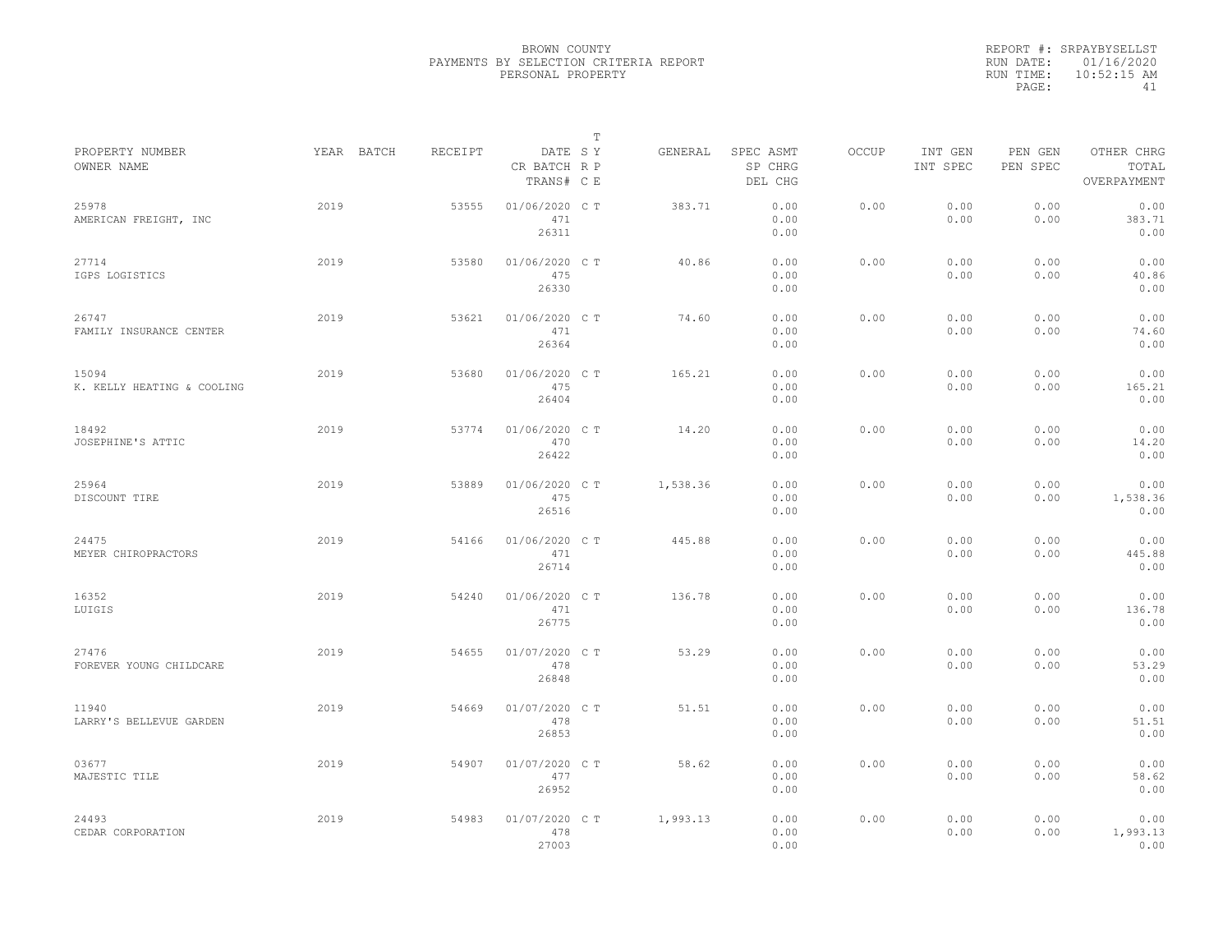BROWN COUNTY
PAYMENTS BY SELECTION CRITERIA REPORT
PERSONAL PROPERTY

REPORT #: SRPAYBYSELLST
RUN DATE: 01/16/2020
RUN TIME: 10:52:15 AM

| PROPERTY NUMBER / OWNER NAME | YEAR | BATCH | RECEIPT | DATE / CR BATCH / TRANS# | T S Y / R P / C E | GENERAL | SPEC ASMT / SP CHRG / DEL CHG | OCCUP | INT GEN / INT SPEC | PEN GEN / PEN SPEC | OTHER CHRG / TOTAL / OVERPAYMENT |
|---|---|---|---|---|---|---|---|---|---|---|---|
| 25978 / AMERICAN FREIGHT, INC | 2019 | | 53555 | 01/06/2020 / 471 / 26311 | C T | 383.71 | 0.00 / 0.00 / 0.00 | 0.00 | 0.00 / 0.00 | 0.00 / 0.00 | 0.00 / 383.71 / 0.00 |
| 27714 / IGPS LOGISTICS | 2019 | | 53580 | 01/06/2020 / 475 / 26330 | C T | 40.86 | 0.00 / 0.00 / 0.00 | 0.00 | 0.00 / 0.00 | 0.00 / 0.00 | 0.00 / 40.86 / 0.00 |
| 26747 / FAMILY INSURANCE CENTER | 2019 | | 53621 | 01/06/2020 / 471 / 26364 | C T | 74.60 | 0.00 / 0.00 / 0.00 | 0.00 | 0.00 / 0.00 | 0.00 / 0.00 | 0.00 / 74.60 / 0.00 |
| 15094 / K. KELLY HEATING & COOLING | 2019 | | 53680 | 01/06/2020 / 475 / 26404 | C T | 165.21 | 0.00 / 0.00 / 0.00 | 0.00 | 0.00 / 0.00 | 0.00 / 0.00 | 0.00 / 165.21 / 0.00 |
| 18492 / JOSEPHINE'S ATTIC | 2019 | | 53774 | 01/06/2020 / 470 / 26422 | C T | 14.20 | 0.00 / 0.00 / 0.00 | 0.00 | 0.00 / 0.00 | 0.00 / 0.00 | 0.00 / 14.20 / 0.00 |
| 25964 / DISCOUNT TIRE | 2019 | | 53889 | 01/06/2020 / 475 / 26516 | C T | 1,538.36 | 0.00 / 0.00 / 0.00 | 0.00 | 0.00 / 0.00 | 0.00 / 0.00 | 0.00 / 1,538.36 / 0.00 |
| 24475 / MEYER CHIROPRACTORS | 2019 | | 54166 | 01/06/2020 / 471 / 26714 | C T | 445.88 | 0.00 / 0.00 / 0.00 | 0.00 | 0.00 / 0.00 | 0.00 / 0.00 | 0.00 / 445.88 / 0.00 |
| 16352 / LUIGIS | 2019 | | 54240 | 01/06/2020 / 471 / 26775 | C T | 136.78 | 0.00 / 0.00 / 0.00 | 0.00 | 0.00 / 0.00 | 0.00 / 0.00 | 0.00 / 136.78 / 0.00 |
| 27476 / FOREVER YOUNG CHILDCARE | 2019 | | 54655 | 01/07/2020 / 478 / 26848 | C T | 53.29 | 0.00 / 0.00 / 0.00 | 0.00 | 0.00 / 0.00 | 0.00 / 0.00 | 0.00 / 53.29 / 0.00 |
| 11940 / LARRY'S BELLEVUE GARDEN | 2019 | | 54669 | 01/07/2020 / 478 / 26853 | C T | 51.51 | 0.00 / 0.00 / 0.00 | 0.00 | 0.00 / 0.00 | 0.00 / 0.00 | 0.00 / 51.51 / 0.00 |
| 03677 / MAJESTIC TILE | 2019 | | 54907 | 01/07/2020 / 477 / 26952 | C T | 58.62 | 0.00 / 0.00 / 0.00 | 0.00 | 0.00 / 0.00 | 0.00 / 0.00 | 0.00 / 58.62 / 0.00 |
| 24493 / CEDAR CORPORATION | 2019 | | 54983 | 01/07/2020 / 478 / 27003 | C T | 1,993.13 | 0.00 / 0.00 / 0.00 | 0.00 | 0.00 / 0.00 | 0.00 / 0.00 | 0.00 / 1,993.13 / 0.00 |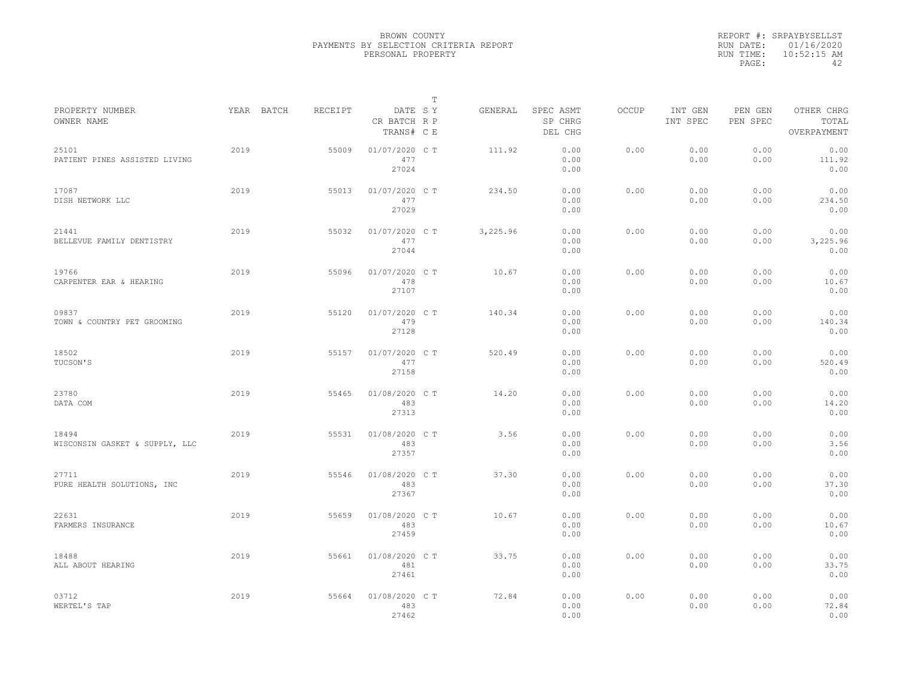BROWN COUNTY
PAYMENTS BY SELECTION CRITERIA REPORT
PERSONAL PROPERTY

REPORT #: SRPAYBYSELLST
RUN DATE: 01/16/2020
RUN TIME: 10:52:15 AM

| PROPERTY NUMBER<br>OWNER NAME | YEAR | BATCH | RECEIPT | DATE<br>CR BATCH<br>TRANS# | T<br>S Y<br>R P<br>C E | GENERAL | SPEC ASMT<br>SP CHRG<br>DEL CHG | OCCUP | INT GEN<br>INT SPEC | PEN GEN<br>PEN SPEC | OTHER CHRG<br>TOTAL<br>OVERPAYMENT |
|---|---|---|---|---|---|---|---|---|---|---|---|
| 25101<br>PATIENT PINES ASSISTED LIVING | 2019 | | 55009 | 01/07/2020<br>477<br>27024 | C T | 111.92 | 0.00<br>0.00<br>0.00 | 0.00 | 0.00<br>0.00 | 0.00<br>0.00 | 0.00<br>111.92<br>0.00 |
| 17087<br>DISH NETWORK LLC | 2019 | | 55013 | 01/07/2020<br>477<br>27029 | C T | 234.50 | 0.00<br>0.00<br>0.00 | 0.00 | 0.00<br>0.00 | 0.00<br>0.00 | 0.00<br>234.50<br>0.00 |
| 21441<br>BELLEVUE FAMILY DENTISTRY | 2019 | | 55032 | 01/07/2020<br>477<br>27044 | C T | 3,225.96 | 0.00<br>0.00<br>0.00 | 0.00 | 0.00<br>0.00 | 0.00<br>0.00 | 0.00<br>3,225.96<br>0.00 |
| 19766<br>CARPENTER EAR & HEARING | 2019 | | 55096 | 01/07/2020<br>478<br>27107 | C T | 10.67 | 0.00<br>0.00<br>0.00 | 0.00 | 0.00<br>0.00 | 0.00<br>0.00 | 0.00<br>10.67<br>0.00 |
| 09837<br>TOWN & COUNTRY PET GROOMING | 2019 | | 55120 | 01/07/2020<br>479<br>27128 | C T | 140.34 | 0.00<br>0.00<br>0.00 | 0.00 | 0.00<br>0.00 | 0.00<br>0.00 | 0.00<br>140.34<br>0.00 |
| 18502<br>TUCSON'S | 2019 | | 55157 | 01/07/2020<br>477<br>27158 | C T | 520.49 | 0.00<br>0.00<br>0.00 | 0.00 | 0.00<br>0.00 | 0.00<br>0.00 | 0.00<br>520.49<br>0.00 |
| 23780<br>DATA COM | 2019 | | 55465 | 01/08/2020<br>483<br>27313 | C T | 14.20 | 0.00<br>0.00<br>0.00 | 0.00 | 0.00<br>0.00 | 0.00<br>0.00 | 0.00<br>14.20<br>0.00 |
| 18494<br>WISCONSIN GASKET & SUPPLY, LLC | 2019 | | 55531 | 01/08/2020<br>483<br>27357 | C T | 3.56 | 0.00<br>0.00<br>0.00 | 0.00 | 0.00<br>0.00 | 0.00<br>0.00 | 0.00<br>3.56<br>0.00 |
| 27711<br>PURE HEALTH SOLUTIONS, INC | 2019 | | 55546 | 01/08/2020<br>483<br>27367 | C T | 37.30 | 0.00<br>0.00<br>0.00 | 0.00 | 0.00<br>0.00 | 0.00<br>0.00 | 0.00<br>37.30<br>0.00 |
| 22631<br>FARMERS INSURANCE | 2019 | | 55659 | 01/08/2020<br>483<br>27459 | C T | 10.67 | 0.00<br>0.00<br>0.00 | 0.00 | 0.00<br>0.00 | 0.00<br>0.00 | 0.00<br>10.67<br>0.00 |
| 18488<br>ALL ABOUT HEARING | 2019 | | 55661 | 01/08/2020<br>481<br>27461 | C T | 33.75 | 0.00<br>0.00<br>0.00 | 0.00 | 0.00<br>0.00 | 0.00<br>0.00 | 0.00<br>33.75<br>0.00 |
| 03712<br>WERTEL'S TAP | 2019 | | 55664 | 01/08/2020<br>483<br>27462 | C T | 72.84 | 0.00<br>0.00<br>0.00 | 0.00 | 0.00<br>0.00 | 0.00<br>0.00 | 0.00<br>72.84<br>0.00 |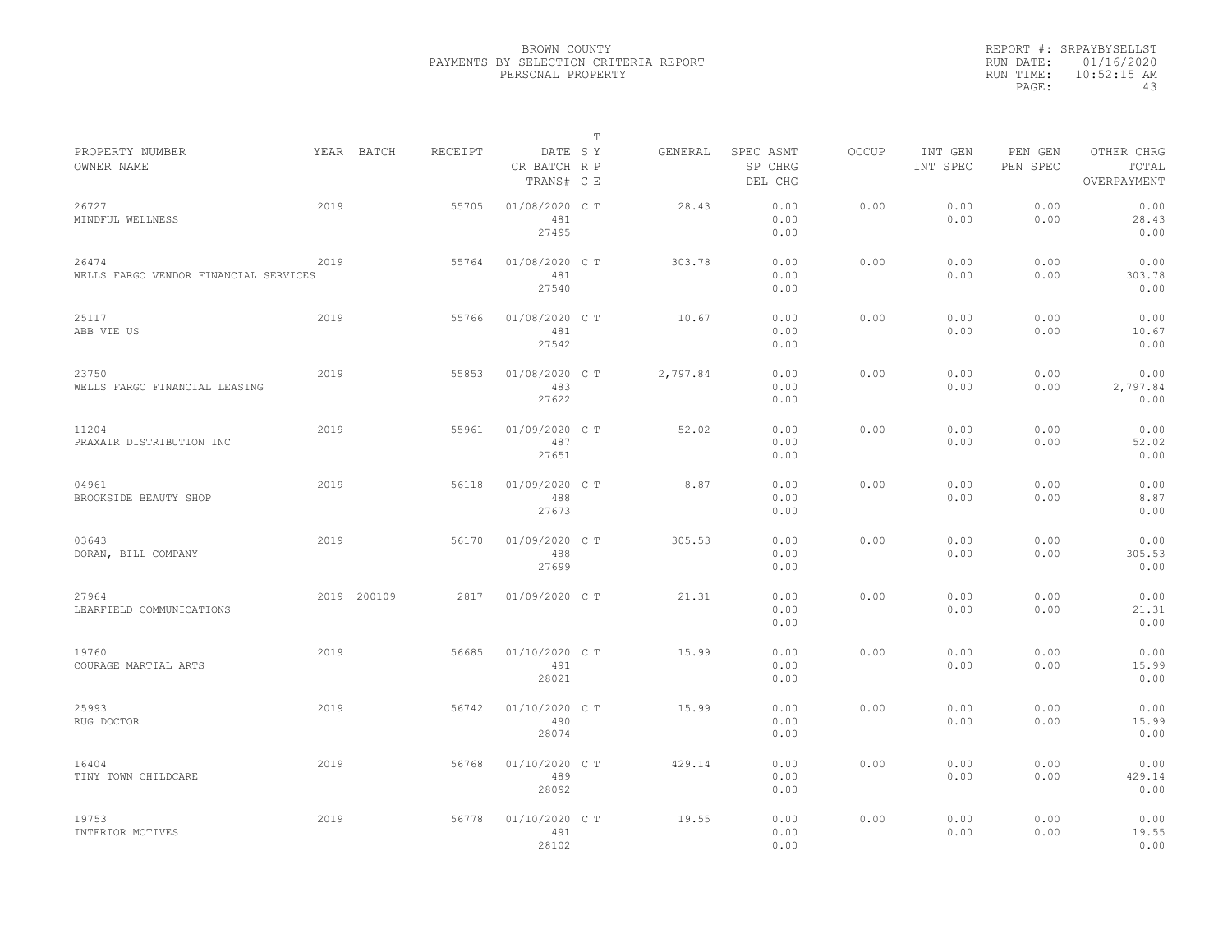BROWN COUNTY
PAYMENTS BY SELECTION CRITERIA REPORT
PERSONAL PROPERTY

REPORT #: SRPAYBYSELLST
RUN DATE: 01/16/2020
RUN TIME: 10:52:15 AM
PAGE: 43

| PROPERTY NUMBER / OWNER NAME | YEAR | BATCH | RECEIPT | DATE / CR BATCH / TRANS# | T SY RP CE | GENERAL | SPEC ASMT / SP CHRG / DEL CHG | OCCUP | INT GEN / INT SPEC | PEN GEN / PEN SPEC | OTHER CHRG / TOTAL / OVERPAYMENT |
|---|---|---|---|---|---|---|---|---|---|---|---|
| 26727 MINDFUL WELLNESS | 2019 | | 55705 | 01/08/2020 481 27495 | C T | 28.43 | 0.00 0.00 0.00 | 0.00 | 0.00 0.00 | 0.00 0.00 | 0.00 28.43 0.00 |
| 26474 WELLS FARGO VENDOR FINANCIAL SERVICES | 2019 | | 55764 | 01/08/2020 481 27540 | C T | 303.78 | 0.00 0.00 0.00 | 0.00 | 0.00 0.00 | 0.00 0.00 | 0.00 303.78 0.00 |
| 25117 ABB VIE US | 2019 | | 55766 | 01/08/2020 481 27542 | C T | 10.67 | 0.00 0.00 0.00 | 0.00 | 0.00 0.00 | 0.00 0.00 | 0.00 10.67 0.00 |
| 23750 WELLS FARGO FINANCIAL LEASING | 2019 | | 55853 | 01/08/2020 483 27622 | C T | 2,797.84 | 0.00 0.00 0.00 | 0.00 | 0.00 0.00 | 0.00 0.00 | 0.00 2,797.84 0.00 |
| 11204 PRAXAIR DISTRIBUTION INC | 2019 | | 55961 | 01/09/2020 487 27651 | C T | 52.02 | 0.00 0.00 0.00 | 0.00 | 0.00 0.00 | 0.00 0.00 | 0.00 52.02 0.00 |
| 04961 BROOKSIDE BEAUTY SHOP | 2019 | | 56118 | 01/09/2020 488 27673 | C T | 8.87 | 0.00 0.00 0.00 | 0.00 | 0.00 0.00 | 0.00 0.00 | 0.00 8.87 0.00 |
| 03643 DORAN, BILL COMPANY | 2019 | | 56170 | 01/09/2020 488 27699 | C T | 305.53 | 0.00 0.00 0.00 | 0.00 | 0.00 0.00 | 0.00 0.00 | 0.00 305.53 0.00 |
| 27964 LEARFIELD COMMUNICATIONS | 2019 | 200109 | 2817 | 01/09/2020 | C T | 21.31 | 0.00 0.00 0.00 | 0.00 | 0.00 0.00 | 0.00 0.00 | 0.00 21.31 0.00 |
| 19760 COURAGE MARTIAL ARTS | 2019 | | 56685 | 01/10/2020 491 28021 | C T | 15.99 | 0.00 0.00 0.00 | 0.00 | 0.00 0.00 | 0.00 0.00 | 0.00 15.99 0.00 |
| 25993 RUG DOCTOR | 2019 | | 56742 | 01/10/2020 490 28074 | C T | 15.99 | 0.00 0.00 0.00 | 0.00 | 0.00 0.00 | 0.00 0.00 | 0.00 15.99 0.00 |
| 16404 TINY TOWN CHILDCARE | 2019 | | 56768 | 01/10/2020 489 28092 | C T | 429.14 | 0.00 0.00 0.00 | 0.00 | 0.00 0.00 | 0.00 0.00 | 0.00 429.14 0.00 |
| 19753 INTERIOR MOTIVES | 2019 | | 56778 | 01/10/2020 491 28102 | C T | 19.55 | 0.00 0.00 0.00 | 0.00 | 0.00 0.00 | 0.00 0.00 | 0.00 19.55 0.00 |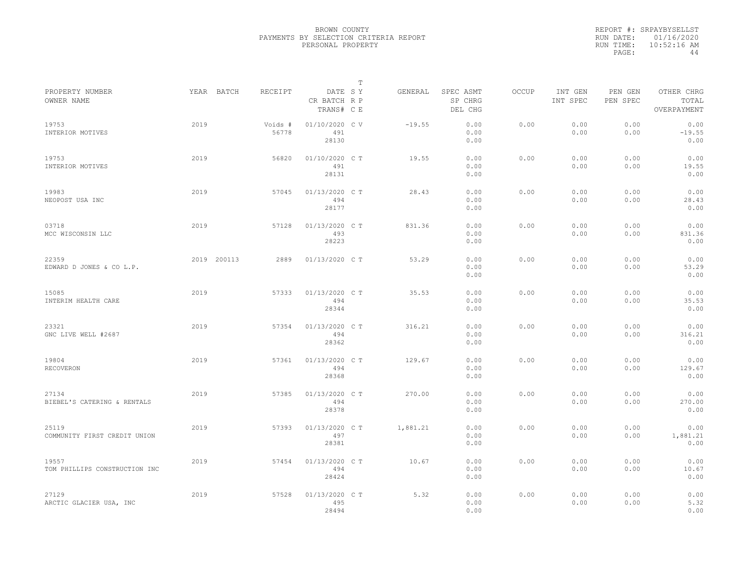BROWN COUNTY
PAYMENTS BY SELECTION CRITERIA REPORT
PERSONAL PROPERTY

REPORT #: SRPAYBYSELLST
RUN DATE: 01/16/2020
RUN TIME: 10:52:16 AM

| PROPERTY NUMBER / OWNER NAME | YEAR | BATCH | RECEIPT | DATE / CR BATCH / TRANS# | T S | Y R P C E | GENERAL | SPEC ASMT / SP CHRG / DEL CHG | OCCUP | INT GEN / INT SPEC | PEN GEN / PEN SPEC | OTHER CHRG / TOTAL / OVERPAYMENT |
|---|---|---|---|---|---|---|---|---|---|---|---|---|
| 19753 INTERIOR MOTIVES | 2019 | | Voids # 56778 | 01/10/2020 491 28130 | C | V | -19.55 | 0.00 0.00 0.00 | 0.00 | 0.00 0.00 | 0.00 0.00 | 0.00 -19.55 0.00 |
| 19753 INTERIOR MOTIVES | 2019 | | 56820 | 01/10/2020 491 28131 | C | T | 19.55 | 0.00 0.00 0.00 | 0.00 | 0.00 0.00 | 0.00 0.00 | 0.00 19.55 0.00 |
| 19983 NEOPOST USA INC | 2019 | | 57045 | 01/13/2020 494 28177 | C | T | 28.43 | 0.00 0.00 0.00 | 0.00 | 0.00 0.00 | 0.00 0.00 | 0.00 28.43 0.00 |
| 03718 MCC WISCONSIN LLC | 2019 | | 57128 | 01/13/2020 493 28223 | C | T | 831.36 | 0.00 0.00 0.00 | 0.00 | 0.00 0.00 | 0.00 0.00 | 0.00 831.36 0.00 |
| 22359 EDWARD D JONES & CO L.P. | 2019 | 200113 | 2889 | 01/13/2020 | C | T | 53.29 | 0.00 0.00 0.00 | 0.00 | 0.00 0.00 | 0.00 0.00 | 0.00 53.29 0.00 |
| 15085 INTERIM HEALTH CARE | 2019 | | 57333 | 01/13/2020 494 28344 | C | T | 35.53 | 0.00 0.00 0.00 | 0.00 | 0.00 0.00 | 0.00 0.00 | 0.00 35.53 0.00 |
| 23321 GNC LIVE WELL #2687 | 2019 | | 57354 | 01/13/2020 494 28362 | C | T | 316.21 | 0.00 0.00 0.00 | 0.00 | 0.00 0.00 | 0.00 0.00 | 0.00 316.21 0.00 |
| 19804 RECOVERON | 2019 | | 57361 | 01/13/2020 494 28368 | C | T | 129.67 | 0.00 0.00 0.00 | 0.00 | 0.00 0.00 | 0.00 0.00 | 0.00 129.67 0.00 |
| 27134 BIEBEL'S CATERING & RENTALS | 2019 | | 57385 | 01/13/2020 494 28378 | C | T | 270.00 | 0.00 0.00 0.00 | 0.00 | 0.00 0.00 | 0.00 0.00 | 0.00 270.00 0.00 |
| 25119 COMMUNITY FIRST CREDIT UNION | 2019 | | 57393 | 01/13/2020 497 28381 | C | T | 1,881.21 | 0.00 0.00 0.00 | 0.00 | 0.00 0.00 | 0.00 0.00 | 0.00 1,881.21 0.00 |
| 19557 TOM PHILLIPS CONSTRUCTION INC | 2019 | | 57454 | 01/13/2020 494 28424 | C | T | 10.67 | 0.00 0.00 0.00 | 0.00 | 0.00 0.00 | 0.00 0.00 | 0.00 10.67 0.00 |
| 27129 ARCTIC GLACIER USA, INC | 2019 | | 57528 | 01/13/2020 495 28494 | C | T | 5.32 | 0.00 0.00 0.00 | 0.00 | 0.00 0.00 | 0.00 0.00 | 0.00 5.32 0.00 |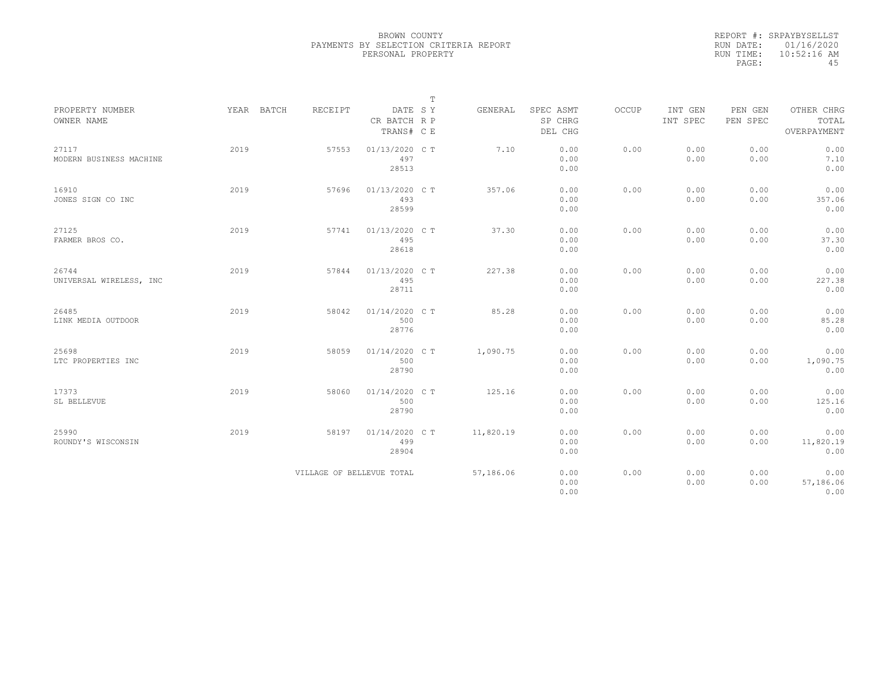BROWN COUNTY
PAYMENTS BY SELECTION CRITERIA REPORT
PERSONAL PROPERTY

REPORT #: SRPAYBYSELLST
RUN DATE: 01/16/2020
RUN TIME: 10:52:16 AM

| PROPERTY NUMBER<br>OWNER NAME | YEAR | BATCH | RECEIPT | DATE<br>CR BATCH<br>TRANS# | T S Y R P C E | GENERAL | SPEC ASMT<br>SP CHRG<br>DEL CHG | OCCUP | INT GEN<br>INT SPEC | PEN GEN<br>PEN SPEC | OTHER CHRG<br>TOTAL<br>OVERPAYMENT |
|---|---|---|---|---|---|---|---|---|---|---|---|
| 27117<br>MODERN BUSINESS MACHINE | 2019 | | 57553 | 01/13/2020<br>497<br>28513 | C T | 7.10 | 0.00<br>0.00<br>0.00 | 0.00 | 0.00<br>0.00 | 0.00<br>0.00 | 0.00<br>7.10<br>0.00 |
| 16910<br>JONES SIGN CO INC | 2019 | | 57696 | 01/13/2020<br>493<br>28599 | C T | 357.06 | 0.00<br>0.00<br>0.00 | 0.00 | 0.00<br>0.00 | 0.00<br>0.00 | 0.00<br>357.06<br>0.00 |
| 27125<br>FARMER BROS CO. | 2019 | | 57741 | 01/13/2020<br>495<br>28618 | C T | 37.30 | 0.00<br>0.00<br>0.00 | 0.00 | 0.00<br>0.00 | 0.00<br>0.00 | 0.00<br>37.30<br>0.00 |
| 26744<br>UNIVERSAL WIRELESS, INC | 2019 | | 57844 | 01/13/2020<br>495<br>28711 | C T | 227.38 | 0.00<br>0.00<br>0.00 | 0.00 | 0.00<br>0.00 | 0.00<br>0.00 | 0.00<br>227.38<br>0.00 |
| 26485<br>LINK MEDIA OUTDOOR | 2019 | | 58042 | 01/14/2020<br>500<br>28776 | C T | 85.28 | 0.00<br>0.00<br>0.00 | 0.00 | 0.00<br>0.00 | 0.00<br>0.00 | 0.00<br>85.28<br>0.00 |
| 25698<br>LTC PROPERTIES INC | 2019 | | 58059 | 01/14/2020<br>500<br>28790 | C T | 1,090.75 | 0.00<br>0.00<br>0.00 | 0.00 | 0.00<br>0.00 | 0.00<br>0.00 | 0.00<br>1,090.75<br>0.00 |
| 17373<br>SL BELLEVUE | 2019 | | 58060 | 01/14/2020<br>500<br>28790 | C T | 125.16 | 0.00<br>0.00<br>0.00 | 0.00 | 0.00<br>0.00 | 0.00<br>0.00 | 0.00<br>125.16<br>0.00 |
| 25990<br>ROUNDY'S WISCONSIN | 2019 | | 58197 | 01/14/2020<br>499<br>28904 | C T | 11,820.19 | 0.00<br>0.00<br>0.00 | 0.00 | 0.00<br>0.00 | 0.00<br>0.00 | 0.00<br>11,820.19<br>0.00 |
| | | | VILLAGE OF BELLEVUE TOTAL | | | 57,186.06 | 0.00<br>0.00<br>0.00 | 0.00 | 0.00<br>0.00 | 0.00<br>0.00 | 0.00<br>57,186.06<br>0.00 |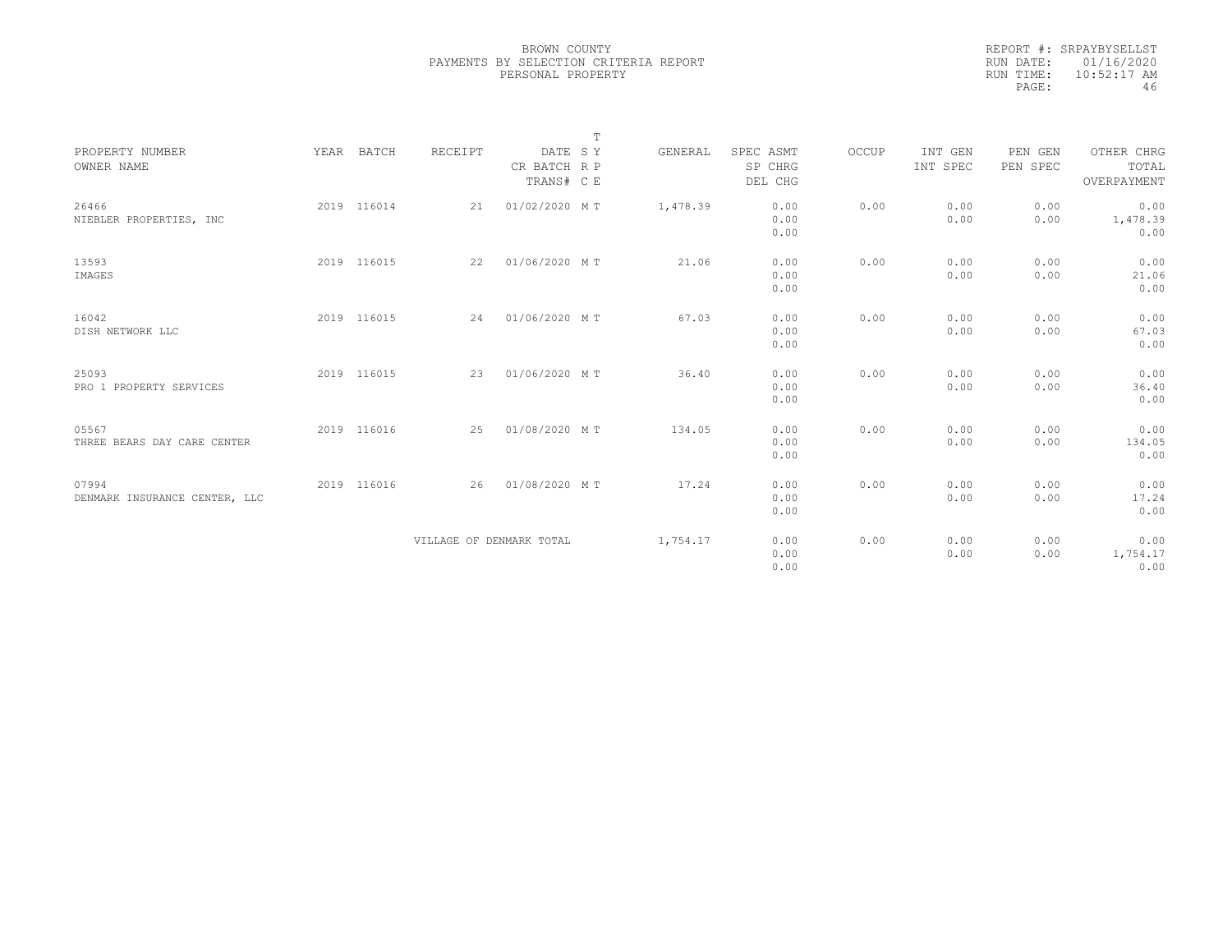BROWN COUNTY
PAYMENTS BY SELECTION CRITERIA REPORT
PERSONAL PROPERTY

REPORT #: SRPAYBYSELLST
RUN DATE: 01/16/2020
RUN TIME: 10:52:17 AM

| PROPERTY NUMBER<br>OWNER NAME | YEAR | BATCH | RECEIPT | DATE<br>CR BATCH<br>TRANS# | T<br>SY<br>RP<br>CE | GENERAL | SPEC ASMT<br>SP CHRG<br>DEL CHG | OCCUP | INT GEN<br>INT SPEC | PEN GEN<br>PEN SPEC | OTHER CHRG<br>TOTAL<br>OVERPAYMENT |
|---|---|---|---|---|---|---|---|---|---|---|---|
| 26466<br>NIEBLER PROPERTIES, INC | 2019 | 116014 | 21 | 01/02/2020 | M T | 1,478.39 | 0.00<br>0.00<br>0.00 | 0.00 | 0.00<br>0.00 | 0.00<br>0.00 | 0.00<br>1,478.39<br>0.00 |
| 13593<br>IMAGES | 2019 | 116015 | 22 | 01/06/2020 | M T | 21.06 | 0.00<br>0.00<br>0.00 | 0.00 | 0.00<br>0.00 | 0.00<br>0.00 | 0.00<br>21.06<br>0.00 |
| 16042<br>DISH NETWORK LLC | 2019 | 116015 | 24 | 01/06/2020 | M T | 67.03 | 0.00<br>0.00<br>0.00 | 0.00 | 0.00<br>0.00 | 0.00<br>0.00 | 0.00<br>67.03<br>0.00 |
| 25093<br>PRO 1 PROPERTY SERVICES | 2019 | 116015 | 23 | 01/06/2020 | M T | 36.40 | 0.00<br>0.00<br>0.00 | 0.00 | 0.00<br>0.00 | 0.00<br>0.00 | 0.00<br>36.40<br>0.00 |
| 05567<br>THREE BEARS DAY CARE CENTER | 2019 | 116016 | 25 | 01/08/2020 | M T | 134.05 | 0.00<br>0.00<br>0.00 | 0.00 | 0.00<br>0.00 | 0.00<br>0.00 | 0.00<br>134.05<br>0.00 |
| 07994<br>DENMARK INSURANCE CENTER, LLC | 2019 | 116016 | 26 | 01/08/2020 | M T | 17.24 | 0.00<br>0.00<br>0.00 | 0.00 | 0.00<br>0.00 | 0.00<br>0.00 | 0.00<br>17.24<br>0.00 |
| | | | VILLAGE OF DENMARK TOTAL | | | 1,754.17 | 0.00<br>0.00<br>0.00 | 0.00 | 0.00<br>0.00 | 0.00<br>0.00 | 0.00<br>1,754.17<br>0.00 |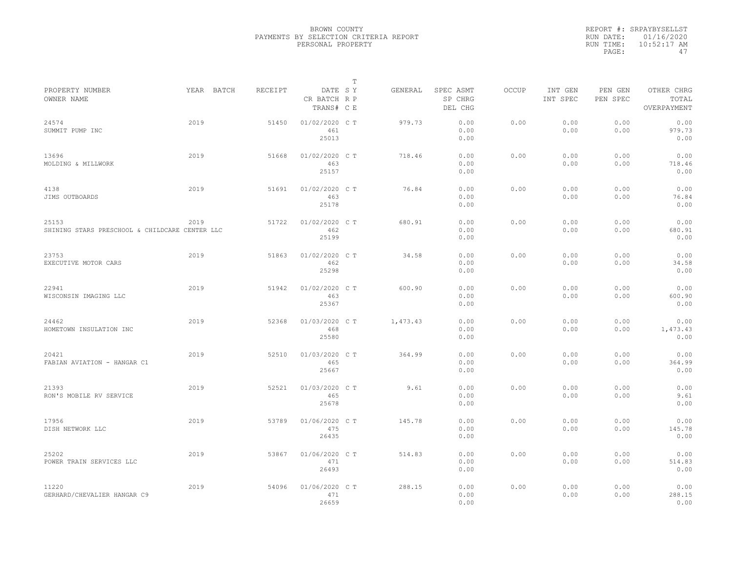BROWN COUNTY
PAYMENTS BY SELECTION CRITERIA REPORT
PERSONAL PROPERTY

REPORT #: SRPAYBYSELLST
RUN DATE: 01/16/2020
RUN TIME: 10:52:17 AM
PAGE: 47

| PROPERTY NUMBER<br>OWNER NAME | YEAR | BATCH | RECEIPT | DATE<br>CR BATCH<br>TRANS# | T<br>S Y<br>R P<br>C E | GENERAL | SPEC ASMT<br>SP CHRG<br>DEL CHG | OCCUP | INT GEN<br>INT SPEC | PEN GEN<br>PEN SPEC | OTHER CHRG<br>TOTAL<br>OVERPAYMENT |
|---|---|---|---|---|---|---|---|---|---|---|---|
| 24574<br>SUMMIT PUMP INC | 2019 | | 51450 | 01/02/2020<br>461<br>25013 | C T | 979.73 | 0.00<br>0.00<br>0.00 | 0.00 | 0.00<br>0.00 | 0.00<br>0.00 | 0.00<br>979.73<br>0.00 |
| 13696<br>MOLDING & MILLWORK | 2019 | | 51668 | 01/02/2020<br>463<br>25157 | C T | 718.46 | 0.00<br>0.00<br>0.00 | 0.00 | 0.00<br>0.00 | 0.00<br>0.00 | 0.00<br>718.46<br>0.00 |
| 4138<br>JIMS OUTBOARDS | 2019 | | 51691 | 01/02/2020<br>463<br>25178 | C T | 76.84 | 0.00<br>0.00<br>0.00 | 0.00 | 0.00<br>0.00 | 0.00<br>0.00 | 0.00<br>76.84<br>0.00 |
| 25153<br>SHINING STARS PRESCHOOL & CHILDCARE CENTER LLC | 2019 | | 51722 | 01/02/2020<br>462<br>25199 | C T | 680.91 | 0.00<br>0.00<br>0.00 | 0.00 | 0.00<br>0.00 | 0.00<br>0.00 | 0.00<br>680.91<br>0.00 |
| 23753<br>EXECUTIVE MOTOR CARS | 2019 | | 51863 | 01/02/2020<br>462<br>25298 | C T | 34.58 | 0.00<br>0.00<br>0.00 | 0.00 | 0.00<br>0.00 | 0.00<br>0.00 | 0.00<br>34.58<br>0.00 |
| 22941<br>WISCONSIN IMAGING LLC | 2019 | | 51942 | 01/02/2020<br>463<br>25367 | C T | 600.90 | 0.00<br>0.00<br>0.00 | 0.00 | 0.00<br>0.00 | 0.00<br>0.00 | 0.00<br>600.90<br>0.00 |
| 24462<br>HOMETOWN INSULATION INC | 2019 | | 52368 | 01/03/2020<br>468<br>25580 | C T | 1,473.43 | 0.00<br>0.00<br>0.00 | 0.00 | 0.00<br>0.00 | 0.00<br>0.00 | 0.00<br>1,473.43<br>0.00 |
| 20421<br>FABIAN AVIATION - HANGAR C1 | 2019 | | 52510 | 01/03/2020<br>465<br>25667 | C T | 364.99 | 0.00<br>0.00<br>0.00 | 0.00 | 0.00<br>0.00 | 0.00<br>0.00 | 0.00<br>364.99<br>0.00 |
| 21393<br>RON'S MOBILE RV SERVICE | 2019 | | 52521 | 01/03/2020<br>465<br>25678 | C T | 9.61 | 0.00<br>0.00<br>0.00 | 0.00 | 0.00<br>0.00 | 0.00<br>0.00 | 0.00<br>9.61<br>0.00 |
| 17956<br>DISH NETWORK LLC | 2019 | | 53789 | 01/06/2020<br>475<br>26435 | C T | 145.78 | 0.00<br>0.00<br>0.00 | 0.00 | 0.00<br>0.00 | 0.00<br>0.00 | 0.00<br>145.78<br>0.00 |
| 25202<br>POWER TRAIN SERVICES LLC | 2019 | | 53867 | 01/06/2020<br>471<br>26493 | C T | 514.83 | 0.00<br>0.00<br>0.00 | 0.00 | 0.00<br>0.00 | 0.00<br>0.00 | 0.00<br>514.83<br>0.00 |
| 11220<br>GERHARD/CHEVALIER HANGAR C9 | 2019 | | 54096 | 01/06/2020<br>471<br>26659 | C T | 288.15 | 0.00<br>0.00<br>0.00 | 0.00 | 0.00<br>0.00 | 0.00<br>0.00 | 0.00<br>288.15<br>0.00 |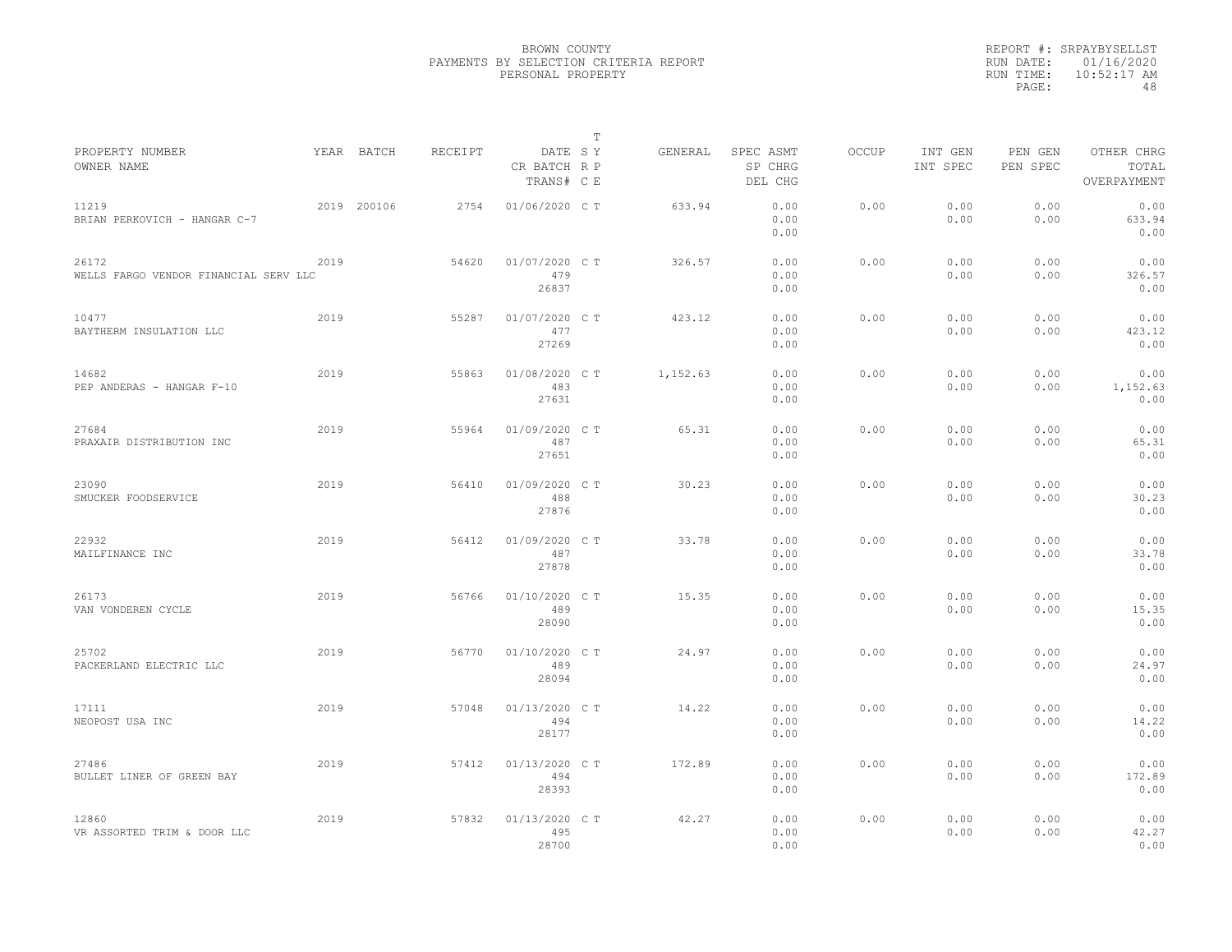BROWN COUNTY
PAYMENTS BY SELECTION CRITERIA REPORT
PERSONAL PROPERTY

REPORT #: SRPAYBYSELLST
RUN DATE: 01/16/2020
RUN TIME: 10:52:17 AM

| PROPERTY NUMBER<br>OWNER NAME | YEAR | BATCH | RECEIPT | DATE<br>CR BATCH<br>TRANS# | T SY RP CE | GENERAL | SPEC ASMT<br>SP CHRG<br>DEL CHG | OCCUP | INT GEN<br>INT SPEC | PEN GEN<br>PEN SPEC | OTHER CHRG<br>TOTAL<br>OVERPAYMENT |
|---|---|---|---|---|---|---|---|---|---|---|---|
| 11219<br>BRIAN PERKOVICH - HANGAR C-7 | 2019 | 200106 | 2754 | 01/06/2020 | C T | 633.94 | 0.00<br>0.00<br>0.00 | 0.00 | 0.00<br>0.00 | 0.00<br>0.00 | 0.00<br>633.94<br>0.00 |
| 26172<br>WELLS FARGO VENDOR FINANCIAL SERV LLC | 2019 | | 54620 | 01/07/2020<br>479<br>26837 | C T | 326.57 | 0.00<br>0.00<br>0.00 | 0.00 | 0.00<br>0.00 | 0.00<br>0.00 | 0.00<br>326.57<br>0.00 |
| 10477<br>BAYTHERM INSULATION LLC | 2019 | | 55287 | 01/07/2020<br>477<br>27269 | C T | 423.12 | 0.00<br>0.00<br>0.00 | 0.00 | 0.00<br>0.00 | 0.00<br>0.00 | 0.00<br>423.12<br>0.00 |
| 14682<br>PEP ANDERAS - HANGAR F-10 | 2019 | | 55863 | 01/08/2020<br>483<br>27631 | C T | 1,152.63 | 0.00<br>0.00<br>0.00 | 0.00 | 0.00<br>0.00 | 0.00<br>0.00 | 0.00<br>1,152.63<br>0.00 |
| 27684<br>PRAXAIR DISTRIBUTION INC | 2019 | | 55964 | 01/09/2020<br>487<br>27651 | C T | 65.31 | 0.00<br>0.00<br>0.00 | 0.00 | 0.00<br>0.00 | 0.00<br>0.00 | 0.00<br>65.31<br>0.00 |
| 23090<br>SMUCKER FOODSERVICE | 2019 | | 56410 | 01/09/2020<br>488<br>27876 | C T | 30.23 | 0.00<br>0.00<br>0.00 | 0.00 | 0.00<br>0.00 | 0.00<br>0.00 | 0.00<br>30.23<br>0.00 |
| 22932<br>MAILFINANCE INC | 2019 | | 56412 | 01/09/2020<br>487<br>27878 | C T | 33.78 | 0.00<br>0.00<br>0.00 | 0.00 | 0.00<br>0.00 | 0.00<br>0.00 | 0.00<br>33.78<br>0.00 |
| 26173<br>VAN VONDEREN CYCLE | 2019 | | 56766 | 01/10/2020<br>489<br>28090 | C T | 15.35 | 0.00<br>0.00<br>0.00 | 0.00 | 0.00<br>0.00 | 0.00<br>0.00 | 0.00<br>15.35<br>0.00 |
| 25702<br>PACKERLAND ELECTRIC LLC | 2019 | | 56770 | 01/10/2020<br>489<br>28094 | C T | 24.97 | 0.00<br>0.00<br>0.00 | 0.00 | 0.00<br>0.00 | 0.00<br>0.00 | 0.00<br>24.97<br>0.00 |
| 17111<br>NEOPOST USA INC | 2019 | | 57048 | 01/13/2020<br>494<br>28177 | C T | 14.22 | 0.00<br>0.00<br>0.00 | 0.00 | 0.00<br>0.00 | 0.00<br>0.00 | 0.00<br>14.22<br>0.00 |
| 27486<br>BULLET LINER OF GREEN BAY | 2019 | | 57412 | 01/13/2020<br>494<br>28393 | C T | 172.89 | 0.00<br>0.00<br>0.00 | 0.00 | 0.00<br>0.00 | 0.00<br>0.00 | 0.00<br>172.89<br>0.00 |
| 12860<br>VR ASSORTED TRIM & DOOR LLC | 2019 | | 57832 | 01/13/2020<br>495<br>28700 | C T | 42.27 | 0.00<br>0.00<br>0.00 | 0.00 | 0.00<br>0.00 | 0.00<br>0.00 | 0.00<br>42.27<br>0.00 |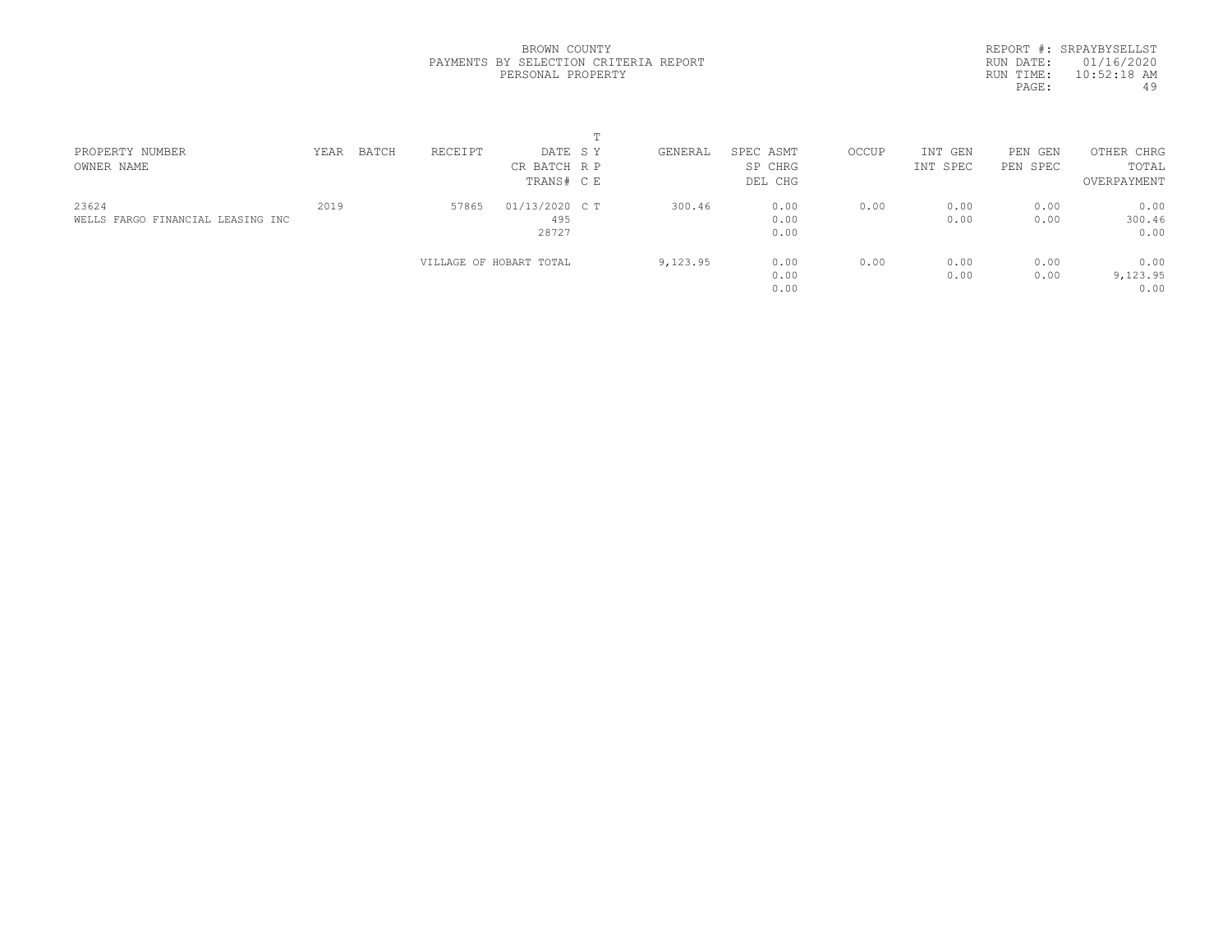BROWN COUNTY
PAYMENTS BY SELECTION CRITERIA REPORT
PERSONAL PROPERTY

REPORT #: SRPAYBYSELLST
RUN DATE: 01/16/2020
RUN TIME: 10:52:18 AM

| PROPERTY NUMBER<br>OWNER NAME | YEAR | BATCH | RECEIPT | DATE<br>CR BATCH<br>TRANS# | T S Y R P C E | GENERAL | SPEC ASMT<br>SP CHRG<br>DEL CHG | OCCUP | INT GEN<br>INT SPEC | PEN GEN<br>PEN SPEC | OTHER CHRG<br>TOTAL<br>OVERPAYMENT |
|---|---|---|---|---|---|---|---|---|---|---|---|
| 23624<br>WELLS FARGO FINANCIAL LEASING INC | 2019 | | 57865 | 01/13/2020<br>495<br>28727 | C T | 300.46 | 0.00<br>0.00<br>0.00 | 0.00 | 0.00<br>0.00 | 0.00<br>0.00 | 0.00<br>300.46<br>0.00 |
| | | | VILLAGE OF HOBART TOTAL | | | 9,123.95 | 0.00<br>0.00<br>0.00 | 0.00 | 0.00<br>0.00 | 0.00<br>0.00 | 0.00<br>9,123.95<br>0.00 |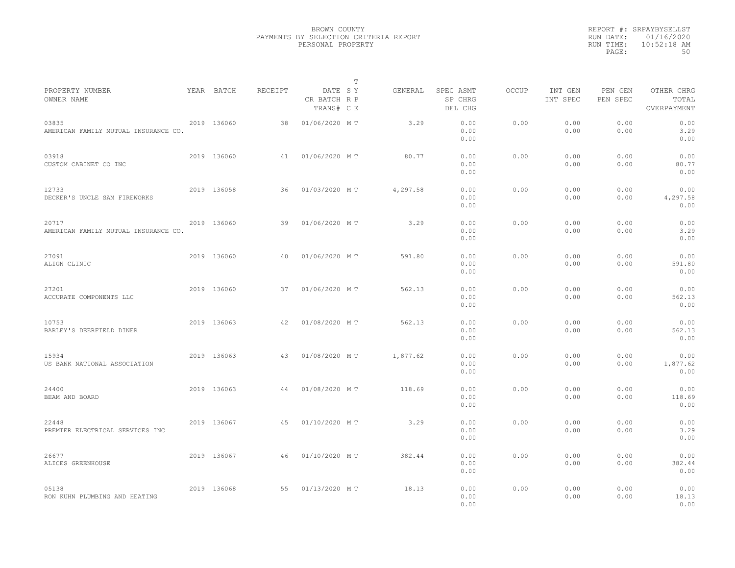BROWN COUNTY
PAYMENTS BY SELECTION CRITERIA REPORT
PERSONAL PROPERTY

REPORT #: SRPAYBYSELLST
RUN DATE: 01/16/2020
RUN TIME: 10:52:18 AM

| PROPERTY NUMBER<br>OWNER NAME | YEAR | BATCH | RECEIPT | DATE<br>CR BATCH<br>TRANS# | T SY<br>RP<br>CE | GENERAL | SPEC ASMT<br>SP CHRG<br>DEL CHG | OCCUP | INT GEN<br>INT SPEC | PEN GEN<br>PEN SPEC | OTHER CHRG<br>TOTAL<br>OVERPAYMENT |
|---|---|---|---|---|---|---|---|---|---|---|---|
| 03835<br>AMERICAN FAMILY MUTUAL INSURANCE CO. | 2019 | 136060 | 38 | 01/06/2020 | M T | 3.29 | 0.00<br>0.00<br>0.00 | 0.00 | 0.00<br>0.00 | 0.00<br>0.00 | 0.00<br>3.29<br>0.00 |
| 03918<br>CUSTOM CABINET CO INC | 2019 | 136060 | 41 | 01/06/2020 | M T | 80.77 | 0.00<br>0.00<br>0.00 | 0.00 | 0.00<br>0.00 | 0.00<br>0.00 | 0.00<br>80.77<br>0.00 |
| 12733<br>DECKER'S UNCLE SAM FIREWORKS | 2019 | 136058 | 36 | 01/03/2020 | M T | 4,297.58 | 0.00<br>0.00<br>0.00 | 0.00 | 0.00<br>0.00 | 0.00<br>0.00 | 0.00<br>4,297.58<br>0.00 |
| 20717<br>AMERICAN FAMILY MUTUAL INSURANCE CO. | 2019 | 136060 | 39 | 01/06/2020 | M T | 3.29 | 0.00<br>0.00<br>0.00 | 0.00 | 0.00<br>0.00 | 0.00<br>0.00 | 0.00<br>3.29<br>0.00 |
| 27091<br>ALIGN CLINIC | 2019 | 136060 | 40 | 01/06/2020 | M T | 591.80 | 0.00<br>0.00<br>0.00 | 0.00 | 0.00<br>0.00 | 0.00<br>0.00 | 0.00<br>591.80<br>0.00 |
| 27201<br>ACCURATE COMPONENTS LLC | 2019 | 136060 | 37 | 01/06/2020 | M T | 562.13 | 0.00<br>0.00<br>0.00 | 0.00 | 0.00<br>0.00 | 0.00<br>0.00 | 0.00<br>562.13<br>0.00 |
| 10753<br>BARLEY'S DEERFIELD DINER | 2019 | 136063 | 42 | 01/08/2020 | M T | 562.13 | 0.00<br>0.00<br>0.00 | 0.00 | 0.00<br>0.00 | 0.00<br>0.00 | 0.00<br>562.13<br>0.00 |
| 15934<br>US BANK NATIONAL ASSOCIATION | 2019 | 136063 | 43 | 01/08/2020 | M T | 1,877.62 | 0.00<br>0.00<br>0.00 | 0.00 | 0.00<br>0.00 | 0.00<br>0.00 | 0.00<br>1,877.62<br>0.00 |
| 24400<br>BEAM AND BOARD | 2019 | 136063 | 44 | 01/08/2020 | M T | 118.69 | 0.00<br>0.00<br>0.00 | 0.00 | 0.00<br>0.00 | 0.00<br>0.00 | 0.00<br>118.69<br>0.00 |
| 22448<br>PREMIER ELECTRICAL SERVICES INC | 2019 | 136067 | 45 | 01/10/2020 | M T | 3.29 | 0.00<br>0.00<br>0.00 | 0.00 | 0.00<br>0.00 | 0.00<br>0.00 | 0.00<br>3.29<br>0.00 |
| 26677<br>ALICES GREENHOUSE | 2019 | 136067 | 46 | 01/10/2020 | M T | 382.44 | 0.00<br>0.00<br>0.00 | 0.00 | 0.00<br>0.00 | 0.00<br>0.00 | 0.00<br>382.44<br>0.00 |
| 05138<br>RON KUHN PLUMBING AND HEATING | 2019 | 136068 | 55 | 01/13/2020 | M T | 18.13 | 0.00<br>0.00<br>0.00 | 0.00 | 0.00<br>0.00 | 0.00<br>0.00 | 0.00<br>18.13<br>0.00 |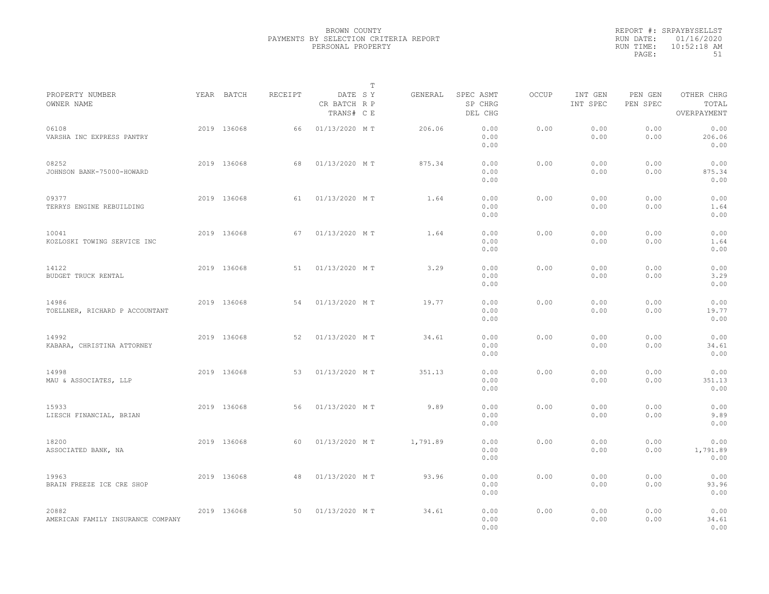BROWN COUNTY
PAYMENTS BY SELECTION CRITERIA REPORT
PERSONAL PROPERTY

REPORT #: SRPAYBYSELLST
RUN DATE: 01/16/2020
RUN TIME: 10:52:18 AM

| PROPERTY NUMBER<br>OWNER NAME | YEAR | BATCH | RECEIPT | DATE<br>CR BATCH<br>TRANS# | T<br>SY<br>RP<br>CE | GENERAL | SPEC ASMT<br>SP CHRG<br>DEL CHG | OCCUP | INT GEN<br>INT SPEC | PEN GEN<br>PEN SPEC | OTHER CHRG<br>TOTAL<br>OVERPAYMENT |
|---|---|---|---|---|---|---|---|---|---|---|---|
| 06108<br>VARSHA INC EXPRESS PANTRY | 2019 | 136068 | 66 | 01/13/2020 | M T | 206.06 | 0.00<br>0.00<br>0.00 | 0.00 | 0.00<br>0.00 | 0.00<br>0.00 | 0.00<br>206.06<br>0.00 |
| 08252<br>JOHNSON BANK-75000-HOWARD | 2019 | 136068 | 68 | 01/13/2020 | M T | 875.34 | 0.00<br>0.00<br>0.00 | 0.00 | 0.00<br>0.00 | 0.00<br>0.00 | 0.00<br>875.34<br>0.00 |
| 09377<br>TERRYS ENGINE REBUILDING | 2019 | 136068 | 61 | 01/13/2020 | M T | 1.64 | 0.00<br>0.00<br>0.00 | 0.00 | 0.00<br>0.00 | 0.00<br>0.00 | 0.00<br>1.64<br>0.00 |
| 10041<br>KOZLOSKI TOWING SERVICE INC | 2019 | 136068 | 67 | 01/13/2020 | M T | 1.64 | 0.00<br>0.00<br>0.00 | 0.00 | 0.00<br>0.00 | 0.00<br>0.00 | 0.00<br>1.64<br>0.00 |
| 14122<br>BUDGET TRUCK RENTAL | 2019 | 136068 | 51 | 01/13/2020 | M T | 3.29 | 0.00<br>0.00<br>0.00 | 0.00 | 0.00<br>0.00 | 0.00<br>0.00 | 0.00<br>3.29<br>0.00 |
| 14986<br>TOELLNER, RICHARD P ACCOUNTANT | 2019 | 136068 | 54 | 01/13/2020 | M T | 19.77 | 0.00<br>0.00<br>0.00 | 0.00 | 0.00<br>0.00 | 0.00<br>0.00 | 0.00<br>19.77<br>0.00 |
| 14992<br>KABARA, CHRISTINA ATTORNEY | 2019 | 136068 | 52 | 01/13/2020 | M T | 34.61 | 0.00<br>0.00<br>0.00 | 0.00 | 0.00<br>0.00 | 0.00<br>0.00 | 0.00<br>34.61<br>0.00 |
| 14998<br>MAU & ASSOCIATES, LLP | 2019 | 136068 | 53 | 01/13/2020 | M T | 351.13 | 0.00<br>0.00<br>0.00 | 0.00 | 0.00<br>0.00 | 0.00<br>0.00 | 0.00<br>351.13<br>0.00 |
| 15933<br>LIESCH FINANCIAL, BRIAN | 2019 | 136068 | 56 | 01/13/2020 | M T | 9.89 | 0.00<br>0.00<br>0.00 | 0.00 | 0.00<br>0.00 | 0.00<br>0.00 | 0.00<br>9.89<br>0.00 |
| 18200<br>ASSOCIATED BANK, NA | 2019 | 136068 | 60 | 01/13/2020 | M T | 1,791.89 | 0.00<br>0.00<br>0.00 | 0.00 | 0.00<br>0.00 | 0.00<br>0.00 | 0.00<br>1,791.89<br>0.00 |
| 19963<br>BRAIN FREEZE ICE CRE SHOP | 2019 | 136068 | 48 | 01/13/2020 | M T | 93.96 | 0.00<br>0.00<br>0.00 | 0.00 | 0.00<br>0.00 | 0.00<br>0.00 | 0.00<br>93.96<br>0.00 |
| 20882<br>AMERICAN FAMILY INSURANCE COMPANY | 2019 | 136068 | 50 | 01/13/2020 | M T | 34.61 | 0.00<br>0.00<br>0.00 | 0.00 | 0.00<br>0.00 | 0.00<br>0.00 | 0.00<br>34.61<br>0.00 |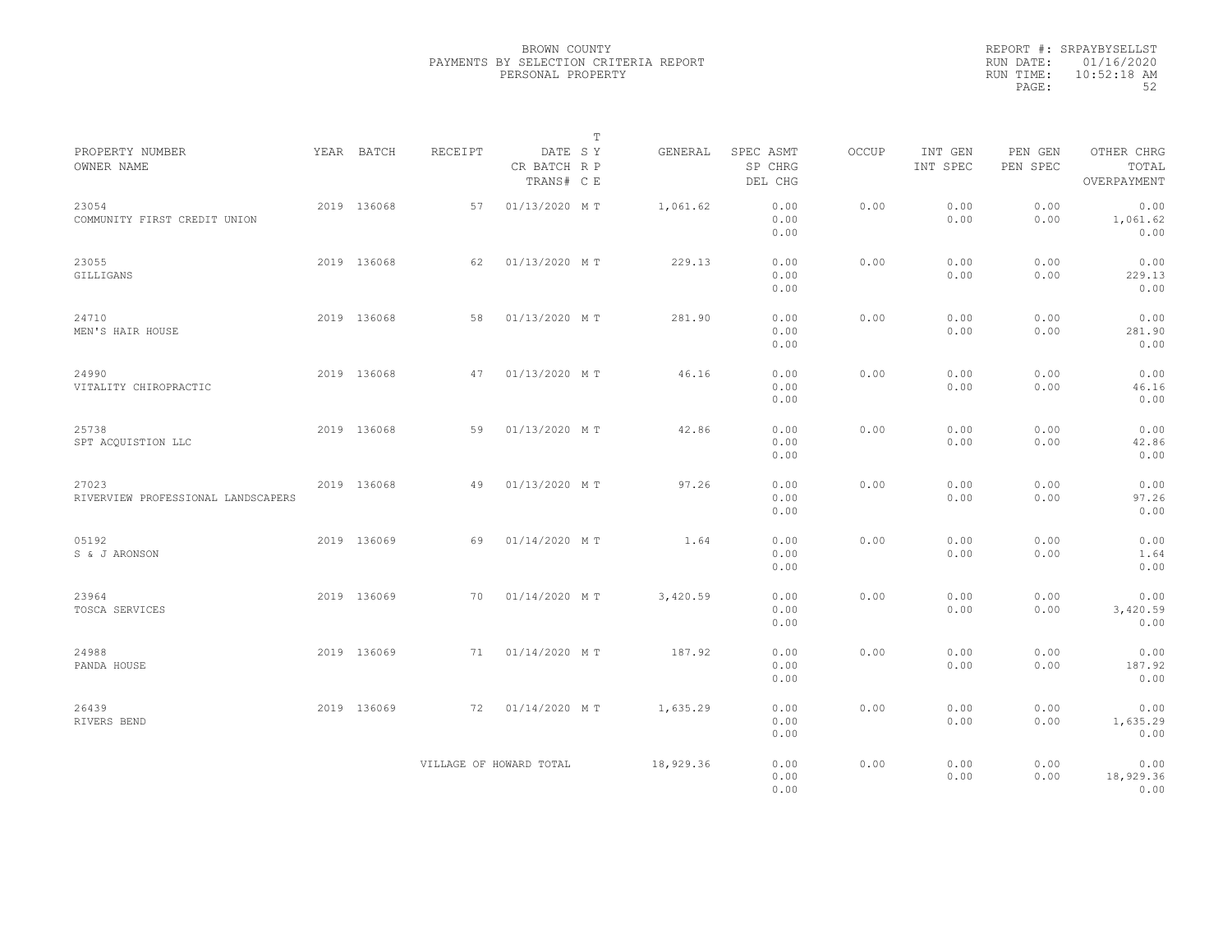BROWN COUNTY
PAYMENTS BY SELECTION CRITERIA REPORT
PERSONAL PROPERTY

REPORT #: SRPAYBYSELLST
RUN DATE: 01/16/2020
RUN TIME: 10:52:18 AM

| PROPERTY NUMBER / OWNER NAME | YEAR | BATCH | RECEIPT | DATE / CR BATCH / TRANS# | T SY RP CE | GENERAL | SPEC ASMT / SP CHRG / DEL CHG | OCCUP | INT GEN / INT SPEC | PEN GEN / PEN SPEC | OTHER CHRG / TOTAL / OVERPAYMENT |
|---|---|---|---|---|---|---|---|---|---|---|---|
| 23054 COMMUNITY FIRST CREDIT UNION | 2019 | 136068 | 57 | 01/13/2020 | M T | 1,061.62 | 0.00 0.00 0.00 | 0.00 | 0.00 0.00 | 0.00 0.00 | 0.00 1,061.62 0.00 |
| 23055 GILLIGANS | 2019 | 136068 | 62 | 01/13/2020 | M T | 229.13 | 0.00 0.00 0.00 | 0.00 | 0.00 0.00 | 0.00 0.00 | 0.00 229.13 0.00 |
| 24710 MEN'S HAIR HOUSE | 2019 | 136068 | 58 | 01/13/2020 | M T | 281.90 | 0.00 0.00 0.00 | 0.00 | 0.00 0.00 | 0.00 0.00 | 0.00 281.90 0.00 |
| 24990 VITALITY CHIROPRACTIC | 2019 | 136068 | 47 | 01/13/2020 | M T | 46.16 | 0.00 0.00 0.00 | 0.00 | 0.00 0.00 | 0.00 0.00 | 0.00 46.16 0.00 |
| 25738 SPT ACQUISTION LLC | 2019 | 136068 | 59 | 01/13/2020 | M T | 42.86 | 0.00 0.00 0.00 | 0.00 | 0.00 0.00 | 0.00 0.00 | 0.00 42.86 0.00 |
| 27023 RIVERVIEW PROFESSIONAL LANDSCAPERS | 2019 | 136068 | 49 | 01/13/2020 | M T | 97.26 | 0.00 0.00 0.00 | 0.00 | 0.00 0.00 | 0.00 0.00 | 0.00 97.26 0.00 |
| 05192 S & J ARONSON | 2019 | 136069 | 69 | 01/14/2020 | M T | 1.64 | 0.00 0.00 0.00 | 0.00 | 0.00 0.00 | 0.00 0.00 | 0.00 1.64 0.00 |
| 23964 TOSCA SERVICES | 2019 | 136069 | 70 | 01/14/2020 | M T | 3,420.59 | 0.00 0.00 0.00 | 0.00 | 0.00 0.00 | 0.00 0.00 | 0.00 3,420.59 0.00 |
| 24988 PANDA HOUSE | 2019 | 136069 | 71 | 01/14/2020 | M T | 187.92 | 0.00 0.00 0.00 | 0.00 | 0.00 0.00 | 0.00 0.00 | 0.00 187.92 0.00 |
| 26439 RIVERS BEND | 2019 | 136069 | 72 | 01/14/2020 | M T | 1,635.29 | 0.00 0.00 0.00 | 0.00 | 0.00 0.00 | 0.00 0.00 | 0.00 1,635.29 0.00 |
| VILLAGE OF HOWARD TOTAL | | | | | | 18,929.36 | 0.00 0.00 0.00 | 0.00 | 0.00 0.00 | 0.00 0.00 | 0.00 18,929.36 0.00 |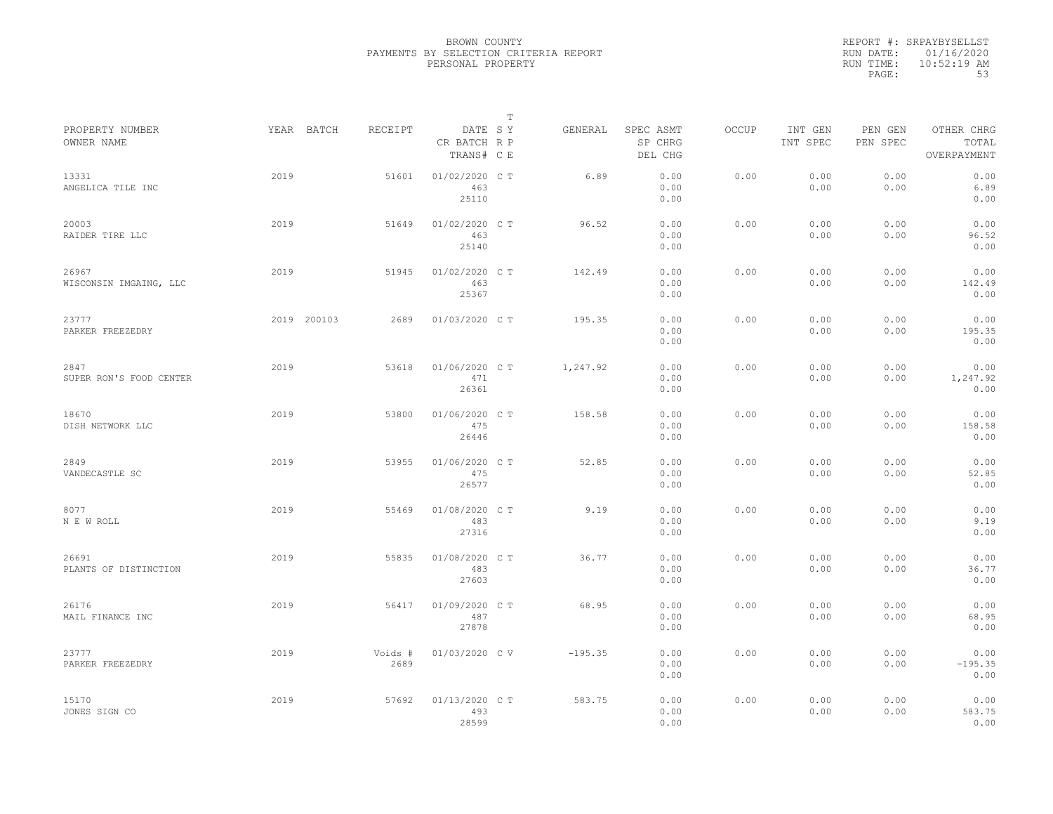BROWN COUNTY
PAYMENTS BY SELECTION CRITERIA REPORT
PERSONAL PROPERTY

REPORT #: SRPAYBYSELLST
RUN DATE: 01/16/2020
RUN TIME: 10:52:19 AM

| PROPERTY NUMBER<br>OWNER NAME | YEAR | BATCH | RECEIPT | DATE<br>CR BATCH<br>TRANS# | T<br>S Y<br>R P<br>C E | GENERAL | SPEC ASMT<br>SP CHRG<br>DEL CHG | OCCUP | INT GEN<br>INT SPEC | PEN GEN<br>PEN SPEC | OTHER CHRG<br>TOTAL<br>OVERPAYMENT |
|---|---|---|---|---|---|---|---|---|---|---|---|
| 13331<br>ANGELICA TILE INC | 2019 | | 51601 | 01/02/2020<br>463<br>25110 | C T | 6.89 | 0.00<br>0.00<br>0.00 | 0.00 | 0.00<br>0.00 | 0.00<br>0.00 | 0.00<br>6.89<br>0.00 |
| 20003<br>RAIDER TIRE LLC | 2019 | | 51649 | 01/02/2020<br>463<br>25140 | C T | 96.52 | 0.00<br>0.00<br>0.00 | 0.00 | 0.00<br>0.00 | 0.00<br>0.00 | 0.00<br>96.52<br>0.00 |
| 26967<br>WISCONSIN IMGAING, LLC | 2019 | | 51945 | 01/02/2020<br>463<br>25367 | C T | 142.49 | 0.00<br>0.00<br>0.00 | 0.00 | 0.00<br>0.00 | 0.00<br>0.00 | 0.00<br>142.49<br>0.00 |
| 23777<br>PARKER FREEZEDRY | 2019 | 200103 | 2689 | 01/03/2020 | C T | 195.35 | 0.00<br>0.00<br>0.00 | 0.00 | 0.00<br>0.00 | 0.00<br>0.00 | 0.00<br>195.35<br>0.00 |
| 2847<br>SUPER RON'S FOOD CENTER | 2019 | | 53618 | 01/06/2020<br>471<br>26361 | C T | 1,247.92 | 0.00<br>0.00<br>0.00 | 0.00 | 0.00<br>0.00 | 0.00<br>0.00 | 0.00<br>1,247.92<br>0.00 |
| 18670<br>DISH NETWORK LLC | 2019 | | 53800 | 01/06/2020<br>475<br>26446 | C T | 158.58 | 0.00<br>0.00<br>0.00 | 0.00 | 0.00<br>0.00 | 0.00<br>0.00 | 0.00<br>158.58<br>0.00 |
| 2849<br>VANDECASTLE SC | 2019 | | 53955 | 01/06/2020<br>475<br>26577 | C T | 52.85 | 0.00<br>0.00<br>0.00 | 0.00 | 0.00<br>0.00 | 0.00<br>0.00 | 0.00<br>52.85<br>0.00 |
| 8077<br>N E W ROLL | 2019 | | 55469 | 01/08/2020<br>483<br>27316 | C T | 9.19 | 0.00<br>0.00<br>0.00 | 0.00 | 0.00<br>0.00 | 0.00<br>0.00 | 0.00<br>9.19<br>0.00 |
| 26691<br>PLANTS OF DISTINCTION | 2019 | | 55835 | 01/08/2020<br>483<br>27603 | C T | 36.77 | 0.00<br>0.00<br>0.00 | 0.00 | 0.00<br>0.00 | 0.00<br>0.00 | 0.00<br>36.77<br>0.00 |
| 26176<br>MAIL FINANCE INC | 2019 | | 56417 | 01/09/2020<br>487<br>27878 | C T | 68.95 | 0.00<br>0.00<br>0.00 | 0.00 | 0.00<br>0.00 | 0.00<br>0.00 | 0.00<br>68.95<br>0.00 |
| 23777<br>PARKER FREEZEDRY | 2019 | | Voids #<br>2689 | 01/03/2020 | C V | -195.35 | 0.00<br>0.00<br>0.00 | 0.00 | 0.00<br>0.00 | 0.00<br>0.00 | 0.00<br>-195.35<br>0.00 |
| 15170<br>JONES SIGN CO | 2019 | | 57692 | 01/13/2020<br>493<br>28599 | C T | 583.75 | 0.00<br>0.00<br>0.00 | 0.00 | 0.00<br>0.00 | 0.00<br>0.00 | 0.00<br>583.75<br>0.00 |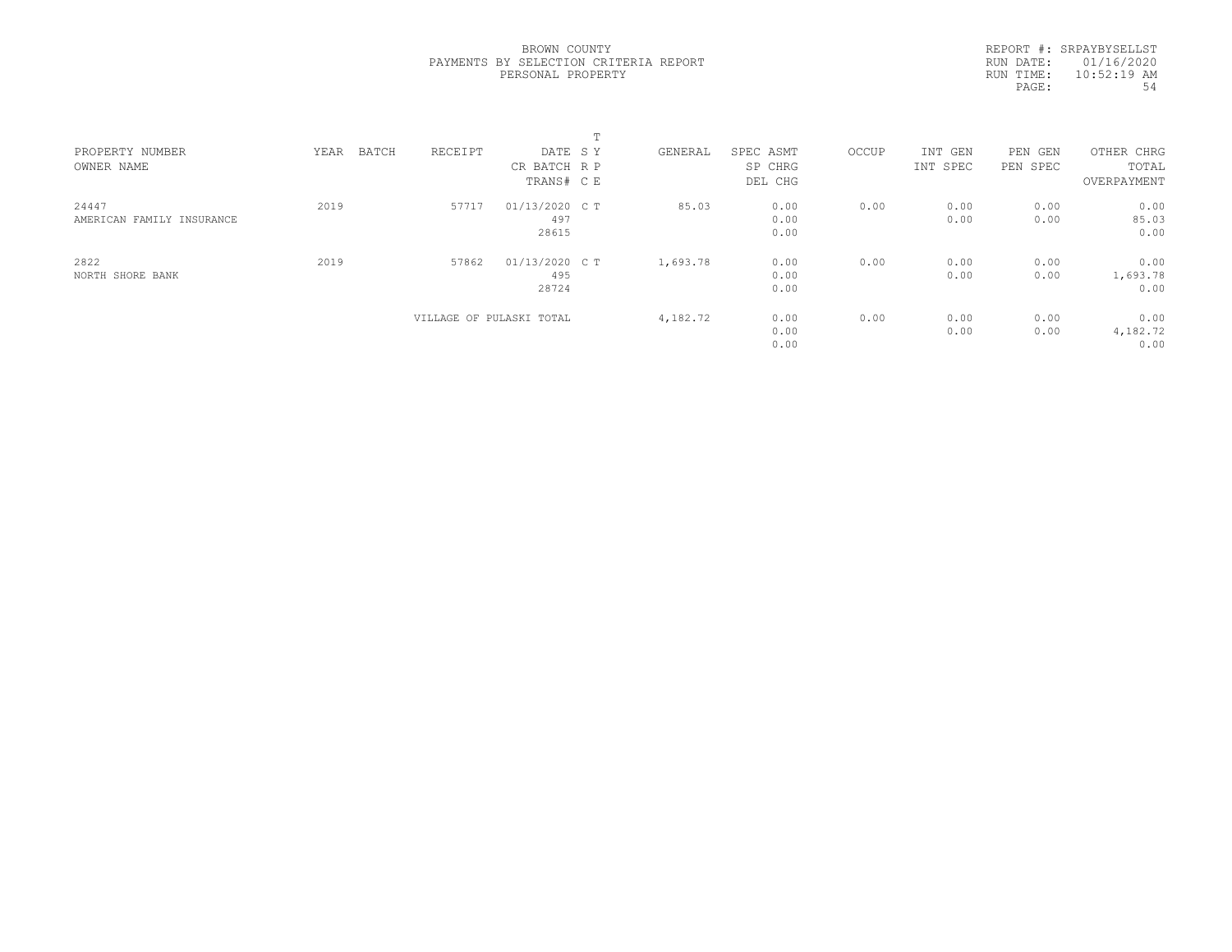BROWN COUNTY
PAYMENTS BY SELECTION CRITERIA REPORT
PERSONAL PROPERTY

REPORT #: SRPAYBYSELLST
RUN DATE: 01/16/2020
RUN TIME: 10:52:19 AM

| PROPERTY NUMBER / OWNER NAME | YEAR | BATCH | RECEIPT | DATE / CR BATCH / TRANS# | T S Y / R P / C E | GENERAL | SPEC ASMT / SP CHRG / DEL CHG | OCCUP | INT GEN / INT SPEC | PEN GEN / PEN SPEC | OTHER CHRG / TOTAL / OVERPAYMENT |
|---|---|---|---|---|---|---|---|---|---|---|---|
| 24447<br>AMERICAN FAMILY INSURANCE | 2019 | | 57717 | 01/13/2020<br>497<br>28615 | C T | 85.03 | 0.00<br>0.00<br>0.00 | 0.00 | 0.00<br>0.00 | 0.00<br>0.00 | 0.00<br>85.03<br>0.00 |
| 2822<br>NORTH SHORE BANK | 2019 | | 57862 | 01/13/2020<br>495<br>28724 | C T | 1,693.78 | 0.00<br>0.00<br>0.00 | 0.00 | 0.00<br>0.00 | 0.00<br>0.00 | 0.00<br>1,693.78<br>0.00 |
| | | | VILLAGE OF PULASKI TOTAL | | | 4,182.72 | 0.00<br>0.00<br>0.00 | 0.00 | 0.00<br>0.00 | 0.00<br>0.00 | 0.00<br>4,182.72<br>0.00 |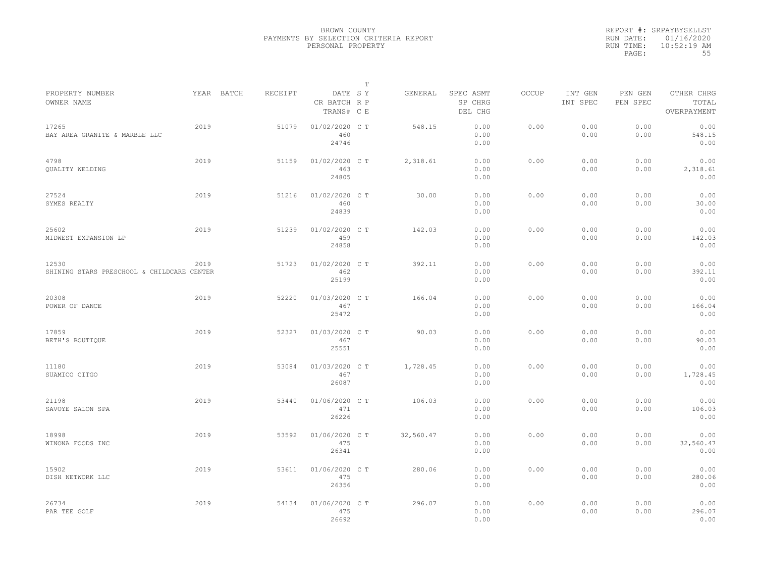BROWN COUNTY
PAYMENTS BY SELECTION CRITERIA REPORT
PERSONAL PROPERTY

REPORT #: SRPAYBYSELLST
RUN DATE: 01/16/2020
RUN TIME: 10:52:19 AM

| PROPERTY NUMBER<br>OWNER NAME | YEAR | BATCH | RECEIPT | DATE<br>CR BATCH<br>TRANS# | T S Y R P C E | GENERAL | SPEC ASMT<br>SP CHRG<br>DEL CHG | OCCUP | INT GEN<br>INT SPEC | PEN GEN<br>PEN SPEC | OTHER CHRG<br>TOTAL<br>OVERPAYMENT |
|---|---|---|---|---|---|---|---|---|---|---|---|
| 17265<br>BAY AREA GRANITE & MARBLE LLC | 2019 | | 51079 | 01/02/2020<br>460<br>24746 | C T | 548.15 | 0.00<br>0.00<br>0.00 | 0.00 | 0.00<br>0.00 | 0.00<br>0.00 | 0.00<br>548.15<br>0.00 |
| 4798<br>QUALITY WELDING | 2019 | | 51159 | 01/02/2020<br>463<br>24805 | C T | 2,318.61 | 0.00<br>0.00<br>0.00 | 0.00 | 0.00<br>0.00 | 0.00<br>0.00 | 0.00<br>2,318.61<br>0.00 |
| 27524<br>SYMES REALTY | 2019 | | 51216 | 01/02/2020<br>460<br>24839 | C T | 30.00 | 0.00<br>0.00<br>0.00 | 0.00 | 0.00<br>0.00 | 0.00<br>0.00 | 0.00<br>30.00<br>0.00 |
| 25602<br>MIDWEST EXPANSION LP | 2019 | | 51239 | 01/02/2020<br>459<br>24858 | C T | 142.03 | 0.00<br>0.00<br>0.00 | 0.00 | 0.00<br>0.00 | 0.00<br>0.00 | 0.00<br>142.03<br>0.00 |
| 12530<br>SHINING STARS PRESCHOOL & CHILDCARE CENTER | 2019 | | 51723 | 01/02/2020<br>462<br>25199 | C T | 392.11 | 0.00<br>0.00<br>0.00 | 0.00 | 0.00<br>0.00 | 0.00<br>0.00 | 0.00<br>392.11<br>0.00 |
| 20308<br>POWER OF DANCE | 2019 | | 52220 | 01/03/2020<br>467<br>25472 | C T | 166.04 | 0.00<br>0.00<br>0.00 | 0.00 | 0.00<br>0.00 | 0.00<br>0.00 | 0.00<br>166.04<br>0.00 |
| 17859<br>BETH'S BOUTIQUE | 2019 | | 52327 | 01/03/2020<br>467<br>25551 | C T | 90.03 | 0.00<br>0.00<br>0.00 | 0.00 | 0.00<br>0.00 | 0.00<br>0.00 | 0.00<br>90.03<br>0.00 |
| 11180<br>SUAMICO CITGO | 2019 | | 53084 | 01/03/2020<br>467<br>26087 | C T | 1,728.45 | 0.00<br>0.00<br>0.00 | 0.00 | 0.00<br>0.00 | 0.00<br>0.00 | 0.00<br>1,728.45<br>0.00 |
| 21198<br>SAVOYE SALON SPA | 2019 | | 53440 | 01/06/2020<br>471<br>26226 | C T | 106.03 | 0.00<br>0.00<br>0.00 | 0.00 | 0.00<br>0.00 | 0.00<br>0.00 | 0.00<br>106.03<br>0.00 |
| 18998<br>WINONA FOODS INC | 2019 | | 53592 | 01/06/2020<br>475<br>26341 | C T | 32,560.47 | 0.00<br>0.00<br>0.00 | 0.00 | 0.00<br>0.00 | 0.00<br>0.00 | 0.00<br>32,560.47<br>0.00 |
| 15902<br>DISH NETWORK LLC | 2019 | | 53611 | 01/06/2020<br>475<br>26356 | C T | 280.06 | 0.00<br>0.00<br>0.00 | 0.00 | 0.00<br>0.00 | 0.00<br>0.00 | 0.00<br>280.06<br>0.00 |
| 26734<br>PAR TEE GOLF | 2019 | | 54134 | 01/06/2020<br>475<br>26692 | C T | 296.07 | 0.00<br>0.00<br>0.00 | 0.00 | 0.00<br>0.00 | 0.00<br>0.00 | 0.00<br>296.07<br>0.00 |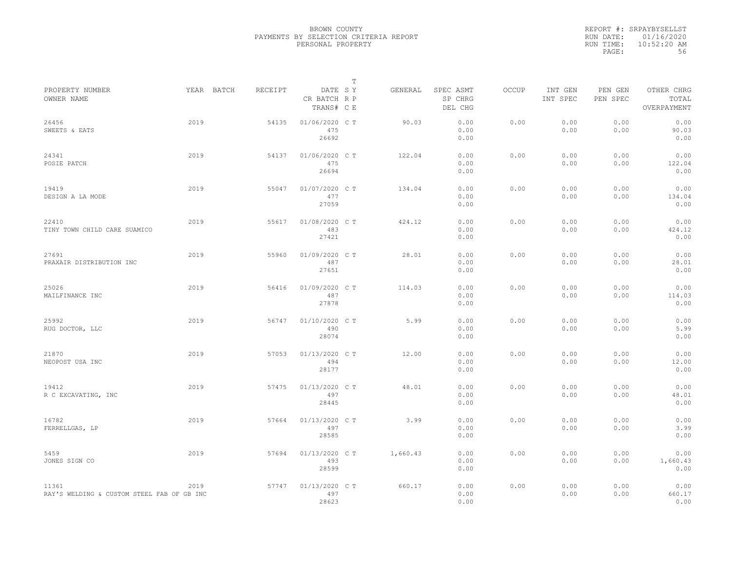BROWN COUNTY
PAYMENTS BY SELECTION CRITERIA REPORT
PERSONAL PROPERTY

REPORT #: SRPAYBYSELLST
RUN DATE: 01/16/2020
RUN TIME: 10:52:20 AM

| PROPERTY NUMBER / OWNER NAME | YEAR | BATCH | RECEIPT | DATE / CR BATCH / TRANS# | T SY RP CE | GENERAL | SPEC ASMT / SP CHRG / DEL CHG | OCCUP | INT GEN / INT SPEC | PEN GEN / PEN SPEC | OTHER CHRG / TOTAL / OVERPAYMENT |
|---|---|---|---|---|---|---|---|---|---|---|---|
| 26456 SWEETS & EATS | 2019 | | 54135 | 01/06/2020 475 26692 | C T | 90.03 | 0.00 0.00 0.00 | 0.00 | 0.00 0.00 | 0.00 0.00 | 0.00 90.03 0.00 |
| 24341 POSIE PATCH | 2019 | | 54137 | 01/06/2020 475 26694 | C T | 122.04 | 0.00 0.00 0.00 | 0.00 | 0.00 0.00 | 0.00 0.00 | 0.00 122.04 0.00 |
| 19419 DESIGN A LA MODE | 2019 | | 55047 | 01/07/2020 477 27059 | C T | 134.04 | 0.00 0.00 0.00 | 0.00 | 0.00 0.00 | 0.00 0.00 | 0.00 134.04 0.00 |
| 22410 TINY TOWN CHILD CARE SUAMICO | 2019 | | 55617 | 01/08/2020 483 27421 | C T | 424.12 | 0.00 0.00 0.00 | 0.00 | 0.00 0.00 | 0.00 0.00 | 0.00 424.12 0.00 |
| 27691 PRAXAIR DISTRIBUTION INC | 2019 | | 55960 | 01/09/2020 487 27651 | C T | 28.01 | 0.00 0.00 0.00 | 0.00 | 0.00 0.00 | 0.00 0.00 | 0.00 28.01 0.00 |
| 25026 MAILFINANCE INC | 2019 | | 56416 | 01/09/2020 487 27878 | C T | 114.03 | 0.00 0.00 0.00 | 0.00 | 0.00 0.00 | 0.00 0.00 | 0.00 114.03 0.00 |
| 25992 RUG DOCTOR, LLC | 2019 | | 56747 | 01/10/2020 490 28074 | C T | 5.99 | 0.00 0.00 0.00 | 0.00 | 0.00 0.00 | 0.00 0.00 | 0.00 5.99 0.00 |
| 21870 NEOPOST USA INC | 2019 | | 57053 | 01/13/2020 494 28177 | C T | 12.00 | 0.00 0.00 0.00 | 0.00 | 0.00 0.00 | 0.00 0.00 | 0.00 12.00 0.00 |
| 19412 R C EXCAVATING, INC | 2019 | | 57475 | 01/13/2020 497 28445 | C T | 48.01 | 0.00 0.00 0.00 | 0.00 | 0.00 0.00 | 0.00 0.00 | 0.00 48.01 0.00 |
| 16782 FERRELLGAS, LP | 2019 | | 57664 | 01/13/2020 497 28585 | C T | 3.99 | 0.00 0.00 0.00 | 0.00 | 0.00 0.00 | 0.00 0.00 | 0.00 3.99 0.00 |
| 5459 JONES SIGN CO | 2019 | | 57694 | 01/13/2020 493 28599 | C T | 1,660.43 | 0.00 0.00 0.00 | 0.00 | 0.00 0.00 | 0.00 0.00 | 0.00 1,660.43 0.00 |
| 11361 RAY'S WELDING & CUSTOM STEEL FAB OF GB INC | 2019 | | 57747 | 01/13/2020 497 28623 | C T | 660.17 | 0.00 0.00 0.00 | 0.00 | 0.00 0.00 | 0.00 0.00 | 0.00 660.17 0.00 |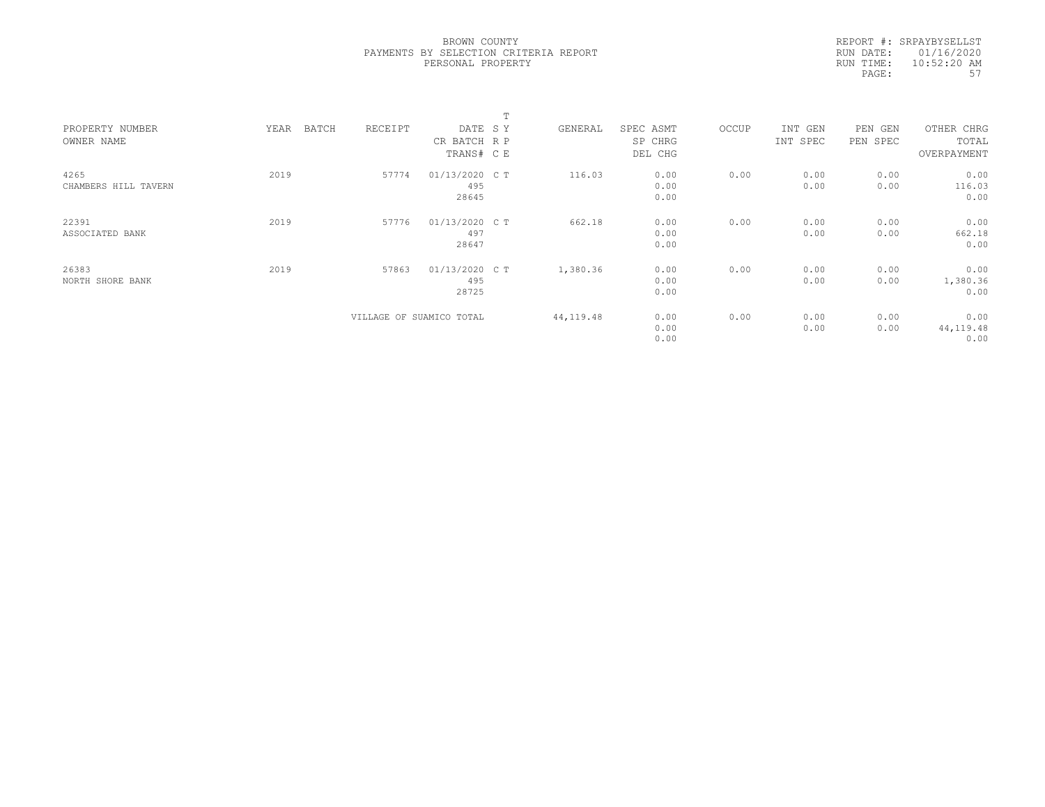BROWN COUNTY
PAYMENTS BY SELECTION CRITERIA REPORT
PERSONAL PROPERTY

REPORT #: SRPAYBYSELLST
RUN DATE: 01/16/2020
RUN TIME: 10:52:20 AM

| PROPERTY NUMBER<br>OWNER NAME | YEAR | BATCH | RECEIPT | DATE<br>CR BATCH<br>TRANS# | T<br>S Y<br>R P<br>C E | GENERAL | SPEC ASMT<br>SP CHRG<br>DEL CHG | OCCUP | INT GEN<br>INT SPEC | PEN GEN<br>PEN SPEC | OTHER CHRG<br>TOTAL<br>OVERPAYMENT |
|---|---|---|---|---|---|---|---|---|---|---|---|
| 4265<br>CHAMBERS HILL TAVERN | 2019 | | 57774 | 01/13/2020<br>495<br>28645 | C T | 116.03 | 0.00<br>0.00<br>0.00 | 0.00 | 0.00<br>0.00 | 0.00<br>0.00 | 0.00<br>116.03<br>0.00 |
| 22391<br>ASSOCIATED BANK | 2019 | | 57776 | 01/13/2020<br>497<br>28647 | C T | 662.18 | 0.00<br>0.00<br>0.00 | 0.00 | 0.00<br>0.00 | 0.00<br>0.00 | 0.00<br>662.18<br>0.00 |
| 26383<br>NORTH SHORE BANK | 2019 | | 57863 | 01/13/2020<br>495<br>28725 | C T | 1,380.36 | 0.00<br>0.00<br>0.00 | 0.00 | 0.00<br>0.00 | 0.00<br>0.00 | 0.00<br>1,380.36<br>0.00 |
| | | | VILLAGE OF SUAMICO TOTAL | | | 44,119.48 | 0.00<br>0.00<br>0.00 | 0.00 | 0.00<br>0.00 | 0.00<br>0.00 | 0.00<br>44,119.48<br>0.00 |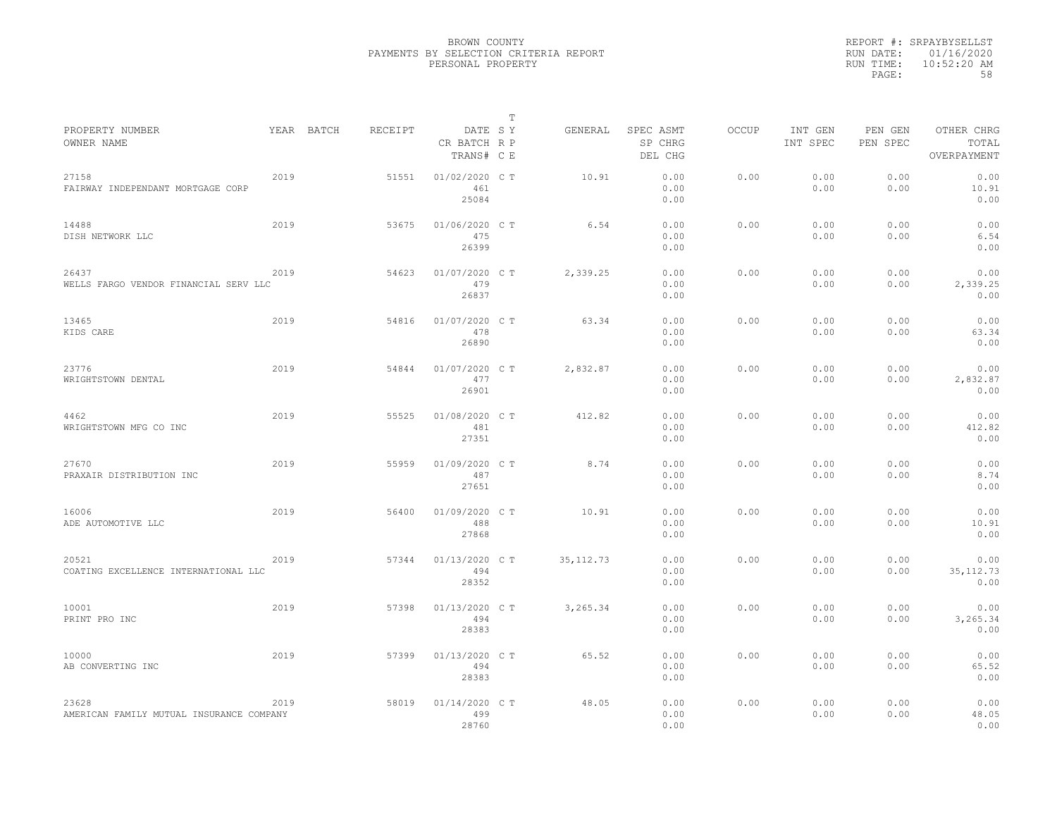BROWN COUNTY
PAYMENTS BY SELECTION CRITERIA REPORT
PERSONAL PROPERTY

REPORT #: SRPAYBYSELLST
RUN DATE: 01/16/2020
RUN TIME: 10:52:20 AM

| PROPERTY NUMBER / OWNER NAME | YEAR | BATCH | RECEIPT | DATE / CR BATCH / TRANS# | T SY RP CE | GENERAL | SPEC ASMT / SP CHRG / DEL CHG | OCCUP | INT GEN / INT SPEC | PEN GEN / PEN SPEC | OTHER CHRG / TOTAL / OVERPAYMENT |
|---|---|---|---|---|---|---|---|---|---|---|---|
| 27158 FAIRWAY INDEPENDANT MORTGAGE CORP | 2019 | | 51551 | 01/02/2020 461 25084 | C T | 10.91 | 0.00 0.00 0.00 | 0.00 | 0.00 0.00 | 0.00 0.00 | 0.00 10.91 0.00 |
| 14488 DISH NETWORK LLC | 2019 | | 53675 | 01/06/2020 475 26399 | C T | 6.54 | 0.00 0.00 0.00 | 0.00 | 0.00 0.00 | 0.00 0.00 | 0.00 6.54 0.00 |
| 26437 WELLS FARGO VENDOR FINANCIAL SERV LLC | 2019 | | 54623 | 01/07/2020 479 26837 | C T | 2,339.25 | 0.00 0.00 0.00 | 0.00 | 0.00 0.00 | 0.00 0.00 | 0.00 2,339.25 0.00 |
| 13465 KIDS CARE | 2019 | | 54816 | 01/07/2020 478 26890 | C T | 63.34 | 0.00 0.00 0.00 | 0.00 | 0.00 0.00 | 0.00 0.00 | 0.00 63.34 0.00 |
| 23776 WRIGHTSTOWN DENTAL | 2019 | | 54844 | 01/07/2020 477 26901 | C T | 2,832.87 | 0.00 0.00 0.00 | 0.00 | 0.00 0.00 | 0.00 0.00 | 0.00 2,832.87 0.00 |
| 4462 WRIGHTSTOWN MFG CO INC | 2019 | | 55525 | 01/08/2020 481 27351 | C T | 412.82 | 0.00 0.00 0.00 | 0.00 | 0.00 0.00 | 0.00 0.00 | 0.00 412.82 0.00 |
| 27670 PRAXAIR DISTRIBUTION INC | 2019 | | 55959 | 01/09/2020 487 27651 | C T | 8.74 | 0.00 0.00 0.00 | 0.00 | 0.00 0.00 | 0.00 0.00 | 0.00 8.74 0.00 |
| 16006 ADE AUTOMOTIVE LLC | 2019 | | 56400 | 01/09/2020 488 27868 | C T | 10.91 | 0.00 0.00 0.00 | 0.00 | 0.00 0.00 | 0.00 0.00 | 0.00 10.91 0.00 |
| 20521 COATING EXCELLENCE INTERNATIONAL LLC | 2019 | | 57344 | 01/13/2020 494 28352 | C T | 35,112.73 | 0.00 0.00 0.00 | 0.00 | 0.00 0.00 | 0.00 0.00 | 0.00 35,112.73 0.00 |
| 10001 PRINT PRO INC | 2019 | | 57398 | 01/13/2020 494 28383 | C T | 3,265.34 | 0.00 0.00 0.00 | 0.00 | 0.00 0.00 | 0.00 0.00 | 0.00 3,265.34 0.00 |
| 10000 AB CONVERTING INC | 2019 | | 57399 | 01/13/2020 494 28383 | C T | 65.52 | 0.00 0.00 0.00 | 0.00 | 0.00 0.00 | 0.00 0.00 | 0.00 65.52 0.00 |
| 23628 AMERICAN FAMILY MUTUAL INSURANCE COMPANY | 2019 | | 58019 | 01/14/2020 499 28760 | C T | 48.05 | 0.00 0.00 0.00 | 0.00 | 0.00 0.00 | 0.00 0.00 | 0.00 48.05 0.00 |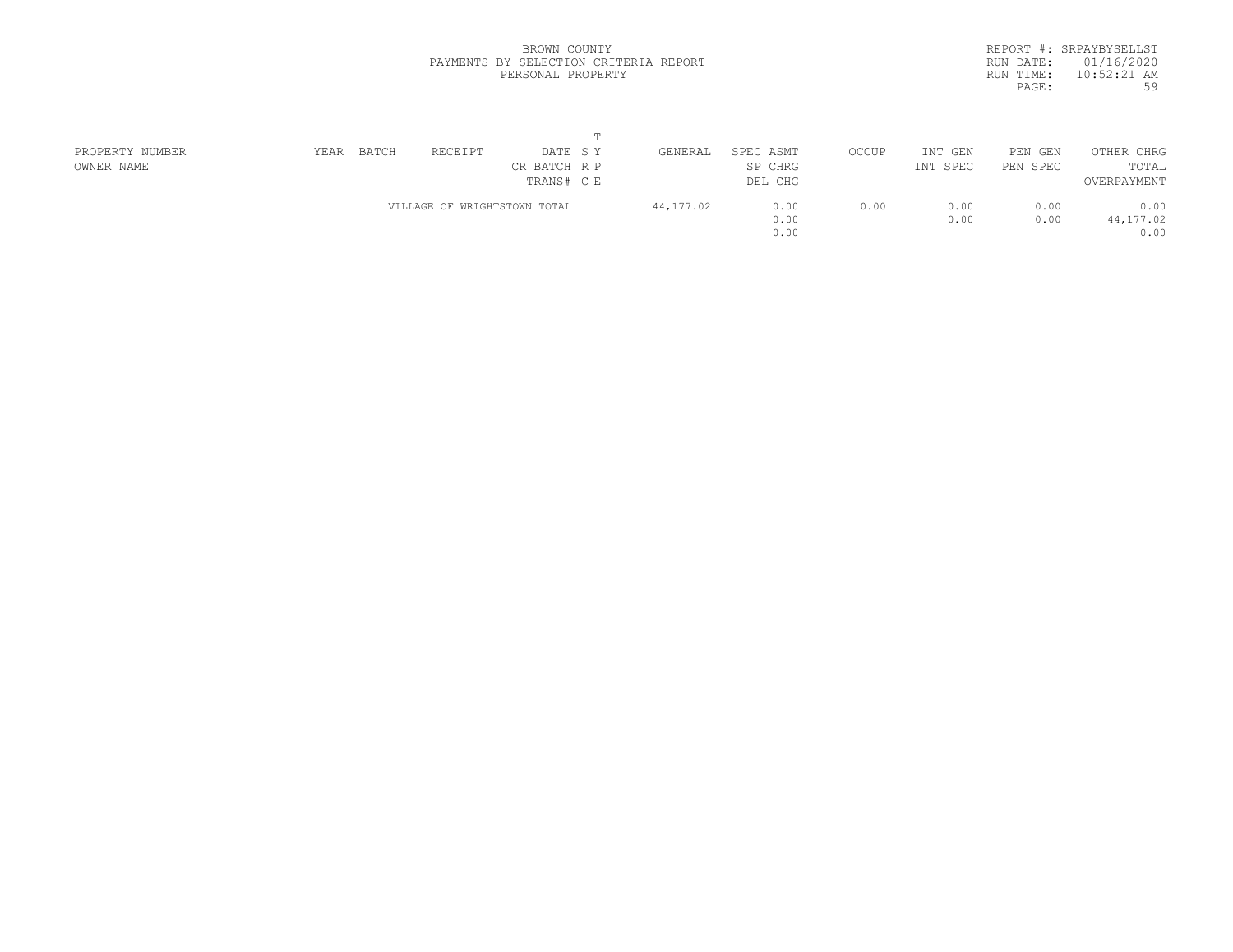BROWN COUNTY
PAYMENTS BY SELECTION CRITERIA REPORT
PERSONAL PROPERTY

REPORT #: SRPAYBYSELLST
RUN DATE: 01/16/2020
RUN TIME: 10:52:21 AM

| PROPERTY NUMBER / OWNER NAME | YEAR | BATCH | RECEIPT | DATE / CR BATCH / TRANS# | T SY / R P / C E | GENERAL | SPEC ASMT / SP CHRG / DEL CHG | OCCUP | INT GEN / INT SPEC | PEN GEN / PEN SPEC | OTHER CHRG / TOTAL / OVERPAYMENT |
|---|---|---|---|---|---|---|---|---|---|---|---|
| | | | VILLAGE OF WRIGHTSTOWN TOTAL | | | 44,177.02 | 0.00 | 0.00 | 0.00 | 0.00 | 0.00 |
| | | | | | | | 0.00 | | 0.00 | 0.00 | 44,177.02 |
| | | | | | | | 0.00 | | | | 0.00 |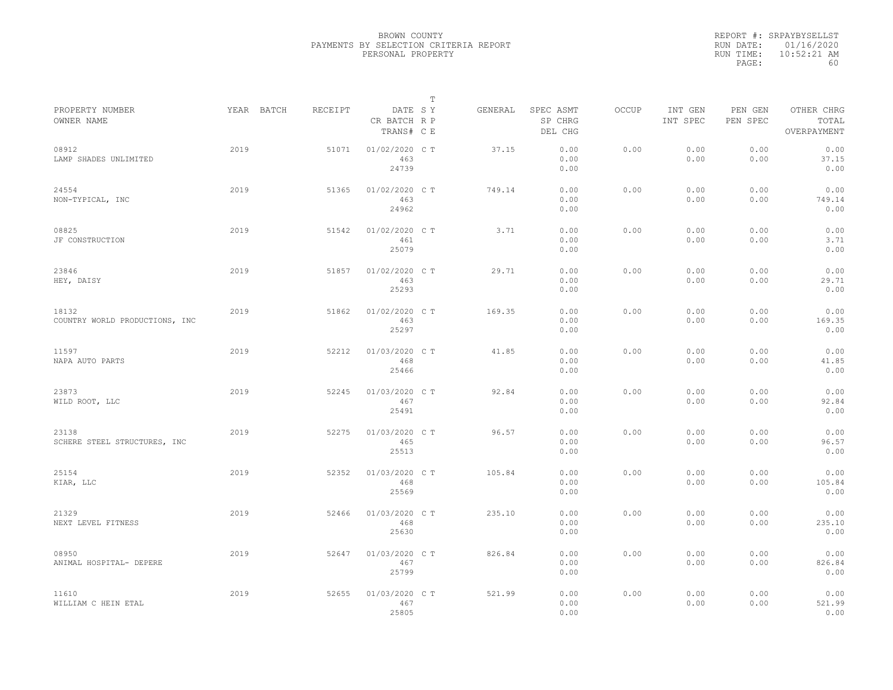BROWN COUNTY
PAYMENTS BY SELECTION CRITERIA REPORT
PERSONAL PROPERTY

REPORT #: SRPAYBYSELLST
RUN DATE: 01/16/2020
RUN TIME: 10:52:21 AM

| PROPERTY NUMBER<br>OWNER NAME | YEAR | BATCH | RECEIPT | DATE<br>CR BATCH<br>TRANS# | T<br>S Y<br>R P<br>C E | GENERAL | SPEC ASMT<br>SP CHRG<br>DEL CHG | OCCUP | INT GEN<br>INT SPEC | PEN GEN<br>PEN SPEC | OTHER CHRG<br>TOTAL<br>OVERPAYMENT |
|---|---|---|---|---|---|---|---|---|---|---|---|
| 08912<br>LAMP SHADES UNLIMITED | 2019 | | 51071 | 01/02/2020<br>463<br>24739 | C T | 37.15 | 0.00<br>0.00<br>0.00 | 0.00 | 0.00<br>0.00 | 0.00<br>0.00 | 0.00<br>37.15<br>0.00 |
| 24554<br>NON-TYPICAL, INC | 2019 | | 51365 | 01/02/2020<br>463<br>24962 | C T | 749.14 | 0.00<br>0.00<br>0.00 | 0.00 | 0.00<br>0.00 | 0.00<br>0.00 | 0.00<br>749.14<br>0.00 |
| 08825<br>JF CONSTRUCTION | 2019 | | 51542 | 01/02/2020<br>461<br>25079 | C T | 3.71 | 0.00<br>0.00<br>0.00 | 0.00 | 0.00<br>0.00 | 0.00<br>0.00 | 0.00<br>3.71<br>0.00 |
| 23846<br>HEY, DAISY | 2019 | | 51857 | 01/02/2020<br>463<br>25293 | C T | 29.71 | 0.00<br>0.00<br>0.00 | 0.00 | 0.00<br>0.00 | 0.00<br>0.00 | 0.00<br>29.71<br>0.00 |
| 18132<br>COUNTRY WORLD PRODUCTIONS, INC | 2019 | | 51862 | 01/02/2020<br>463<br>25297 | C T | 169.35 | 0.00<br>0.00<br>0.00 | 0.00 | 0.00<br>0.00 | 0.00<br>0.00 | 0.00<br>169.35<br>0.00 |
| 11597<br>NAPA AUTO PARTS | 2019 | | 52212 | 01/03/2020<br>468<br>25466 | C T | 41.85 | 0.00<br>0.00<br>0.00 | 0.00 | 0.00<br>0.00 | 0.00<br>0.00 | 0.00<br>41.85<br>0.00 |
| 23873<br>WILD ROOT, LLC | 2019 | | 52245 | 01/03/2020<br>467<br>25491 | C T | 92.84 | 0.00<br>0.00<br>0.00 | 0.00 | 0.00<br>0.00 | 0.00<br>0.00 | 0.00<br>92.84<br>0.00 |
| 23138<br>SCHERE STEEL STRUCTURES, INC | 2019 | | 52275 | 01/03/2020<br>465<br>25513 | C T | 96.57 | 0.00<br>0.00<br>0.00 | 0.00 | 0.00<br>0.00 | 0.00<br>0.00 | 0.00<br>96.57<br>0.00 |
| 25154<br>KIAR, LLC | 2019 | | 52352 | 01/03/2020<br>468<br>25569 | C T | 105.84 | 0.00<br>0.00<br>0.00 | 0.00 | 0.00<br>0.00 | 0.00<br>0.00 | 0.00<br>105.84<br>0.00 |
| 21329<br>NEXT LEVEL FITNESS | 2019 | | 52466 | 01/03/2020<br>468<br>25630 | C T | 235.10 | 0.00<br>0.00<br>0.00 | 0.00 | 0.00<br>0.00 | 0.00<br>0.00 | 0.00<br>235.10<br>0.00 |
| 08950<br>ANIMAL HOSPITAL- DEPERE | 2019 | | 52647 | 01/03/2020<br>467<br>25799 | C T | 826.84 | 0.00<br>0.00<br>0.00 | 0.00 | 0.00<br>0.00 | 0.00<br>0.00 | 0.00<br>826.84<br>0.00 |
| 11610<br>WILLIAM C HEIN ETAL | 2019 | | 52655 | 01/03/2020<br>467<br>25805 | C T | 521.99 | 0.00<br>0.00<br>0.00 | 0.00 | 0.00<br>0.00 | 0.00<br>0.00 | 0.00<br>521.99<br>0.00 |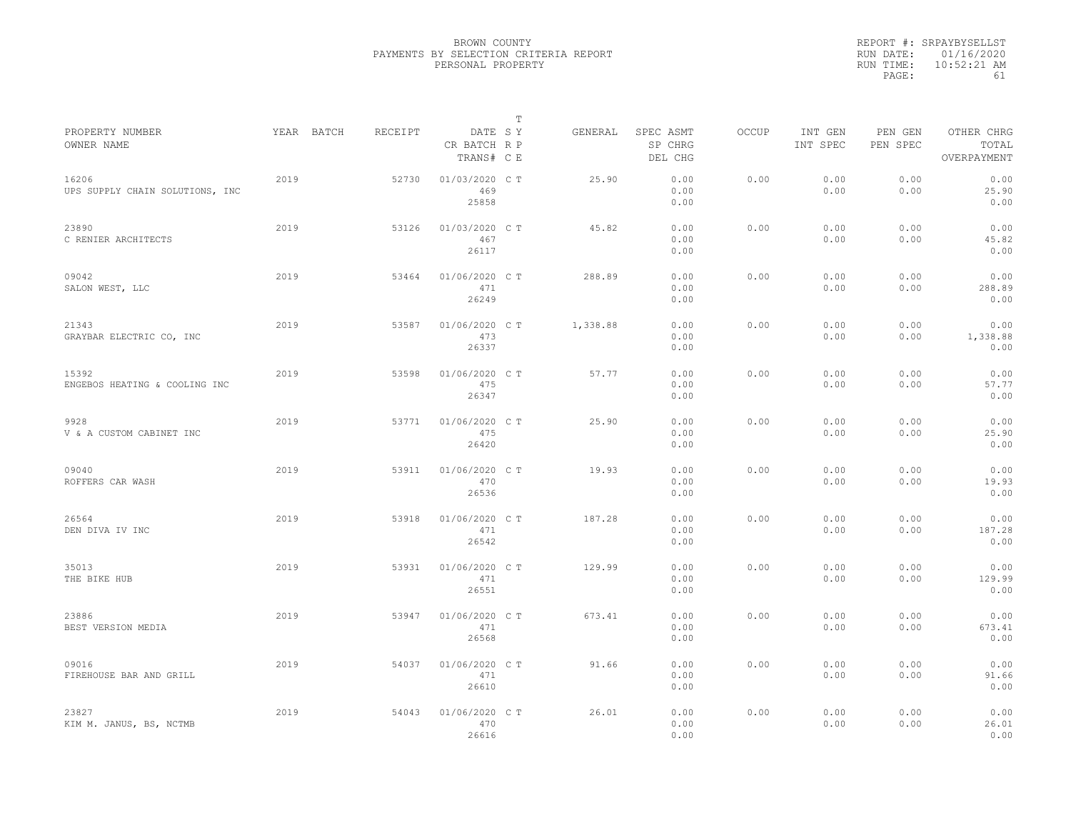BROWN COUNTY
PAYMENTS BY SELECTION CRITERIA REPORT
PERSONAL PROPERTY

REPORT #: SRPAYBYSELLST
RUN DATE: 01/16/2020
RUN TIME: 10:52:21 AM

| PROPERTY NUMBER<br>OWNER NAME | YEAR | BATCH | RECEIPT | DATE<br>CR BATCH<br>TRANS# | T<br>S Y<br>R P<br>C E | GENERAL | SPEC ASMT<br>SP CHRG<br>DEL CHG | OCCUP | INT GEN<br>INT SPEC | PEN GEN<br>PEN SPEC | OTHER CHRG<br>TOTAL<br>OVERPAYMENT |
|---|---|---|---|---|---|---|---|---|---|---|---|
| 16206<br>UPS SUPPLY CHAIN SOLUTIONS, INC | 2019 | | 52730 | 01/03/2020<br>469<br>25858 | C T | 25.90 | 0.00<br>0.00<br>0.00 | 0.00 | 0.00<br>0.00 | 0.00<br>0.00 | 0.00<br>25.90<br>0.00 |
| 23890<br>C RENIER ARCHITECTS | 2019 | | 53126 | 01/03/2020<br>467<br>26117 | C T | 45.82 | 0.00<br>0.00<br>0.00 | 0.00 | 0.00<br>0.00 | 0.00<br>0.00 | 0.00<br>45.82<br>0.00 |
| 09042<br>SALON WEST, LLC | 2019 | | 53464 | 01/06/2020<br>471<br>26249 | C T | 288.89 | 0.00<br>0.00<br>0.00 | 0.00 | 0.00<br>0.00 | 0.00<br>0.00 | 0.00<br>288.89<br>0.00 |
| 21343<br>GRAYBAR ELECTRIC CO, INC | 2019 | | 53587 | 01/06/2020<br>473<br>26337 | C T | 1,338.88 | 0.00<br>0.00<br>0.00 | 0.00 | 0.00<br>0.00 | 0.00<br>0.00 | 0.00<br>1,338.88<br>0.00 |
| 15392<br>ENGEBOS HEATING & COOLING INC | 2019 | | 53598 | 01/06/2020<br>475<br>26347 | C T | 57.77 | 0.00<br>0.00<br>0.00 | 0.00 | 0.00<br>0.00 | 0.00<br>0.00 | 0.00<br>57.77<br>0.00 |
| 9928<br>V & A CUSTOM CABINET INC | 2019 | | 53771 | 01/06/2020<br>475<br>26420 | C T | 25.90 | 0.00<br>0.00<br>0.00 | 0.00 | 0.00<br>0.00 | 0.00<br>0.00 | 0.00<br>25.90<br>0.00 |
| 09040<br>ROFFERS CAR WASH | 2019 | | 53911 | 01/06/2020<br>470<br>26536 | C T | 19.93 | 0.00<br>0.00<br>0.00 | 0.00 | 0.00<br>0.00 | 0.00<br>0.00 | 0.00<br>19.93<br>0.00 |
| 26564<br>DEN DIVA IV INC | 2019 | | 53918 | 01/06/2020<br>471<br>26542 | C T | 187.28 | 0.00<br>0.00<br>0.00 | 0.00 | 0.00<br>0.00 | 0.00<br>0.00 | 0.00<br>187.28<br>0.00 |
| 35013<br>THE BIKE HUB | 2019 | | 53931 | 01/06/2020<br>471<br>26551 | C T | 129.99 | 0.00<br>0.00<br>0.00 | 0.00 | 0.00<br>0.00 | 0.00<br>0.00 | 0.00<br>129.99<br>0.00 |
| 23886<br>BEST VERSION MEDIA | 2019 | | 53947 | 01/06/2020<br>471<br>26568 | C T | 673.41 | 0.00<br>0.00<br>0.00 | 0.00 | 0.00<br>0.00 | 0.00<br>0.00 | 0.00<br>673.41<br>0.00 |
| 09016<br>FIREHOUSE BAR AND GRILL | 2019 | | 54037 | 01/06/2020<br>471<br>26610 | C T | 91.66 | 0.00<br>0.00<br>0.00 | 0.00 | 0.00<br>0.00 | 0.00<br>0.00 | 0.00<br>91.66<br>0.00 |
| 23827<br>KIM M. JANUS, BS, NCTMB | 2019 | | 54043 | 01/06/2020<br>470<br>26616 | C T | 26.01 | 0.00<br>0.00<br>0.00 | 0.00 | 0.00<br>0.00 | 0.00<br>0.00 | 0.00<br>26.01<br>0.00 |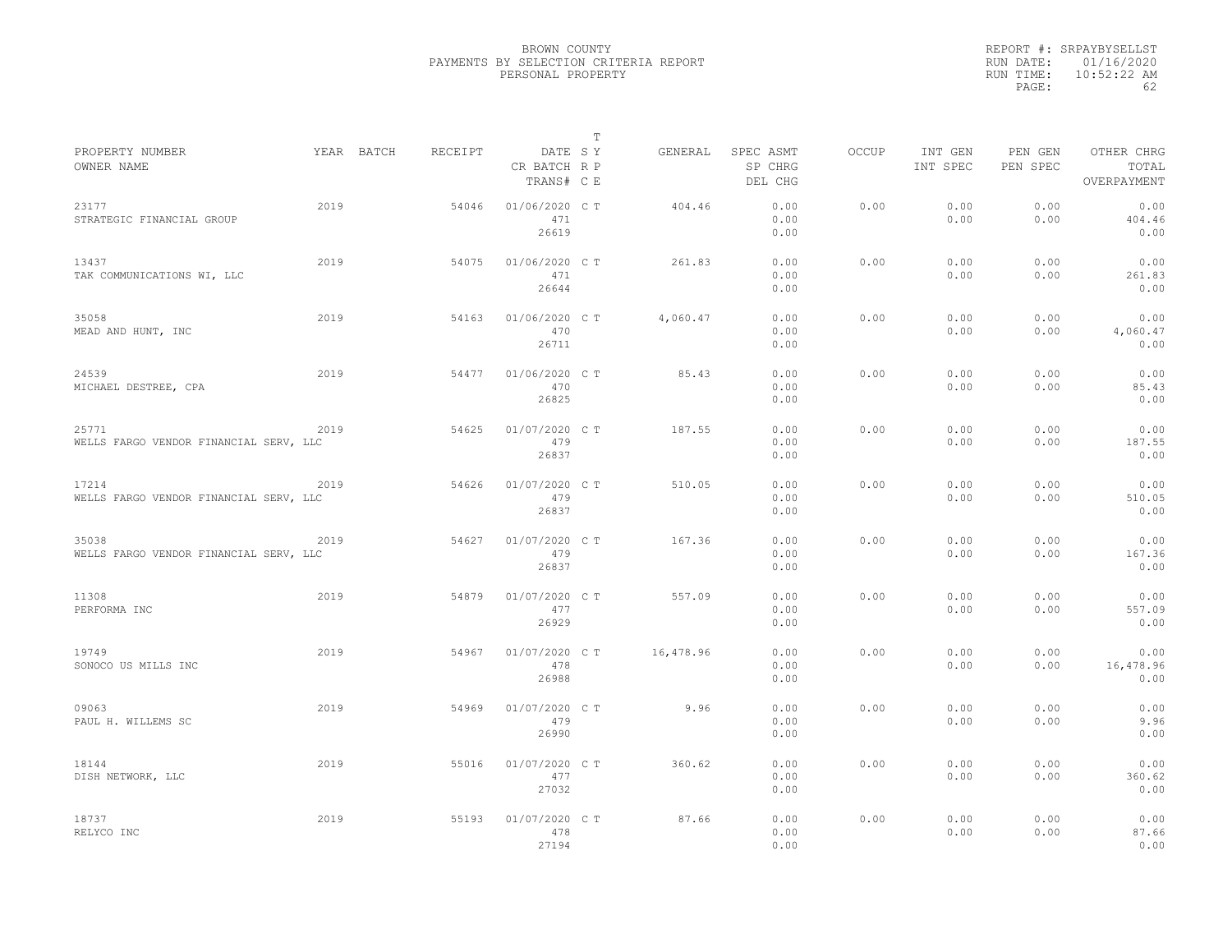BROWN COUNTY
PAYMENTS BY SELECTION CRITERIA REPORT
PERSONAL PROPERTY

REPORT #: SRPAYBYSELLST
RUN DATE: 01/16/2020
RUN TIME: 10:52:22 AM
PAGE: 62

| PROPERTY NUMBER OWNER NAME | YEAR | BATCH | RECEIPT | DATE CR BATCH TRANS# | T SY RP CE | GENERAL | SPEC ASMT SP CHRG DEL CHG | OCCUP | INT GEN INT SPEC | PEN GEN PEN SPEC | OTHER CHRG TOTAL OVERPAYMENT |
|---|---|---|---|---|---|---|---|---|---|---|---|
| 23177 STRATEGIC FINANCIAL GROUP | 2019 | | 54046 | 01/06/2020 471 26619 | C T | 404.46 | 0.00 0.00 0.00 | 0.00 | 0.00 0.00 | 0.00 0.00 | 0.00 404.46 0.00 |
| 13437 TAK COMMUNICATIONS WI, LLC | 2019 | | 54075 | 01/06/2020 471 26644 | C T | 261.83 | 0.00 0.00 0.00 | 0.00 | 0.00 0.00 | 0.00 0.00 | 0.00 261.83 0.00 |
| 35058 MEAD AND HUNT, INC | 2019 | | 54163 | 01/06/2020 470 26711 | C T | 4,060.47 | 0.00 0.00 0.00 | 0.00 | 0.00 0.00 | 0.00 0.00 | 0.00 4,060.47 0.00 |
| 24539 MICHAEL DESTREE, CPA | 2019 | | 54477 | 01/06/2020 470 26825 | C T | 85.43 | 0.00 0.00 0.00 | 0.00 | 0.00 0.00 | 0.00 0.00 | 0.00 85.43 0.00 |
| 25771 WELLS FARGO VENDOR FINANCIAL SERV, LLC | 2019 | | 54625 | 01/07/2020 479 26837 | C T | 187.55 | 0.00 0.00 0.00 | 0.00 | 0.00 0.00 | 0.00 0.00 | 0.00 187.55 0.00 |
| 17214 WELLS FARGO VENDOR FINANCIAL SERV, LLC | 2019 | | 54626 | 01/07/2020 479 26837 | C T | 510.05 | 0.00 0.00 0.00 | 0.00 | 0.00 0.00 | 0.00 0.00 | 0.00 510.05 0.00 |
| 35038 WELLS FARGO VENDOR FINANCIAL SERV, LLC | 2019 | | 54627 | 01/07/2020 479 26837 | C T | 167.36 | 0.00 0.00 0.00 | 0.00 | 0.00 0.00 | 0.00 0.00 | 0.00 167.36 0.00 |
| 11308 PERFORMA INC | 2019 | | 54879 | 01/07/2020 477 26929 | C T | 557.09 | 0.00 0.00 0.00 | 0.00 | 0.00 0.00 | 0.00 0.00 | 0.00 557.09 0.00 |
| 19749 SONOCO US MILLS INC | 2019 | | 54967 | 01/07/2020 478 26988 | C T | 16,478.96 | 0.00 0.00 0.00 | 0.00 | 0.00 0.00 | 0.00 0.00 | 0.00 16,478.96 0.00 |
| 09063 PAUL H. WILLEMS SC | 2019 | | 54969 | 01/07/2020 479 26990 | C T | 9.96 | 0.00 0.00 0.00 | 0.00 | 0.00 0.00 | 0.00 0.00 | 0.00 9.96 0.00 |
| 18144 DISH NETWORK, LLC | 2019 | | 55016 | 01/07/2020 477 27032 | C T | 360.62 | 0.00 0.00 0.00 | 0.00 | 0.00 0.00 | 0.00 0.00 | 0.00 360.62 0.00 |
| 18737 RELYCO INC | 2019 | | 55193 | 01/07/2020 478 27194 | C T | 87.66 | 0.00 0.00 0.00 | 0.00 | 0.00 0.00 | 0.00 0.00 | 0.00 87.66 0.00 |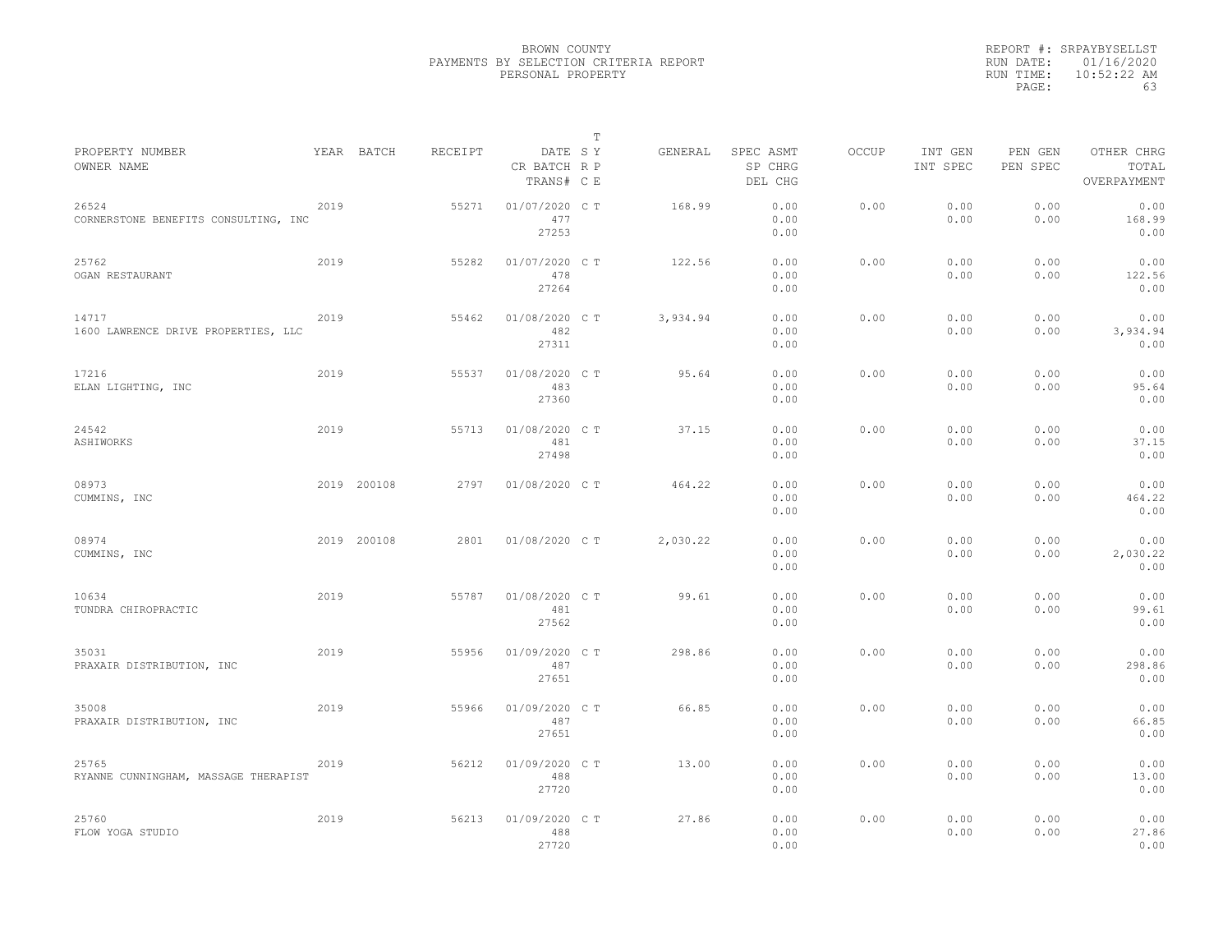BROWN COUNTY
PAYMENTS BY SELECTION CRITERIA REPORT
PERSONAL PROPERTY

REPORT #: SRPAYBYSELLST
RUN DATE: 01/16/2020
RUN TIME: 10:52:22 AM

| PROPERTY NUMBER<br>OWNER NAME | YEAR | BATCH | RECEIPT | DATE<br>CR BATCH<br>TRANS# | T S Y R P C E | GENERAL | SPEC ASMT<br>SP CHRG<br>DEL CHG | OCCUP | INT GEN<br>INT SPEC | PEN GEN<br>PEN SPEC | OTHER CHRG<br>TOTAL<br>OVERPAYMENT |
|---|---|---|---|---|---|---|---|---|---|---|---|
| 26524<br>CORNERSTONE BENEFITS CONSULTING, INC | 2019 | | 55271 | 01/07/2020<br>477<br>27253 | C T | 168.99 | 0.00<br>0.00<br>0.00 | 0.00 | 0.00<br>0.00 | 0.00<br>0.00 | 0.00<br>168.99<br>0.00 |
| 25762<br>OGAN RESTAURANT | 2019 | | 55282 | 01/07/2020<br>478<br>27264 | C T | 122.56 | 0.00<br>0.00<br>0.00 | 0.00 | 0.00<br>0.00 | 0.00<br>0.00 | 0.00<br>122.56<br>0.00 |
| 14717<br>1600 LAWRENCE DRIVE PROPERTIES, LLC | 2019 | | 55462 | 01/08/2020<br>482<br>27311 | C T | 3,934.94 | 0.00<br>0.00<br>0.00 | 0.00 | 0.00<br>0.00 | 0.00<br>0.00 | 0.00<br>3,934.94<br>0.00 |
| 17216<br>ELAN LIGHTING, INC | 2019 | | 55537 | 01/08/2020<br>483<br>27360 | C T | 95.64 | 0.00<br>0.00<br>0.00 | 0.00 | 0.00<br>0.00 | 0.00<br>0.00 | 0.00<br>95.64<br>0.00 |
| 24542<br>ASHIWORKS | 2019 | | 55713 | 01/08/2020<br>481<br>27498 | C T | 37.15 | 0.00<br>0.00<br>0.00 | 0.00 | 0.00<br>0.00 | 0.00<br>0.00 | 0.00<br>37.15<br>0.00 |
| 08973<br>CUMMINS, INC | 2019 | 200108 | 2797 | 01/08/2020 | C T | 464.22 | 0.00<br>0.00<br>0.00 | 0.00 | 0.00<br>0.00 | 0.00<br>0.00 | 0.00<br>464.22<br>0.00 |
| 08974<br>CUMMINS, INC | 2019 | 200108 | 2801 | 01/08/2020 | C T | 2,030.22 | 0.00<br>0.00<br>0.00 | 0.00 | 0.00<br>0.00 | 0.00<br>0.00 | 0.00<br>2,030.22<br>0.00 |
| 10634<br>TUNDRA CHIROPRACTIC | 2019 | | 55787 | 01/08/2020<br>481<br>27562 | C T | 99.61 | 0.00<br>0.00<br>0.00 | 0.00 | 0.00<br>0.00 | 0.00<br>0.00 | 0.00<br>99.61<br>0.00 |
| 35031<br>PRAXAIR DISTRIBUTION, INC | 2019 | | 55956 | 01/09/2020<br>487<br>27651 | C T | 298.86 | 0.00<br>0.00<br>0.00 | 0.00 | 0.00<br>0.00 | 0.00<br>0.00 | 0.00<br>298.86<br>0.00 |
| 35008<br>PRAXAIR DISTRIBUTION, INC | 2019 | | 55966 | 01/09/2020<br>487<br>27651 | C T | 66.85 | 0.00<br>0.00<br>0.00 | 0.00 | 0.00<br>0.00 | 0.00<br>0.00 | 0.00<br>66.85<br>0.00 |
| 25765<br>RYANNE CUNNINGHAM, MASSAGE THERAPIST | 2019 | | 56212 | 01/09/2020<br>488<br>27720 | C T | 13.00 | 0.00<br>0.00<br>0.00 | 0.00 | 0.00<br>0.00 | 0.00<br>0.00 | 0.00<br>13.00<br>0.00 |
| 25760<br>FLOW YOGA STUDIO | 2019 | | 56213 | 01/09/2020<br>488<br>27720 | C T | 27.86 | 0.00<br>0.00<br>0.00 | 0.00 | 0.00<br>0.00 | 0.00<br>0.00 | 0.00<br>27.86<br>0.00 |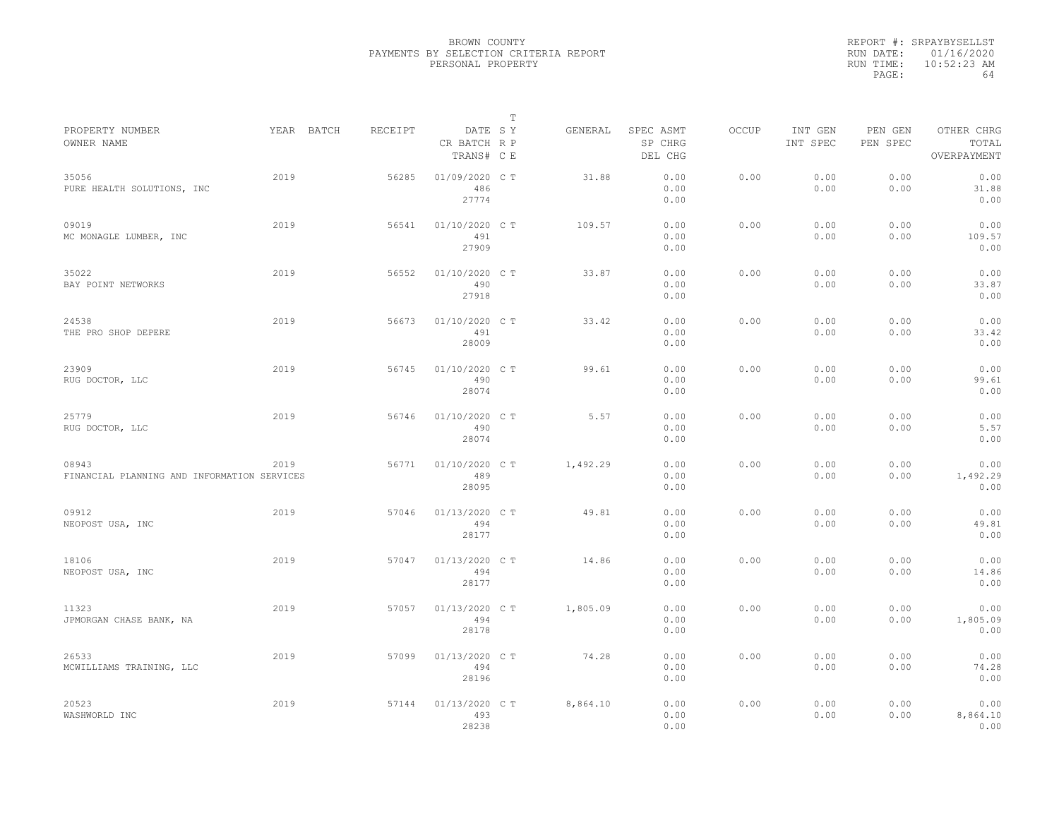BROWN COUNTY
PAYMENTS BY SELECTION CRITERIA REPORT
PERSONAL PROPERTY

REPORT #: SRPAYBYSELLST
RUN DATE: 01/16/2020
RUN TIME: 10:52:23 AM

| PROPERTY NUMBER / OWNER NAME | YEAR | BATCH | RECEIPT | DATE / CR BATCH / TRANS# | T S Y R P C E | GENERAL | SPEC ASMT / SP CHRG / DEL CHG | OCCUP | INT GEN / INT SPEC | PEN GEN / PEN SPEC | OTHER CHRG / TOTAL / OVERPAYMENT |
|---|---|---|---|---|---|---|---|---|---|---|---|
| 35056 PURE HEALTH SOLUTIONS, INC | 2019 | | 56285 | 01/09/2020 486 27774 | C T | 31.88 | 0.00 0.00 0.00 | 0.00 | 0.00 0.00 | 0.00 0.00 | 0.00 31.88 0.00 |
| 09019 MC MONAGLE LUMBER, INC | 2019 | | 56541 | 01/10/2020 491 27909 | C T | 109.57 | 0.00 0.00 0.00 | 0.00 | 0.00 0.00 | 0.00 0.00 | 0.00 109.57 0.00 |
| 35022 BAY POINT NETWORKS | 2019 | | 56552 | 01/10/2020 490 27918 | C T | 33.87 | 0.00 0.00 0.00 | 0.00 | 0.00 0.00 | 0.00 0.00 | 0.00 33.87 0.00 |
| 24538 THE PRO SHOP DEPERE | 2019 | | 56673 | 01/10/2020 491 28009 | C T | 33.42 | 0.00 0.00 0.00 | 0.00 | 0.00 0.00 | 0.00 0.00 | 0.00 33.42 0.00 |
| 23909 RUG DOCTOR, LLC | 2019 | | 56745 | 01/10/2020 490 28074 | C T | 99.61 | 0.00 0.00 0.00 | 0.00 | 0.00 0.00 | 0.00 0.00 | 0.00 99.61 0.00 |
| 25779 RUG DOCTOR, LLC | 2019 | | 56746 | 01/10/2020 490 28074 | C T | 5.57 | 0.00 0.00 0.00 | 0.00 | 0.00 0.00 | 0.00 0.00 | 0.00 5.57 0.00 |
| 08943 FINANCIAL PLANNING AND INFORMATION SERVICES | 2019 | | 56771 | 01/10/2020 489 28095 | C T | 1,492.29 | 0.00 0.00 0.00 | 0.00 | 0.00 0.00 | 0.00 0.00 | 0.00 1,492.29 0.00 |
| 09912 NEOPOST USA, INC | 2019 | | 57046 | 01/13/2020 494 28177 | C T | 49.81 | 0.00 0.00 0.00 | 0.00 | 0.00 0.00 | 0.00 0.00 | 0.00 49.81 0.00 |
| 18106 NEOPOST USA, INC | 2019 | | 57047 | 01/13/2020 494 28177 | C T | 14.86 | 0.00 0.00 0.00 | 0.00 | 0.00 0.00 | 0.00 0.00 | 0.00 14.86 0.00 |
| 11323 JPMORGAN CHASE BANK, NA | 2019 | | 57057 | 01/13/2020 494 28178 | C T | 1,805.09 | 0.00 0.00 0.00 | 0.00 | 0.00 0.00 | 0.00 0.00 | 0.00 1,805.09 0.00 |
| 26533 MCWILLIAMS TRAINING, LLC | 2019 | | 57099 | 01/13/2020 494 28196 | C T | 74.28 | 0.00 0.00 0.00 | 0.00 | 0.00 0.00 | 0.00 0.00 | 0.00 74.28 0.00 |
| 20523 WASHWORLD INC | 2019 | | 57144 | 01/13/2020 493 28238 | C T | 8,864.10 | 0.00 0.00 0.00 | 0.00 | 0.00 0.00 | 0.00 0.00 | 0.00 8,864.10 0.00 |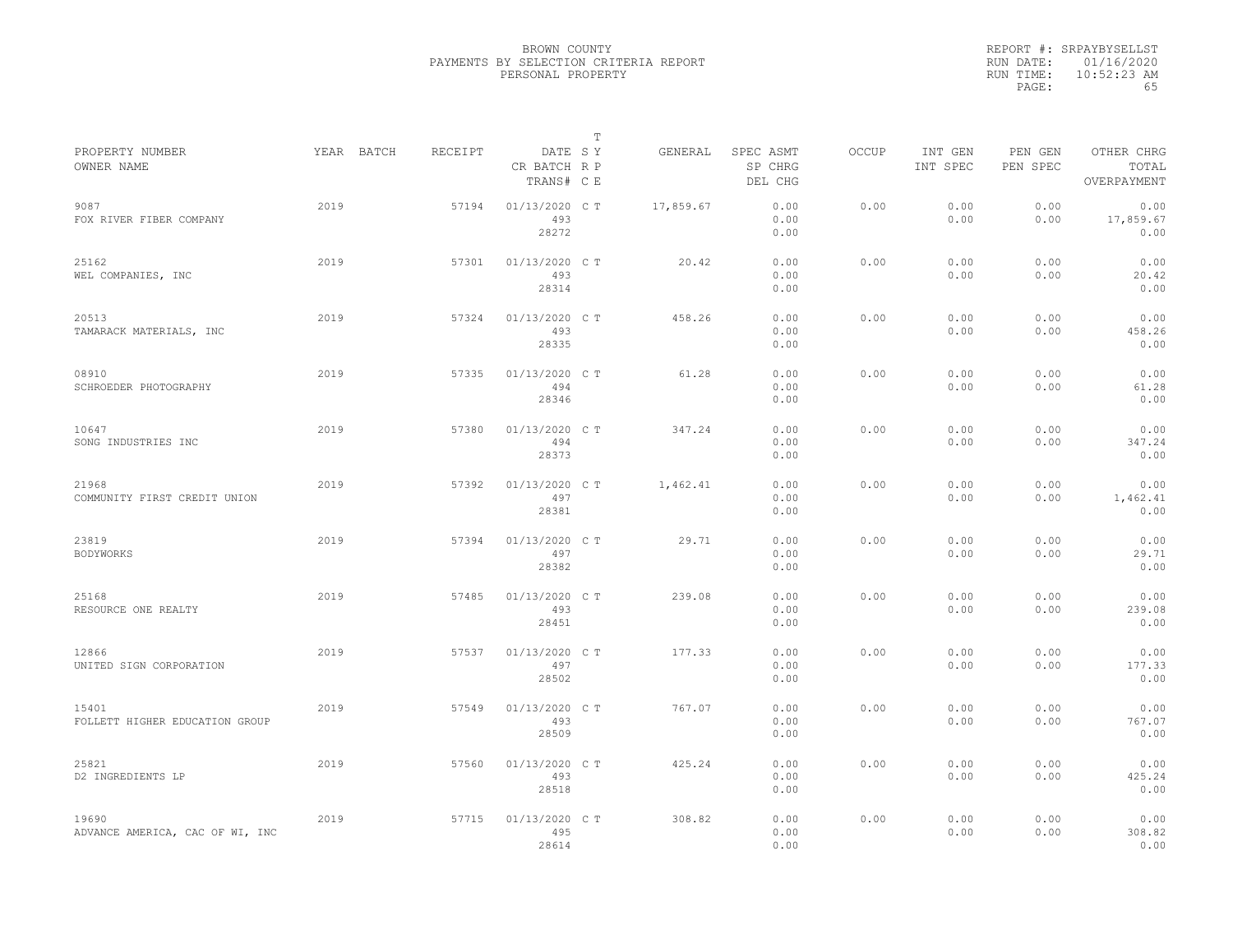BROWN COUNTY
PAYMENTS BY SELECTION CRITERIA REPORT
PERSONAL PROPERTY

REPORT #: SRPAYBYSELLST
RUN DATE: 01/16/2020
RUN TIME: 10:52:23 AM

| PROPERTY NUMBER<br>OWNER NAME | YEAR | BATCH | RECEIPT | DATE<br>CR BATCH<br>TRANS# | T<br>S Y<br>R P<br>C E | GENERAL | SPEC ASMT<br>SP CHRG<br>DEL CHG | OCCUP | INT GEN<br>INT SPEC | PEN GEN<br>PEN SPEC | OTHER CHRG<br>TOTAL<br>OVERPAYMENT |
|---|---|---|---|---|---|---|---|---|---|---|---|
| 9087<br>FOX RIVER FIBER COMPANY | 2019 | | 57194 | 01/13/2020<br>493<br>28272 | C T | 17,859.67 | 0.00<br>0.00<br>0.00 | 0.00 | 0.00<br>0.00 | 0.00<br>0.00 | 0.00<br>17,859.67<br>0.00 |
| 25162<br>WEL COMPANIES, INC | 2019 | | 57301 | 01/13/2020<br>493<br>28314 | C T | 20.42 | 0.00<br>0.00<br>0.00 | 0.00 | 0.00<br>0.00 | 0.00<br>0.00 | 0.00<br>20.42<br>0.00 |
| 20513<br>TAMARACK MATERIALS, INC | 2019 | | 57324 | 01/13/2020<br>493<br>28335 | C T | 458.26 | 0.00<br>0.00<br>0.00 | 0.00 | 0.00<br>0.00 | 0.00<br>0.00 | 0.00<br>458.26<br>0.00 |
| 08910<br>SCHROEDER PHOTOGRAPHY | 2019 | | 57335 | 01/13/2020<br>494<br>28346 | C T | 61.28 | 0.00<br>0.00<br>0.00 | 0.00 | 0.00<br>0.00 | 0.00<br>0.00 | 0.00<br>61.28<br>0.00 |
| 10647<br>SONG INDUSTRIES INC | 2019 | | 57380 | 01/13/2020<br>494<br>28373 | C T | 347.24 | 0.00<br>0.00<br>0.00 | 0.00 | 0.00<br>0.00 | 0.00<br>0.00 | 0.00<br>347.24<br>0.00 |
| 21968<br>COMMUNITY FIRST CREDIT UNION | 2019 | | 57392 | 01/13/2020<br>497<br>28381 | C T | 1,462.41 | 0.00<br>0.00<br>0.00 | 0.00 | 0.00<br>0.00 | 0.00<br>0.00 | 0.00<br>1,462.41<br>0.00 |
| 23819<br>BODYWORKS | 2019 | | 57394 | 01/13/2020<br>497<br>28382 | C T | 29.71 | 0.00<br>0.00<br>0.00 | 0.00 | 0.00<br>0.00 | 0.00<br>0.00 | 0.00<br>29.71<br>0.00 |
| 25168<br>RESOURCE ONE REALTY | 2019 | | 57485 | 01/13/2020<br>493<br>28451 | C T | 239.08 | 0.00<br>0.00<br>0.00 | 0.00 | 0.00<br>0.00 | 0.00<br>0.00 | 0.00<br>239.08<br>0.00 |
| 12866<br>UNITED SIGN CORPORATION | 2019 | | 57537 | 01/13/2020<br>497<br>28502 | C T | 177.33 | 0.00<br>0.00<br>0.00 | 0.00 | 0.00<br>0.00 | 0.00<br>0.00 | 0.00<br>177.33<br>0.00 |
| 15401<br>FOLLETT HIGHER EDUCATION GROUP | 2019 | | 57549 | 01/13/2020<br>493<br>28509 | C T | 767.07 | 0.00<br>0.00<br>0.00 | 0.00 | 0.00<br>0.00 | 0.00<br>0.00 | 0.00<br>767.07<br>0.00 |
| 25821<br>D2 INGREDIENTS LP | 2019 | | 57560 | 01/13/2020<br>493<br>28518 | C T | 425.24 | 0.00<br>0.00<br>0.00 | 0.00 | 0.00<br>0.00 | 0.00<br>0.00 | 0.00<br>425.24<br>0.00 |
| 19690<br>ADVANCE AMERICA, CAC OF WI, INC | 2019 | | 57715 | 01/13/2020<br>495<br>28614 | C T | 308.82 | 0.00<br>0.00<br>0.00 | 0.00 | 0.00<br>0.00 | 0.00<br>0.00 | 0.00<br>308.82<br>0.00 |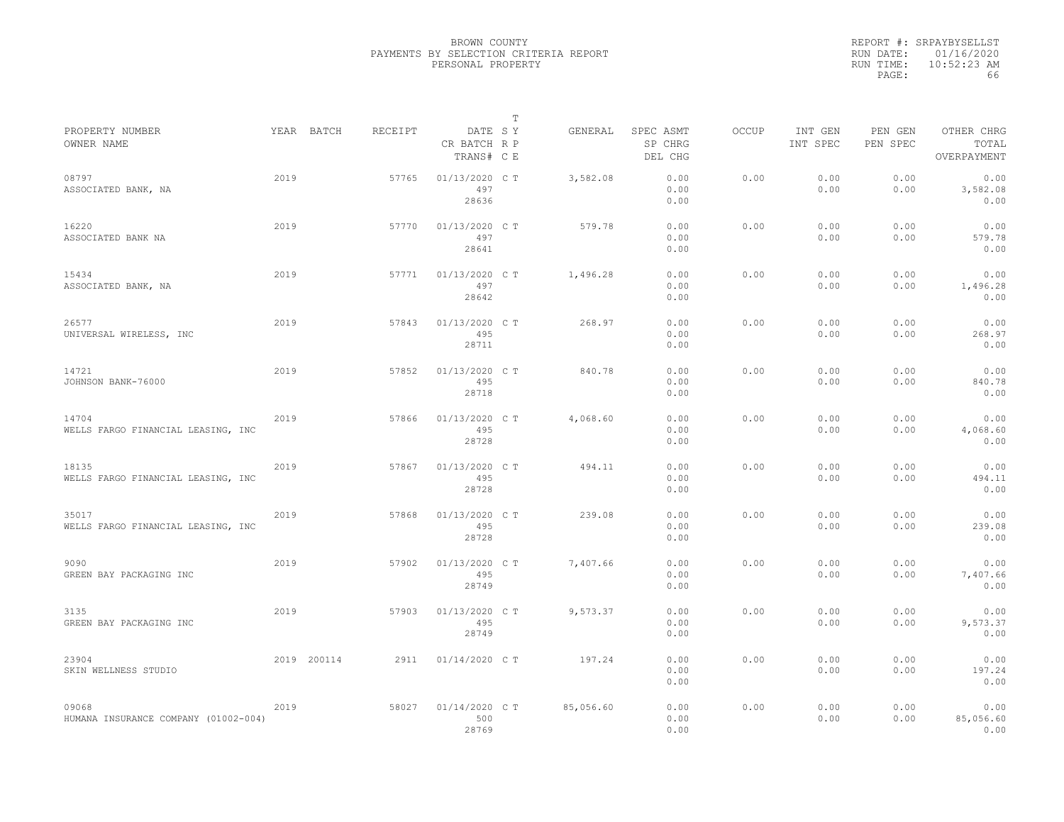BROWN COUNTY
PAYMENTS BY SELECTION CRITERIA REPORT
PERSONAL PROPERTY

REPORT #: SRPAYBYSELLST
RUN DATE: 01/16/2020
RUN TIME: 10:52:23 AM

| PROPERTY NUMBER<br>OWNER NAME | YEAR | BATCH | RECEIPT | DATE<br>CR BATCH<br>TRANS# | T<br>S Y<br>R P<br>C E | GENERAL | SPEC ASMT<br>SP CHRG<br>DEL CHG | OCCUP | INT GEN<br>INT SPEC | PEN GEN<br>PEN SPEC | OTHER CHRG<br>TOTAL<br>OVERPAYMENT |
|---|---|---|---|---|---|---|---|---|---|---|---|
| 08797<br>ASSOCIATED BANK, NA | 2019 | | 57765 | 01/13/2020<br>497<br>28636 | C T | 3,582.08 | 0.00<br>0.00<br>0.00 | 0.00 | 0.00<br>0.00 | 0.00<br>0.00 | 0.00<br>3,582.08<br>0.00 |
| 16220<br>ASSOCIATED BANK NA | 2019 | | 57770 | 01/13/2020<br>497<br>28641 | C T | 579.78 | 0.00<br>0.00<br>0.00 | 0.00 | 0.00<br>0.00 | 0.00<br>0.00 | 0.00<br>579.78<br>0.00 |
| 15434<br>ASSOCIATED BANK, NA | 2019 | | 57771 | 01/13/2020<br>497<br>28642 | C T | 1,496.28 | 0.00<br>0.00<br>0.00 | 0.00 | 0.00<br>0.00 | 0.00<br>0.00 | 0.00<br>1,496.28<br>0.00 |
| 26577<br>UNIVERSAL WIRELESS, INC | 2019 | | 57843 | 01/13/2020<br>495<br>28711 | C T | 268.97 | 0.00<br>0.00<br>0.00 | 0.00 | 0.00<br>0.00 | 0.00<br>0.00 | 0.00<br>268.97<br>0.00 |
| 14721<br>JOHNSON BANK-76000 | 2019 | | 57852 | 01/13/2020<br>495<br>28718 | C T | 840.78 | 0.00<br>0.00<br>0.00 | 0.00 | 0.00<br>0.00 | 0.00<br>0.00 | 0.00<br>840.78<br>0.00 |
| 14704<br>WELLS FARGO FINANCIAL LEASING, INC | 2019 | | 57866 | 01/13/2020<br>495<br>28728 | C T | 4,068.60 | 0.00<br>0.00<br>0.00 | 0.00 | 0.00<br>0.00 | 0.00<br>0.00 | 0.00<br>4,068.60<br>0.00 |
| 18135<br>WELLS FARGO FINANCIAL LEASING, INC | 2019 | | 57867 | 01/13/2020<br>495<br>28728 | C T | 494.11 | 0.00<br>0.00<br>0.00 | 0.00 | 0.00<br>0.00 | 0.00<br>0.00 | 0.00<br>494.11<br>0.00 |
| 35017<br>WELLS FARGO FINANCIAL LEASING, INC | 2019 | | 57868 | 01/13/2020<br>495<br>28728 | C T | 239.08 | 0.00<br>0.00<br>0.00 | 0.00 | 0.00<br>0.00 | 0.00<br>0.00 | 0.00<br>239.08<br>0.00 |
| 9090<br>GREEN BAY PACKAGING INC | 2019 | | 57902 | 01/13/2020<br>495<br>28749 | C T | 7,407.66 | 0.00<br>0.00<br>0.00 | 0.00 | 0.00<br>0.00 | 0.00<br>0.00 | 0.00<br>7,407.66<br>0.00 |
| 3135<br>GREEN BAY PACKAGING INC | 2019 | | 57903 | 01/13/2020<br>495<br>28749 | C T | 9,573.37 | 0.00<br>0.00<br>0.00 | 0.00 | 0.00<br>0.00 | 0.00<br>0.00 | 0.00<br>9,573.37<br>0.00 |
| 23904<br>SKIN WELLNESS STUDIO | 2019 | 200114 | 2911 | 01/14/2020 | C T | 197.24 | 0.00<br>0.00<br>0.00 | 0.00 | 0.00<br>0.00 | 0.00<br>0.00 | 0.00<br>197.24<br>0.00 |
| 09068<br>HUMANA INSURANCE COMPANY (01002-004) | 2019 | | 58027 | 01/14/2020<br>500<br>28769 | C T | 85,056.60 | 0.00<br>0.00<br>0.00 | 0.00 | 0.00<br>0.00 | 0.00<br>0.00 | 0.00<br>85,056.60<br>0.00 |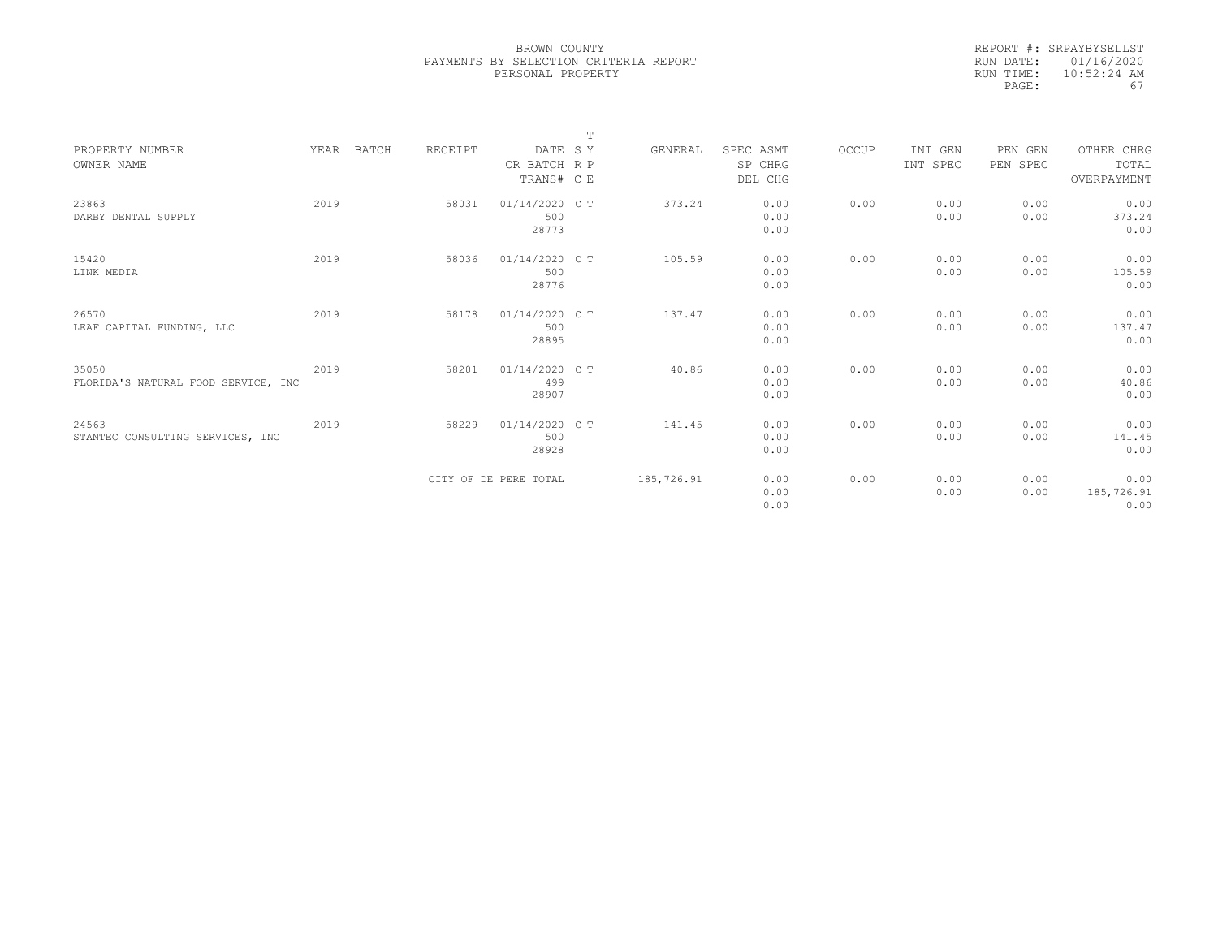BROWN COUNTY
PAYMENTS BY SELECTION CRITERIA REPORT
PERSONAL PROPERTY

REPORT #: SRPAYBYSELLST
RUN DATE: 01/16/2020
RUN TIME: 10:52:24 AM

| PROPERTY NUMBER<br>OWNER NAME | YEAR | BATCH | RECEIPT | DATE<br>CR BATCH<br>TRANS# | T<br>S Y<br>R P<br>C E | GENERAL | SPEC ASMT<br>SP CHRG<br>DEL CHG | OCCUP | INT GEN<br>INT SPEC | PEN GEN<br>PEN SPEC | OTHER CHRG<br>TOTAL<br>OVERPAYMENT |
|---|---|---|---|---|---|---|---|---|---|---|---|
| 23863<br>DARBY DENTAL SUPPLY | 2019 | | 58031 | 01/14/2020<br>500<br>28773 | C T | 373.24 | 0.00<br>0.00<br>0.00 | 0.00 | 0.00<br>0.00 | 0.00<br>0.00 | 0.00<br>373.24<br>0.00 |
| 15420<br>LINK MEDIA | 2019 | | 58036 | 01/14/2020<br>500<br>28776 | C T | 105.59 | 0.00<br>0.00<br>0.00 | 0.00 | 0.00<br>0.00 | 0.00<br>0.00 | 0.00<br>105.59<br>0.00 |
| 26570<br>LEAF CAPITAL FUNDING, LLC | 2019 | | 58178 | 01/14/2020<br>500<br>28895 | C T | 137.47 | 0.00<br>0.00<br>0.00 | 0.00 | 0.00<br>0.00 | 0.00<br>0.00 | 0.00<br>137.47<br>0.00 |
| 35050<br>FLORIDA'S NATURAL FOOD SERVICE, INC | 2019 | | 58201 | 01/14/2020<br>499<br>28907 | C T | 40.86 | 0.00<br>0.00<br>0.00 | 0.00 | 0.00<br>0.00 | 0.00<br>0.00 | 0.00<br>40.86<br>0.00 |
| 24563<br>STANTEC CONSULTING SERVICES, INC | 2019 | | 58229 | 01/14/2020<br>500<br>28928 | C T | 141.45 | 0.00<br>0.00<br>0.00 | 0.00 | 0.00<br>0.00 | 0.00<br>0.00 | 0.00<br>141.45<br>0.00 |
| | | | CITY OF DE PERE TOTAL | | | 185,726.91 | 0.00<br>0.00<br>0.00 | 0.00 | 0.00<br>0.00 | 0.00<br>0.00 | 0.00<br>185,726.91<br>0.00 |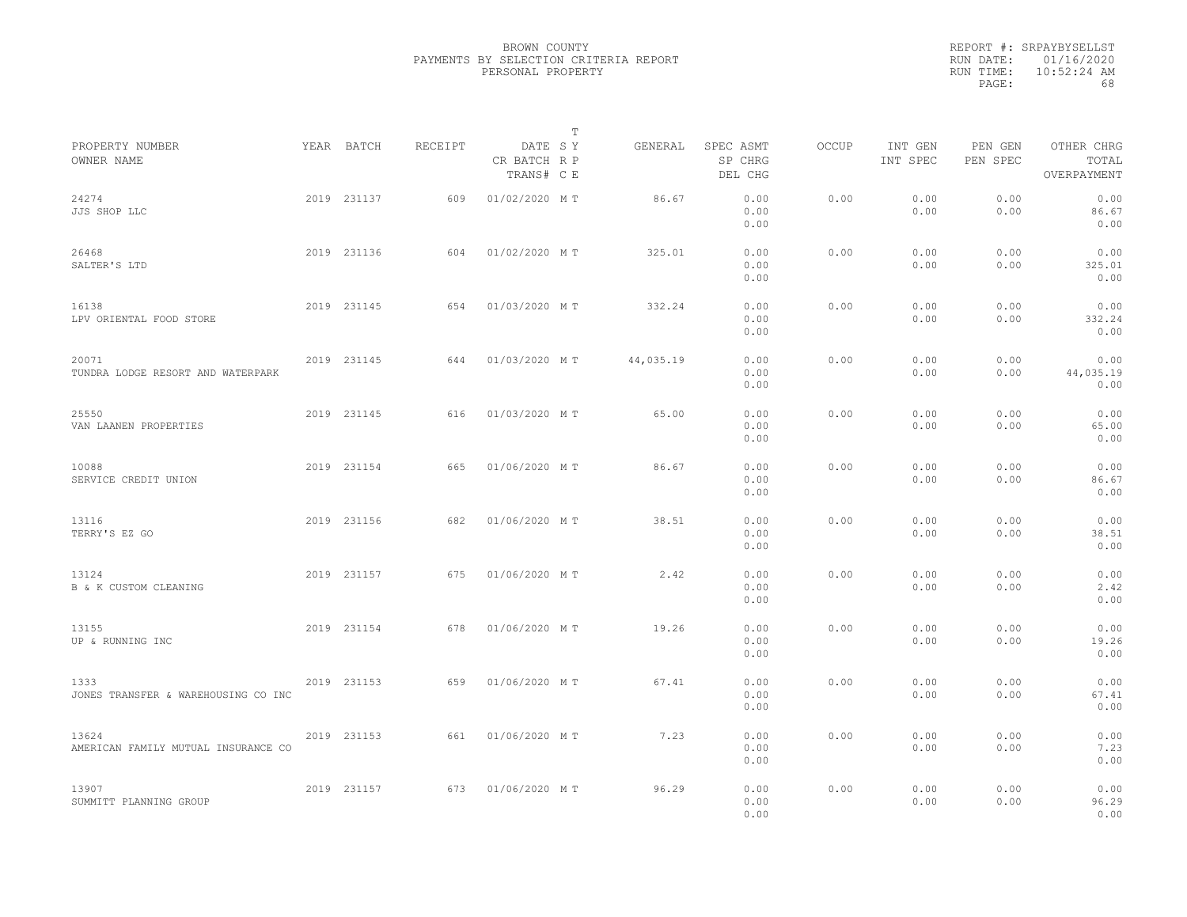BROWN COUNTY
PAYMENTS BY SELECTION CRITERIA REPORT
PERSONAL PROPERTY

REPORT #: SRPAYBYSELLST
RUN DATE: 01/16/2020
RUN TIME: 10:52:24 AM

| PROPERTY NUMBER<br>OWNER NAME | YEAR | BATCH | RECEIPT | DATE<br>CR BATCH<br>TRANS# | T<br>SY<br>RP<br>CE | GENERAL | SPEC ASMT<br>SP CHRG<br>DEL CHG | OCCUP | INT GEN<br>INT SPEC | PEN GEN<br>PEN SPEC | OTHER CHRG<br>TOTAL<br>OVERPAYMENT |
|---|---|---|---|---|---|---|---|---|---|---|---|
| 24274<br>JJS SHOP LLC | 2019 | 231137 | 609 | 01/02/2020 | M T | 86.67 | 0.00<br>0.00<br>0.00 | 0.00 | 0.00<br>0.00 | 0.00<br>0.00 | 0.00<br>86.67<br>0.00 |
| 26468<br>SALTER'S LTD | 2019 | 231136 | 604 | 01/02/2020 | M T | 325.01 | 0.00<br>0.00<br>0.00 | 0.00 | 0.00<br>0.00 | 0.00<br>0.00 | 0.00<br>325.01<br>0.00 |
| 16138<br>LPV ORIENTAL FOOD STORE | 2019 | 231145 | 654 | 01/03/2020 | M T | 332.24 | 0.00<br>0.00<br>0.00 | 0.00 | 0.00<br>0.00 | 0.00<br>0.00 | 0.00<br>332.24<br>0.00 |
| 20071<br>TUNDRA LODGE RESORT AND WATERPARK | 2019 | 231145 | 644 | 01/03/2020 | M T | 44,035.19 | 0.00<br>0.00<br>0.00 | 0.00 | 0.00<br>0.00 | 0.00<br>0.00 | 0.00<br>44,035.19<br>0.00 |
| 25550<br>VAN LAANEN PROPERTIES | 2019 | 231145 | 616 | 01/03/2020 | M T | 65.00 | 0.00<br>0.00<br>0.00 | 0.00 | 0.00<br>0.00 | 0.00<br>0.00 | 0.00<br>65.00<br>0.00 |
| 10088<br>SERVICE CREDIT UNION | 2019 | 231154 | 665 | 01/06/2020 | M T | 86.67 | 0.00<br>0.00<br>0.00 | 0.00 | 0.00<br>0.00 | 0.00<br>0.00 | 0.00<br>86.67<br>0.00 |
| 13116<br>TERRY'S EZ GO | 2019 | 231156 | 682 | 01/06/2020 | M T | 38.51 | 0.00<br>0.00<br>0.00 | 0.00 | 0.00<br>0.00 | 0.00<br>0.00 | 0.00<br>38.51<br>0.00 |
| 13124<br>B & K CUSTOM CLEANING | 2019 | 231157 | 675 | 01/06/2020 | M T | 2.42 | 0.00<br>0.00<br>0.00 | 0.00 | 0.00<br>0.00 | 0.00<br>0.00 | 0.00<br>2.42<br>0.00 |
| 13155<br>UP & RUNNING INC | 2019 | 231154 | 678 | 01/06/2020 | M T | 19.26 | 0.00<br>0.00<br>0.00 | 0.00 | 0.00<br>0.00 | 0.00<br>0.00 | 0.00<br>19.26<br>0.00 |
| 1333<br>JONES TRANSFER & WAREHOUSING CO INC | 2019 | 231153 | 659 | 01/06/2020 | M T | 67.41 | 0.00<br>0.00<br>0.00 | 0.00 | 0.00<br>0.00 | 0.00<br>0.00 | 0.00<br>67.41<br>0.00 |
| 13624<br>AMERICAN FAMILY MUTUAL INSURANCE CO | 2019 | 231153 | 661 | 01/06/2020 | M T | 7.23 | 0.00<br>0.00<br>0.00 | 0.00 | 0.00<br>0.00 | 0.00<br>0.00 | 0.00<br>7.23<br>0.00 |
| 13907<br>SUMMITT PLANNING GROUP | 2019 | 231157 | 673 | 01/06/2020 | M T | 96.29 | 0.00<br>0.00<br>0.00 | 0.00 | 0.00<br>0.00 | 0.00<br>0.00 | 0.00<br>96.29<br>0.00 |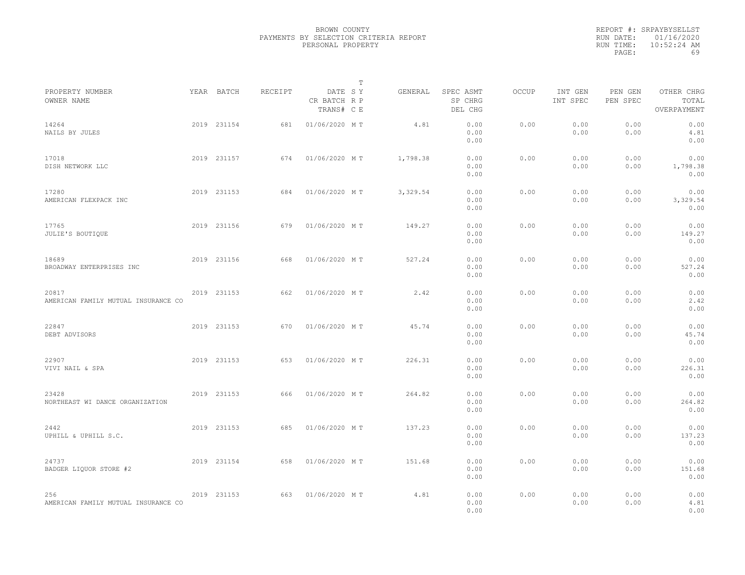BROWN COUNTY
PAYMENTS BY SELECTION CRITERIA REPORT
PERSONAL PROPERTY

REPORT #: SRPAYBYSELLST
RUN DATE: 01/16/2020
RUN TIME: 10:52:24 AM

| PROPERTY NUMBER OWNER NAME | YEAR | BATCH | RECEIPT | DATE CR BATCH TRANS# | T SY RP CE | GENERAL | SPEC ASMT SP CHRG DEL CHG | OCCUP | INT GEN INT SPEC | PEN GEN PEN SPEC | OTHER CHRG TOTAL OVERPAYMENT |
|---|---|---|---|---|---|---|---|---|---|---|---|
| 14264 NAILS BY JULES | 2019 | 231154 | 681 | 01/06/2020 | M T | 4.81 | 0.00 0.00 0.00 | 0.00 | 0.00 0.00 | 0.00 0.00 | 0.00 4.81 0.00 |
| 17018 DISH NETWORK LLC | 2019 | 231157 | 674 | 01/06/2020 | M T | 1,798.38 | 0.00 0.00 0.00 | 0.00 | 0.00 0.00 | 0.00 0.00 | 0.00 1,798.38 0.00 |
| 17280 AMERICAN FLEXPACK INC | 2019 | 231153 | 684 | 01/06/2020 | M T | 3,329.54 | 0.00 0.00 0.00 | 0.00 | 0.00 0.00 | 0.00 0.00 | 0.00 3,329.54 0.00 |
| 17765 JULIE'S BOUTIQUE | 2019 | 231156 | 679 | 01/06/2020 | M T | 149.27 | 0.00 0.00 0.00 | 0.00 | 0.00 0.00 | 0.00 0.00 | 0.00 149.27 0.00 |
| 18689 BROADWAY ENTERPRISES INC | 2019 | 231156 | 668 | 01/06/2020 | M T | 527.24 | 0.00 0.00 0.00 | 0.00 | 0.00 0.00 | 0.00 0.00 | 0.00 527.24 0.00 |
| 20817 AMERICAN FAMILY MUTUAL INSURANCE CO | 2019 | 231153 | 662 | 01/06/2020 | M T | 2.42 | 0.00 0.00 0.00 | 0.00 | 0.00 0.00 | 0.00 0.00 | 0.00 2.42 0.00 |
| 22847 DEBT ADVISORS | 2019 | 231153 | 670 | 01/06/2020 | M T | 45.74 | 0.00 0.00 0.00 | 0.00 | 0.00 0.00 | 0.00 0.00 | 0.00 45.74 0.00 |
| 22907 VIVI NAIL & SPA | 2019 | 231153 | 653 | 01/06/2020 | M T | 226.31 | 0.00 0.00 0.00 | 0.00 | 0.00 0.00 | 0.00 0.00 | 0.00 226.31 0.00 |
| 23428 NORTHEAST WI DANCE ORGANIZATION | 2019 | 231153 | 666 | 01/06/2020 | M T | 264.82 | 0.00 0.00 0.00 | 0.00 | 0.00 0.00 | 0.00 0.00 | 0.00 264.82 0.00 |
| 2442 UPHILL & UPHILL S.C. | 2019 | 231153 | 685 | 01/06/2020 | M T | 137.23 | 0.00 0.00 0.00 | 0.00 | 0.00 0.00 | 0.00 0.00 | 0.00 137.23 0.00 |
| 24737 BADGER LIQUOR STORE #2 | 2019 | 231154 | 658 | 01/06/2020 | M T | 151.68 | 0.00 0.00 0.00 | 0.00 | 0.00 0.00 | 0.00 0.00 | 0.00 151.68 0.00 |
| 256 AMERICAN FAMILY MUTUAL INSURANCE CO | 2019 | 231153 | 663 | 01/06/2020 | M T | 4.81 | 0.00 0.00 0.00 | 0.00 | 0.00 0.00 | 0.00 0.00 | 0.00 4.81 0.00 |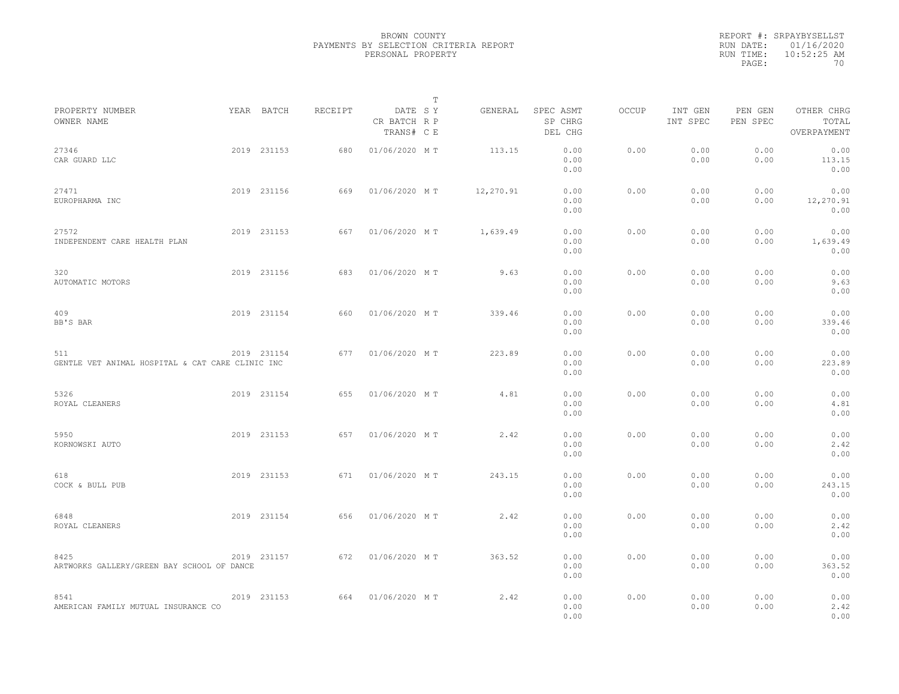BROWN COUNTY
PAYMENTS BY SELECTION CRITERIA REPORT
PERSONAL PROPERTY

REPORT #: SRPAYBYSELLST
RUN DATE: 01/16/2020
RUN TIME: 10:52:25 AM

| PROPERTY NUMBER<br>OWNER NAME | YEAR | BATCH | RECEIPT | DATE<br>CR BATCH<br>TRANS# | T<br>S Y<br>R P<br>C E | GENERAL | SPEC ASMT<br>SP CHRG<br>DEL CHG | OCCUP | INT GEN<br>INT SPEC | PEN GEN<br>PEN SPEC | OTHER CHRG<br>TOTAL<br>OVERPAYMENT |
|---|---|---|---|---|---|---|---|---|---|---|---|
| 27346<br>CAR GUARD LLC | 2019 | 231153 | 680 | 01/06/2020 | M T | 113.15 | 0.00<br>0.00<br>0.00 | 0.00 | 0.00<br>0.00 | 0.00<br>0.00 | 0.00<br>113.15<br>0.00 |
| 27471<br>EUROPHARMA INC | 2019 | 231156 | 669 | 01/06/2020 | M T | 12,270.91 | 0.00<br>0.00<br>0.00 | 0.00 | 0.00<br>0.00 | 0.00<br>0.00 | 0.00<br>12,270.91<br>0.00 |
| 27572<br>INDEPENDENT CARE HEALTH PLAN | 2019 | 231153 | 667 | 01/06/2020 | M T | 1,639.49 | 0.00<br>0.00<br>0.00 | 0.00 | 0.00<br>0.00 | 0.00<br>0.00 | 0.00<br>1,639.49<br>0.00 |
| 320<br>AUTOMATIC MOTORS | 2019 | 231156 | 683 | 01/06/2020 | M T | 9.63 | 0.00<br>0.00<br>0.00 | 0.00 | 0.00<br>0.00 | 0.00<br>0.00 | 0.00<br>9.63<br>0.00 |
| 409<br>BB'S BAR | 2019 | 231154 | 660 | 01/06/2020 | M T | 339.46 | 0.00<br>0.00<br>0.00 | 0.00 | 0.00<br>0.00 | 0.00<br>0.00 | 0.00<br>339.46<br>0.00 |
| 511<br>GENTLE VET ANIMAL HOSPITAL & CAT CARE CLINIC INC | 2019 | 231154 | 677 | 01/06/2020 | M T | 223.89 | 0.00<br>0.00<br>0.00 | 0.00 | 0.00<br>0.00 | 0.00<br>0.00 | 0.00<br>223.89<br>0.00 |
| 5326<br>ROYAL CLEANERS | 2019 | 231154 | 655 | 01/06/2020 | M T | 4.81 | 0.00<br>0.00<br>0.00 | 0.00 | 0.00<br>0.00 | 0.00<br>0.00 | 0.00<br>4.81<br>0.00 |
| 5950<br>KORNOWSKI AUTO | 2019 | 231153 | 657 | 01/06/2020 | M T | 2.42 | 0.00<br>0.00<br>0.00 | 0.00 | 0.00<br>0.00 | 0.00<br>0.00 | 0.00<br>2.42<br>0.00 |
| 618<br>COCK & BULL PUB | 2019 | 231153 | 671 | 01/06/2020 | M T | 243.15 | 0.00<br>0.00<br>0.00 | 0.00 | 0.00<br>0.00 | 0.00<br>0.00 | 0.00<br>243.15<br>0.00 |
| 6848<br>ROYAL CLEANERS | 2019 | 231154 | 656 | 01/06/2020 | M T | 2.42 | 0.00<br>0.00<br>0.00 | 0.00 | 0.00<br>0.00 | 0.00<br>0.00 | 0.00<br>2.42<br>0.00 |
| 8425<br>ARTWORKS GALLERY/GREEN BAY SCHOOL OF DANCE | 2019 | 231157 | 672 | 01/06/2020 | M T | 363.52 | 0.00<br>0.00<br>0.00 | 0.00 | 0.00<br>0.00 | 0.00<br>0.00 | 0.00<br>363.52<br>0.00 |
| 8541<br>AMERICAN FAMILY MUTUAL INSURANCE CO | 2019 | 231153 | 664 | 01/06/2020 | M T | 2.42 | 0.00<br>0.00<br>0.00 | 0.00 | 0.00<br>0.00 | 0.00<br>0.00 | 0.00<br>2.42<br>0.00 |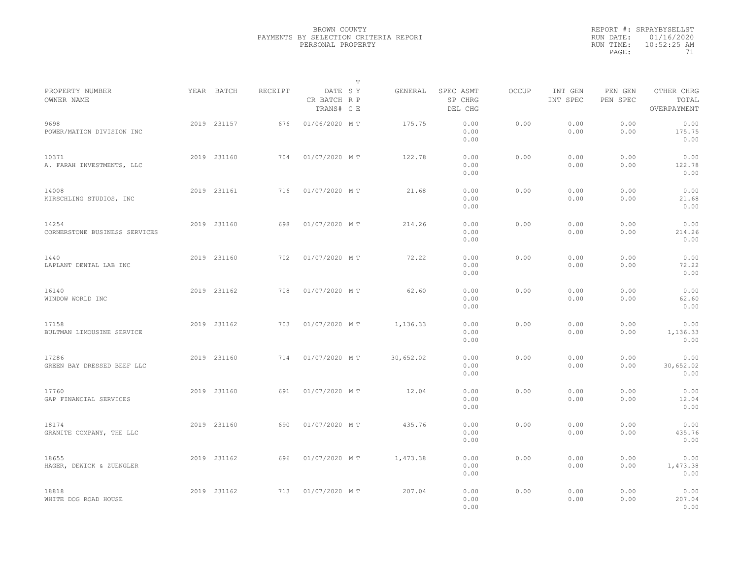BROWN COUNTY
PAYMENTS BY SELECTION CRITERIA REPORT
PERSONAL PROPERTY

REPORT #: SRPAYBYSELLST
RUN DATE: 01/16/2020
RUN TIME: 10:52:25 AM

| PROPERTY NUMBER / OWNER NAME | YEAR | BATCH | RECEIPT | DATE / CR BATCH / TRANS# | T S Y / R P / C E | GENERAL | SPEC ASMT / SP CHRG / DEL CHG | OCCUP | INT GEN / INT SPEC | PEN GEN / PEN SPEC | OTHER CHRG / TOTAL / OVERPAYMENT |
|---|---|---|---|---|---|---|---|---|---|---|---|
| 9698 / POWER/MATION DIVISION INC | 2019 | 231157 | 676 | 01/06/2020 | M T | 175.75 | 0.00 / 0.00 / 0.00 | 0.00 | 0.00 / 0.00 | 0.00 / 0.00 | 0.00 / 175.75 / 0.00 |
| 10371 / A. FARAH INVESTMENTS, LLC | 2019 | 231160 | 704 | 01/07/2020 | M T | 122.78 | 0.00 / 0.00 / 0.00 | 0.00 | 0.00 / 0.00 | 0.00 / 0.00 | 0.00 / 122.78 / 0.00 |
| 14008 / KIRSCHLING STUDIOS, INC | 2019 | 231161 | 716 | 01/07/2020 | M T | 21.68 | 0.00 / 0.00 / 0.00 | 0.00 | 0.00 / 0.00 | 0.00 / 0.00 | 0.00 / 21.68 / 0.00 |
| 14254 / CORNERSTONE BUSINESS SERVICES | 2019 | 231160 | 698 | 01/07/2020 | M T | 214.26 | 0.00 / 0.00 / 0.00 | 0.00 | 0.00 / 0.00 | 0.00 / 0.00 | 0.00 / 214.26 / 0.00 |
| 1440 / LAPLANT DENTAL LAB INC | 2019 | 231160 | 702 | 01/07/2020 | M T | 72.22 | 0.00 / 0.00 / 0.00 | 0.00 | 0.00 / 0.00 | 0.00 / 0.00 | 0.00 / 72.22 / 0.00 |
| 16140 / WINDOW WORLD INC | 2019 | 231162 | 708 | 01/07/2020 | M T | 62.60 | 0.00 / 0.00 / 0.00 | 0.00 | 0.00 / 0.00 | 0.00 / 0.00 | 0.00 / 62.60 / 0.00 |
| 17158 / BULTMAN LIMOUSINE SERVICE | 2019 | 231162 | 703 | 01/07/2020 | M T | 1,136.33 | 0.00 / 0.00 / 0.00 | 0.00 | 0.00 / 0.00 | 0.00 / 0.00 | 0.00 / 1,136.33 / 0.00 |
| 17286 / GREEN BAY DRESSED BEEF LLC | 2019 | 231160 | 714 | 01/07/2020 | M T | 30,652.02 | 0.00 / 0.00 / 0.00 | 0.00 | 0.00 / 0.00 | 0.00 / 0.00 | 0.00 / 30,652.02 / 0.00 |
| 17760 / GAP FINANCIAL SERVICES | 2019 | 231160 | 691 | 01/07/2020 | M T | 12.04 | 0.00 / 0.00 / 0.00 | 0.00 | 0.00 / 0.00 | 0.00 / 0.00 | 0.00 / 12.04 / 0.00 |
| 18174 / GRANITE COMPANY, THE LLC | 2019 | 231160 | 690 | 01/07/2020 | M T | 435.76 | 0.00 / 0.00 / 0.00 | 0.00 | 0.00 / 0.00 | 0.00 / 0.00 | 0.00 / 435.76 / 0.00 |
| 18655 / HAGER, DEWICK & ZUENGLER | 2019 | 231162 | 696 | 01/07/2020 | M T | 1,473.38 | 0.00 / 0.00 / 0.00 | 0.00 | 0.00 / 0.00 | 0.00 / 0.00 | 0.00 / 1,473.38 / 0.00 |
| 18818 / WHITE DOG ROAD HOUSE | 2019 | 231162 | 713 | 01/07/2020 | M T | 207.04 | 0.00 / 0.00 / 0.00 | 0.00 | 0.00 / 0.00 | 0.00 / 0.00 | 0.00 / 207.04 / 0.00 |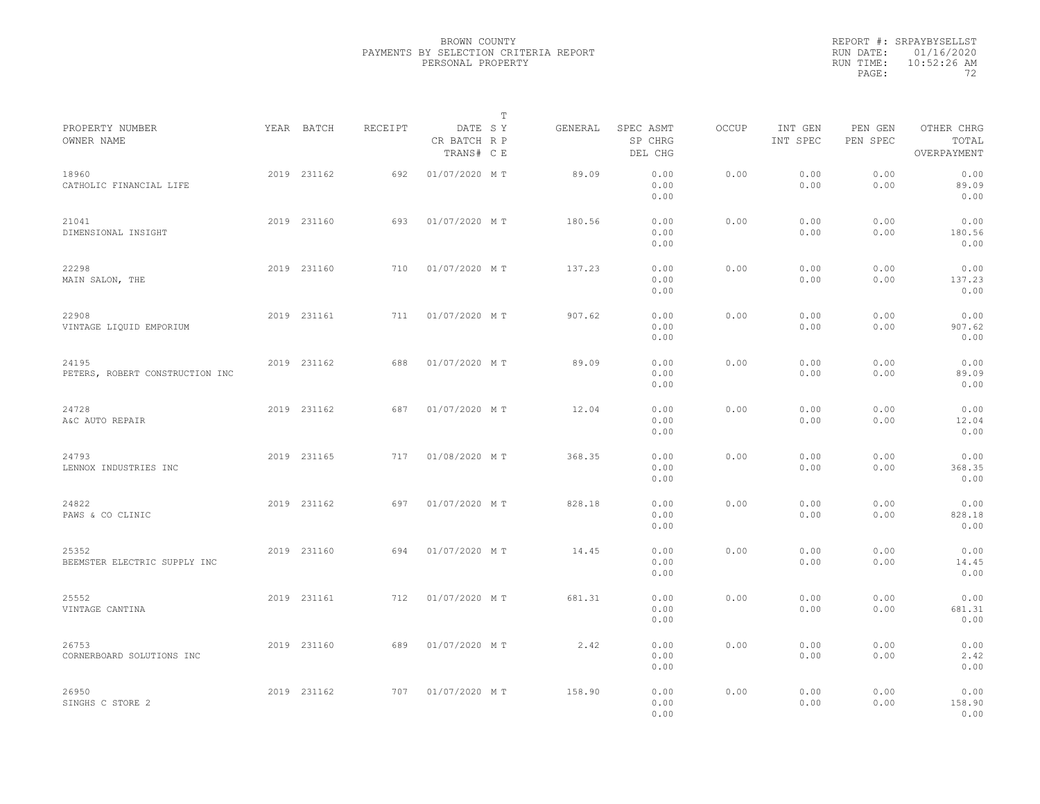BROWN COUNTY
PAYMENTS BY SELECTION CRITERIA REPORT
PERSONAL PROPERTY

REPORT #: SRPAYBYSELLST
RUN DATE: 01/16/2020
RUN TIME: 10:52:26 AM

| PROPERTY NUMBER<br>OWNER NAME | YEAR | BATCH | RECEIPT | DATE<br>CR BATCH<br>TRANS# | T<br>S Y<br>R P<br>C E | GENERAL | SPEC ASMT<br>SP CHRG<br>DEL CHG | OCCUP | INT GEN<br>INT SPEC | PEN GEN<br>PEN SPEC | OTHER CHRG<br>TOTAL<br>OVERPAYMENT |
|---|---|---|---|---|---|---|---|---|---|---|---|
| 18960<br>CATHOLIC FINANCIAL LIFE | 2019 | 231162 | 692 | 01/07/2020 | M T | 89.09 | 0.00<br>0.00<br>0.00 | 0.00 | 0.00<br>0.00 | 0.00<br>0.00 | 0.00<br>89.09<br>0.00 |
| 21041<br>DIMENSIONAL INSIGHT | 2019 | 231160 | 693 | 01/07/2020 | M T | 180.56 | 0.00<br>0.00<br>0.00 | 0.00 | 0.00<br>0.00 | 0.00<br>0.00 | 0.00<br>180.56<br>0.00 |
| 22298<br>MAIN SALON, THE | 2019 | 231160 | 710 | 01/07/2020 | M T | 137.23 | 0.00<br>0.00<br>0.00 | 0.00 | 0.00<br>0.00 | 0.00<br>0.00 | 0.00<br>137.23<br>0.00 |
| 22908<br>VINTAGE LIQUID EMPORIUM | 2019 | 231161 | 711 | 01/07/2020 | M T | 907.62 | 0.00<br>0.00<br>0.00 | 0.00 | 0.00<br>0.00 | 0.00<br>0.00 | 0.00<br>907.62<br>0.00 |
| 24195<br>PETERS, ROBERT CONSTRUCTION INC | 2019 | 231162 | 688 | 01/07/2020 | M T | 89.09 | 0.00<br>0.00<br>0.00 | 0.00 | 0.00<br>0.00 | 0.00<br>0.00 | 0.00<br>89.09<br>0.00 |
| 24728<br>A&C AUTO REPAIR | 2019 | 231162 | 687 | 01/07/2020 | M T | 12.04 | 0.00<br>0.00<br>0.00 | 0.00 | 0.00<br>0.00 | 0.00<br>0.00 | 0.00<br>12.04<br>0.00 |
| 24793<br>LENNOX INDUSTRIES INC | 2019 | 231165 | 717 | 01/08/2020 | M T | 368.35 | 0.00<br>0.00<br>0.00 | 0.00 | 0.00<br>0.00 | 0.00<br>0.00 | 0.00<br>368.35<br>0.00 |
| 24822<br>PAWS & CO CLINIC | 2019 | 231162 | 697 | 01/07/2020 | M T | 828.18 | 0.00<br>0.00<br>0.00 | 0.00 | 0.00<br>0.00 | 0.00<br>0.00 | 0.00<br>828.18<br>0.00 |
| 25352<br>BEEMSTER ELECTRIC SUPPLY INC | 2019 | 231160 | 694 | 01/07/2020 | M T | 14.45 | 0.00<br>0.00<br>0.00 | 0.00 | 0.00<br>0.00 | 0.00<br>0.00 | 0.00<br>14.45<br>0.00 |
| 25552<br>VINTAGE CANTINA | 2019 | 231161 | 712 | 01/07/2020 | M T | 681.31 | 0.00<br>0.00<br>0.00 | 0.00 | 0.00<br>0.00 | 0.00<br>0.00 | 0.00<br>681.31<br>0.00 |
| 26753<br>CORNERBOARD SOLUTIONS INC | 2019 | 231160 | 689 | 01/07/2020 | M T | 2.42 | 0.00<br>0.00<br>0.00 | 0.00 | 0.00<br>0.00 | 0.00<br>0.00 | 0.00<br>2.42<br>0.00 |
| 26950<br>SINGHS C STORE 2 | 2019 | 231162 | 707 | 01/07/2020 | M T | 158.90 | 0.00<br>0.00<br>0.00 | 0.00 | 0.00<br>0.00 | 0.00<br>0.00 | 0.00<br>158.90<br>0.00 |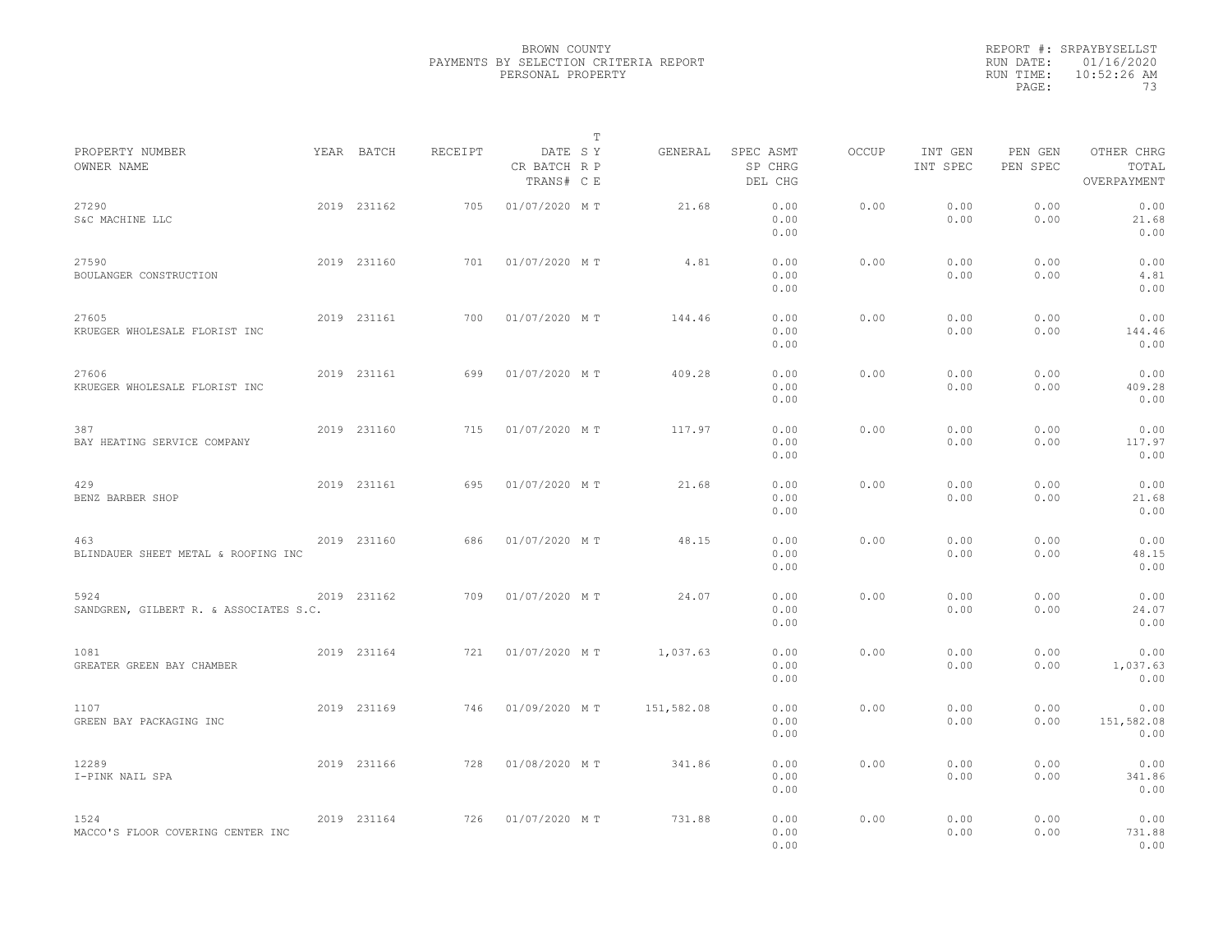BROWN COUNTY
PAYMENTS BY SELECTION CRITERIA REPORT
PERSONAL PROPERTY

REPORT #: SRPAYBYSELLST
RUN DATE: 01/16/2020
RUN TIME: 10:52:26 AM

| PROPERTY NUMBER<br>OWNER NAME | YEAR | BATCH | RECEIPT | DATE<br>CR BATCH<br>TRANS# | T S Y R P C E | GENERAL | SPEC ASMT<br>SP CHRG<br>DEL CHG | OCCUP | INT GEN<br>INT SPEC | PEN GEN<br>PEN SPEC | OTHER CHRG<br>TOTAL<br>OVERPAYMENT |
|---|---|---|---|---|---|---|---|---|---|---|---|
| 27290<br>S&C MACHINE LLC | 2019 | 231162 | 705 | 01/07/2020 | M T | 21.68 | 0.00<br>0.00<br>0.00 | 0.00 | 0.00<br>0.00 | 0.00<br>0.00 | 0.00<br>21.68<br>0.00 |
| 27590<br>BOULANGER CONSTRUCTION | 2019 | 231160 | 701 | 01/07/2020 | M T | 4.81 | 0.00<br>0.00<br>0.00 | 0.00 | 0.00<br>0.00 | 0.00<br>0.00 | 0.00<br>4.81<br>0.00 |
| 27605<br>KRUEGER WHOLESALE FLORIST INC | 2019 | 231161 | 700 | 01/07/2020 | M T | 144.46 | 0.00<br>0.00<br>0.00 | 0.00 | 0.00<br>0.00 | 0.00<br>0.00 | 0.00<br>144.46<br>0.00 |
| 27606<br>KRUEGER WHOLESALE FLORIST INC | 2019 | 231161 | 699 | 01/07/2020 | M T | 409.28 | 0.00<br>0.00<br>0.00 | 0.00 | 0.00<br>0.00 | 0.00<br>0.00 | 0.00<br>409.28<br>0.00 |
| 387<br>BAY HEATING SERVICE COMPANY | 2019 | 231160 | 715 | 01/07/2020 | M T | 117.97 | 0.00<br>0.00<br>0.00 | 0.00 | 0.00<br>0.00 | 0.00<br>0.00 | 0.00<br>117.97<br>0.00 |
| 429<br>BENZ BARBER SHOP | 2019 | 231161 | 695 | 01/07/2020 | M T | 21.68 | 0.00<br>0.00<br>0.00 | 0.00 | 0.00<br>0.00 | 0.00<br>0.00 | 0.00<br>21.68<br>0.00 |
| 463<br>BLINDAUER SHEET METAL & ROOFING INC | 2019 | 231160 | 686 | 01/07/2020 | M T | 48.15 | 0.00<br>0.00<br>0.00 | 0.00 | 0.00<br>0.00 | 0.00<br>0.00 | 0.00<br>48.15<br>0.00 |
| 5924<br>SANDGREN, GILBERT R. & ASSOCIATES S.C. | 2019 | 231162 | 709 | 01/07/2020 | M T | 24.07 | 0.00<br>0.00<br>0.00 | 0.00 | 0.00<br>0.00 | 0.00<br>0.00 | 0.00<br>24.07<br>0.00 |
| 1081<br>GREATER GREEN BAY CHAMBER | 2019 | 231164 | 721 | 01/07/2020 | M T | 1,037.63 | 0.00<br>0.00<br>0.00 | 0.00 | 0.00<br>0.00 | 0.00<br>0.00 | 0.00<br>1,037.63<br>0.00 |
| 1107<br>GREEN BAY PACKAGING INC | 2019 | 231169 | 746 | 01/09/2020 | M T | 151,582.08 | 0.00<br>0.00<br>0.00 | 0.00 | 0.00<br>0.00 | 0.00<br>0.00 | 0.00<br>151,582.08<br>0.00 |
| 12289<br>I-PINK NAIL SPA | 2019 | 231166 | 728 | 01/08/2020 | M T | 341.86 | 0.00<br>0.00<br>0.00 | 0.00 | 0.00<br>0.00 | 0.00<br>0.00 | 0.00<br>341.86<br>0.00 |
| 1524<br>MACCO'S FLOOR COVERING CENTER INC | 2019 | 231164 | 726 | 01/07/2020 | M T | 731.88 | 0.00<br>0.00<br>0.00 | 0.00 | 0.00<br>0.00 | 0.00<br>0.00 | 0.00<br>731.88<br>0.00 |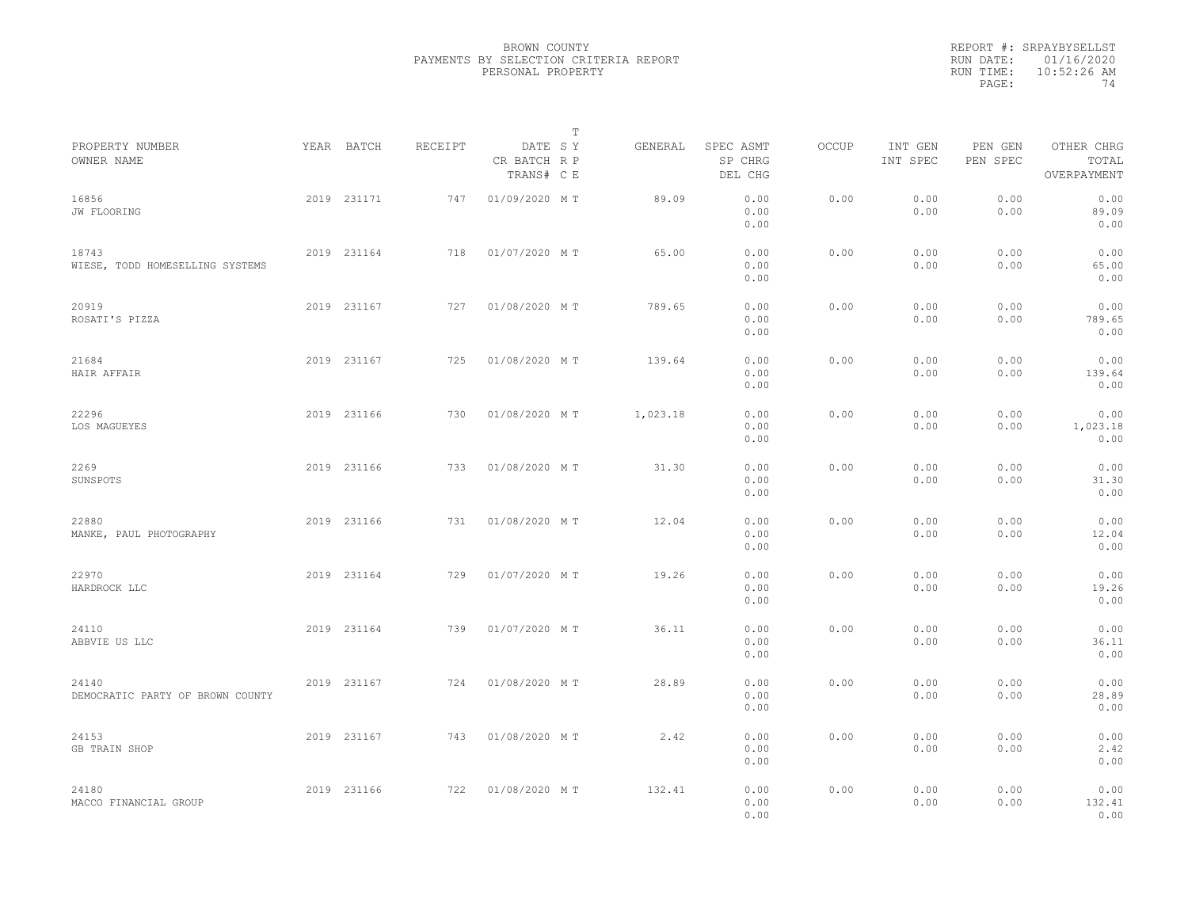BROWN COUNTY
PAYMENTS BY SELECTION CRITERIA REPORT
PERSONAL PROPERTY

REPORT #: SRPAYBYSELLST
RUN DATE: 01/16/2020
RUN TIME: 10:52:26 AM

| PROPERTY NUMBER<br>OWNER NAME | YEAR | BATCH | RECEIPT | DATE<br>CR BATCH<br>TRANS# | T<br>S Y<br>R P<br>C E | GENERAL | SPEC ASMT<br>SP CHRG<br>DEL CHG | OCCUP | INT GEN<br>INT SPEC | PEN GEN<br>PEN SPEC | OTHER CHRG<br>TOTAL<br>OVERPAYMENT |
|---|---|---|---|---|---|---|---|---|---|---|---|
| 16856<br>JW FLOORING | 2019 | 231171 | 747 | 01/09/2020 | M T | 89.09 | 0.00<br>0.00<br>0.00 | 0.00 | 0.00<br>0.00 | 0.00<br>0.00 | 0.00<br>89.09<br>0.00 |
| 18743<br>WIESE, TODD HOMESELLING SYSTEMS | 2019 | 231164 | 718 | 01/07/2020 | M T | 65.00 | 0.00<br>0.00<br>0.00 | 0.00 | 0.00<br>0.00 | 0.00<br>0.00 | 0.00<br>65.00<br>0.00 |
| 20919<br>ROSATI'S PIZZA | 2019 | 231167 | 727 | 01/08/2020 | M T | 789.65 | 0.00<br>0.00<br>0.00 | 0.00 | 0.00<br>0.00 | 0.00<br>0.00 | 0.00<br>789.65<br>0.00 |
| 21684<br>HAIR AFFAIR | 2019 | 231167 | 725 | 01/08/2020 | M T | 139.64 | 0.00<br>0.00<br>0.00 | 0.00 | 0.00<br>0.00 | 0.00<br>0.00 | 0.00<br>139.64<br>0.00 |
| 22296<br>LOS MAGUEYES | 2019 | 231166 | 730 | 01/08/2020 | M T | 1,023.18 | 0.00<br>0.00<br>0.00 | 0.00 | 0.00<br>0.00 | 0.00<br>0.00 | 0.00<br>1,023.18<br>0.00 |
| 2269<br>SUNSPOTS | 2019 | 231166 | 733 | 01/08/2020 | M T | 31.30 | 0.00<br>0.00<br>0.00 | 0.00 | 0.00<br>0.00 | 0.00<br>0.00 | 0.00<br>31.30<br>0.00 |
| 22880<br>MANKE, PAUL PHOTOGRAPHY | 2019 | 231166 | 731 | 01/08/2020 | M T | 12.04 | 0.00<br>0.00<br>0.00 | 0.00 | 0.00<br>0.00 | 0.00<br>0.00 | 0.00<br>12.04<br>0.00 |
| 22970<br>HARDROCK LLC | 2019 | 231164 | 729 | 01/07/2020 | M T | 19.26 | 0.00<br>0.00<br>0.00 | 0.00 | 0.00<br>0.00 | 0.00<br>0.00 | 0.00<br>19.26<br>0.00 |
| 24110<br>ABBVIE US LLC | 2019 | 231164 | 739 | 01/07/2020 | M T | 36.11 | 0.00<br>0.00<br>0.00 | 0.00 | 0.00<br>0.00 | 0.00<br>0.00 | 0.00<br>36.11<br>0.00 |
| 24140<br>DEMOCRATIC PARTY OF BROWN COUNTY | 2019 | 231167 | 724 | 01/08/2020 | M T | 28.89 | 0.00<br>0.00<br>0.00 | 0.00 | 0.00<br>0.00 | 0.00<br>0.00 | 0.00<br>28.89<br>0.00 |
| 24153<br>GB TRAIN SHOP | 2019 | 231167 | 743 | 01/08/2020 | M T | 2.42 | 0.00<br>0.00<br>0.00 | 0.00 | 0.00<br>0.00 | 0.00<br>0.00 | 0.00<br>2.42<br>0.00 |
| 24180<br>MACCO FINANCIAL GROUP | 2019 | 231166 | 722 | 01/08/2020 | M T | 132.41 | 0.00<br>0.00<br>0.00 | 0.00 | 0.00<br>0.00 | 0.00<br>0.00 | 0.00<br>132.41<br>0.00 |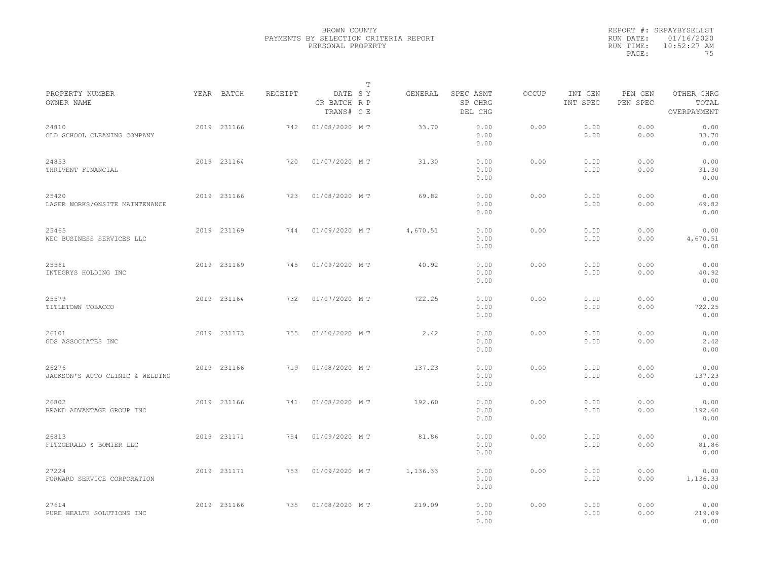BROWN COUNTY
PAYMENTS BY SELECTION CRITERIA REPORT
PERSONAL PROPERTY

REPORT #: SRPAYBYSELLST
RUN DATE: 01/16/2020
RUN TIME: 10:52:27 AM

| PROPERTY NUMBER<br>OWNER NAME | YEAR | BATCH | RECEIPT | DATE<br>CR BATCH<br>TRANS# | T<br>S Y<br>R P<br>C E | GENERAL | SPEC ASMT<br>SP CHRG<br>DEL CHG | OCCUP | INT GEN<br>INT SPEC | PEN GEN<br>PEN SPEC | OTHER CHRG<br>TOTAL<br>OVERPAYMENT |
|---|---|---|---|---|---|---|---|---|---|---|---|
| 24810<br>OLD SCHOOL CLEANING COMPANY | 2019 | 231166 | 742 | 01/08/2020 | M T | 33.70 | 0.00<br>0.00<br>0.00 | 0.00 | 0.00<br>0.00 | 0.00<br>0.00 | 0.00<br>33.70<br>0.00 |
| 24853<br>THRIVENT FINANCIAL | 2019 | 231164 | 720 | 01/07/2020 | M T | 31.30 | 0.00<br>0.00<br>0.00 | 0.00 | 0.00<br>0.00 | 0.00<br>0.00 | 0.00<br>31.30<br>0.00 |
| 25420<br>LASER WORKS/ONSITE MAINTENANCE | 2019 | 231166 | 723 | 01/08/2020 | M T | 69.82 | 0.00<br>0.00<br>0.00 | 0.00 | 0.00<br>0.00 | 0.00<br>0.00 | 0.00<br>69.82<br>0.00 |
| 25465<br>WEC BUSINESS SERVICES LLC | 2019 | 231169 | 744 | 01/09/2020 | M T | 4,670.51 | 0.00<br>0.00<br>0.00 | 0.00 | 0.00<br>0.00 | 0.00<br>0.00 | 0.00<br>4,670.51<br>0.00 |
| 25561<br>INTEGRYS HOLDING INC | 2019 | 231169 | 745 | 01/09/2020 | M T | 40.92 | 0.00<br>0.00<br>0.00 | 0.00 | 0.00<br>0.00 | 0.00<br>0.00 | 0.00<br>40.92<br>0.00 |
| 25579<br>TITLETOWN TOBACCO | 2019 | 231164 | 732 | 01/07/2020 | M T | 722.25 | 0.00<br>0.00<br>0.00 | 0.00 | 0.00<br>0.00 | 0.00<br>0.00 | 0.00<br>722.25<br>0.00 |
| 26101<br>GDS ASSOCIATES INC | 2019 | 231173 | 755 | 01/10/2020 | M T | 2.42 | 0.00<br>0.00<br>0.00 | 0.00 | 0.00<br>0.00 | 0.00<br>0.00 | 0.00<br>2.42<br>0.00 |
| 26276<br>JACKSON'S AUTO CLINIC & WELDING | 2019 | 231166 | 719 | 01/08/2020 | M T | 137.23 | 0.00<br>0.00<br>0.00 | 0.00 | 0.00<br>0.00 | 0.00<br>0.00 | 0.00<br>137.23<br>0.00 |
| 26802<br>BRAND ADVANTAGE GROUP INC | 2019 | 231166 | 741 | 01/08/2020 | M T | 192.60 | 0.00<br>0.00<br>0.00 | 0.00 | 0.00<br>0.00 | 0.00<br>0.00 | 0.00<br>192.60<br>0.00 |
| 26813<br>FITZGERALD & BOMIER LLC | 2019 | 231171 | 754 | 01/09/2020 | M T | 81.86 | 0.00<br>0.00<br>0.00 | 0.00 | 0.00<br>0.00 | 0.00<br>0.00 | 0.00<br>81.86<br>0.00 |
| 27224<br>FORWARD SERVICE CORPORATION | 2019 | 231171 | 753 | 01/09/2020 | M T | 1,136.33 | 0.00<br>0.00<br>0.00 | 0.00 | 0.00<br>0.00 | 0.00<br>0.00 | 0.00<br>1,136.33<br>0.00 |
| 27614<br>PURE HEALTH SOLUTIONS INC | 2019 | 231166 | 735 | 01/08/2020 | M T | 219.09 | 0.00<br>0.00<br>0.00 | 0.00 | 0.00<br>0.00 | 0.00<br>0.00 | 0.00<br>219.09<br>0.00 |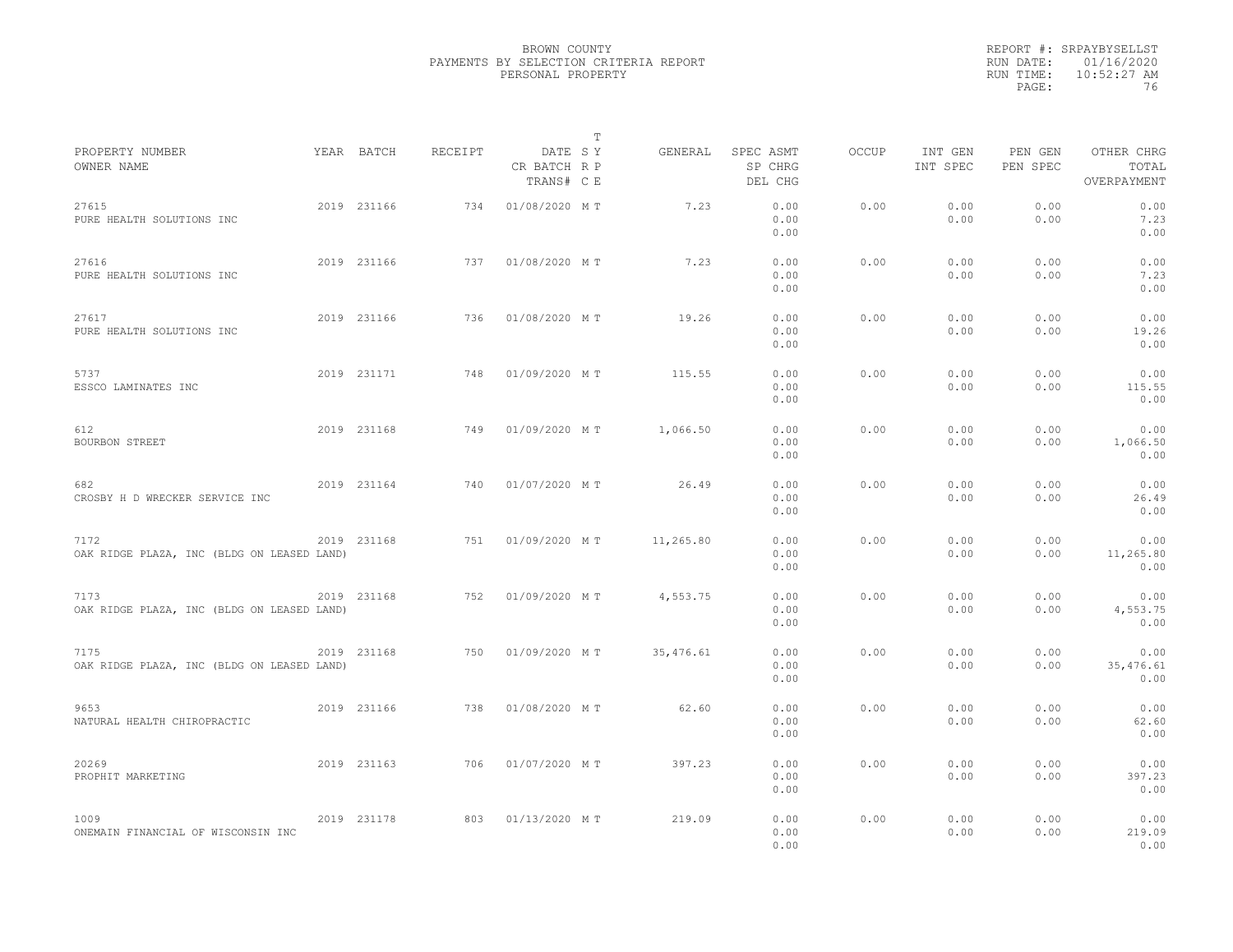BROWN COUNTY
PAYMENTS BY SELECTION CRITERIA REPORT
PERSONAL PROPERTY

REPORT #: SRPAYBYSELLST
RUN DATE: 01/16/2020
RUN TIME: 10:52:27 AM
PAGE: 76

| PROPERTY NUMBER<br>OWNER NAME | YEAR | BATCH | RECEIPT | DATE<br>CR BATCH<br>TRANS# | T<br>S Y<br>R P<br>C E | GENERAL | SPEC ASMT<br>SP CHRG<br>DEL CHG | OCCUP | INT GEN<br>INT SPEC | PEN GEN<br>PEN SPEC | OTHER CHRG<br>TOTAL<br>OVERPAYMENT |
|---|---|---|---|---|---|---|---|---|---|---|---|
| 27615<br>PURE HEALTH SOLUTIONS INC | 2019 | 231166 | 734 | 01/08/2020 | M T | 7.23 | 0.00<br>0.00<br>0.00 | 0.00 | 0.00<br>0.00 | 0.00<br>0.00 | 0.00<br>7.23<br>0.00 |
| 27616<br>PURE HEALTH SOLUTIONS INC | 2019 | 231166 | 737 | 01/08/2020 | M T | 7.23 | 0.00<br>0.00<br>0.00 | 0.00 | 0.00<br>0.00 | 0.00<br>0.00 | 0.00<br>7.23<br>0.00 |
| 27617<br>PURE HEALTH SOLUTIONS INC | 2019 | 231166 | 736 | 01/08/2020 | M T | 19.26 | 0.00<br>0.00<br>0.00 | 0.00 | 0.00<br>0.00 | 0.00<br>0.00 | 0.00<br>19.26<br>0.00 |
| 5737<br>ESSCO LAMINATES INC | 2019 | 231171 | 748 | 01/09/2020 | M T | 115.55 | 0.00<br>0.00<br>0.00 | 0.00 | 0.00<br>0.00 | 0.00<br>0.00 | 0.00<br>115.55<br>0.00 |
| 612<br>BOURBON STREET | 2019 | 231168 | 749 | 01/09/2020 | M T | 1,066.50 | 0.00<br>0.00<br>0.00 | 0.00 | 0.00<br>0.00 | 0.00<br>0.00 | 0.00<br>1,066.50<br>0.00 |
| 682<br>CROSBY H D WRECKER SERVICE INC | 2019 | 231164 | 740 | 01/07/2020 | M T | 26.49 | 0.00<br>0.00<br>0.00 | 0.00 | 0.00<br>0.00 | 0.00<br>0.00 | 0.00<br>26.49<br>0.00 |
| 7172<br>OAK RIDGE PLAZA, INC (BLDG ON LEASED LAND) | 2019 | 231168 | 751 | 01/09/2020 | M T | 11,265.80 | 0.00<br>0.00<br>0.00 | 0.00 | 0.00<br>0.00 | 0.00<br>0.00 | 0.00<br>11,265.80<br>0.00 |
| 7173<br>OAK RIDGE PLAZA, INC (BLDG ON LEASED LAND) | 2019 | 231168 | 752 | 01/09/2020 | M T | 4,553.75 | 0.00<br>0.00<br>0.00 | 0.00 | 0.00<br>0.00 | 0.00<br>0.00 | 0.00<br>4,553.75<br>0.00 |
| 7175<br>OAK RIDGE PLAZA, INC (BLDG ON LEASED LAND) | 2019 | 231168 | 750 | 01/09/2020 | M T | 35,476.61 | 0.00<br>0.00<br>0.00 | 0.00 | 0.00<br>0.00 | 0.00<br>0.00 | 0.00<br>35,476.61<br>0.00 |
| 9653<br>NATURAL HEALTH CHIROPRACTIC | 2019 | 231166 | 738 | 01/08/2020 | M T | 62.60 | 0.00<br>0.00<br>0.00 | 0.00 | 0.00<br>0.00 | 0.00<br>0.00 | 0.00<br>62.60<br>0.00 |
| 20269<br>PROPHIT MARKETING | 2019 | 231163 | 706 | 01/07/2020 | M T | 397.23 | 0.00<br>0.00<br>0.00 | 0.00 | 0.00<br>0.00 | 0.00<br>0.00 | 0.00<br>397.23<br>0.00 |
| 1009<br>ONEMAIN FINANCIAL OF WISCONSIN INC | 2019 | 231178 | 803 | 01/13/2020 | M T | 219.09 | 0.00<br>0.00<br>0.00 | 0.00 | 0.00<br>0.00 | 0.00<br>0.00 | 0.00<br>219.09<br>0.00 |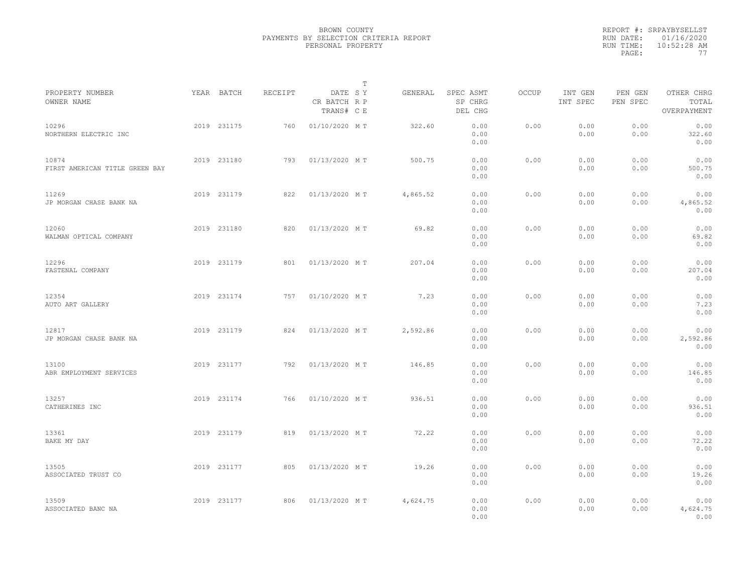BROWN COUNTY
PAYMENTS BY SELECTION CRITERIA REPORT
PERSONAL PROPERTY

REPORT #: SRPAYBYSELLST
RUN DATE: 01/16/2020
RUN TIME: 10:52:28 AM

| PROPERTY NUMBER<br>OWNER NAME | YEAR | BATCH | RECEIPT | DATE<br>CR BATCH<br>TRANS# | T SY<br>RP<br>CE | GENERAL | SPEC ASMT<br>SP CHRG<br>DEL CHG | OCCUP | INT GEN<br>INT SPEC | PEN GEN<br>PEN SPEC | OTHER CHRG<br>TOTAL<br>OVERPAYMENT |
|---|---|---|---|---|---|---|---|---|---|---|---|
| 10296<br>NORTHERN ELECTRIC INC | 2019 | 231175 | 760 | 01/10/2020 | M T | 322.60 | 0.00<br>0.00<br>0.00 | 0.00 | 0.00<br>0.00 | 0.00<br>0.00 | 0.00<br>322.60<br>0.00 |
| 10874<br>FIRST AMERICAN TITLE GREEN BAY | 2019 | 231180 | 793 | 01/13/2020 | M T | 500.75 | 0.00<br>0.00<br>0.00 | 0.00 | 0.00<br>0.00 | 0.00<br>0.00 | 0.00<br>500.75<br>0.00 |
| 11269<br>JP MORGAN CHASE BANK NA | 2019 | 231179 | 822 | 01/13/2020 | M T | 4,865.52 | 0.00<br>0.00<br>0.00 | 0.00 | 0.00<br>0.00 | 0.00<br>0.00 | 0.00<br>4,865.52<br>0.00 |
| 12060<br>WALMAN OPTICAL COMPANY | 2019 | 231180 | 820 | 01/13/2020 | M T | 69.82 | 0.00<br>0.00<br>0.00 | 0.00 | 0.00<br>0.00 | 0.00<br>0.00 | 0.00<br>69.82<br>0.00 |
| 12296<br>FASTENAL COMPANY | 2019 | 231179 | 801 | 01/13/2020 | M T | 207.04 | 0.00<br>0.00<br>0.00 | 0.00 | 0.00<br>0.00 | 0.00<br>0.00 | 0.00<br>207.04<br>0.00 |
| 12354<br>AUTO ART GALLERY | 2019 | 231174 | 757 | 01/10/2020 | M T | 7.23 | 0.00<br>0.00<br>0.00 | 0.00 | 0.00<br>0.00 | 0.00<br>0.00 | 0.00<br>7.23<br>0.00 |
| 12817<br>JP MORGAN CHASE BANK NA | 2019 | 231179 | 824 | 01/13/2020 | M T | 2,592.86 | 0.00<br>0.00<br>0.00 | 0.00 | 0.00<br>0.00 | 0.00<br>0.00 | 0.00<br>2,592.86<br>0.00 |
| 13100<br>ABR EMPLOYMENT SERVICES | 2019 | 231177 | 792 | 01/13/2020 | M T | 146.85 | 0.00<br>0.00<br>0.00 | 0.00 | 0.00<br>0.00 | 0.00<br>0.00 | 0.00<br>146.85<br>0.00 |
| 13257<br>CATHERINES INC | 2019 | 231174 | 766 | 01/10/2020 | M T | 936.51 | 0.00<br>0.00<br>0.00 | 0.00 | 0.00<br>0.00 | 0.00<br>0.00 | 0.00<br>936.51<br>0.00 |
| 13361<br>BAKE MY DAY | 2019 | 231179 | 819 | 01/13/2020 | M T | 72.22 | 0.00<br>0.00<br>0.00 | 0.00 | 0.00<br>0.00 | 0.00<br>0.00 | 0.00<br>72.22<br>0.00 |
| 13505<br>ASSOCIATED TRUST CO | 2019 | 231177 | 805 | 01/13/2020 | M T | 19.26 | 0.00<br>0.00<br>0.00 | 0.00 | 0.00<br>0.00 | 0.00<br>0.00 | 0.00<br>19.26<br>0.00 |
| 13509<br>ASSOCIATED BANC NA | 2019 | 231177 | 806 | 01/13/2020 | M T | 4,624.75 | 0.00<br>0.00<br>0.00 | 0.00 | 0.00<br>0.00 | 0.00<br>0.00 | 0.00<br>4,624.75<br>0.00 |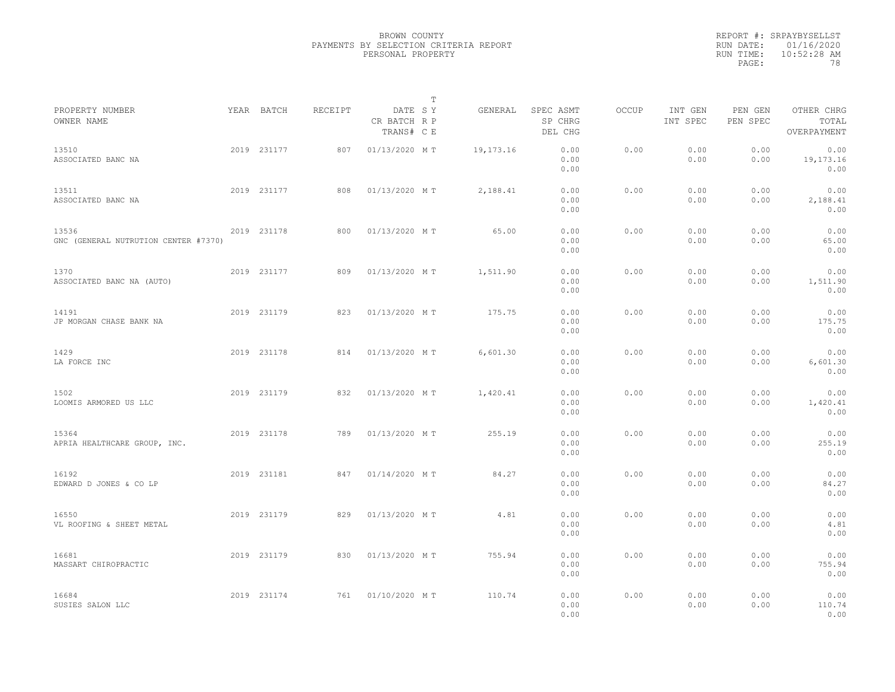BROWN COUNTY
PAYMENTS BY SELECTION CRITERIA REPORT
PERSONAL PROPERTY

REPORT #: SRPAYBYSELLST
RUN DATE: 01/16/2020
RUN TIME: 10:52:28 AM

| PROPERTY NUMBER / OWNER NAME | YEAR | BATCH | RECEIPT | DATE / CR BATCH / TRANS# | T SY RP CE | GENERAL | SPEC ASMT / SP CHRG / DEL CHG | OCCUP | INT GEN / INT SPEC | PEN GEN / PEN SPEC | OTHER CHRG / TOTAL / OVERPAYMENT |
|---|---|---|---|---|---|---|---|---|---|---|---|
| 13510 ASSOCIATED BANC NA | 2019 | 231177 | 807 | 01/13/2020 | M T | 19,173.16 | 0.00 / 0.00 / 0.00 | 0.00 | 0.00 / 0.00 | 0.00 / 0.00 | 0.00 / 19,173.16 / 0.00 |
| 13511 ASSOCIATED BANC NA | 2019 | 231177 | 808 | 01/13/2020 | M T | 2,188.41 | 0.00 / 0.00 / 0.00 | 0.00 | 0.00 / 0.00 | 0.00 / 0.00 | 0.00 / 2,188.41 / 0.00 |
| 13536 GNC (GENERAL NUTRUTION CENTER #7370) | 2019 | 231178 | 800 | 01/13/2020 | M T | 65.00 | 0.00 / 0.00 / 0.00 | 0.00 | 0.00 / 0.00 | 0.00 / 0.00 | 0.00 / 65.00 / 0.00 |
| 1370 ASSOCIATED BANC NA (AUTO) | 2019 | 231177 | 809 | 01/13/2020 | M T | 1,511.90 | 0.00 / 0.00 / 0.00 | 0.00 | 0.00 / 0.00 | 0.00 / 0.00 | 0.00 / 1,511.90 / 0.00 |
| 14191 JP MORGAN CHASE BANK NA | 2019 | 231179 | 823 | 01/13/2020 | M T | 175.75 | 0.00 / 0.00 / 0.00 | 0.00 | 0.00 / 0.00 | 0.00 / 0.00 | 0.00 / 175.75 / 0.00 |
| 1429 LA FORCE INC | 2019 | 231178 | 814 | 01/13/2020 | M T | 6,601.30 | 0.00 / 0.00 / 0.00 | 0.00 | 0.00 / 0.00 | 0.00 / 0.00 | 0.00 / 6,601.30 / 0.00 |
| 1502 LOOMIS ARMORED US LLC | 2019 | 231179 | 832 | 01/13/2020 | M T | 1,420.41 | 0.00 / 0.00 / 0.00 | 0.00 | 0.00 / 0.00 | 0.00 / 0.00 | 0.00 / 1,420.41 / 0.00 |
| 15364 APRIA HEALTHCARE GROUP, INC. | 2019 | 231178 | 789 | 01/13/2020 | M T | 255.19 | 0.00 / 0.00 / 0.00 | 0.00 | 0.00 / 0.00 | 0.00 / 0.00 | 0.00 / 255.19 / 0.00 |
| 16192 EDWARD D JONES & CO LP | 2019 | 231181 | 847 | 01/14/2020 | M T | 84.27 | 0.00 / 0.00 / 0.00 | 0.00 | 0.00 / 0.00 | 0.00 / 0.00 | 0.00 / 84.27 / 0.00 |
| 16550 VL ROOFING & SHEET METAL | 2019 | 231179 | 829 | 01/13/2020 | M T | 4.81 | 0.00 / 0.00 / 0.00 | 0.00 | 0.00 / 0.00 | 0.00 / 0.00 | 0.00 / 4.81 / 0.00 |
| 16681 MASSART CHIROPRACTIC | 2019 | 231179 | 830 | 01/13/2020 | M T | 755.94 | 0.00 / 0.00 / 0.00 | 0.00 | 0.00 / 0.00 | 0.00 / 0.00 | 0.00 / 755.94 / 0.00 |
| 16684 SUSIES SALON LLC | 2019 | 231174 | 761 | 01/10/2020 | M T | 110.74 | 0.00 / 0.00 / 0.00 | 0.00 | 0.00 / 0.00 | 0.00 / 0.00 | 0.00 / 110.74 / 0.00 |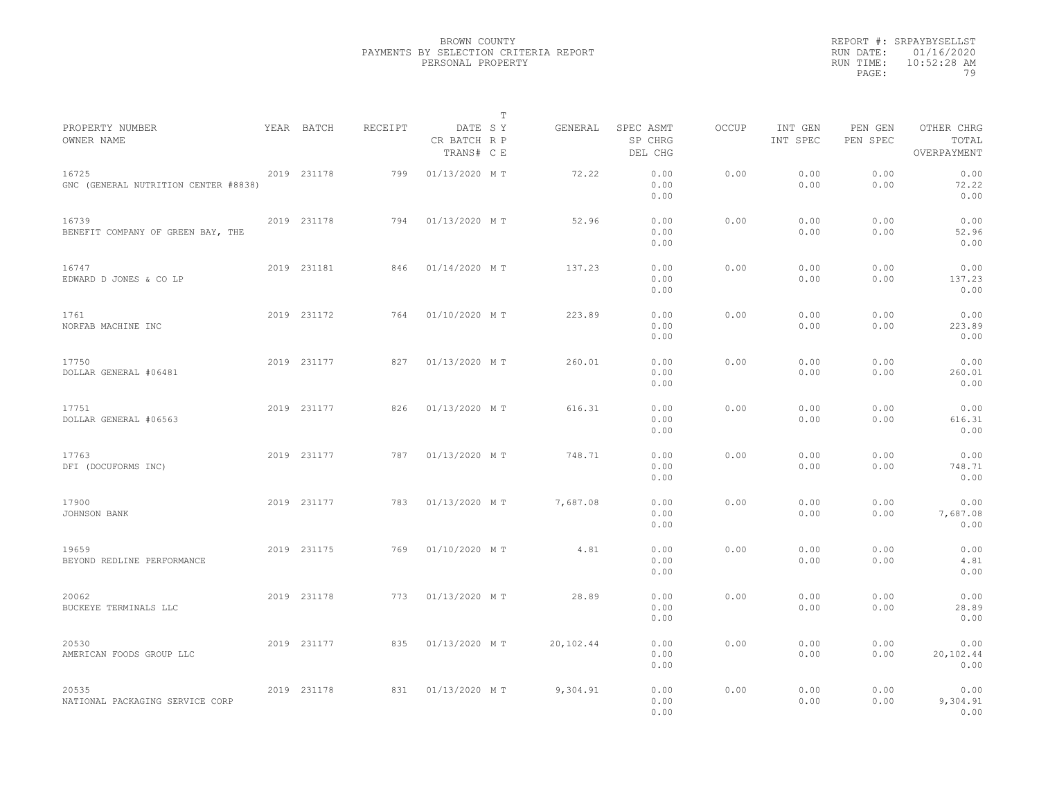BROWN COUNTY
PAYMENTS BY SELECTION CRITERIA REPORT
PERSONAL PROPERTY

REPORT #: SRPAYBYSELLST
RUN DATE: 01/16/2020
RUN TIME: 10:52:28 AM

| PROPERTY NUMBER / OWNER NAME | YEAR | BATCH | RECEIPT | DATE / CR BATCH / TRANS# | T SY RP CE | GENERAL | SPEC ASMT / SP CHRG / DEL CHG | OCCUP | INT GEN / INT SPEC | PEN GEN / PEN SPEC | OTHER CHRG / TOTAL / OVERPAYMENT |
|---|---|---|---|---|---|---|---|---|---|---|---|
| 16725 GNC (GENERAL NUTRITION CENTER #8838) | 2019 | 231178 | 799 | 01/13/2020 | M T | 72.22 | 0.00 / 0.00 / 0.00 | 0.00 | 0.00 / 0.00 | 0.00 / 0.00 | 0.00 / 72.22 / 0.00 |
| 16739 BENEFIT COMPANY OF GREEN BAY, THE | 2019 | 231178 | 794 | 01/13/2020 | M T | 52.96 | 0.00 / 0.00 / 0.00 | 0.00 | 0.00 / 0.00 | 0.00 / 0.00 | 0.00 / 52.96 / 0.00 |
| 16747 EDWARD D JONES & CO LP | 2019 | 231181 | 846 | 01/14/2020 | M T | 137.23 | 0.00 / 0.00 / 0.00 | 0.00 | 0.00 / 0.00 | 0.00 / 0.00 | 0.00 / 137.23 / 0.00 |
| 1761 NORFAB MACHINE INC | 2019 | 231172 | 764 | 01/10/2020 | M T | 223.89 | 0.00 / 0.00 / 0.00 | 0.00 | 0.00 / 0.00 | 0.00 / 0.00 | 0.00 / 223.89 / 0.00 |
| 17750 DOLLAR GENERAL #06481 | 2019 | 231177 | 827 | 01/13/2020 | M T | 260.01 | 0.00 / 0.00 / 0.00 | 0.00 | 0.00 / 0.00 | 0.00 / 0.00 | 0.00 / 260.01 / 0.00 |
| 17751 DOLLAR GENERAL #06563 | 2019 | 231177 | 826 | 01/13/2020 | M T | 616.31 | 0.00 / 0.00 / 0.00 | 0.00 | 0.00 / 0.00 | 0.00 / 0.00 | 0.00 / 616.31 / 0.00 |
| 17763 DFI (DOCUFORMS INC) | 2019 | 231177 | 787 | 01/13/2020 | M T | 748.71 | 0.00 / 0.00 / 0.00 | 0.00 | 0.00 / 0.00 | 0.00 / 0.00 | 0.00 / 748.71 / 0.00 |
| 17900 JOHNSON BANK | 2019 | 231177 | 783 | 01/13/2020 | M T | 7,687.08 | 0.00 / 0.00 / 0.00 | 0.00 | 0.00 / 0.00 | 0.00 / 0.00 | 0.00 / 7,687.08 / 0.00 |
| 19659 BEYOND REDLINE PERFORMANCE | 2019 | 231175 | 769 | 01/10/2020 | M T | 4.81 | 0.00 / 0.00 / 0.00 | 0.00 | 0.00 / 0.00 | 0.00 / 0.00 | 0.00 / 4.81 / 0.00 |
| 20062 BUCKEYE TERMINALS LLC | 2019 | 231178 | 773 | 01/13/2020 | M T | 28.89 | 0.00 / 0.00 / 0.00 | 0.00 | 0.00 / 0.00 | 0.00 / 0.00 | 0.00 / 28.89 / 0.00 |
| 20530 AMERICAN FOODS GROUP LLC | 2019 | 231177 | 835 | 01/13/2020 | M T | 20,102.44 | 0.00 / 0.00 / 0.00 | 0.00 | 0.00 / 0.00 | 0.00 / 0.00 | 0.00 / 20,102.44 / 0.00 |
| 20535 NATIONAL PACKAGING SERVICE CORP | 2019 | 231178 | 831 | 01/13/2020 | M T | 9,304.91 | 0.00 / 0.00 / 0.00 | 0.00 | 0.00 / 0.00 | 0.00 / 0.00 | 0.00 / 9,304.91 / 0.00 |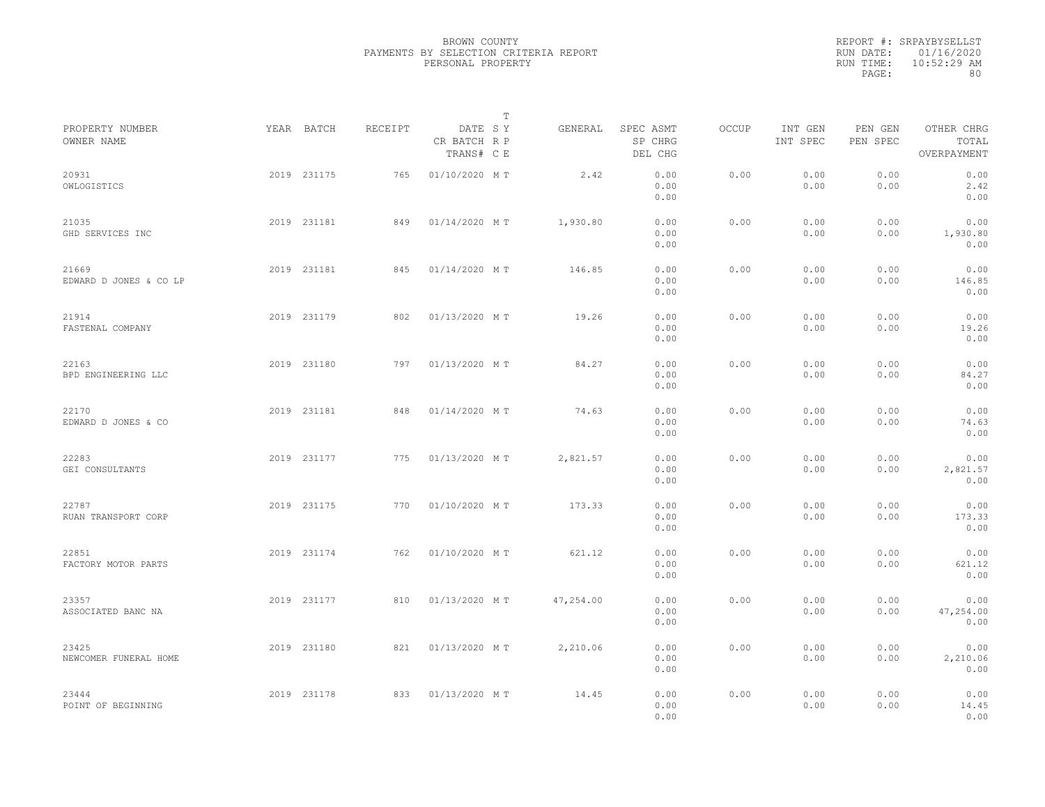BROWN COUNTY
PAYMENTS BY SELECTION CRITERIA REPORT
PERSONAL PROPERTY

REPORT #: SRPAYBYSELLST
RUN DATE: 01/16/2020
RUN TIME: 10:52:29 AM

| PROPERTY NUMBER<br>OWNER NAME | YEAR | BATCH | RECEIPT | DATE<br>CR BATCH<br>TRANS# | T S Y R P C E | GENERAL | SPEC ASMT<br>SP CHRG<br>DEL CHG | OCCUP | INT GEN<br>INT SPEC | PEN GEN<br>PEN SPEC | OTHER CHRG<br>TOTAL<br>OVERPAYMENT |
|---|---|---|---|---|---|---|---|---|---|---|---|
| 20931<br>OWLOGISTICS | 2019 | 231175 | 765 | 01/10/2020 | M T | 2.42 | 0.00<br>0.00<br>0.00 | 0.00 | 0.00<br>0.00 | 0.00<br>0.00 | 0.00<br>2.42<br>0.00 |
| 21035<br>GHD SERVICES INC | 2019 | 231181 | 849 | 01/14/2020 | M T | 1,930.80 | 0.00<br>0.00<br>0.00 | 0.00 | 0.00<br>0.00 | 0.00<br>0.00 | 0.00<br>1,930.80<br>0.00 |
| 21669<br>EDWARD D JONES & CO LP | 2019 | 231181 | 845 | 01/14/2020 | M T | 146.85 | 0.00<br>0.00<br>0.00 | 0.00 | 0.00<br>0.00 | 0.00<br>0.00 | 0.00<br>146.85<br>0.00 |
| 21914<br>FASTENAL COMPANY | 2019 | 231179 | 802 | 01/13/2020 | M T | 19.26 | 0.00<br>0.00<br>0.00 | 0.00 | 0.00<br>0.00 | 0.00<br>0.00 | 0.00<br>19.26<br>0.00 |
| 22163<br>BPD ENGINEERING LLC | 2019 | 231180 | 797 | 01/13/2020 | M T | 84.27 | 0.00<br>0.00<br>0.00 | 0.00 | 0.00<br>0.00 | 0.00<br>0.00 | 0.00<br>84.27<br>0.00 |
| 22170<br>EDWARD D JONES & CO | 2019 | 231181 | 848 | 01/14/2020 | M T | 74.63 | 0.00<br>0.00<br>0.00 | 0.00 | 0.00<br>0.00 | 0.00<br>0.00 | 0.00<br>74.63<br>0.00 |
| 22283<br>GEI CONSULTANTS | 2019 | 231177 | 775 | 01/13/2020 | M T | 2,821.57 | 0.00<br>0.00<br>0.00 | 0.00 | 0.00<br>0.00 | 0.00<br>0.00 | 0.00<br>2,821.57<br>0.00 |
| 22787<br>RUAN TRANSPORT CORP | 2019 | 231175 | 770 | 01/10/2020 | M T | 173.33 | 0.00<br>0.00<br>0.00 | 0.00 | 0.00<br>0.00 | 0.00<br>0.00 | 0.00<br>173.33<br>0.00 |
| 22851<br>FACTORY MOTOR PARTS | 2019 | 231174 | 762 | 01/10/2020 | M T | 621.12 | 0.00<br>0.00<br>0.00 | 0.00 | 0.00<br>0.00 | 0.00<br>0.00 | 0.00<br>621.12<br>0.00 |
| 23357<br>ASSOCIATED BANC NA | 2019 | 231177 | 810 | 01/13/2020 | M T | 47,254.00 | 0.00<br>0.00<br>0.00 | 0.00 | 0.00<br>0.00 | 0.00<br>0.00 | 0.00<br>47,254.00<br>0.00 |
| 23425<br>NEWCOMER FUNERAL HOME | 2019 | 231180 | 821 | 01/13/2020 | M T | 2,210.06 | 0.00<br>0.00<br>0.00 | 0.00 | 0.00<br>0.00 | 0.00<br>0.00 | 0.00<br>2,210.06<br>0.00 |
| 23444<br>POINT OF BEGINNING | 2019 | 231178 | 833 | 01/13/2020 | M T | 14.45 | 0.00<br>0.00<br>0.00 | 0.00 | 0.00<br>0.00 | 0.00<br>0.00 | 0.00<br>14.45<br>0.00 |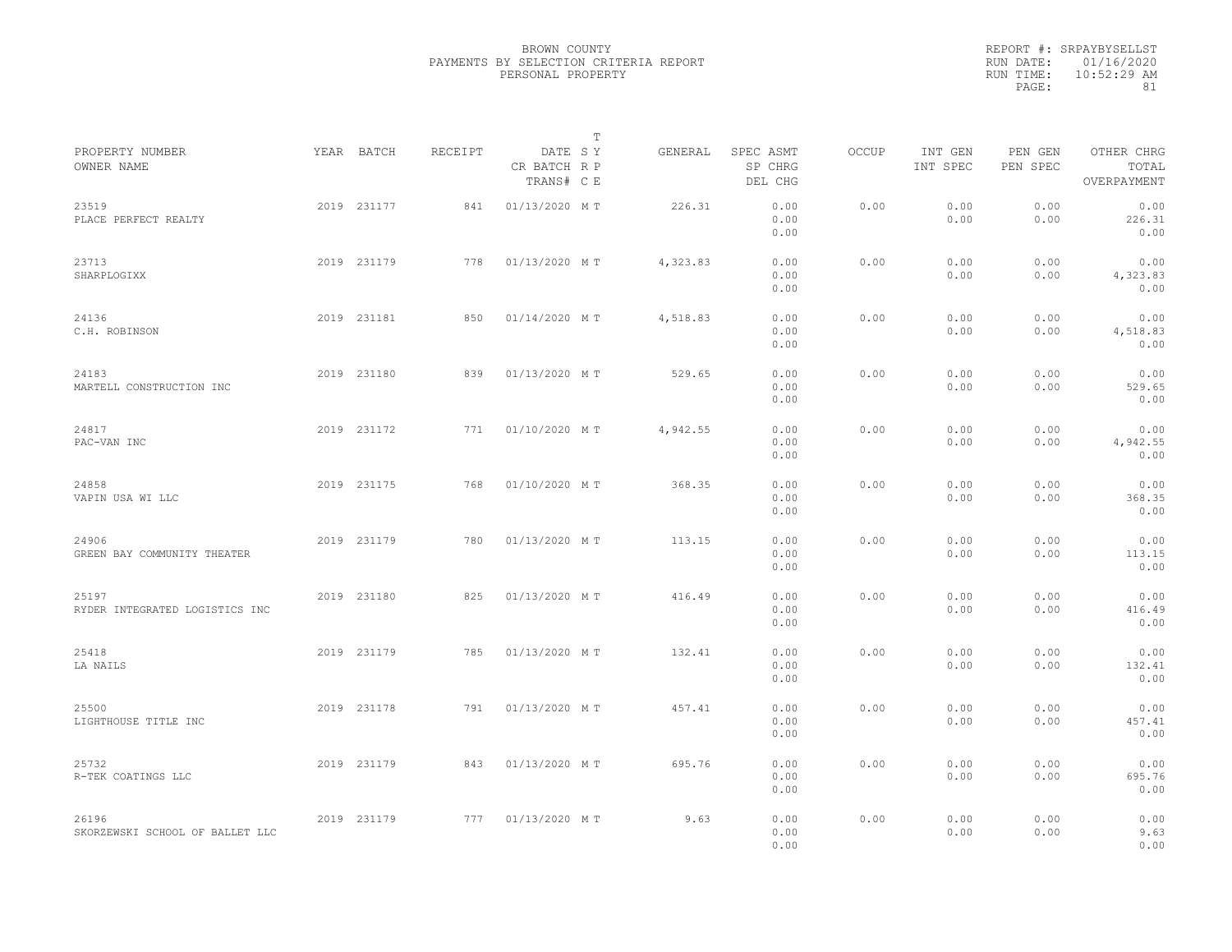BROWN COUNTY
PAYMENTS BY SELECTION CRITERIA REPORT
PERSONAL PROPERTY

REPORT #: SRPAYBYSELLST
RUN DATE: 01/16/2020
RUN TIME: 10:52:29 AM

| PROPERTY NUMBER<br>OWNER NAME | YEAR | BATCH | RECEIPT | DATE<br>CR BATCH<br>TRANS# | T<br>S Y<br>R P<br>C E | GENERAL | SPEC ASMT<br>SP CHRG<br>DEL CHG | OCCUP | INT GEN<br>INT SPEC | PEN GEN<br>PEN SPEC | OTHER CHRG<br>TOTAL<br>OVERPAYMENT |
|---|---|---|---|---|---|---|---|---|---|---|---|
| 23519<br>PLACE PERFECT REALTY | 2019 | 231177 | 841 | 01/13/2020 | M T | 226.31 | 0.00<br>0.00<br>0.00 | 0.00 | 0.00<br>0.00 | 0.00<br>0.00 | 0.00<br>226.31<br>0.00 |
| 23713<br>SHARPLOGIXX | 2019 | 231179 | 778 | 01/13/2020 | M T | 4,323.83 | 0.00<br>0.00<br>0.00 | 0.00 | 0.00<br>0.00 | 0.00<br>0.00 | 0.00<br>4,323.83<br>0.00 |
| 24136<br>C.H. ROBINSON | 2019 | 231181 | 850 | 01/14/2020 | M T | 4,518.83 | 0.00<br>0.00<br>0.00 | 0.00 | 0.00<br>0.00 | 0.00<br>0.00 | 0.00<br>4,518.83<br>0.00 |
| 24183<br>MARTELL CONSTRUCTION INC | 2019 | 231180 | 839 | 01/13/2020 | M T | 529.65 | 0.00<br>0.00<br>0.00 | 0.00 | 0.00<br>0.00 | 0.00<br>0.00 | 0.00<br>529.65<br>0.00 |
| 24817<br>PAC-VAN INC | 2019 | 231172 | 771 | 01/10/2020 | M T | 4,942.55 | 0.00<br>0.00<br>0.00 | 0.00 | 0.00<br>0.00 | 0.00<br>0.00 | 0.00<br>4,942.55<br>0.00 |
| 24858<br>VAPIN USA WI LLC | 2019 | 231175 | 768 | 01/10/2020 | M T | 368.35 | 0.00<br>0.00<br>0.00 | 0.00 | 0.00<br>0.00 | 0.00<br>0.00 | 0.00<br>368.35<br>0.00 |
| 24906<br>GREEN BAY COMMUNITY THEATER | 2019 | 231179 | 780 | 01/13/2020 | M T | 113.15 | 0.00<br>0.00<br>0.00 | 0.00 | 0.00<br>0.00 | 0.00<br>0.00 | 0.00<br>113.15<br>0.00 |
| 25197<br>RYDER INTEGRATED LOGISTICS INC | 2019 | 231180 | 825 | 01/13/2020 | M T | 416.49 | 0.00<br>0.00<br>0.00 | 0.00 | 0.00<br>0.00 | 0.00<br>0.00 | 0.00<br>416.49<br>0.00 |
| 25418<br>LA NAILS | 2019 | 231179 | 785 | 01/13/2020 | M T | 132.41 | 0.00<br>0.00<br>0.00 | 0.00 | 0.00<br>0.00 | 0.00<br>0.00 | 0.00<br>132.41<br>0.00 |
| 25500<br>LIGHTHOUSE TITLE INC | 2019 | 231178 | 791 | 01/13/2020 | M T | 457.41 | 0.00<br>0.00<br>0.00 | 0.00 | 0.00<br>0.00 | 0.00<br>0.00 | 0.00<br>457.41<br>0.00 |
| 25732<br>R-TEK COATINGS LLC | 2019 | 231179 | 843 | 01/13/2020 | M T | 695.76 | 0.00<br>0.00<br>0.00 | 0.00 | 0.00<br>0.00 | 0.00<br>0.00 | 0.00<br>695.76<br>0.00 |
| 26196<br>SKORZEWSKI SCHOOL OF BALLET LLC | 2019 | 231179 | 777 | 01/13/2020 | M T | 9.63 | 0.00<br>0.00<br>0.00 | 0.00 | 0.00<br>0.00 | 0.00<br>0.00 | 0.00<br>9.63<br>0.00 |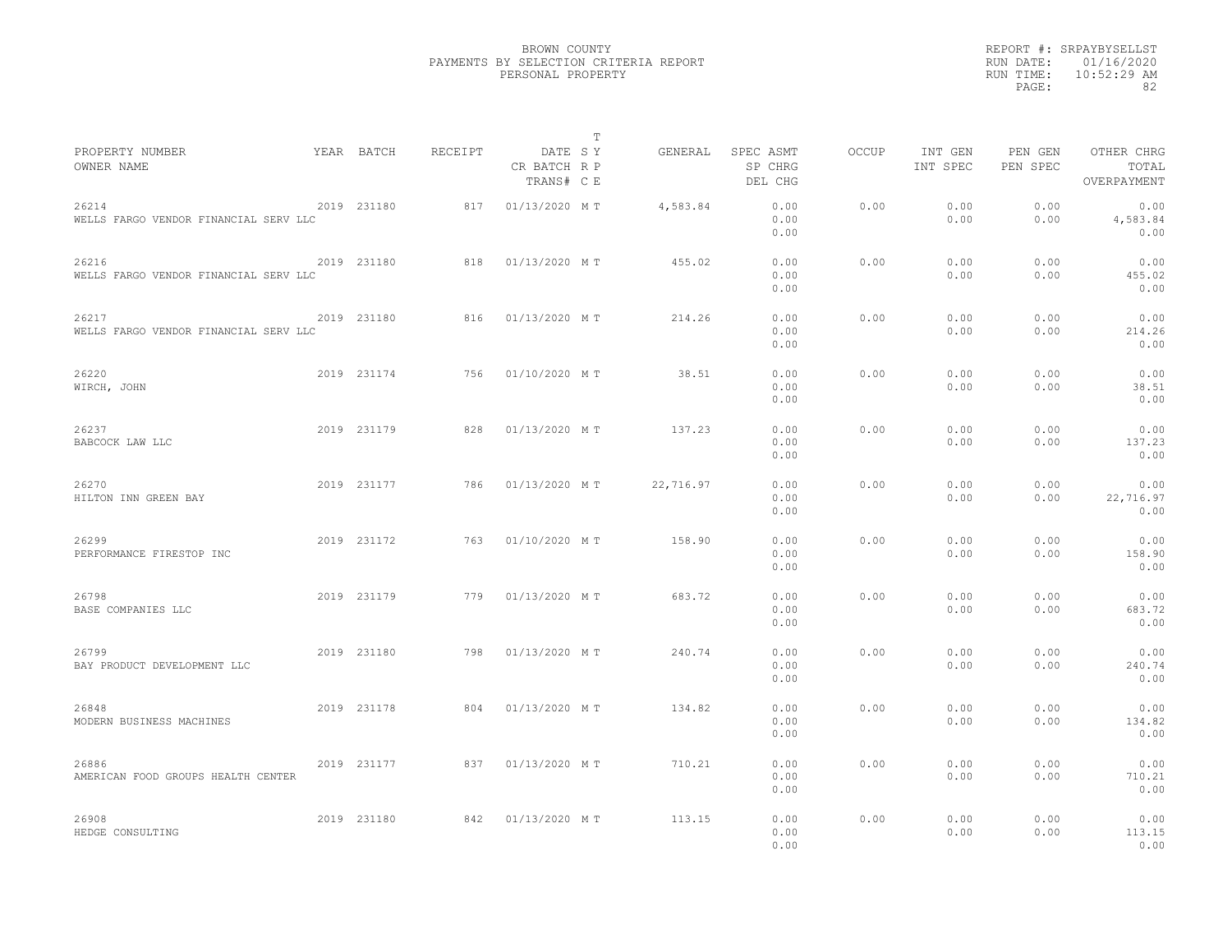BROWN COUNTY
PAYMENTS BY SELECTION CRITERIA REPORT
PERSONAL PROPERTY

REPORT #: SRPAYBYSELLST
RUN DATE: 01/16/2020
RUN TIME: 10:52:29 AM

| PROPERTY NUMBER OWNER NAME | YEAR | BATCH | RECEIPT | DATE CR BATCH TRANS# | T S Y R P C E | GENERAL | SPEC ASMT SP CHRG DEL CHG | OCCUP | INT GEN INT SPEC | PEN GEN PEN SPEC | OTHER CHRG TOTAL OVERPAYMENT |
|---|---|---|---|---|---|---|---|---|---|---|---|
| 26214 WELLS FARGO VENDOR FINANCIAL SERV LLC | 2019 | 231180 | 817 | 01/13/2020 | M T | 4,583.84 | 0.00 0.00 0.00 | 0.00 | 0.00 0.00 | 0.00 0.00 | 0.00 4,583.84 0.00 |
| 26216 WELLS FARGO VENDOR FINANCIAL SERV LLC | 2019 | 231180 | 818 | 01/13/2020 | M T | 455.02 | 0.00 0.00 0.00 | 0.00 | 0.00 0.00 | 0.00 0.00 | 0.00 455.02 0.00 |
| 26217 WELLS FARGO VENDOR FINANCIAL SERV LLC | 2019 | 231180 | 816 | 01/13/2020 | M T | 214.26 | 0.00 0.00 0.00 | 0.00 | 0.00 0.00 | 0.00 0.00 | 0.00 214.26 0.00 |
| 26220 WIRCH, JOHN | 2019 | 231174 | 756 | 01/10/2020 | M T | 38.51 | 0.00 0.00 0.00 | 0.00 | 0.00 0.00 | 0.00 0.00 | 0.00 38.51 0.00 |
| 26237 BABCOCK LAW LLC | 2019 | 231179 | 828 | 01/13/2020 | M T | 137.23 | 0.00 0.00 0.00 | 0.00 | 0.00 0.00 | 0.00 0.00 | 0.00 137.23 0.00 |
| 26270 HILTON INN GREEN BAY | 2019 | 231177 | 786 | 01/13/2020 | M T | 22,716.97 | 0.00 0.00 0.00 | 0.00 | 0.00 0.00 | 0.00 0.00 | 0.00 22,716.97 0.00 |
| 26299 PERFORMANCE FIRESTOP INC | 2019 | 231172 | 763 | 01/10/2020 | M T | 158.90 | 0.00 0.00 0.00 | 0.00 | 0.00 0.00 | 0.00 0.00 | 0.00 158.90 0.00 |
| 26798 BASE COMPANIES LLC | 2019 | 231179 | 779 | 01/13/2020 | M T | 683.72 | 0.00 0.00 0.00 | 0.00 | 0.00 0.00 | 0.00 0.00 | 0.00 683.72 0.00 |
| 26799 BAY PRODUCT DEVELOPMENT LLC | 2019 | 231180 | 798 | 01/13/2020 | M T | 240.74 | 0.00 0.00 0.00 | 0.00 | 0.00 0.00 | 0.00 0.00 | 0.00 240.74 0.00 |
| 26848 MODERN BUSINESS MACHINES | 2019 | 231178 | 804 | 01/13/2020 | M T | 134.82 | 0.00 0.00 0.00 | 0.00 | 0.00 0.00 | 0.00 0.00 | 0.00 134.82 0.00 |
| 26886 AMERICAN FOOD GROUPS HEALTH CENTER | 2019 | 231177 | 837 | 01/13/2020 | M T | 710.21 | 0.00 0.00 0.00 | 0.00 | 0.00 0.00 | 0.00 0.00 | 0.00 710.21 0.00 |
| 26908 HEDGE CONSULTING | 2019 | 231180 | 842 | 01/13/2020 | M T | 113.15 | 0.00 0.00 0.00 | 0.00 | 0.00 0.00 | 0.00 0.00 | 0.00 113.15 0.00 |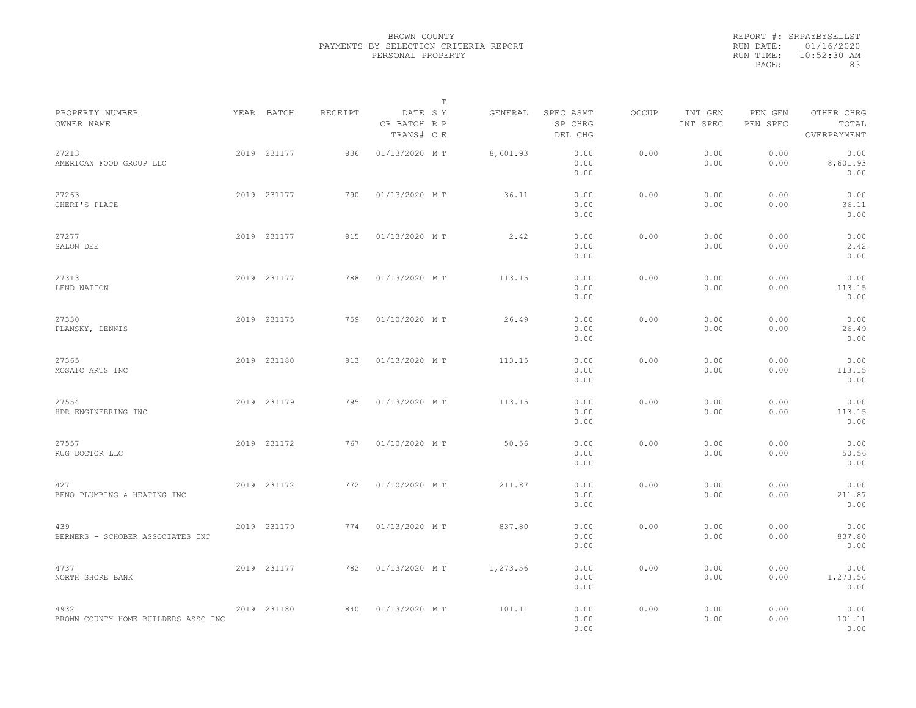BROWN COUNTY
PAYMENTS BY SELECTION CRITERIA REPORT
PERSONAL PROPERTY

REPORT #: SRPAYBYSELLST
RUN DATE: 01/16/2020
RUN TIME: 10:52:30 AM

| PROPERTY NUMBER<br>OWNER NAME | YEAR | BATCH | RECEIPT | DATE<br>CR BATCH<br>TRANS# | T S Y<br>R P<br>C E | GENERAL | SPEC ASMT<br>SP CHRG<br>DEL CHG | OCCUP | INT GEN<br>INT SPEC | PEN GEN<br>PEN SPEC | OTHER CHRG<br>TOTAL<br>OVERPAYMENT |
|---|---|---|---|---|---|---|---|---|---|---|---|
| 27213<br>AMERICAN FOOD GROUP LLC | 2019 | 231177 | 836 | 01/13/2020 | M T | 8,601.93 | 0.00<br>0.00<br>0.00 | 0.00 | 0.00<br>0.00 | 0.00<br>0.00 | 0.00<br>8,601.93<br>0.00 |
| 27263<br>CHERI'S PLACE | 2019 | 231177 | 790 | 01/13/2020 | M T | 36.11 | 0.00<br>0.00<br>0.00 | 0.00 | 0.00<br>0.00 | 0.00<br>0.00 | 0.00<br>36.11<br>0.00 |
| 27277<br>SALON DEE | 2019 | 231177 | 815 | 01/13/2020 | M T | 2.42 | 0.00<br>0.00<br>0.00 | 0.00 | 0.00<br>0.00 | 0.00<br>0.00 | 0.00<br>2.42<br>0.00 |
| 27313<br>LEND NATION | 2019 | 231177 | 788 | 01/13/2020 | M T | 113.15 | 0.00<br>0.00<br>0.00 | 0.00 | 0.00<br>0.00 | 0.00<br>0.00 | 0.00<br>113.15<br>0.00 |
| 27330<br>PLANSKY, DENNIS | 2019 | 231175 | 759 | 01/10/2020 | M T | 26.49 | 0.00<br>0.00<br>0.00 | 0.00 | 0.00<br>0.00 | 0.00<br>0.00 | 0.00<br>26.49<br>0.00 |
| 27365<br>MOSAIC ARTS INC | 2019 | 231180 | 813 | 01/13/2020 | M T | 113.15 | 0.00<br>0.00<br>0.00 | 0.00 | 0.00<br>0.00 | 0.00<br>0.00 | 0.00<br>113.15<br>0.00 |
| 27554<br>HDR ENGINEERING INC | 2019 | 231179 | 795 | 01/13/2020 | M T | 113.15 | 0.00<br>0.00<br>0.00 | 0.00 | 0.00<br>0.00 | 0.00<br>0.00 | 0.00<br>113.15<br>0.00 |
| 27557<br>RUG DOCTOR LLC | 2019 | 231172 | 767 | 01/10/2020 | M T | 50.56 | 0.00<br>0.00<br>0.00 | 0.00 | 0.00<br>0.00 | 0.00<br>0.00 | 0.00<br>50.56<br>0.00 |
| 427<br>BENO PLUMBING & HEATING INC | 2019 | 231172 | 772 | 01/10/2020 | M T | 211.87 | 0.00<br>0.00<br>0.00 | 0.00 | 0.00<br>0.00 | 0.00<br>0.00 | 0.00<br>211.87<br>0.00 |
| 439<br>BERNERS - SCHOBER ASSOCIATES INC | 2019 | 231179 | 774 | 01/13/2020 | M T | 837.80 | 0.00<br>0.00<br>0.00 | 0.00 | 0.00<br>0.00 | 0.00<br>0.00 | 0.00<br>837.80<br>0.00 |
| 4737<br>NORTH SHORE BANK | 2019 | 231177 | 782 | 01/13/2020 | M T | 1,273.56 | 0.00<br>0.00<br>0.00 | 0.00 | 0.00<br>0.00 | 0.00<br>0.00 | 0.00<br>1,273.56<br>0.00 |
| 4932<br>BROWN COUNTY HOME BUILDERS ASSC INC | 2019 | 231180 | 840 | 01/13/2020 | M T | 101.11 | 0.00<br>0.00<br>0.00 | 0.00 | 0.00<br>0.00 | 0.00<br>0.00 | 0.00<br>101.11<br>0.00 |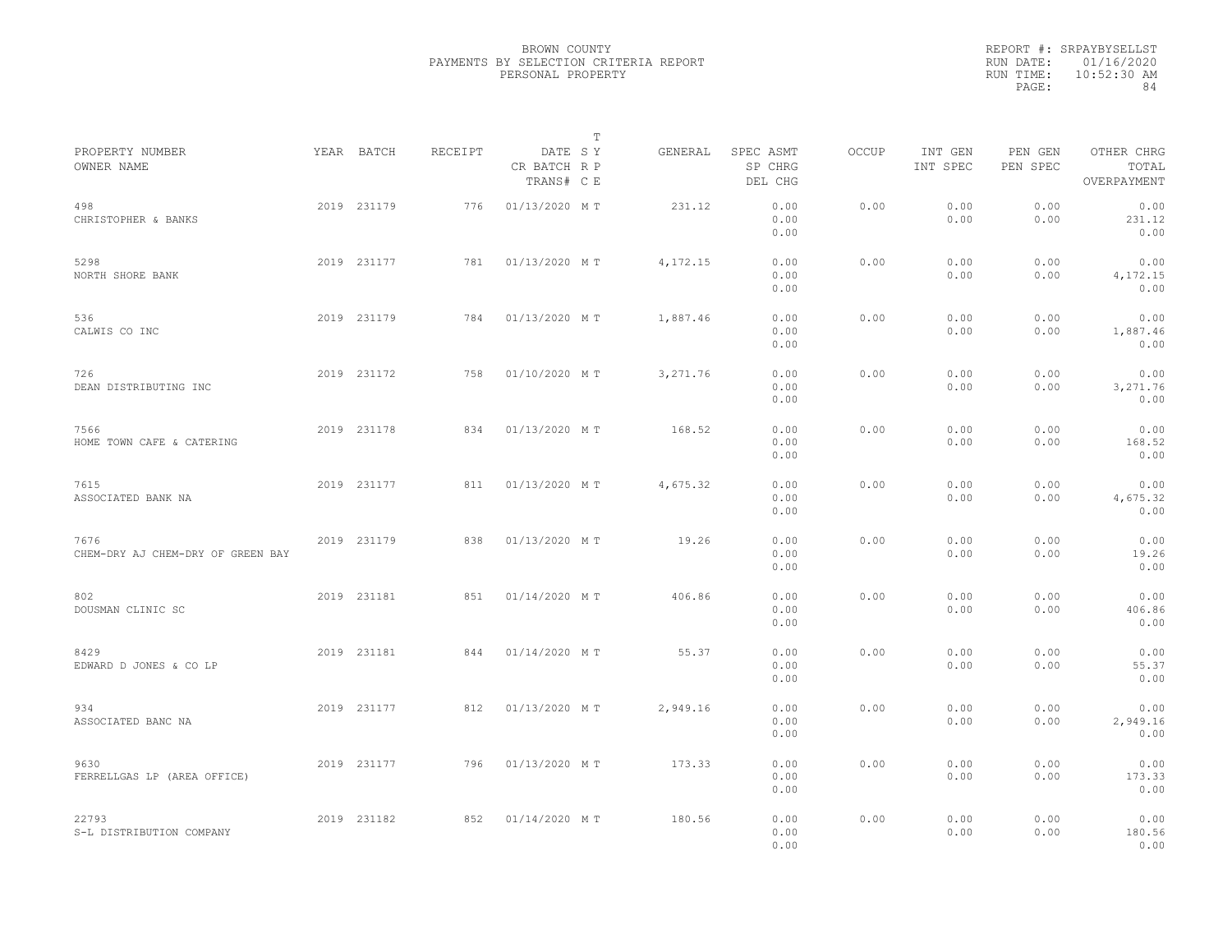BROWN COUNTY
PAYMENTS BY SELECTION CRITERIA REPORT
PERSONAL PROPERTY

REPORT #: SRPAYBYSELLST
RUN DATE: 01/16/2020
RUN TIME: 10:52:30 AM

| PROPERTY NUMBER / OWNER NAME | YEAR | BATCH | RECEIPT | DATE / CR BATCH / TRANS# | T S Y / R P / C E | GENERAL | SPEC ASMT / SP CHRG / DEL CHG | OCCUP | INT GEN / INT SPEC | PEN GEN / PEN SPEC | OTHER CHRG / TOTAL / OVERPAYMENT |
|---|---|---|---|---|---|---|---|---|---|---|---|
| 498 CHRISTOPHER & BANKS | 2019 | 231179 | 776 | 01/13/2020 | M T | 231.12 | 0.00 0.00 0.00 | 0.00 | 0.00 0.00 | 0.00 0.00 | 0.00 231.12 0.00 |
| 5298 NORTH SHORE BANK | 2019 | 231177 | 781 | 01/13/2020 | M T | 4,172.15 | 0.00 0.00 0.00 | 0.00 | 0.00 0.00 | 0.00 0.00 | 0.00 4,172.15 0.00 |
| 536 CALWIS CO INC | 2019 | 231179 | 784 | 01/13/2020 | M T | 1,887.46 | 0.00 0.00 0.00 | 0.00 | 0.00 0.00 | 0.00 0.00 | 0.00 1,887.46 0.00 |
| 726 DEAN DISTRIBUTING INC | 2019 | 231172 | 758 | 01/10/2020 | M T | 3,271.76 | 0.00 0.00 0.00 | 0.00 | 0.00 0.00 | 0.00 0.00 | 0.00 3,271.76 0.00 |
| 7566 HOME TOWN CAFE & CATERING | 2019 | 231178 | 834 | 01/13/2020 | M T | 168.52 | 0.00 0.00 0.00 | 0.00 | 0.00 0.00 | 0.00 0.00 | 0.00 168.52 0.00 |
| 7615 ASSOCIATED BANK NA | 2019 | 231177 | 811 | 01/13/2020 | M T | 4,675.32 | 0.00 0.00 0.00 | 0.00 | 0.00 0.00 | 0.00 0.00 | 0.00 4,675.32 0.00 |
| 7676 CHEM-DRY AJ CHEM-DRY OF GREEN BAY | 2019 | 231179 | 838 | 01/13/2020 | M T | 19.26 | 0.00 0.00 0.00 | 0.00 | 0.00 0.00 | 0.00 0.00 | 0.00 19.26 0.00 |
| 802 DOUSMAN CLINIC SC | 2019 | 231181 | 851 | 01/14/2020 | M T | 406.86 | 0.00 0.00 0.00 | 0.00 | 0.00 0.00 | 0.00 0.00 | 0.00 406.86 0.00 |
| 8429 EDWARD D JONES & CO LP | 2019 | 231181 | 844 | 01/14/2020 | M T | 55.37 | 0.00 0.00 0.00 | 0.00 | 0.00 0.00 | 0.00 0.00 | 0.00 55.37 0.00 |
| 934 ASSOCIATED BANC NA | 2019 | 231177 | 812 | 01/13/2020 | M T | 2,949.16 | 0.00 0.00 0.00 | 0.00 | 0.00 0.00 | 0.00 0.00 | 0.00 2,949.16 0.00 |
| 9630 FERRELLGAS LP (AREA OFFICE) | 2019 | 231177 | 796 | 01/13/2020 | M T | 173.33 | 0.00 0.00 0.00 | 0.00 | 0.00 0.00 | 0.00 0.00 | 0.00 173.33 0.00 |
| 22793 S-L DISTRIBUTION COMPANY | 2019 | 231182 | 852 | 01/14/2020 | M T | 180.56 | 0.00 0.00 0.00 | 0.00 | 0.00 0.00 | 0.00 0.00 | 0.00 180.56 0.00 |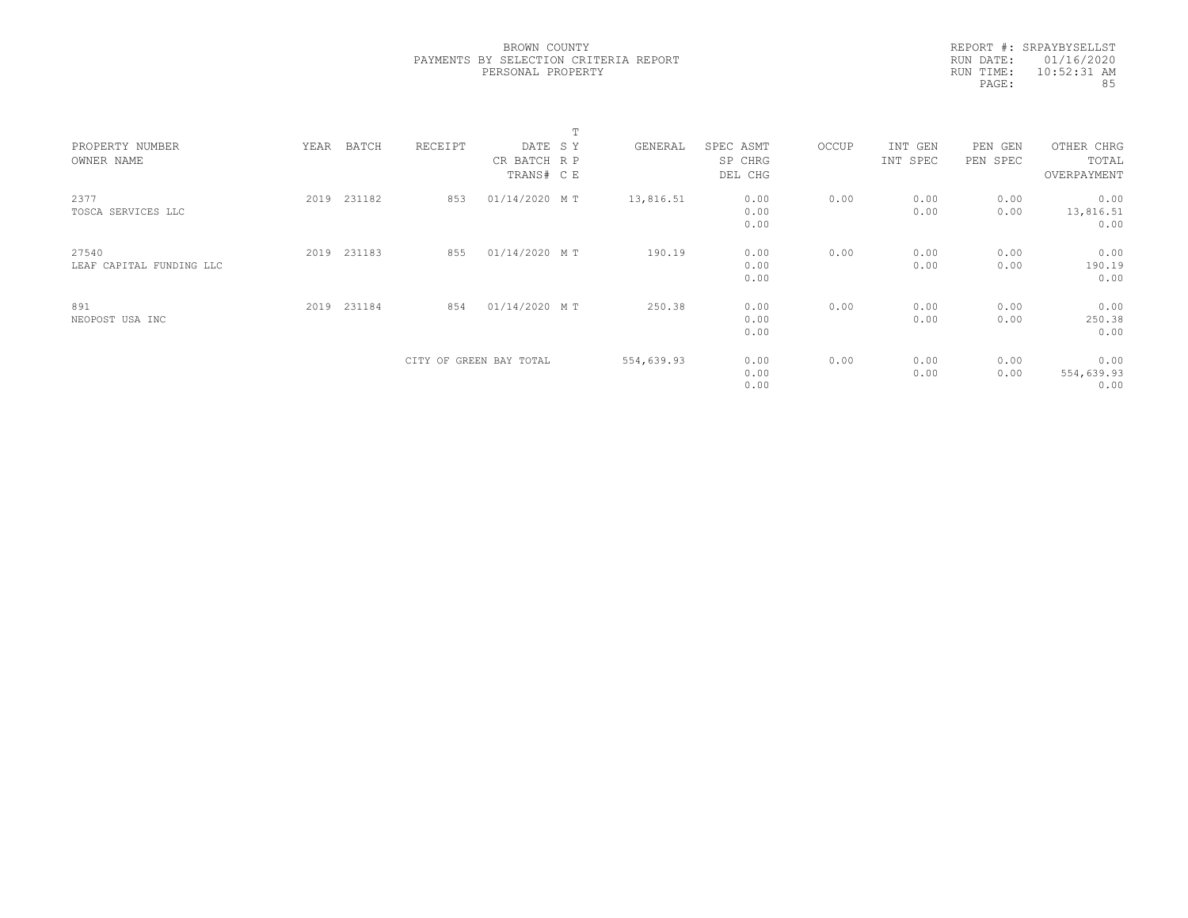BROWN COUNTY
PAYMENTS BY SELECTION CRITERIA REPORT
PERSONAL PROPERTY

REPORT #: SRPAYBYSELLST
RUN DATE: 01/16/2020
RUN TIME: 10:52:31 AM

| PROPERTY NUMBER<br>OWNER NAME | YEAR | BATCH | RECEIPT | DATE<br>CR BATCH<br>TRANS# | T<br>S Y<br>R P<br>C E | GENERAL | SPEC ASMT<br>SP CHRG<br>DEL CHG | OCCUP | INT GEN<br>INT SPEC | PEN GEN<br>PEN SPEC | OTHER CHRG<br>TOTAL<br>OVERPAYMENT |
|---|---|---|---|---|---|---|---|---|---|---|---|
| 2377<br>TOSCA SERVICES LLC | 2019 | 231182 | 853 | 01/14/2020 | M T | 13,816.51 | 0.00<br>0.00<br>0.00 | 0.00 | 0.00<br>0.00 | 0.00<br>0.00 | 0.00<br>13,816.51<br>0.00 |
| 27540<br>LEAF CAPITAL FUNDING LLC | 2019 | 231183 | 855 | 01/14/2020 | M T | 190.19 | 0.00<br>0.00<br>0.00 | 0.00 | 0.00<br>0.00 | 0.00<br>0.00 | 0.00<br>190.19<br>0.00 |
| 891<br>NEOPOST USA INC | 2019 | 231184 | 854 | 01/14/2020 | M T | 250.38 | 0.00<br>0.00<br>0.00 | 0.00 | 0.00<br>0.00 | 0.00<br>0.00 | 0.00<br>250.38<br>0.00 |
| | | | CITY OF GREEN BAY TOTAL | | | 554,639.93 | 0.00<br>0.00<br>0.00 | 0.00 | 0.00<br>0.00 | 0.00<br>0.00 | 0.00<br>554,639.93<br>0.00 |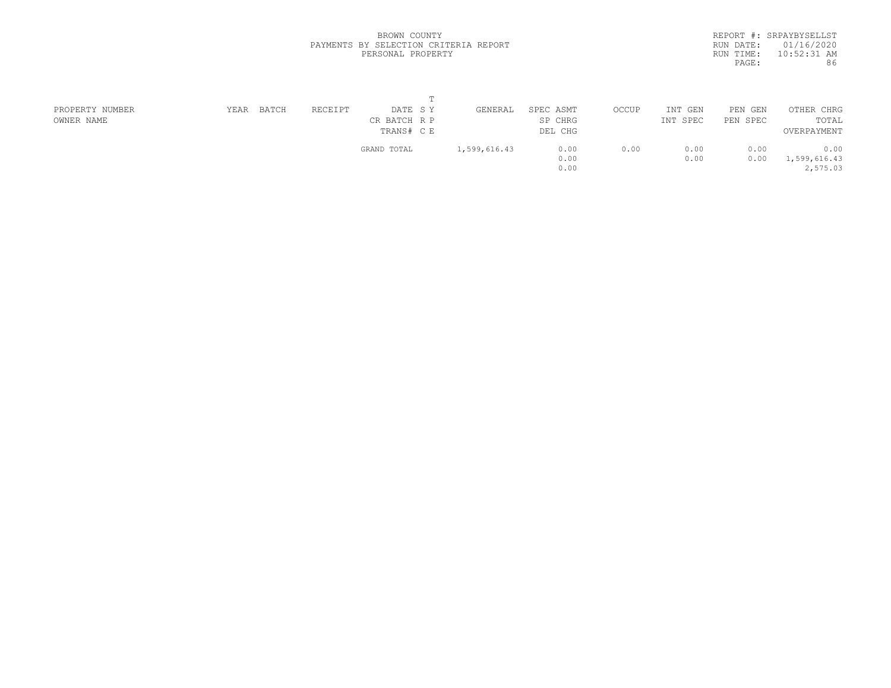BROWN COUNTY
PAYMENTS BY SELECTION CRITERIA REPORT
PERSONAL PROPERTY

REPORT #: SRPAYBYSELLST
RUN DATE: 01/16/2020
RUN TIME: 10:52:31 AM

| PROPERTY NUMBER<br>OWNER NAME | YEAR | BATCH | RECEIPT | DATE<br>CR BATCH<br>TRANS# | T<br>S Y<br>R P<br>C E | GENERAL | SPEC ASMT<br>SP CHRG<br>DEL CHG | OCCUP | INT GEN<br>INT SPEC | PEN GEN<br>PEN SPEC | OTHER CHRG<br>TOTAL<br>OVERPAYMENT |
|---|---|---|---|---|---|---|---|---|---|---|---|
| | | | | GRAND TOTAL | | 1,599,616.43 | 0.00<br>0.00<br>0.00 | 0.00 | 0.00<br>0.00 | 0.00<br>0.00 | 0.00<br>1,599,616.43<br>2,575.03 |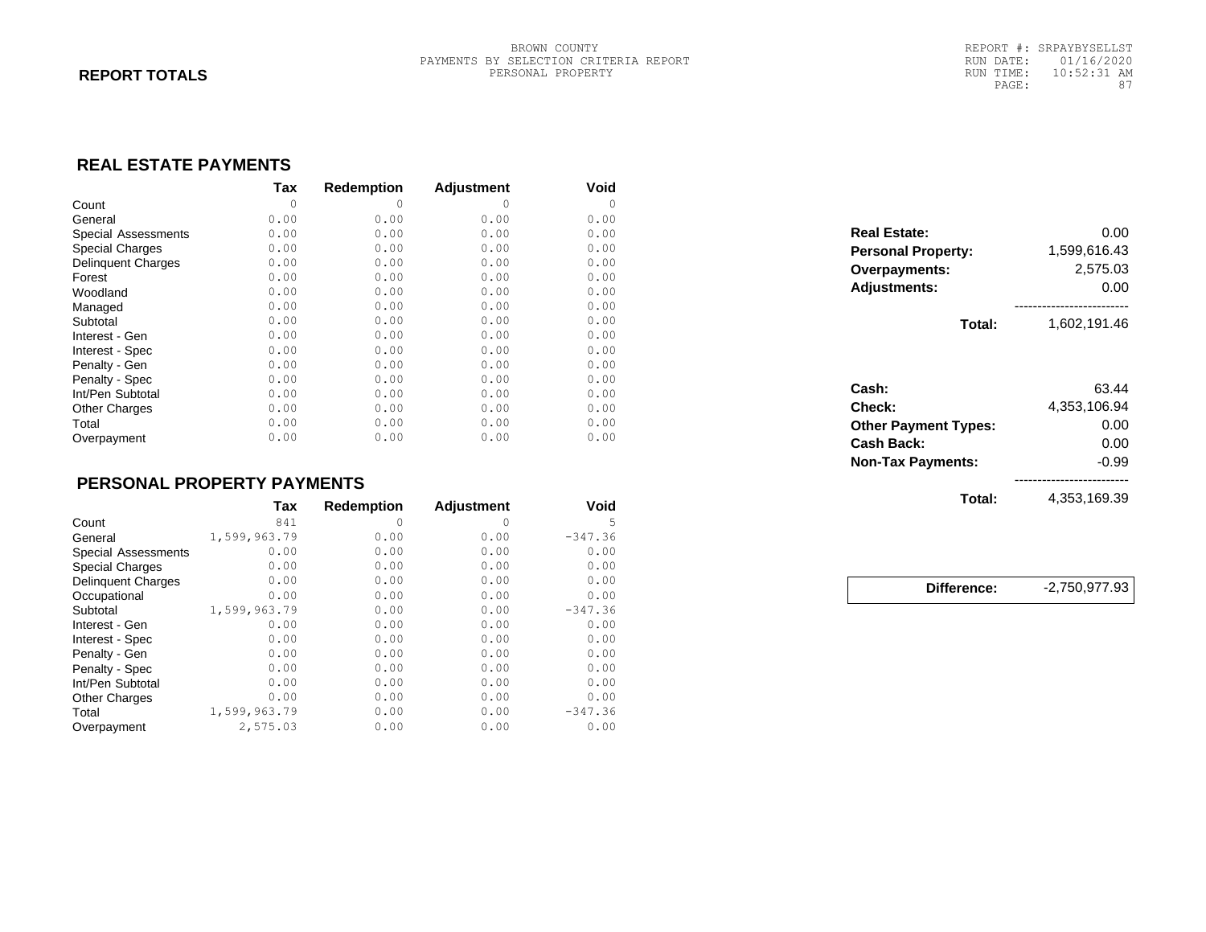## REPORT TOTALS

BROWN COUNTY
PAYMENTS BY SELECTION CRITERIA REPORT
PERSONAL PROPERTY

REPORT #: SRPAYBYSELLST
RUN DATE: 01/16/2020
RUN TIME: 10:52:31 AM

### REAL ESTATE PAYMENTS

| | Tax | Redemption | Adjustment | Void |
|---|---|---|---|---|
| Count | 0 | 0 | 0 | 0 |
| General | 0.00 | 0.00 | 0.00 | 0.00 |
| Special Assessments | 0.00 | 0.00 | 0.00 | 0.00 |
| Special Charges | 0.00 | 0.00 | 0.00 | 0.00 |
| Delinquent Charges | 0.00 | 0.00 | 0.00 | 0.00 |
| Forest | 0.00 | 0.00 | 0.00 | 0.00 |
| Woodland | 0.00 | 0.00 | 0.00 | 0.00 |
| Managed | 0.00 | 0.00 | 0.00 | 0.00 |
| Subtotal | 0.00 | 0.00 | 0.00 | 0.00 |
| Interest - Gen | 0.00 | 0.00 | 0.00 | 0.00 |
| Interest - Spec | 0.00 | 0.00 | 0.00 | 0.00 |
| Penalty - Gen | 0.00 | 0.00 | 0.00 | 0.00 |
| Penalty - Spec | 0.00 | 0.00 | 0.00 | 0.00 |
| Int/Pen Subtotal | 0.00 | 0.00 | 0.00 | 0.00 |
| Other Charges | 0.00 | 0.00 | 0.00 | 0.00 |
| Total | 0.00 | 0.00 | 0.00 | 0.00 |
| Overpayment | 0.00 | 0.00 | 0.00 | 0.00 |

### PERSONAL PROPERTY PAYMENTS

| | Tax | Redemption | Adjustment | Void |
|---|---|---|---|---|
| Count | 841 | 0 | 0 | 5 |
| General | 1,599,963.79 | 0.00 | 0.00 | -347.36 |
| Special Assessments | 0.00 | 0.00 | 0.00 | 0.00 |
| Special Charges | 0.00 | 0.00 | 0.00 | 0.00 |
| Delinquent Charges | 0.00 | 0.00 | 0.00 | 0.00 |
| Occupational | 0.00 | 0.00 | 0.00 | 0.00 |
| Subtotal | 1,599,963.79 | 0.00 | 0.00 | -347.36 |
| Interest - Gen | 0.00 | 0.00 | 0.00 | 0.00 |
| Interest - Spec | 0.00 | 0.00 | 0.00 | 0.00 |
| Penalty - Gen | 0.00 | 0.00 | 0.00 | 0.00 |
| Penalty - Spec | 0.00 | 0.00 | 0.00 | 0.00 |
| Int/Pen Subtotal | 0.00 | 0.00 | 0.00 | 0.00 |
| Other Charges | 0.00 | 0.00 | 0.00 | 0.00 |
| Total | 1,599,963.79 | 0.00 | 0.00 | -347.36 |
| Overpayment | 2,575.03 | 0.00 | 0.00 | 0.00 |

| | |
|---|---|
| **Real Estate:** | 0.00 |
| **Personal Property:** | 1,599,616.43 |
| **Overpayments:** | 2,575.03 |
| **Adjustments:** | 0.00 |
| **Total:** | 1,602,191.46 |

| | |
|---|---|
| **Cash:** | 63.44 |
| **Check:** | 4,353,106.94 |
| **Other Payment Types:** | 0.00 |
| **Cash Back:** | 0.00 |
| **Non-Tax Payments:** | -0.99 |
| **Total:** | 4,353,169.39 |

| | |
|---|---|
| **Difference:** | -2,750,977.93 |